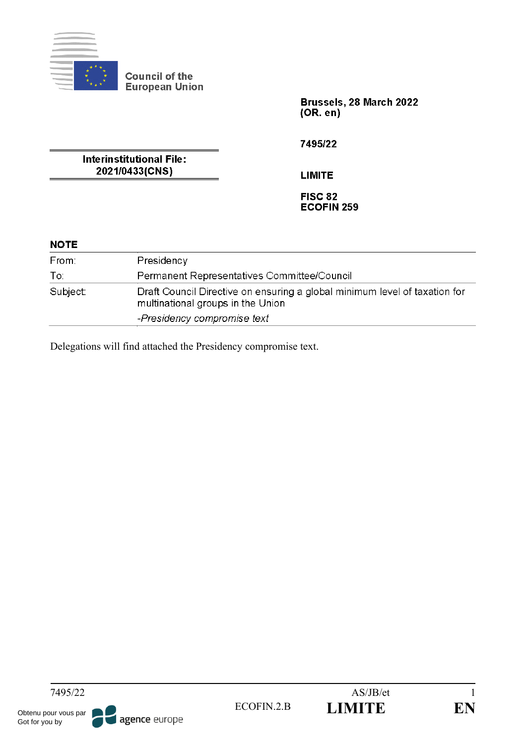Council of the European Union

Brussels, 28 March 2022
(OR. en)

7495/22

**Interinstitutional File:**
**2021/0433(CNS)**

**LIMITE**

**FISC 82**
**ECOFIN 259**

## NOTE

| | |
|---|---|
| From: | Presidency |
| To: | Permanent Representatives Committee/Council |
| Subject: | Draft Council Directive on ensuring a global minimum level of taxation for multinational groups in the Union<br>*-Presidency compromise text* |

Delegations will find attached the Presidency compromise text.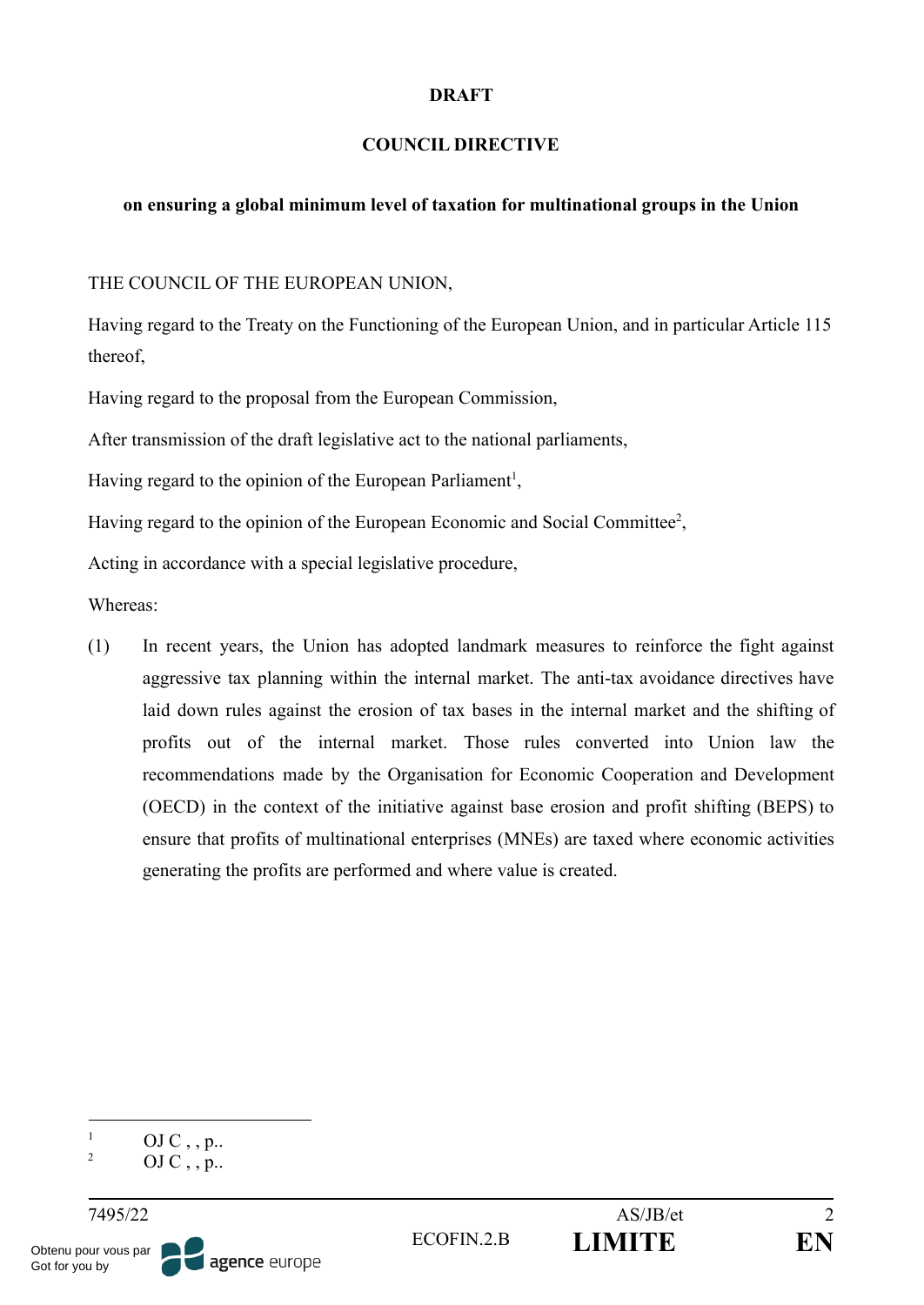**DRAFT**

**COUNCIL DIRECTIVE**

**on ensuring a global minimum level of taxation for multinational groups in the Union**

THE COUNCIL OF THE EUROPEAN UNION,

Having regard to the Treaty on the Functioning of the European Union, and in particular Article 115 thereof,

Having regard to the proposal from the European Commission,

After transmission of the draft legislative act to the national parliaments,

Having regard to the opinion of the European Parliament[1],

Having regard to the opinion of the European Economic and Social Committee[2],

Acting in accordance with a special legislative procedure,

Whereas:

(1) In recent years, the Union has adopted landmark measures to reinforce the fight against aggressive tax planning within the internal market. The anti-tax avoidance directives have laid down rules against the erosion of tax bases in the internal market and the shifting of profits out of the internal market. Those rules converted into Union law the recommendations made by the Organisation for Economic Cooperation and Development (OECD) in the context of the initiative against base erosion and profit shifting (BEPS) to ensure that profits of multinational enterprises (MNEs) are taxed where economic activities generating the profits are performed and where value is created.

---

[1] OJ C , , p..

[2] OJ C , , p..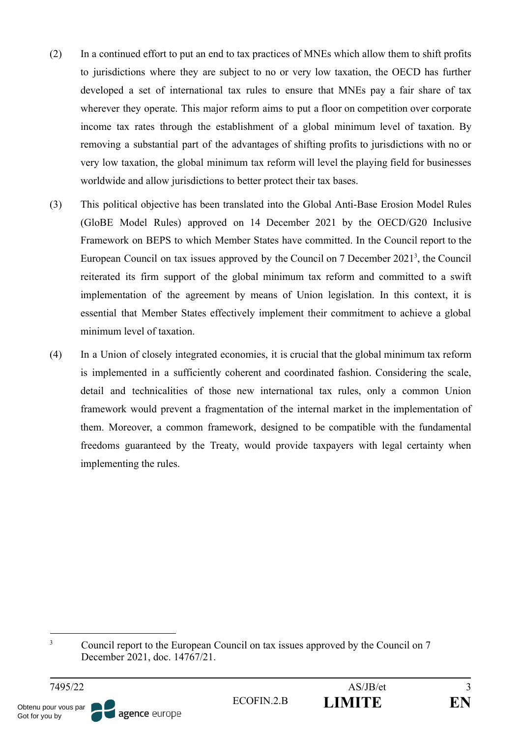(2) In a continued effort to put an end to tax practices of MNEs which allow them to shift profits to jurisdictions where they are subject to no or very low taxation, the OECD has further developed a set of international tax rules to ensure that MNEs pay a fair share of tax wherever they operate. This major reform aims to put a floor on competition over corporate income tax rates through the establishment of a global minimum level of taxation. By removing a substantial part of the advantages of shifting profits to jurisdictions with no or very low taxation, the global minimum tax reform will level the playing field for businesses worldwide and allow jurisdictions to better protect their tax bases.

(3) This political objective has been translated into the Global Anti-Base Erosion Model Rules (GloBE Model Rules) approved on 14 December 2021 by the OECD/G20 Inclusive Framework on BEPS to which Member States have committed. In the Council report to the European Council on tax issues approved by the Council on 7 December 2021[3], the Council reiterated its firm support of the global minimum tax reform and committed to a swift implementation of the agreement by means of Union legislation. In this context, it is essential that Member States effectively implement their commitment to achieve a global minimum level of taxation.

(4) In a Union of closely integrated economies, it is crucial that the global minimum tax reform is implemented in a sufficiently coherent and coordinated fashion. Considering the scale, detail and technicalities of those new international tax rules, only a common Union framework would prevent a fragmentation of the internal market in the implementation of them. Moreover, a common framework, designed to be compatible with the fundamental freedoms guaranteed by the Treaty, would provide taxpayers with legal certainty when implementing the rules.

[3] Council report to the European Council on tax issues approved by the Council on 7 December 2021, doc. 14767/21.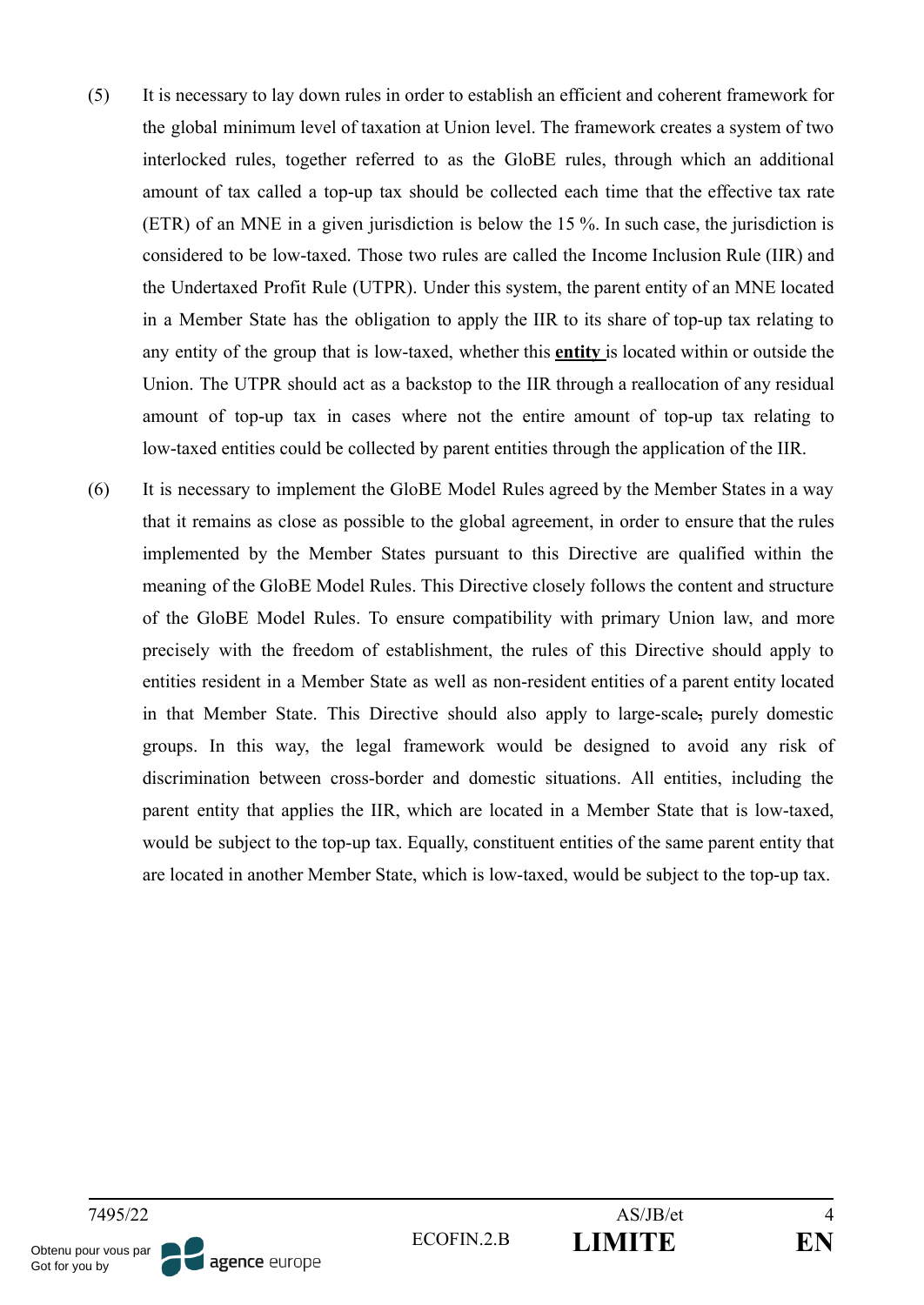(5) It is necessary to lay down rules in order to establish an efficient and coherent framework for the global minimum level of taxation at Union level. The framework creates a system of two interlocked rules, together referred to as the GloBE rules, through which an additional amount of tax called a top-up tax should be collected each time that the effective tax rate (ETR) of an MNE in a given jurisdiction is below the 15 %. In such case, the jurisdiction is considered to be low-taxed. Those two rules are called the Income Inclusion Rule (IIR) and the Undertaxed Profit Rule (UTPR). Under this system, the parent entity of an MNE located in a Member State has the obligation to apply the IIR to its share of top-up tax relating to any entity of the group that is low-taxed, whether this **entity** is located within or outside the Union. The UTPR should act as a backstop to the IIR through a reallocation of any residual amount of top-up tax in cases where not the entire amount of top-up tax relating to low-taxed entities could be collected by parent entities through the application of the IIR.

(6) It is necessary to implement the GloBE Model Rules agreed by the Member States in a way that it remains as close as possible to the global agreement, in order to ensure that the rules implemented by the Member States pursuant to this Directive are qualified within the meaning of the GloBE Model Rules. This Directive closely follows the content and structure of the GloBE Model Rules. To ensure compatibility with primary Union law, and more precisely with the freedom of establishment, the rules of this Directive should apply to entities resident in a Member State as well as non-resident entities of a parent entity located in that Member State. This Directive should also apply to large-scale~~,~~ purely domestic groups. In this way, the legal framework would be designed to avoid any risk of discrimination between cross-border and domestic situations. All entities, including the parent entity that applies the IIR, which are located in a Member State that is low-taxed, would be subject to the top-up tax. Equally, constituent entities of the same parent entity that are located in another Member State, which is low-taxed, would be subject to the top-up tax.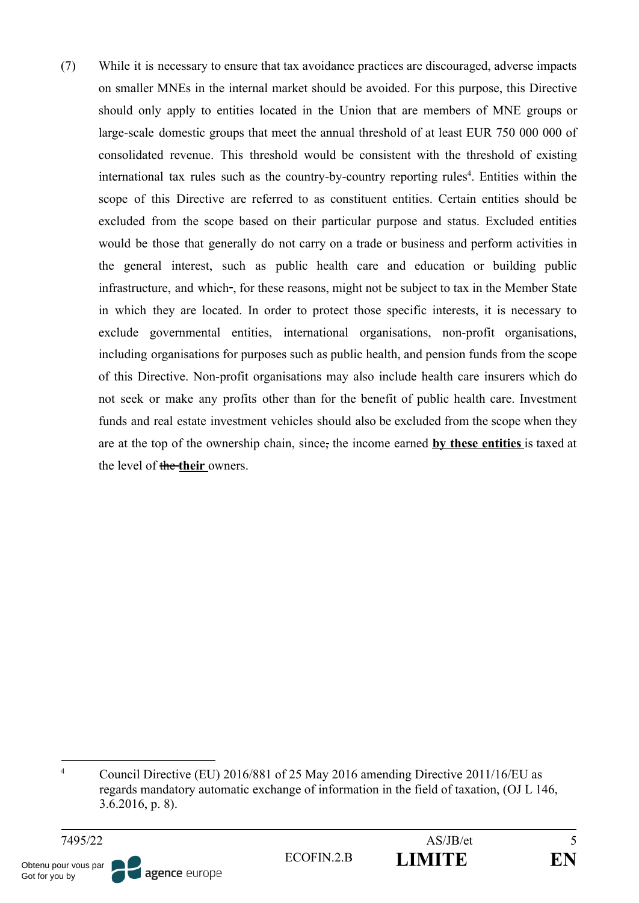(7) While it is necessary to ensure that tax avoidance practices are discouraged, adverse impacts on smaller MNEs in the internal market should be avoided. For this purpose, this Directive should only apply to entities located in the Union that are members of MNE groups or large-scale domestic groups that meet the annual threshold of at least EUR 750 000 000 of consolidated revenue. This threshold would be consistent with the threshold of existing international tax rules such as the country-by-country reporting rules[4]. Entities within the scope of this Directive are referred to as constituent entities. Certain entities should be excluded from the scope based on their particular purpose and status. Excluded entities would be those that generally do not carry on a trade or business and perform activities in the general interest, such as public health care and education or building public infrastructure, and which~~-~~, for these reasons, might not be subject to tax in the Member State in which they are located. In order to protect those specific interests, it is necessary to exclude governmental entities, international organisations, non-profit organisations, including organisations for purposes such as public health, and pension funds from the scope of this Directive. Non-profit organisations may also include health care insurers which do not seek or make any profits other than for the benefit of public health care. Investment funds and real estate investment vehicles should also be excluded from the scope when they are at the top of the ownership chain, since~~,~~ the income earned <u>**by these entities**</u> is taxed at the level of ~~the~~ <u>**their**</u> owners.

---

[4] Council Directive (EU) 2016/881 of 25 May 2016 amending Directive 2011/16/EU as regards mandatory automatic exchange of information in the field of taxation, (OJ L 146, 3.6.2016, p. 8).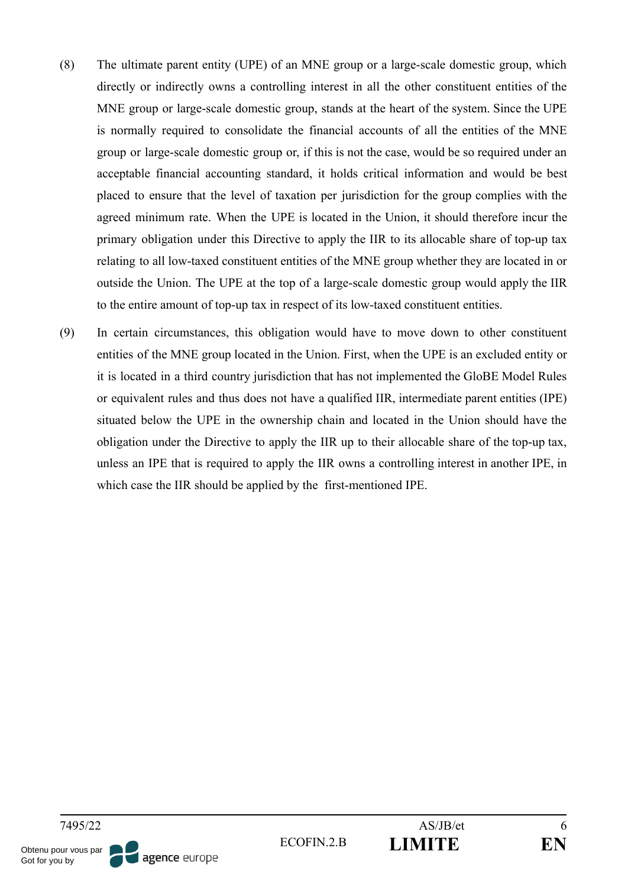(8) The ultimate parent entity (UPE) of an MNE group or a large-scale domestic group, which directly or indirectly owns a controlling interest in all the other constituent entities of the MNE group or large-scale domestic group, stands at the heart of the system. Since the UPE is normally required to consolidate the financial accounts of all the entities of the MNE group or large-scale domestic group or, if this is not the case, would be so required under an acceptable financial accounting standard, it holds critical information and would be best placed to ensure that the level of taxation per jurisdiction for the group complies with the agreed minimum rate. When the UPE is located in the Union, it should therefore incur the primary obligation under this Directive to apply the IIR to its allocable share of top-up tax relating to all low-taxed constituent entities of the MNE group whether they are located in or outside the Union. The UPE at the top of a large-scale domestic group would apply the IIR to the entire amount of top-up tax in respect of its low-taxed constituent entities.

(9) In certain circumstances, this obligation would have to move down to other constituent entities of the MNE group located in the Union. First, when the UPE is an excluded entity or it is located in a third country jurisdiction that has not implemented the GloBE Model Rules or equivalent rules and thus does not have a qualified IIR, intermediate parent entities (IPE) situated below the UPE in the ownership chain and located in the Union should have the obligation under the Directive to apply the IIR up to their allocable share of the top-up tax, unless an IPE that is required to apply the IIR owns a controlling interest in another IPE, in which case the IIR should be applied by the first-mentioned IPE.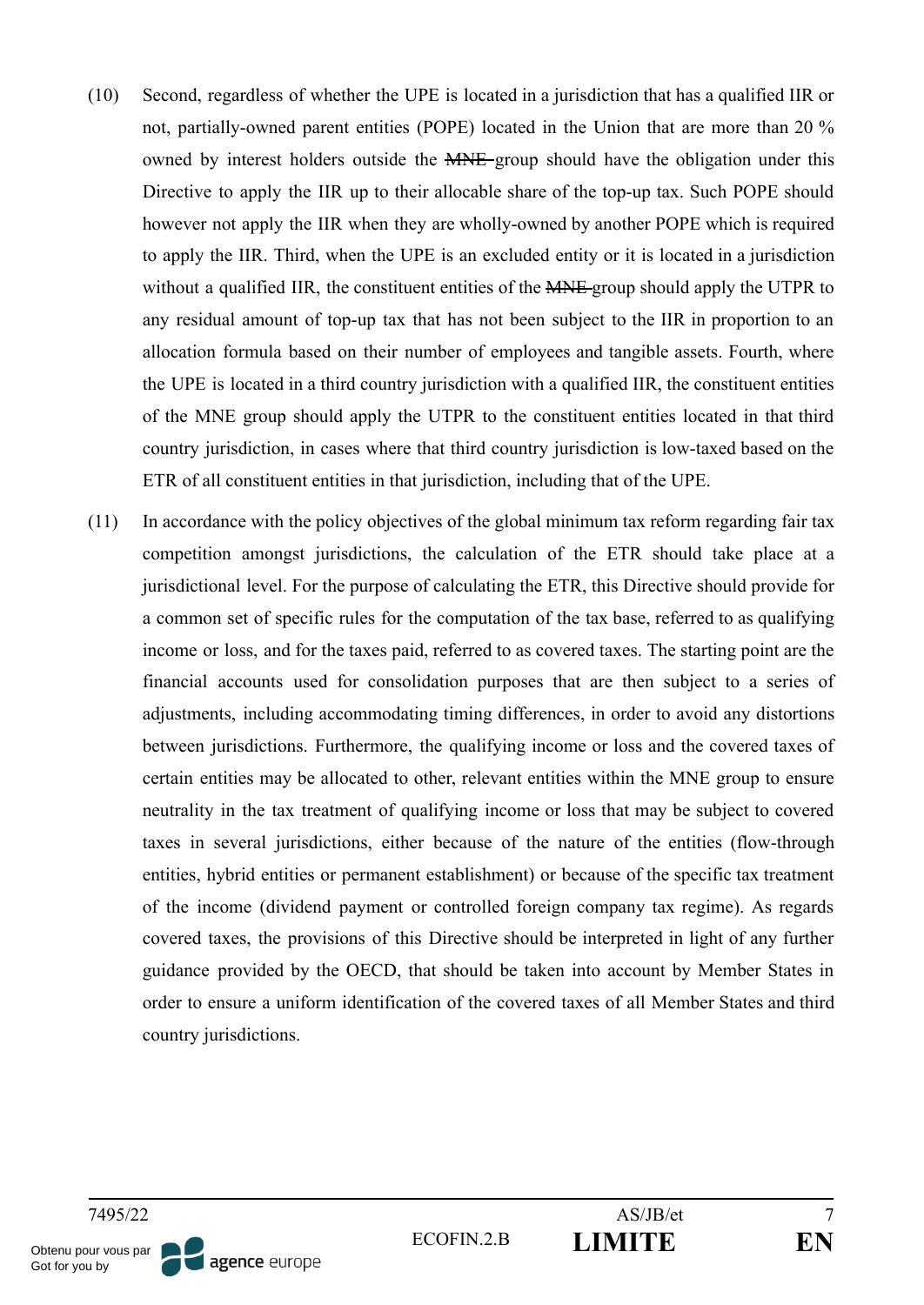(10) Second, regardless of whether the UPE is located in a jurisdiction that has a qualified IIR or not, partially-owned parent entities (POPE) located in the Union that are more than 20 % owned by interest holders outside the ~~MNE~~ group should have the obligation under this Directive to apply the IIR up to their allocable share of the top-up tax. Such POPE should however not apply the IIR when they are wholly-owned by another POPE which is required to apply the IIR. Third, when the UPE is an excluded entity or it is located in a jurisdiction without a qualified IIR, the constituent entities of the ~~MNE~~ group should apply the UTPR to any residual amount of top-up tax that has not been subject to the IIR in proportion to an allocation formula based on their number of employees and tangible assets. Fourth, where the UPE is located in a third country jurisdiction with a qualified IIR, the constituent entities of the MNE group should apply the UTPR to the constituent entities located in that third country jurisdiction, in cases where that third country jurisdiction is low-taxed based on the ETR of all constituent entities in that jurisdiction, including that of the UPE.

(11) In accordance with the policy objectives of the global minimum tax reform regarding fair tax competition amongst jurisdictions, the calculation of the ETR should take place at a jurisdictional level. For the purpose of calculating the ETR, this Directive should provide for a common set of specific rules for the computation of the tax base, referred to as qualifying income or loss, and for the taxes paid, referred to as covered taxes. The starting point are the financial accounts used for consolidation purposes that are then subject to a series of adjustments, including accommodating timing differences, in order to avoid any distortions between jurisdictions. Furthermore, the qualifying income or loss and the covered taxes of certain entities may be allocated to other, relevant entities within the MNE group to ensure neutrality in the tax treatment of qualifying income or loss that may be subject to covered taxes in several jurisdictions, either because of the nature of the entities (flow-through entities, hybrid entities or permanent establishment) or because of the specific tax treatment of the income (dividend payment or controlled foreign company tax regime). As regards covered taxes, the provisions of this Directive should be interpreted in light of any further guidance provided by the OECD, that should be taken into account by Member States in order to ensure a uniform identification of the covered taxes of all Member States and third country jurisdictions.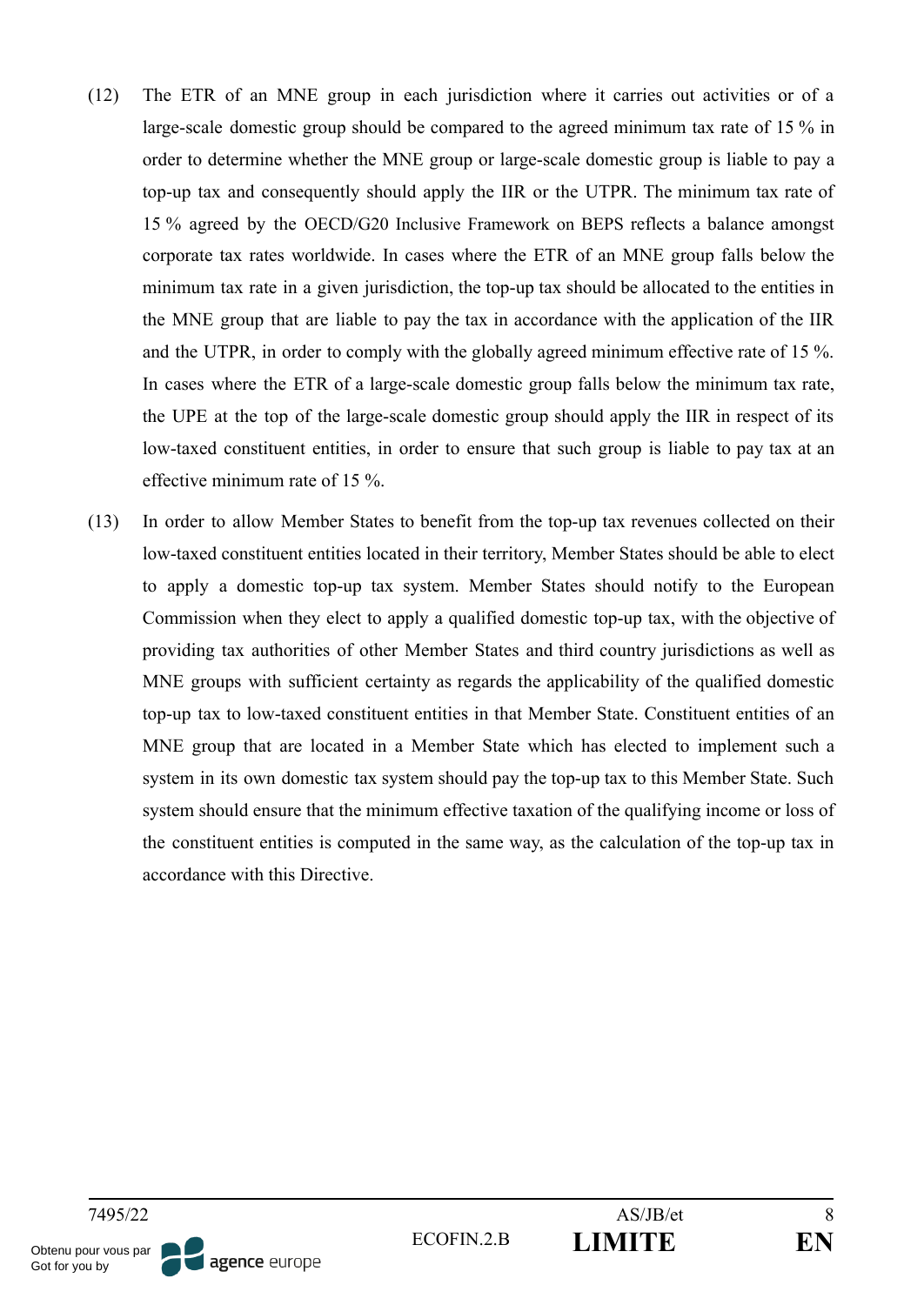(12) The ETR of an MNE group in each jurisdiction where it carries out activities or of a large-scale domestic group should be compared to the agreed minimum tax rate of 15 % in order to determine whether the MNE group or large-scale domestic group is liable to pay a top-up tax and consequently should apply the IIR or the UTPR. The minimum tax rate of 15 % agreed by the OECD/G20 Inclusive Framework on BEPS reflects a balance amongst corporate tax rates worldwide. In cases where the ETR of an MNE group falls below the minimum tax rate in a given jurisdiction, the top-up tax should be allocated to the entities in the MNE group that are liable to pay the tax in accordance with the application of the IIR and the UTPR, in order to comply with the globally agreed minimum effective rate of 15 %. In cases where the ETR of a large-scale domestic group falls below the minimum tax rate, the UPE at the top of the large-scale domestic group should apply the IIR in respect of its low-taxed constituent entities, in order to ensure that such group is liable to pay tax at an effective minimum rate of 15 %.

(13) In order to allow Member States to benefit from the top-up tax revenues collected on their low-taxed constituent entities located in their territory, Member States should be able to elect to apply a domestic top-up tax system. Member States should notify to the European Commission when they elect to apply a qualified domestic top-up tax, with the objective of providing tax authorities of other Member States and third country jurisdictions as well as MNE groups with sufficient certainty as regards the applicability of the qualified domestic top-up tax to low-taxed constituent entities in that Member State. Constituent entities of an MNE group that are located in a Member State which has elected to implement such a system in its own domestic tax system should pay the top-up tax to this Member State. Such system should ensure that the minimum effective taxation of the qualifying income or loss of the constituent entities is computed in the same way, as the calculation of the top-up tax in accordance with this Directive.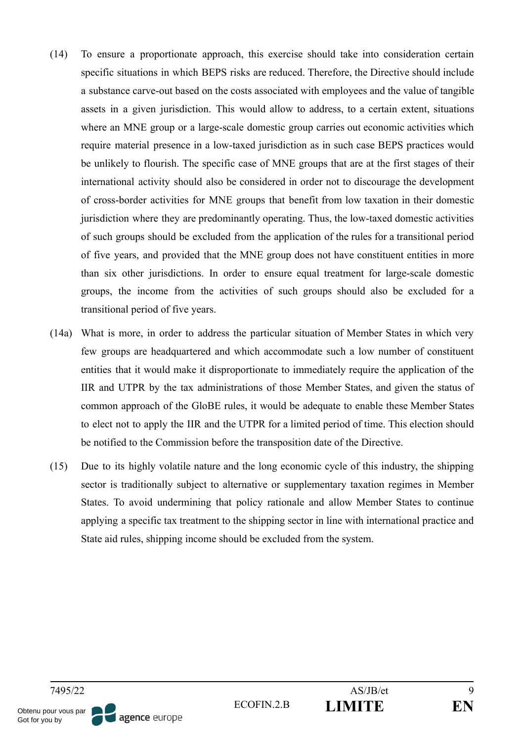(14) To ensure a proportionate approach, this exercise should take into consideration certain specific situations in which BEPS risks are reduced. Therefore, the Directive should include a substance carve-out based on the costs associated with employees and the value of tangible assets in a given jurisdiction. This would allow to address, to a certain extent, situations where an MNE group or a large-scale domestic group carries out economic activities which require material presence in a low-taxed jurisdiction as in such case BEPS practices would be unlikely to flourish. The specific case of MNE groups that are at the first stages of their international activity should also be considered in order not to discourage the development of cross-border activities for MNE groups that benefit from low taxation in their domestic jurisdiction where they are predominantly operating. Thus, the low-taxed domestic activities of such groups should be excluded from the application of the rules for a transitional period of five years, and provided that the MNE group does not have constituent entities in more than six other jurisdictions. In order to ensure equal treatment for large-scale domestic groups, the income from the activities of such groups should also be excluded for a transitional period of five years.

(14a) What is more, in order to address the particular situation of Member States in which very few groups are headquartered and which accommodate such a low number of constituent entities that it would make it disproportionate to immediately require the application of the IIR and UTPR by the tax administrations of those Member States, and given the status of common approach of the GloBE rules, it would be adequate to enable these Member States to elect not to apply the IIR and the UTPR for a limited period of time. This election should be notified to the Commission before the transposition date of the Directive.

(15) Due to its highly volatile nature and the long economic cycle of this industry, the shipping sector is traditionally subject to alternative or supplementary taxation regimes in Member States. To avoid undermining that policy rationale and allow Member States to continue applying a specific tax treatment to the shipping sector in line with international practice and State aid rules, shipping income should be excluded from the system.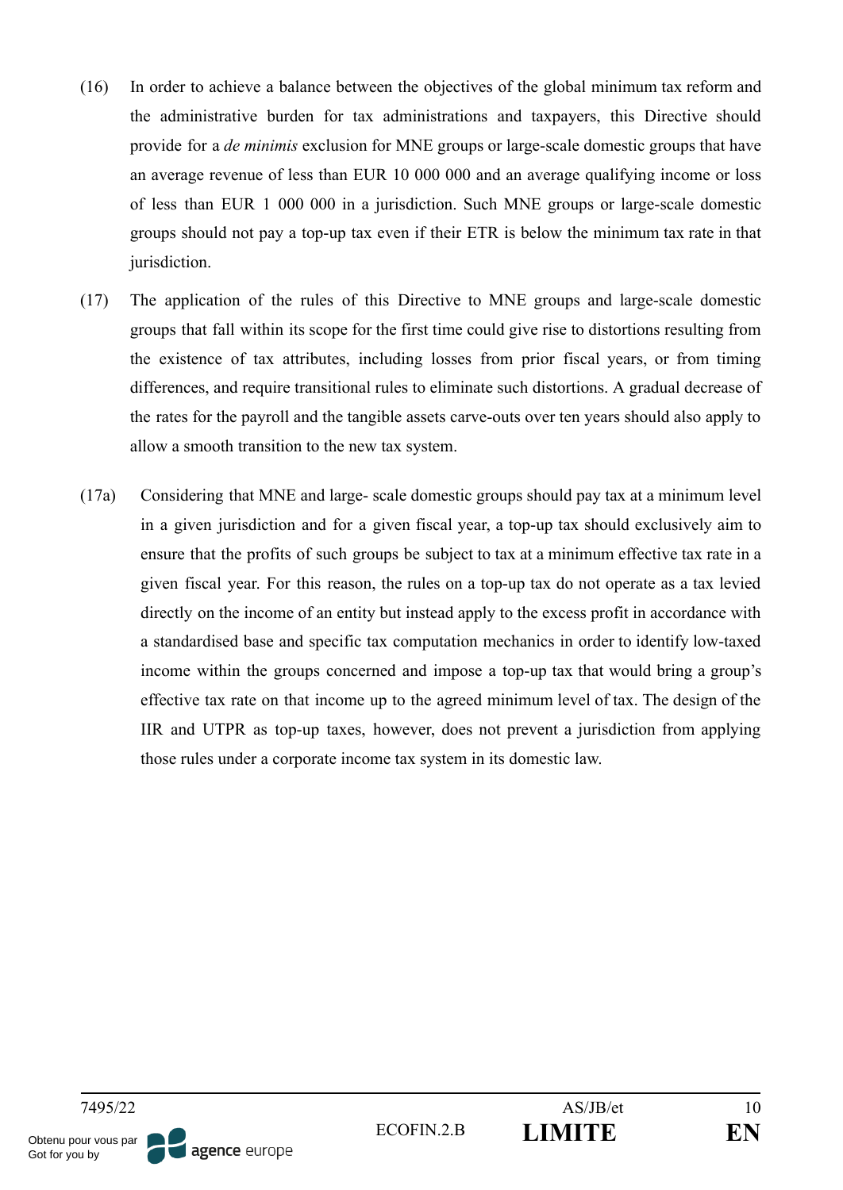(16) In order to achieve a balance between the objectives of the global minimum tax reform and the administrative burden for tax administrations and taxpayers, this Directive should provide for a *de minimis* exclusion for MNE groups or large-scale domestic groups that have an average revenue of less than EUR 10 000 000 and an average qualifying income or loss of less than EUR 1 000 000 in a jurisdiction. Such MNE groups or large-scale domestic groups should not pay a top-up tax even if their ETR is below the minimum tax rate in that jurisdiction.

(17) The application of the rules of this Directive to MNE groups and large-scale domestic groups that fall within its scope for the first time could give rise to distortions resulting from the existence of tax attributes, including losses from prior fiscal years, or from timing differences, and require transitional rules to eliminate such distortions. A gradual decrease of the rates for the payroll and the tangible assets carve-outs over ten years should also apply to allow a smooth transition to the new tax system.

(17a) Considering that MNE and large- scale domestic groups should pay tax at a minimum level in a given jurisdiction and for a given fiscal year, a top-up tax should exclusively aim to ensure that the profits of such groups be subject to tax at a minimum effective tax rate in a given fiscal year. For this reason, the rules on a top-up tax do not operate as a tax levied directly on the income of an entity but instead apply to the excess profit in accordance with a standardised base and specific tax computation mechanics in order to identify low-taxed income within the groups concerned and impose a top-up tax that would bring a group's effective tax rate on that income up to the agreed minimum level of tax. The design of the IIR and UTPR as top-up taxes, however, does not prevent a jurisdiction from applying those rules under a corporate income tax system in its domestic law.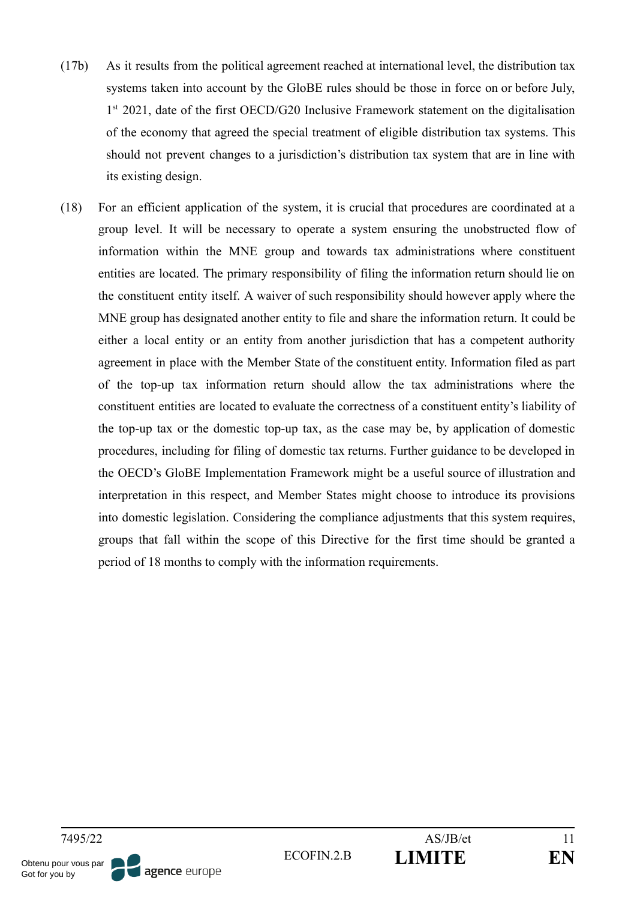(17b) As it results from the political agreement reached at international level, the distribution tax systems taken into account by the GloBE rules should be those in force on or before July, 1st 2021, date of the first OECD/G20 Inclusive Framework statement on the digitalisation of the economy that agreed the special treatment of eligible distribution tax systems. This should not prevent changes to a jurisdiction's distribution tax system that are in line with its existing design.

(18) For an efficient application of the system, it is crucial that procedures are coordinated at a group level. It will be necessary to operate a system ensuring the unobstructed flow of information within the MNE group and towards tax administrations where constituent entities are located. The primary responsibility of filing the information return should lie on the constituent entity itself. A waiver of such responsibility should however apply where the MNE group has designated another entity to file and share the information return. It could be either a local entity or an entity from another jurisdiction that has a competent authority agreement in place with the Member State of the constituent entity. Information filed as part of the top-up tax information return should allow the tax administrations where the constituent entities are located to evaluate the correctness of a constituent entity's liability of the top-up tax or the domestic top-up tax, as the case may be, by application of domestic procedures, including for filing of domestic tax returns. Further guidance to be developed in the OECD's GloBE Implementation Framework might be a useful source of illustration and interpretation in this respect, and Member States might choose to introduce its provisions into domestic legislation. Considering the compliance adjustments that this system requires, groups that fall within the scope of this Directive for the first time should be granted a period of 18 months to comply with the information requirements.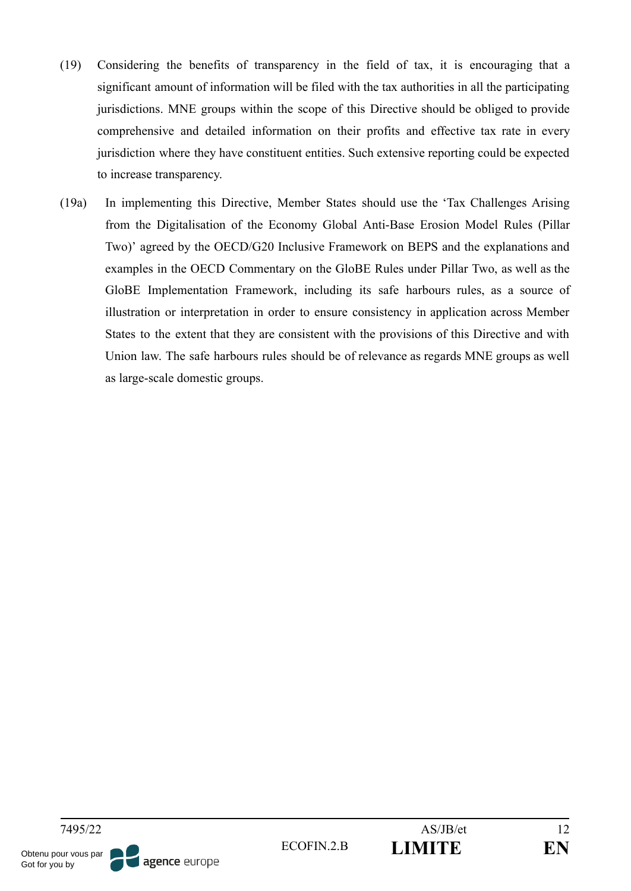(19) Considering the benefits of transparency in the field of tax, it is encouraging that a significant amount of information will be filed with the tax authorities in all the participating jurisdictions. MNE groups within the scope of this Directive should be obliged to provide comprehensive and detailed information on their profits and effective tax rate in every jurisdiction where they have constituent entities. Such extensive reporting could be expected to increase transparency.

(19a) In implementing this Directive, Member States should use the 'Tax Challenges Arising from the Digitalisation of the Economy Global Anti-Base Erosion Model Rules (Pillar Two)' agreed by the OECD/G20 Inclusive Framework on BEPS and the explanations and examples in the OECD Commentary on the GloBE Rules under Pillar Two, as well as the GloBE Implementation Framework, including its safe harbours rules, as a source of illustration or interpretation in order to ensure consistency in application across Member States to the extent that they are consistent with the provisions of this Directive and with Union law. The safe harbours rules should be of relevance as regards MNE groups as well as large-scale domestic groups.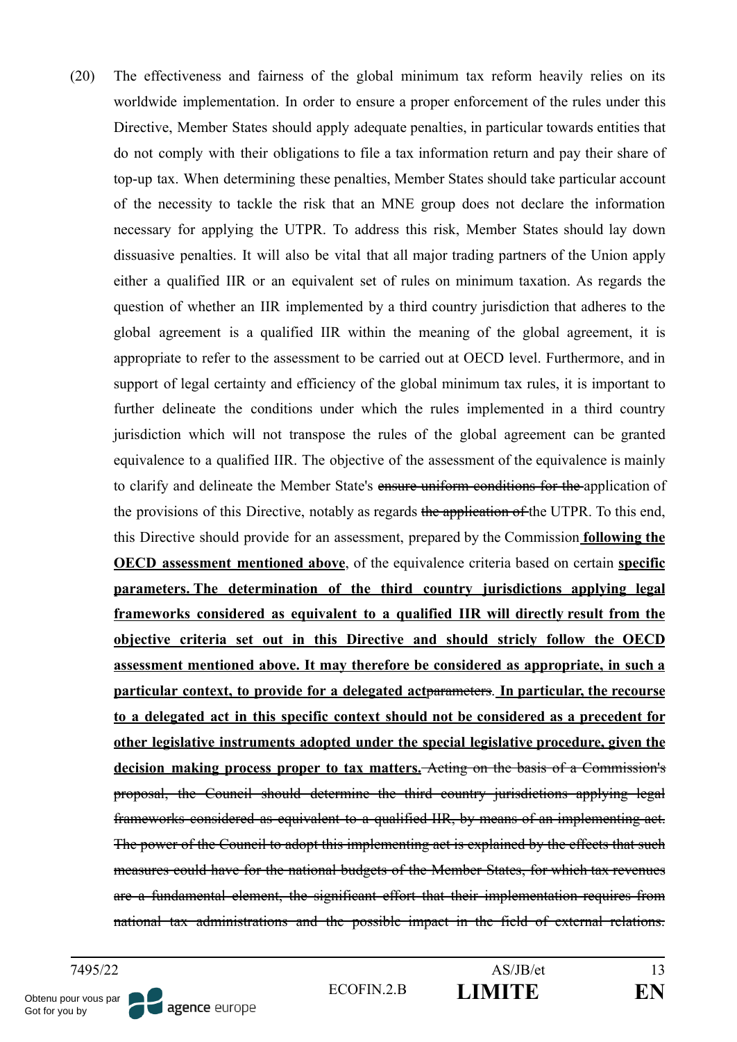(20) The effectiveness and fairness of the global minimum tax reform heavily relies on its worldwide implementation. In order to ensure a proper enforcement of the rules under this Directive, Member States should apply adequate penalties, in particular towards entities that do not comply with their obligations to file a tax information return and pay their share of top-up tax. When determining these penalties, Member States should take particular account of the necessity to tackle the risk that an MNE group does not declare the information necessary for applying the UTPR. To address this risk, Member States should lay down dissuasive penalties. It will also be vital that all major trading partners of the Union apply either a qualified IIR or an equivalent set of rules on minimum taxation. As regards the question of whether an IIR implemented by a third country jurisdiction that adheres to the global agreement is a qualified IIR within the meaning of the global agreement, it is appropriate to refer to the assessment to be carried out at OECD level. Furthermore, and in support of legal certainty and efficiency of the global minimum tax rules, it is important to further delineate the conditions under which the rules implemented in a third country jurisdiction which will not transpose the rules of the global agreement can be granted equivalence to a qualified IIR. The objective of the assessment of the equivalence is mainly to clarify and delineate the Member State's ~~ensure uniform conditions for the~~ application of the provisions of this Directive, notably as regards ~~the application of~~ the UTPR. To this end, this Directive should provide for an assessment, prepared by the Commission **following the OECD assessment mentioned above**, of the equivalence criteria based on certain **specific parameters. The determination of the third country jurisdictions applying legal frameworks considered as equivalent to a qualified IIR will directly result from the objective criteria set out in this Directive and should stricly follow the OECD assessment mentioned above. It may therefore be considered as appropriate, in such a particular context, to provide for a delegated act**~~parameters~~. **In particular, the recourse to a delegated act in this specific context should not be considered as a precedent for other legislative instruments adopted under the special legislative procedure, given the decision making process proper to tax matters.** ~~Acting on the basis of a Commission's proposal, the Council should determine the third country jurisdictions applying legal frameworks considered as equivalent to a qualified IIR, by means of an implementing act. The power of the Council to adopt this implementing act is explained by the effects that such measures could have for the national budgets of the Member States, for which tax revenues are a fundamental element, the significant effort that their implementation requires from national tax administrations and the possible impact in the field of external relations.~~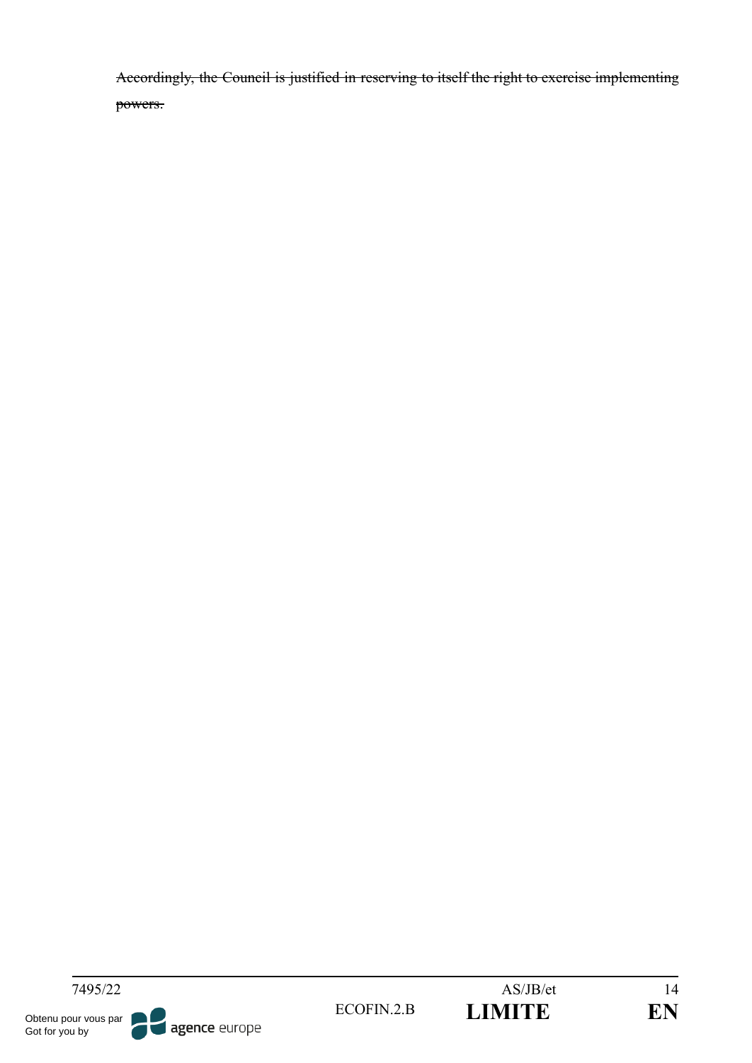~~Accordingly, the Council is justified in reserving to itself the right to exercise implementing powers.~~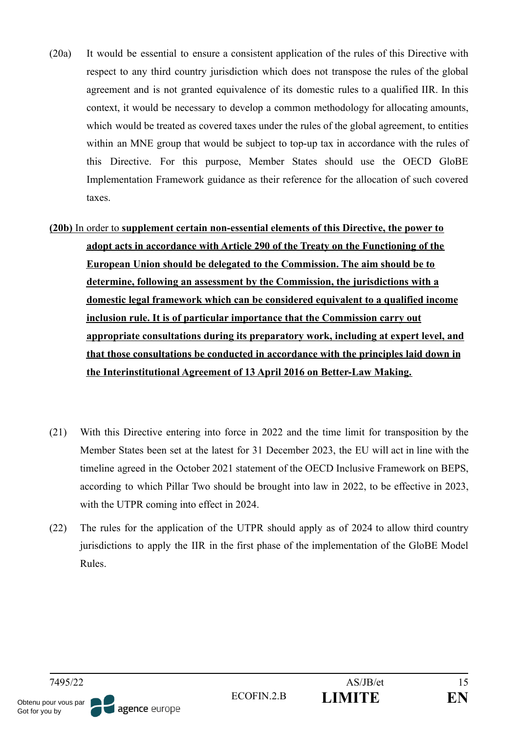(20a) It would be essential to ensure a consistent application of the rules of this Directive with respect to any third country jurisdiction which does not transpose the rules of the global agreement and is not granted equivalence of its domestic rules to a qualified IIR. In this context, it would be necessary to develop a common methodology for allocating amounts, which would be treated as covered taxes under the rules of the global agreement, to entities within an MNE group that would be subject to top-up tax in accordance with the rules of this Directive. For this purpose, Member States should use the OECD GloBE Implementation Framework guidance as their reference for the allocation of such covered taxes.

**(20b)** In order to **supplement certain non-essential elements of this Directive, the power to adopt acts in accordance with Article 290 of the Treaty on the Functioning of the European Union should be delegated to the Commission. The aim should be to determine, following an assessment by the Commission, the jurisdictions with a domestic legal framework which can be considered equivalent to a qualified income inclusion rule. It is of particular importance that the Commission carry out appropriate consultations during its preparatory work, including at expert level, and that those consultations be conducted in accordance with the principles laid down in the Interinstitutional Agreement of 13 April 2016 on Better-Law Making.**

(21) With this Directive entering into force in 2022 and the time limit for transposition by the Member States been set at the latest for 31 December 2023, the EU will act in line with the timeline agreed in the October 2021 statement of the OECD Inclusive Framework on BEPS, according to which Pillar Two should be brought into law in 2022, to be effective in 2023, with the UTPR coming into effect in 2024.

(22) The rules for the application of the UTPR should apply as of 2024 to allow third country jurisdictions to apply the IIR in the first phase of the implementation of the GloBE Model Rules.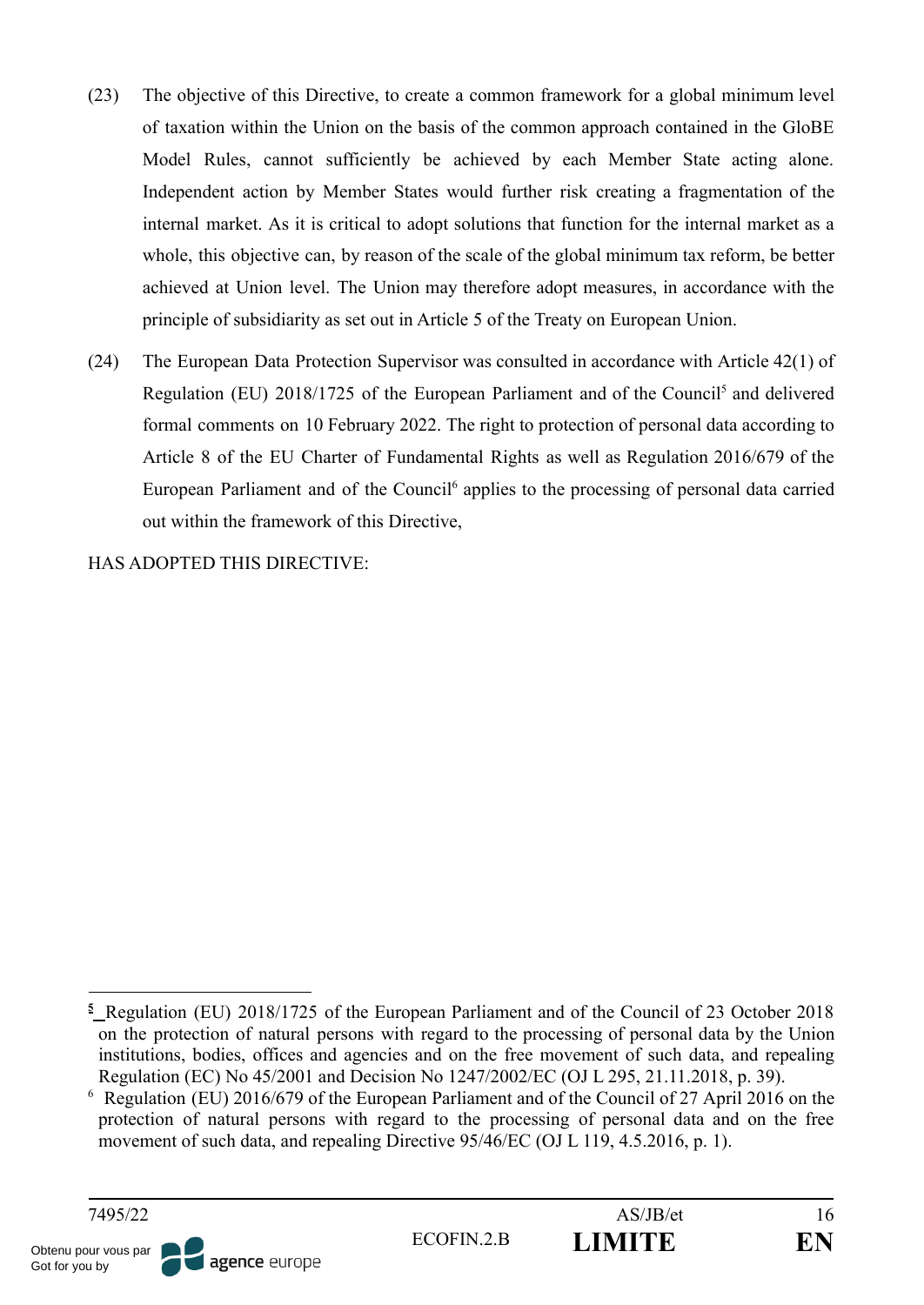(23) The objective of this Directive, to create a common framework for a global minimum level of taxation within the Union on the basis of the common approach contained in the GloBE Model Rules, cannot sufficiently be achieved by each Member State acting alone. Independent action by Member States would further risk creating a fragmentation of the internal market. As it is critical to adopt solutions that function for the internal market as a whole, this objective can, by reason of the scale of the global minimum tax reform, be better achieved at Union level. The Union may therefore adopt measures, in accordance with the principle of subsidiarity as set out in Article 5 of the Treaty on European Union.

(24) The European Data Protection Supervisor was consulted in accordance with Article 42(1) of Regulation (EU) 2018/1725 of the European Parliament and of the Council[5] and delivered formal comments on 10 February 2022. The right to protection of personal data according to Article 8 of the EU Charter of Fundamental Rights as well as Regulation 2016/679 of the European Parliament and of the Council[6] applies to the processing of personal data carried out within the framework of this Directive,

HAS ADOPTED THIS DIRECTIVE:

---

[5] Regulation (EU) 2018/1725 of the European Parliament and of the Council of 23 October 2018 on the protection of natural persons with regard to the processing of personal data by the Union institutions, bodies, offices and agencies and on the free movement of such data, and repealing Regulation (EC) No 45/2001 and Decision No 1247/2002/EC (OJ L 295, 21.11.2018, p. 39).

[6] Regulation (EU) 2016/679 of the European Parliament and of the Council of 27 April 2016 on the protection of natural persons with regard to the processing of personal data and on the free movement of such data, and repealing Directive 95/46/EC (OJ L 119, 4.5.2016, p. 1).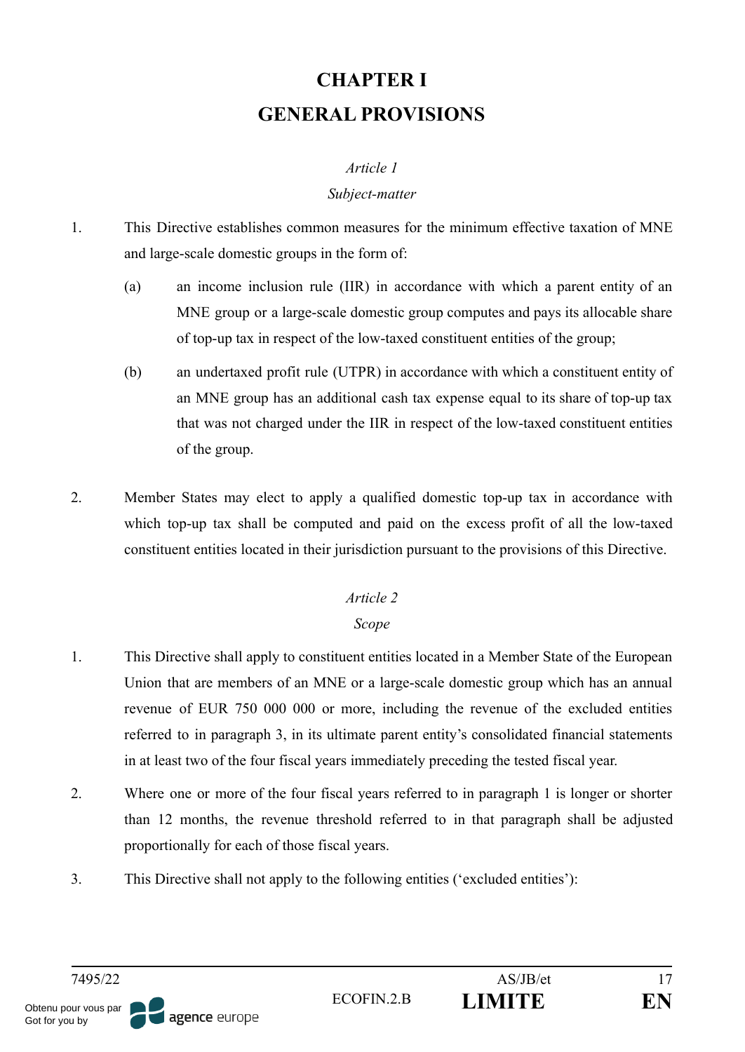# CHAPTER I

# GENERAL PROVISIONS

*Article 1*

*Subject-matter*

1. This Directive establishes common measures for the minimum effective taxation of MNE and large-scale domestic groups in the form of:

   (a) an income inclusion rule (IIR) in accordance with which a parent entity of an MNE group or a large-scale domestic group computes and pays its allocable share of top-up tax in respect of the low-taxed constituent entities of the group;

   (b) an undertaxed profit rule (UTPR) in accordance with which a constituent entity of an MNE group has an additional cash tax expense equal to its share of top-up tax that was not charged under the IIR in respect of the low-taxed constituent entities of the group.

2. Member States may elect to apply a qualified domestic top-up tax in accordance with which top-up tax shall be computed and paid on the excess profit of all the low-taxed constituent entities located in their jurisdiction pursuant to the provisions of this Directive.

*Article 2*

*Scope*

1. This Directive shall apply to constituent entities located in a Member State of the European Union that are members of an MNE or a large-scale domestic group which has an annual revenue of EUR 750 000 000 or more, including the revenue of the excluded entities referred to in paragraph 3, in its ultimate parent entity's consolidated financial statements in at least two of the four fiscal years immediately preceding the tested fiscal year.

2. Where one or more of the four fiscal years referred to in paragraph 1 is longer or shorter than 12 months, the revenue threshold referred to in that paragraph shall be adjusted proportionally for each of those fiscal years.

3. This Directive shall not apply to the following entities ('excluded entities'):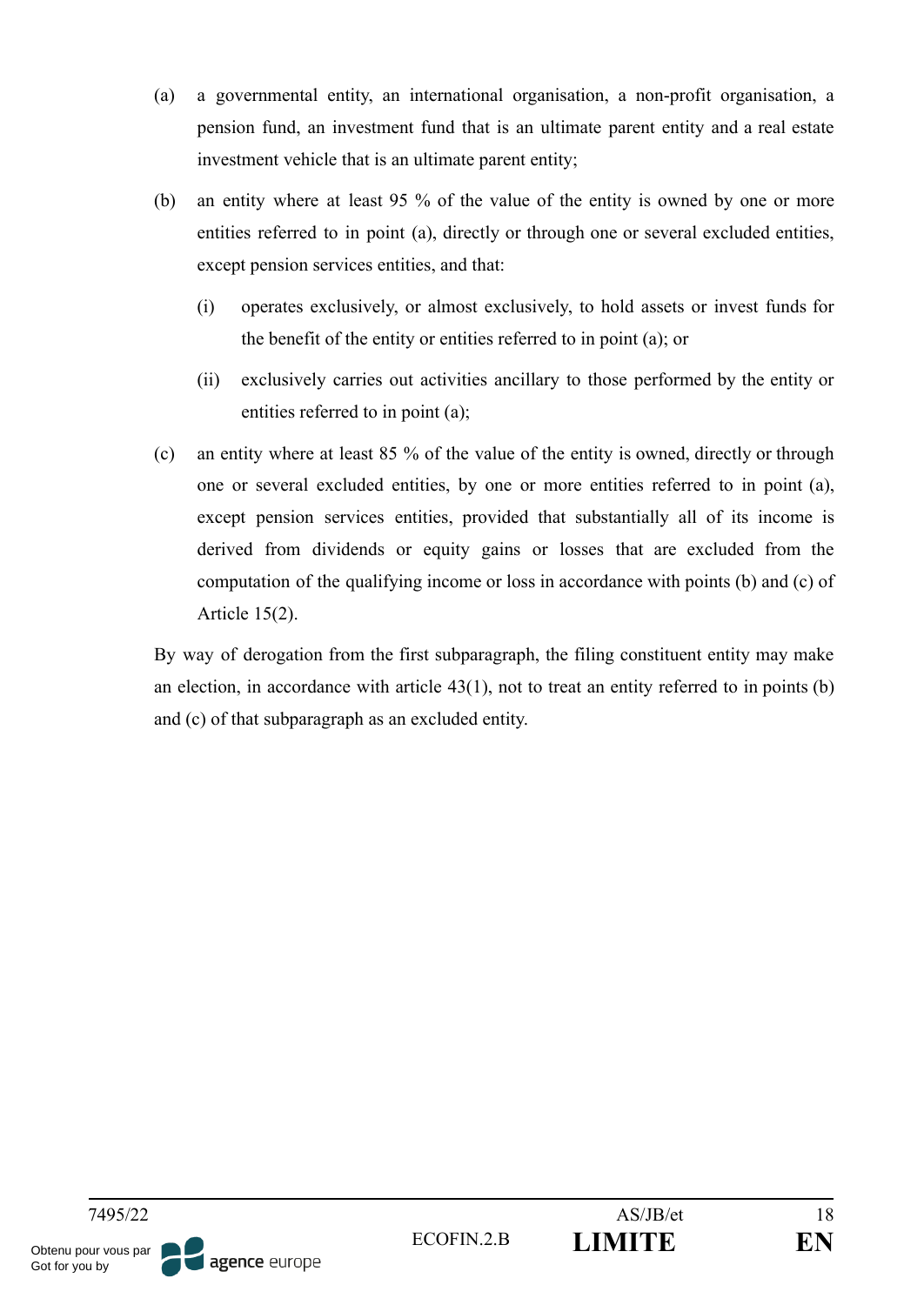(a) a governmental entity, an international organisation, a non-profit organisation, a pension fund, an investment fund that is an ultimate parent entity and a real estate investment vehicle that is an ultimate parent entity;

(b) an entity where at least 95 % of the value of the entity is owned by one or more entities referred to in point (a), directly or through one or several excluded entities, except pension services entities, and that:

   (i) operates exclusively, or almost exclusively, to hold assets or invest funds for the benefit of the entity or entities referred to in point (a); or

   (ii) exclusively carries out activities ancillary to those performed by the entity or entities referred to in point (a);

(c) an entity where at least 85 % of the value of the entity is owned, directly or through one or several excluded entities, by one or more entities referred to in point (a), except pension services entities, provided that substantially all of its income is derived from dividends or equity gains or losses that are excluded from the computation of the qualifying income or loss in accordance with points (b) and (c) of Article 15(2).

By way of derogation from the first subparagraph, the filing constituent entity may make an election, in accordance with article 43(1), not to treat an entity referred to in points (b) and (c) of that subparagraph as an excluded entity.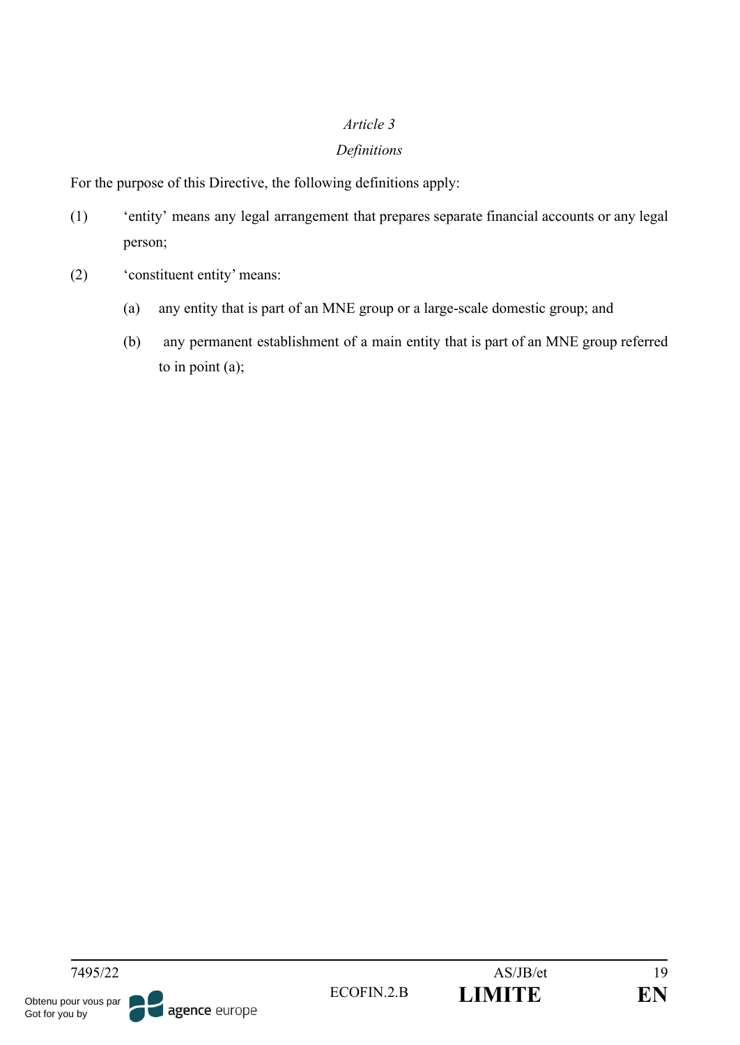*Article 3*

*Definitions*

For the purpose of this Directive, the following definitions apply:

(1) 'entity' means any legal arrangement that prepares separate financial accounts or any legal person;

(2) 'constituent entity' means:

   (a) any entity that is part of an MNE group or a large-scale domestic group; and

   (b) any permanent establishment of a main entity that is part of an MNE group referred to in point (a);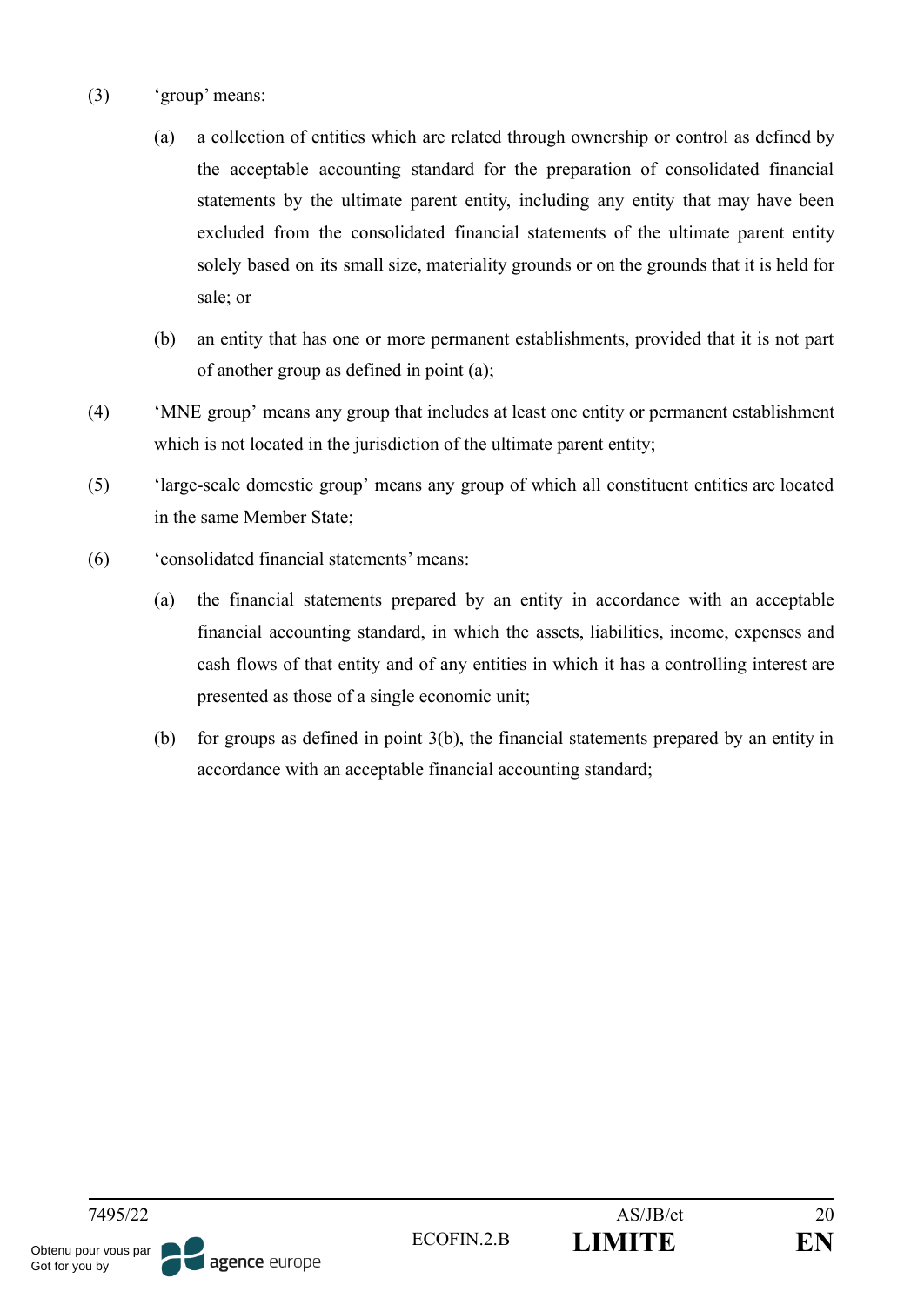(3) 'group' means:

  (a) a collection of entities which are related through ownership or control as defined by the acceptable accounting standard for the preparation of consolidated financial statements by the ultimate parent entity, including any entity that may have been excluded from the consolidated financial statements of the ultimate parent entity solely based on its small size, materiality grounds or on the grounds that it is held for sale; or

  (b) an entity that has one or more permanent establishments, provided that it is not part of another group as defined in point (a);

(4) 'MNE group' means any group that includes at least one entity or permanent establishment which is not located in the jurisdiction of the ultimate parent entity;

(5) 'large-scale domestic group' means any group of which all constituent entities are located in the same Member State;

(6) 'consolidated financial statements' means:

  (a) the financial statements prepared by an entity in accordance with an acceptable financial accounting standard, in which the assets, liabilities, income, expenses and cash flows of that entity and of any entities in which it has a controlling interest are presented as those of a single economic unit;

  (b) for groups as defined in point 3(b), the financial statements prepared by an entity in accordance with an acceptable financial accounting standard;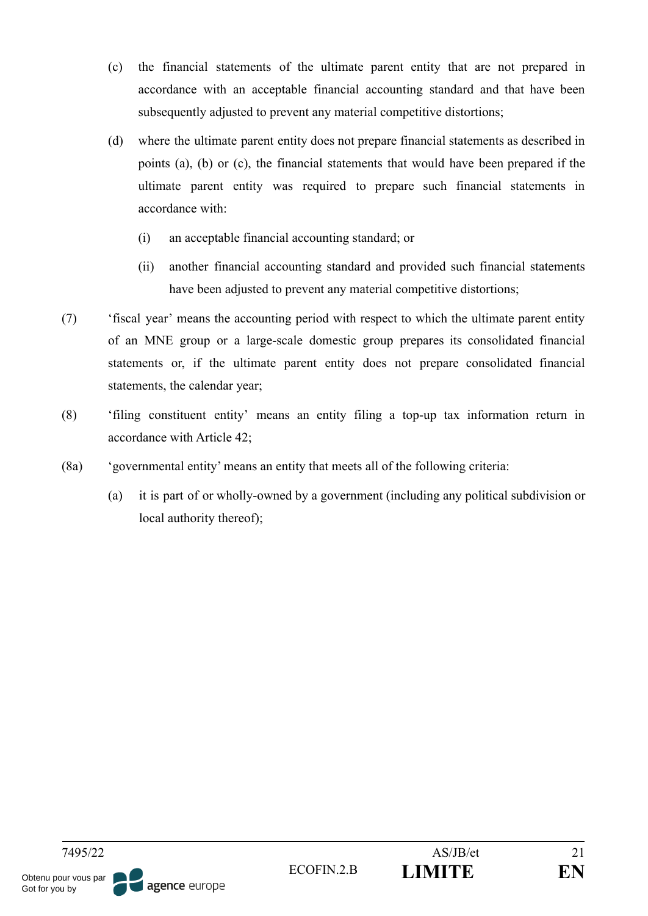(c) the financial statements of the ultimate parent entity that are not prepared in accordance with an acceptable financial accounting standard and that have been subsequently adjusted to prevent any material competitive distortions;

(d) where the ultimate parent entity does not prepare financial statements as described in points (a), (b) or (c), the financial statements that would have been prepared if the ultimate parent entity was required to prepare such financial statements in accordance with:

(i) an acceptable financial accounting standard; or

(ii) another financial accounting standard and provided such financial statements have been adjusted to prevent any material competitive distortions;

(7) 'fiscal year' means the accounting period with respect to which the ultimate parent entity of an MNE group or a large-scale domestic group prepares its consolidated financial statements or, if the ultimate parent entity does not prepare consolidated financial statements, the calendar year;

(8) 'filing constituent entity' means an entity filing a top-up tax information return in accordance with Article 42;

(8a) 'governmental entity' means an entity that meets all of the following criteria:

(a) it is part of or wholly-owned by a government (including any political subdivision or local authority thereof);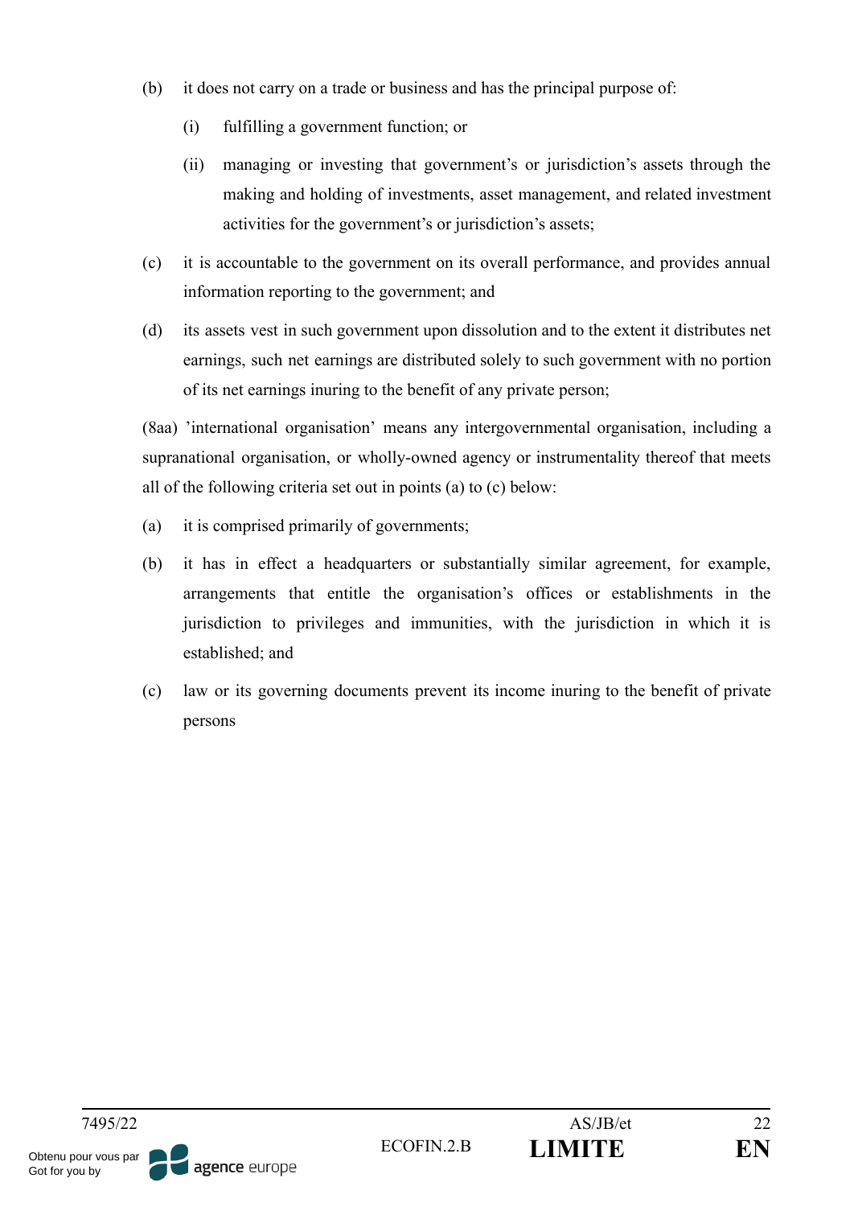(b) it does not carry on a trade or business and has the principal purpose of:

   (i) fulfilling a government function; or

   (ii) managing or investing that government's or jurisdiction's assets through the making and holding of investments, asset management, and related investment activities for the government's or jurisdiction's assets;

(c) it is accountable to the government on its overall performance, and provides annual information reporting to the government; and

(d) its assets vest in such government upon dissolution and to the extent it distributes net earnings, such net earnings are distributed solely to such government with no portion of its net earnings inuring to the benefit of any private person;

(8aa) 'international organisation' means any intergovernmental organisation, including a supranational organisation, or wholly-owned agency or instrumentality thereof that meets all of the following criteria set out in points (a) to (c) below:

(a) it is comprised primarily of governments;

(b) it has in effect a headquarters or substantially similar agreement, for example, arrangements that entitle the organisation's offices or establishments in the jurisdiction to privileges and immunities, with the jurisdiction in which it is established; and

(c) law or its governing documents prevent its income inuring to the benefit of private persons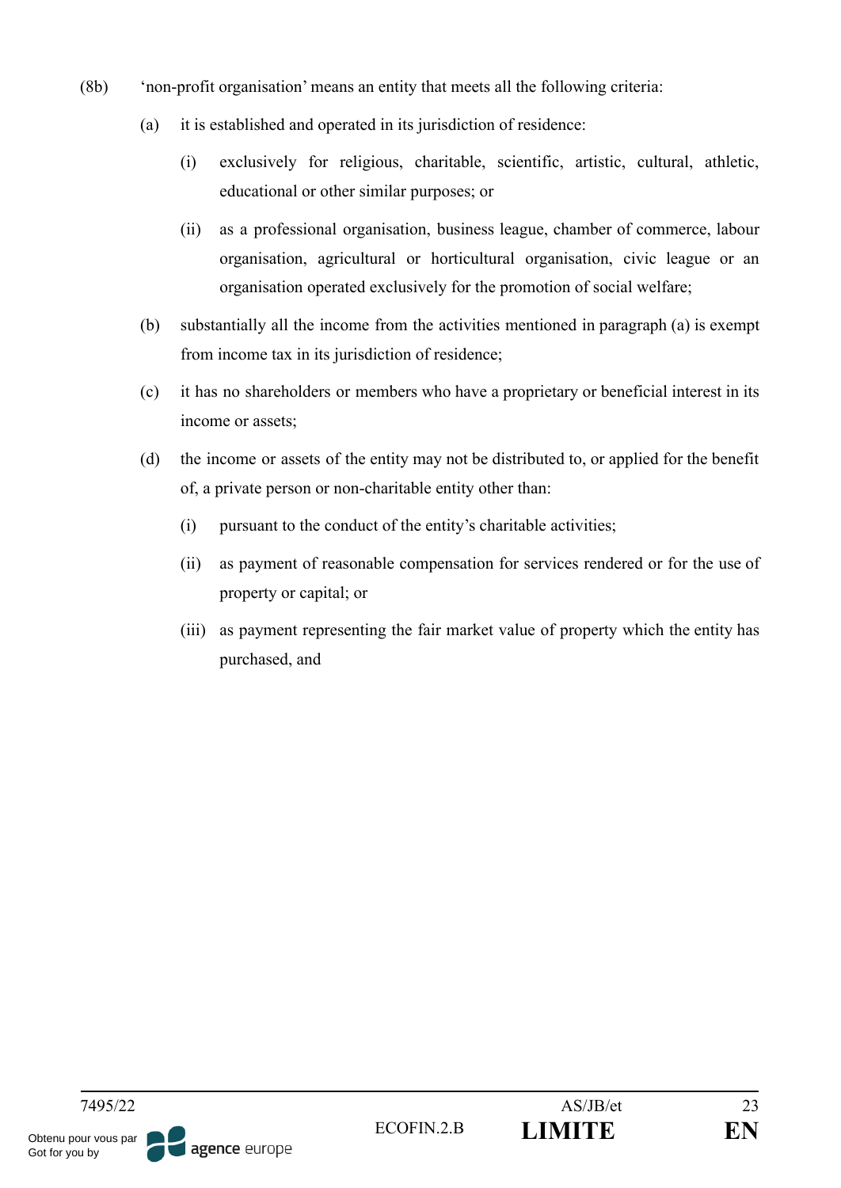(8b) 'non-profit organisation' means an entity that meets all the following criteria:

(a) it is established and operated in its jurisdiction of residence:

(i) exclusively for religious, charitable, scientific, artistic, cultural, athletic, educational or other similar purposes; or

(ii) as a professional organisation, business league, chamber of commerce, labour organisation, agricultural or horticultural organisation, civic league or an organisation operated exclusively for the promotion of social welfare;

(b) substantially all the income from the activities mentioned in paragraph (a) is exempt from income tax in its jurisdiction of residence;

(c) it has no shareholders or members who have a proprietary or beneficial interest in its income or assets;

(d) the income or assets of the entity may not be distributed to, or applied for the benefit of, a private person or non-charitable entity other than:

(i) pursuant to the conduct of the entity's charitable activities;

(ii) as payment of reasonable compensation for services rendered or for the use of property or capital; or

(iii) as payment representing the fair market value of property which the entity has purchased, and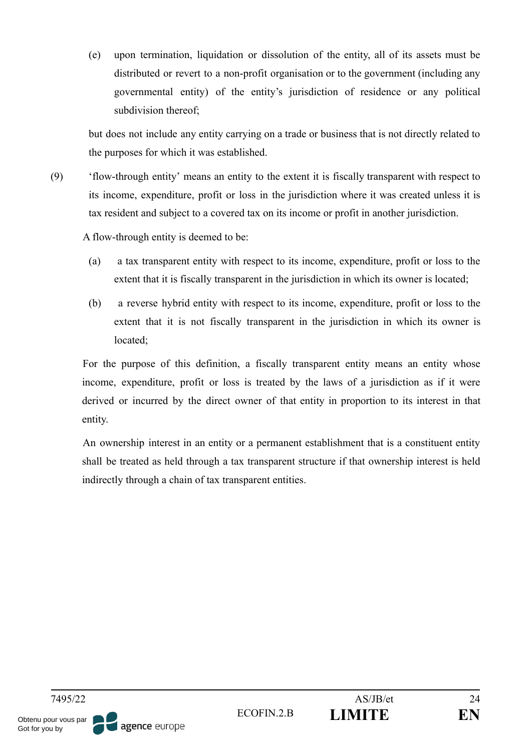(e) upon termination, liquidation or dissolution of the entity, all of its assets must be distributed or revert to a non-profit organisation or to the government (including any governmental entity) of the entity's jurisdiction of residence or any political subdivision thereof;

but does not include any entity carrying on a trade or business that is not directly related to the purposes for which it was established.

(9) 'flow-through entity' means an entity to the extent it is fiscally transparent with respect to its income, expenditure, profit or loss in the jurisdiction where it was created unless it is tax resident and subject to a covered tax on its income or profit in another jurisdiction.

A flow-through entity is deemed to be:

(a) a tax transparent entity with respect to its income, expenditure, profit or loss to the extent that it is fiscally transparent in the jurisdiction in which its owner is located;

(b) a reverse hybrid entity with respect to its income, expenditure, profit or loss to the extent that it is not fiscally transparent in the jurisdiction in which its owner is located;

For the purpose of this definition, a fiscally transparent entity means an entity whose income, expenditure, profit or loss is treated by the laws of a jurisdiction as if it were derived or incurred by the direct owner of that entity in proportion to its interest in that entity.

An ownership interest in an entity or a permanent establishment that is a constituent entity shall be treated as held through a tax transparent structure if that ownership interest is held indirectly through a chain of tax transparent entities.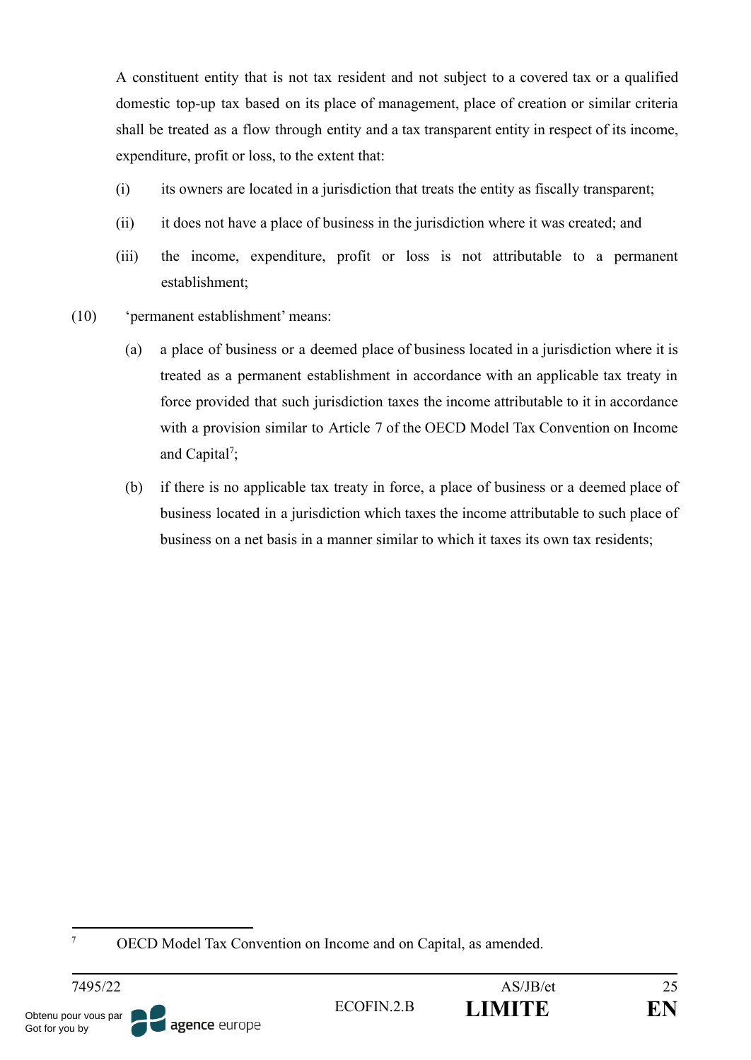A constituent entity that is not tax resident and not subject to a covered tax or a qualified domestic top-up tax based on its place of management, place of creation or similar criteria shall be treated as a flow through entity and a tax transparent entity in respect of its income, expenditure, profit or loss, to the extent that:

(i) its owners are located in a jurisdiction that treats the entity as fiscally transparent;

(ii) it does not have a place of business in the jurisdiction where it was created; and

(iii) the income, expenditure, profit or loss is not attributable to a permanent establishment;

(10) 'permanent establishment' means:

(a) a place of business or a deemed place of business located in a jurisdiction where it is treated as a permanent establishment in accordance with an applicable tax treaty in force provided that such jurisdiction taxes the income attributable to it in accordance with a provision similar to Article 7 of the OECD Model Tax Convention on Income and Capital[7];

(b) if there is no applicable tax treaty in force, a place of business or a deemed place of business located in a jurisdiction which taxes the income attributable to such place of business on a net basis in a manner similar to which it taxes its own tax residents;

---

[7] OECD Model Tax Convention on Income and on Capital, as amended.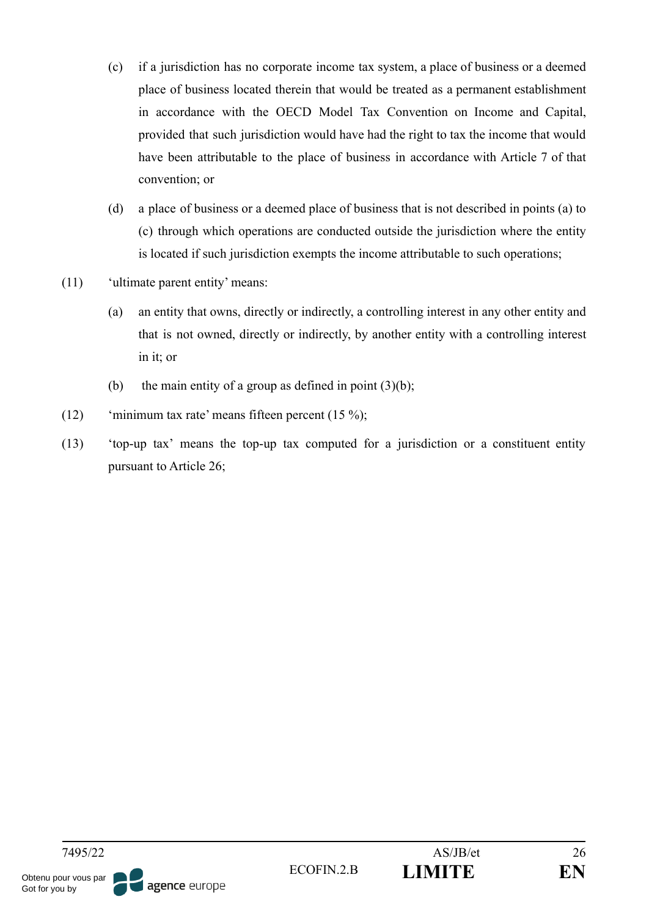(c) if a jurisdiction has no corporate income tax system, a place of business or a deemed place of business located therein that would be treated as a permanent establishment in accordance with the OECD Model Tax Convention on Income and Capital, provided that such jurisdiction would have had the right to tax the income that would have been attributable to the place of business in accordance with Article 7 of that convention; or

(d) a place of business or a deemed place of business that is not described in points (a) to (c) through which operations are conducted outside the jurisdiction where the entity is located if such jurisdiction exempts the income attributable to such operations;

(11) 'ultimate parent entity' means:

(a) an entity that owns, directly or indirectly, a controlling interest in any other entity and that is not owned, directly or indirectly, by another entity with a controlling interest in it; or

(b) the main entity of a group as defined in point (3)(b);

(12) 'minimum tax rate' means fifteen percent (15 %);

(13) 'top-up tax' means the top-up tax computed for a jurisdiction or a constituent entity pursuant to Article 26;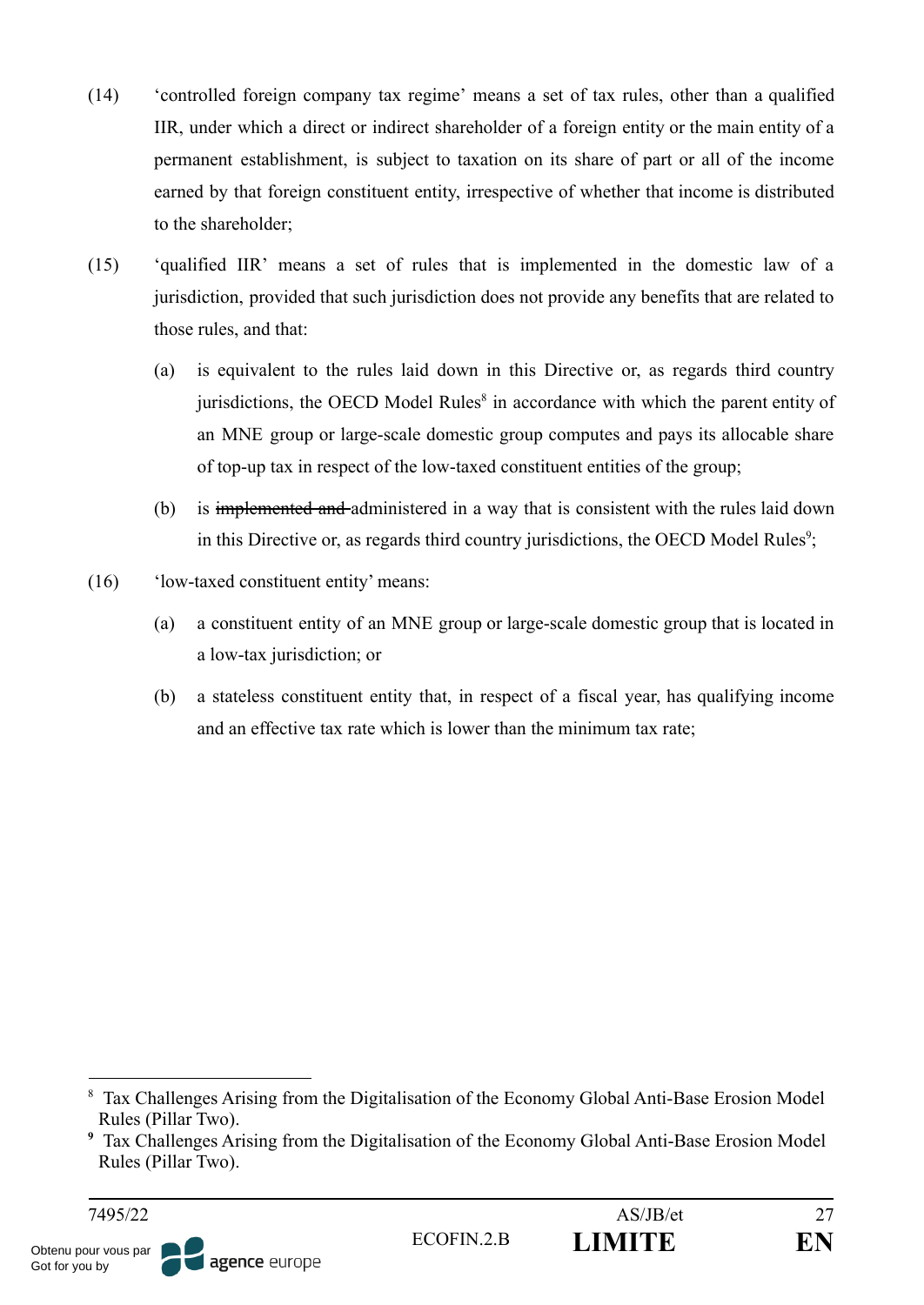(14) 'controlled foreign company tax regime' means a set of tax rules, other than a qualified IIR, under which a direct or indirect shareholder of a foreign entity or the main entity of a permanent establishment, is subject to taxation on its share of part or all of the income earned by that foreign constituent entity, irrespective of whether that income is distributed to the shareholder;

(15) 'qualified IIR' means a set of rules that is implemented in the domestic law of a jurisdiction, provided that such jurisdiction does not provide any benefits that are related to those rules, and that:

(a) is equivalent to the rules laid down in this Directive or, as regards third country jurisdictions, the OECD Model Rules[8] in accordance with which the parent entity of an MNE group or large-scale domestic group computes and pays its allocable share of top-up tax in respect of the low-taxed constituent entities of the group;

(b) is ~~implemented and~~ administered in a way that is consistent with the rules laid down in this Directive or, as regards third country jurisdictions, the OECD Model Rules[9];

(16) 'low-taxed constituent entity' means:

(a) a constituent entity of an MNE group or large-scale domestic group that is located in a low-tax jurisdiction; or

(b) a stateless constituent entity that, in respect of a fiscal year, has qualifying income and an effective tax rate which is lower than the minimum tax rate;

---

[8] Tax Challenges Arising from the Digitalisation of the Economy Global Anti-Base Erosion Model Rules (Pillar Two).

[9] Tax Challenges Arising from the Digitalisation of the Economy Global Anti-Base Erosion Model Rules (Pillar Two).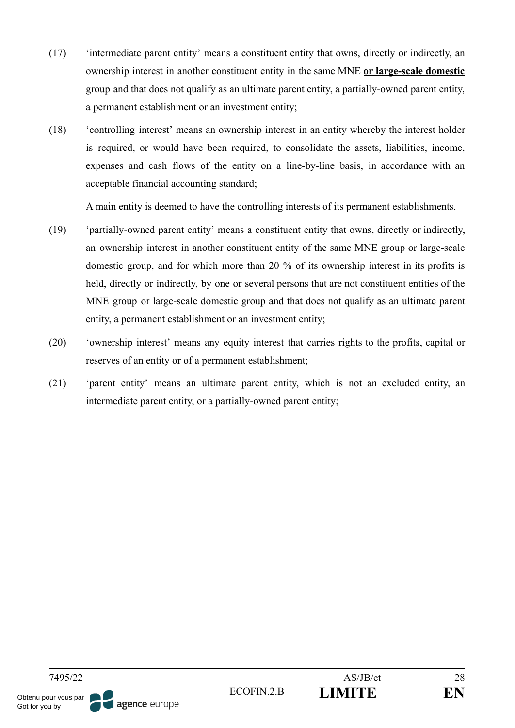(17) 'intermediate parent entity' means a constituent entity that owns, directly or indirectly, an ownership interest in another constituent entity in the same MNE **<u>or large-scale domestic</u>** group and that does not qualify as an ultimate parent entity, a partially-owned parent entity, a permanent establishment or an investment entity;

(18) 'controlling interest' means an ownership interest in an entity whereby the interest holder is required, or would have been required, to consolidate the assets, liabilities, income, expenses and cash flows of the entity on a line-by-line basis, in accordance with an acceptable financial accounting standard;

A main entity is deemed to have the controlling interests of its permanent establishments.

(19) 'partially-owned parent entity' means a constituent entity that owns, directly or indirectly, an ownership interest in another constituent entity of the same MNE group or large-scale domestic group, and for which more than 20 % of its ownership interest in its profits is held, directly or indirectly, by one or several persons that are not constituent entities of the MNE group or large-scale domestic group and that does not qualify as an ultimate parent entity, a permanent establishment or an investment entity;

(20) 'ownership interest' means any equity interest that carries rights to the profits, capital or reserves of an entity or of a permanent establishment;

(21) 'parent entity' means an ultimate parent entity, which is not an excluded entity, an intermediate parent entity, or a partially-owned parent entity;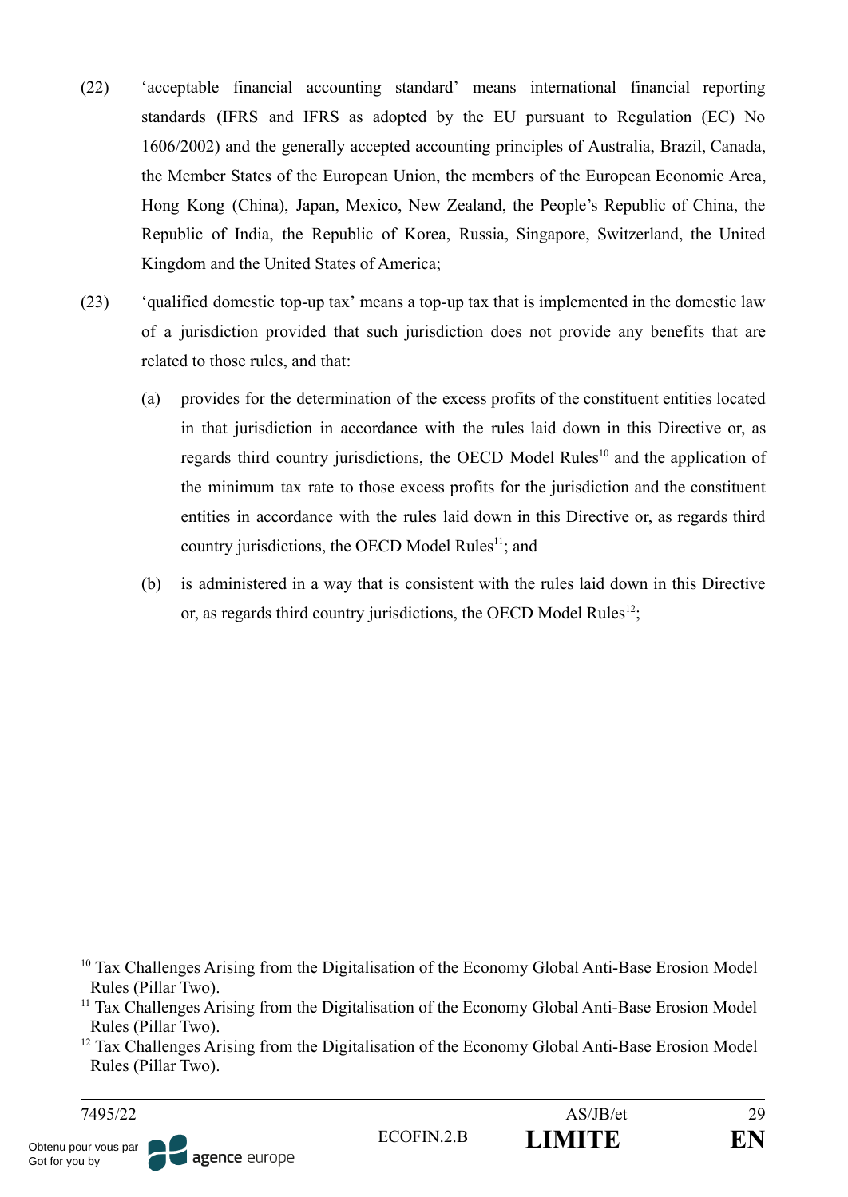(22) 'acceptable financial accounting standard' means international financial reporting standards (IFRS and IFRS as adopted by the EU pursuant to Regulation (EC) No 1606/2002) and the generally accepted accounting principles of Australia, Brazil, Canada, the Member States of the European Union, the members of the European Economic Area, Hong Kong (China), Japan, Mexico, New Zealand, the People's Republic of China, the Republic of India, the Republic of Korea, Russia, Singapore, Switzerland, the United Kingdom and the United States of America;

(23) 'qualified domestic top-up tax' means a top-up tax that is implemented in the domestic law of a jurisdiction provided that such jurisdiction does not provide any benefits that are related to those rules, and that:

   (a) provides for the determination of the excess profits of the constituent entities located in that jurisdiction in accordance with the rules laid down in this Directive or, as regards third country jurisdictions, the OECD Model Rules[10] and the application of the minimum tax rate to those excess profits for the jurisdiction and the constituent entities in accordance with the rules laid down in this Directive or, as regards third country jurisdictions, the OECD Model Rules[11]; and

   (b) is administered in a way that is consistent with the rules laid down in this Directive or, as regards third country jurisdictions, the OECD Model Rules[12];

---

[10] Tax Challenges Arising from the Digitalisation of the Economy Global Anti-Base Erosion Model Rules (Pillar Two).

[11] Tax Challenges Arising from the Digitalisation of the Economy Global Anti-Base Erosion Model Rules (Pillar Two).

[12] Tax Challenges Arising from the Digitalisation of the Economy Global Anti-Base Erosion Model Rules (Pillar Two).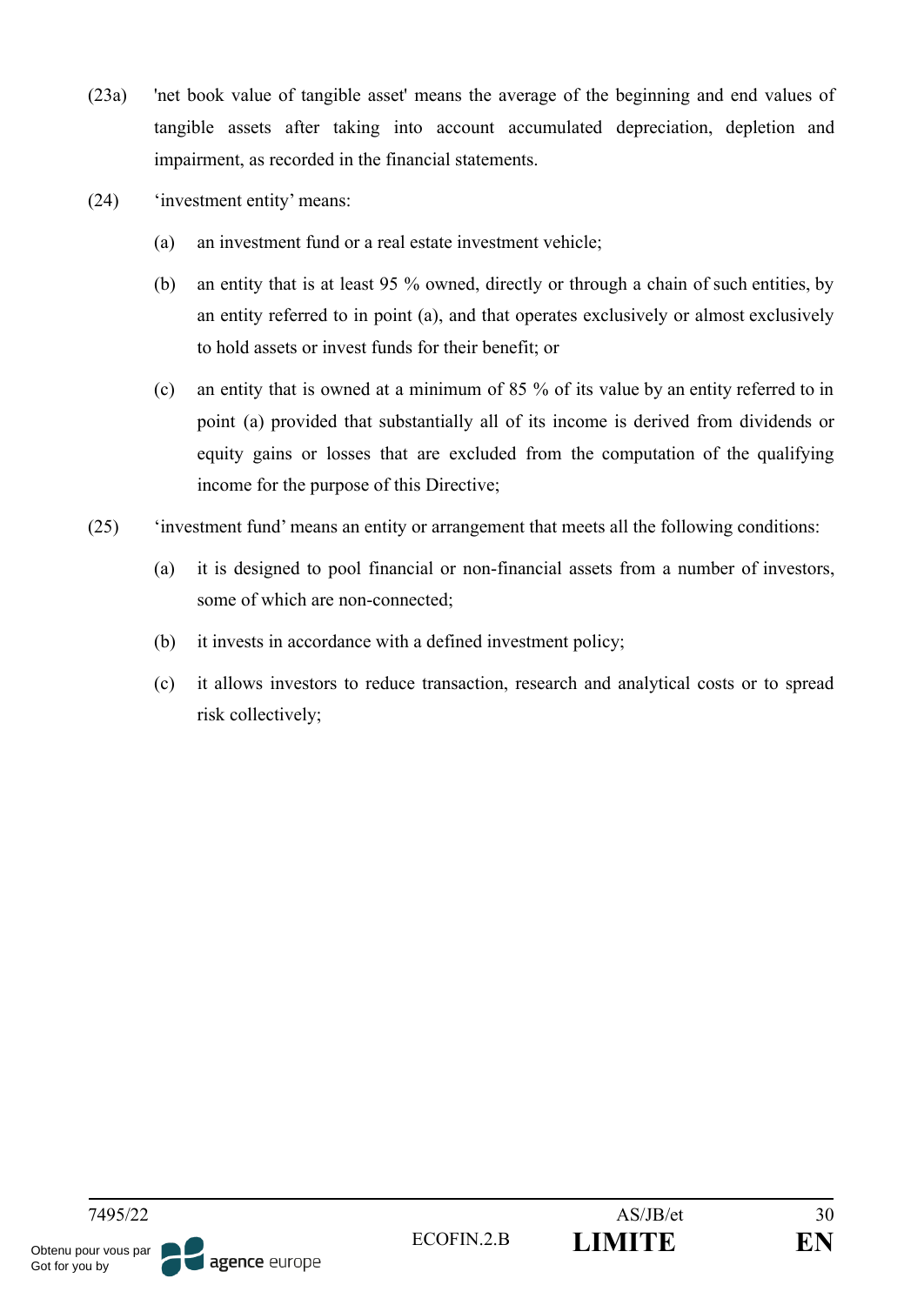(23a) 'net book value of tangible asset' means the average of the beginning and end values of tangible assets after taking into account accumulated depreciation, depletion and impairment, as recorded in the financial statements.

(24) 'investment entity' means:

(a) an investment fund or a real estate investment vehicle;

(b) an entity that is at least 95 % owned, directly or through a chain of such entities, by an entity referred to in point (a), and that operates exclusively or almost exclusively to hold assets or invest funds for their benefit; or

(c) an entity that is owned at a minimum of 85 % of its value by an entity referred to in point (a) provided that substantially all of its income is derived from dividends or equity gains or losses that are excluded from the computation of the qualifying income for the purpose of this Directive;

(25) 'investment fund' means an entity or arrangement that meets all the following conditions:

(a) it is designed to pool financial or non-financial assets from a number of investors, some of which are non-connected;

(b) it invests in accordance with a defined investment policy;

(c) it allows investors to reduce transaction, research and analytical costs or to spread risk collectively;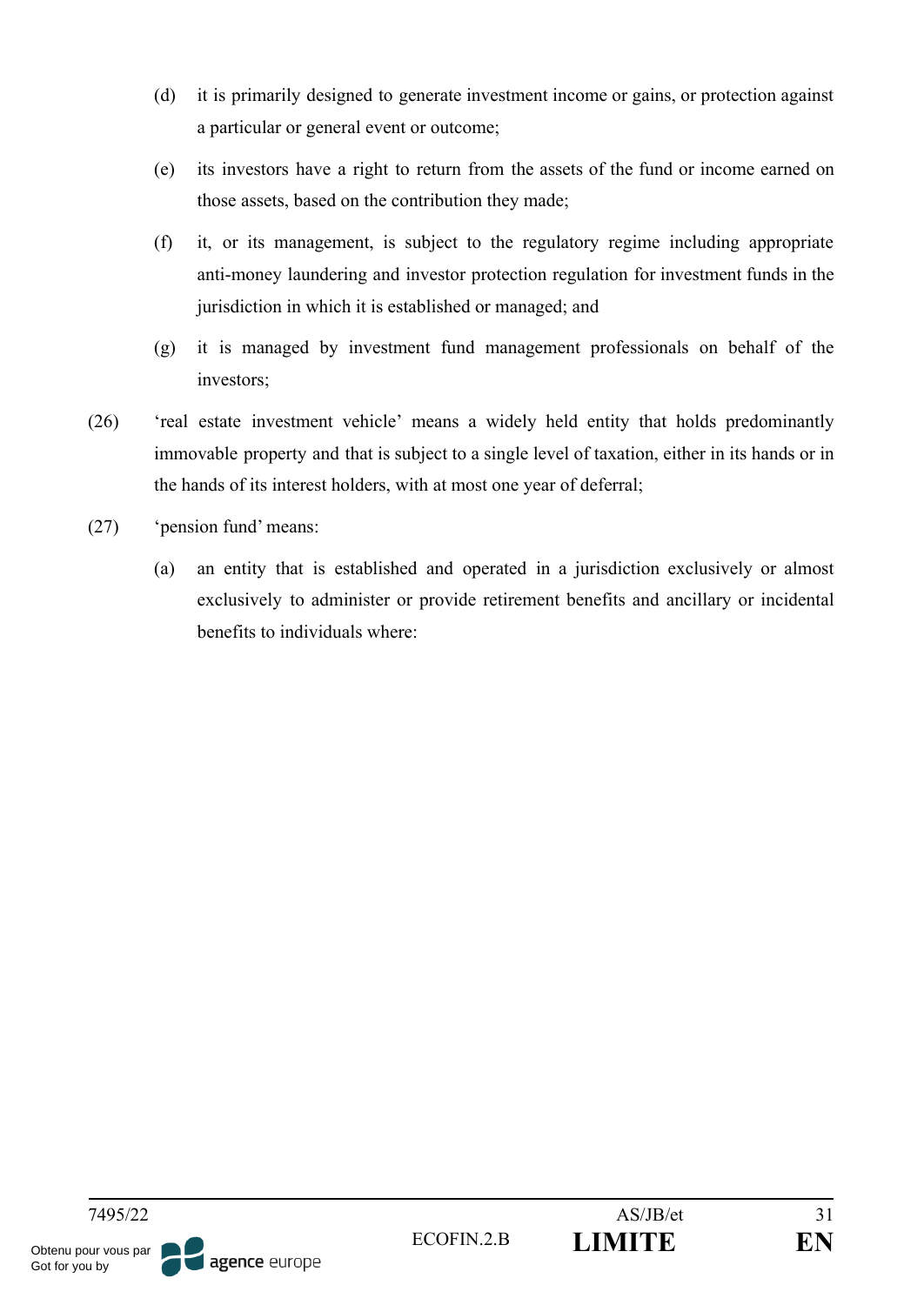(d) it is primarily designed to generate investment income or gains, or protection against a particular or general event or outcome;

(e) its investors have a right to return from the assets of the fund or income earned on those assets, based on the contribution they made;

(f) it, or its management, is subject to the regulatory regime including appropriate anti-money laundering and investor protection regulation for investment funds in the jurisdiction in which it is established or managed; and

(g) it is managed by investment fund management professionals on behalf of the investors;

(26) 'real estate investment vehicle' means a widely held entity that holds predominantly immovable property and that is subject to a single level of taxation, either in its hands or in the hands of its interest holders, with at most one year of deferral;

(27) 'pension fund' means:

(a) an entity that is established and operated in a jurisdiction exclusively or almost exclusively to administer or provide retirement benefits and ancillary or incidental benefits to individuals where: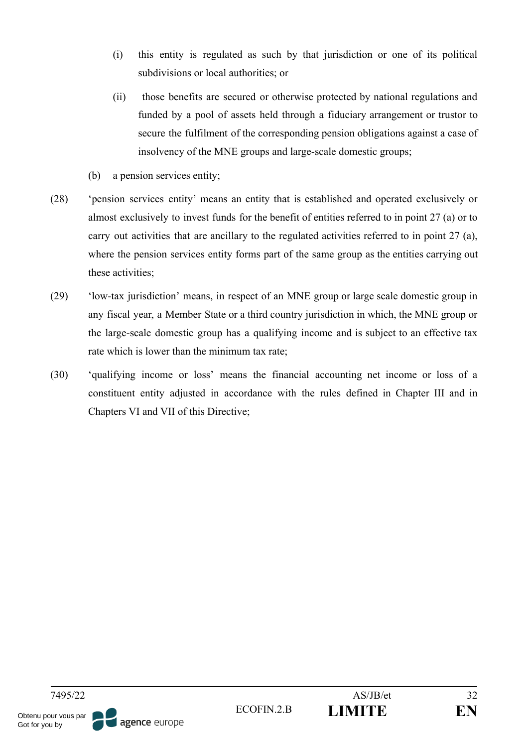(i) this entity is regulated as such by that jurisdiction or one of its political subdivisions or local authorities; or

(ii) those benefits are secured or otherwise protected by national regulations and funded by a pool of assets held through a fiduciary arrangement or trustor to secure the fulfilment of the corresponding pension obligations against a case of insolvency of the MNE groups and large-scale domestic groups;

(b) a pension services entity;

(28) 'pension services entity' means an entity that is established and operated exclusively or almost exclusively to invest funds for the benefit of entities referred to in point 27 (a) or to carry out activities that are ancillary to the regulated activities referred to in point 27 (a), where the pension services entity forms part of the same group as the entities carrying out these activities;

(29) 'low-tax jurisdiction' means, in respect of an MNE group or large scale domestic group in any fiscal year, a Member State or a third country jurisdiction in which, the MNE group or the large-scale domestic group has a qualifying income and is subject to an effective tax rate which is lower than the minimum tax rate;

(30) 'qualifying income or loss' means the financial accounting net income or loss of a constituent entity adjusted in accordance with the rules defined in Chapter III and in Chapters VI and VII of this Directive;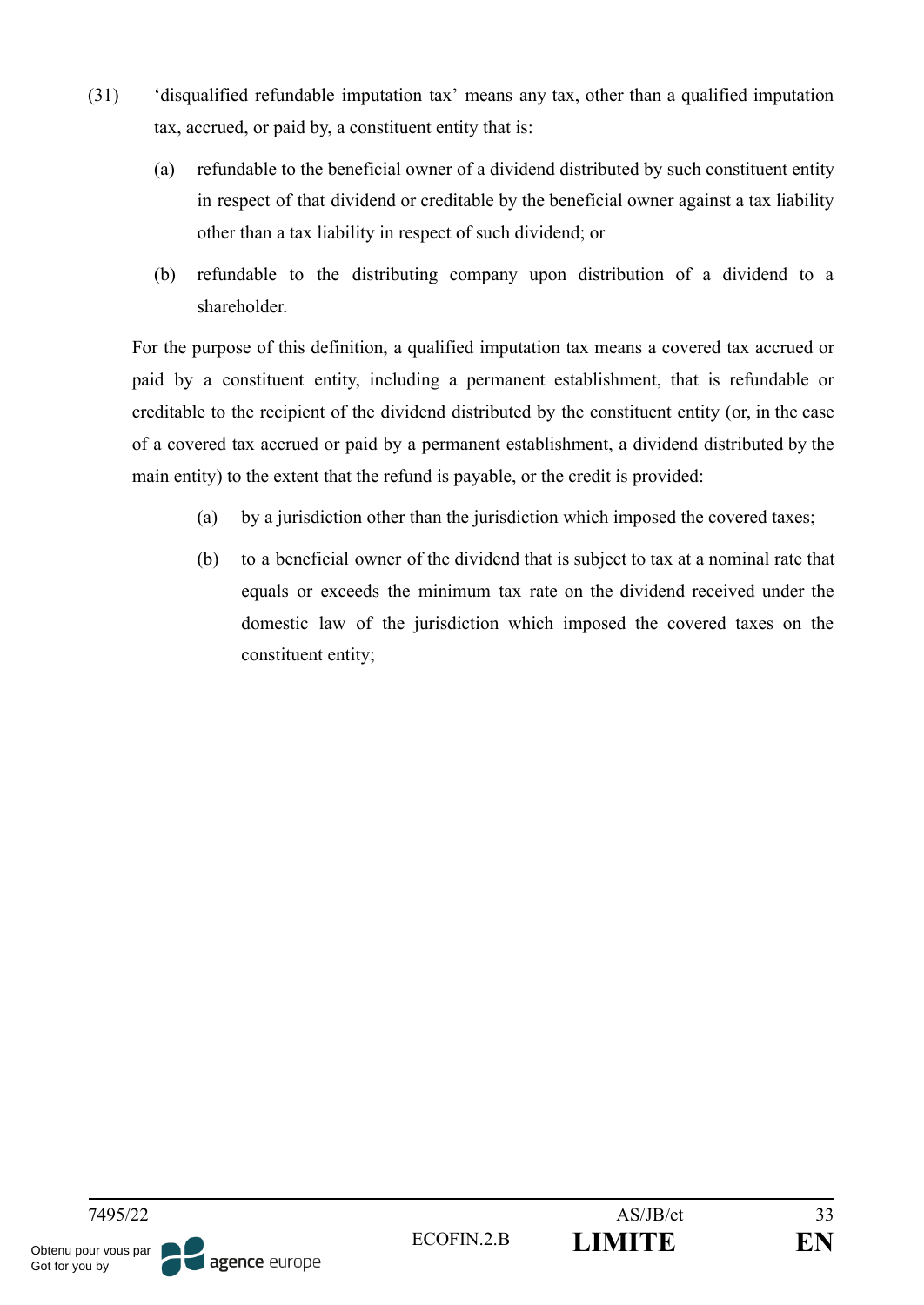(31) 'disqualified refundable imputation tax' means any tax, other than a qualified imputation tax, accrued, or paid by, a constituent entity that is:

(a) refundable to the beneficial owner of a dividend distributed by such constituent entity in respect of that dividend or creditable by the beneficial owner against a tax liability other than a tax liability in respect of such dividend; or

(b) refundable to the distributing company upon distribution of a dividend to a shareholder.

For the purpose of this definition, a qualified imputation tax means a covered tax accrued or paid by a constituent entity, including a permanent establishment, that is refundable or creditable to the recipient of the dividend distributed by the constituent entity (or, in the case of a covered tax accrued or paid by a permanent establishment, a dividend distributed by the main entity) to the extent that the refund is payable, or the credit is provided:

(a) by a jurisdiction other than the jurisdiction which imposed the covered taxes;

(b) to a beneficial owner of the dividend that is subject to tax at a nominal rate that equals or exceeds the minimum tax rate on the dividend received under the domestic law of the jurisdiction which imposed the covered taxes on the constituent entity;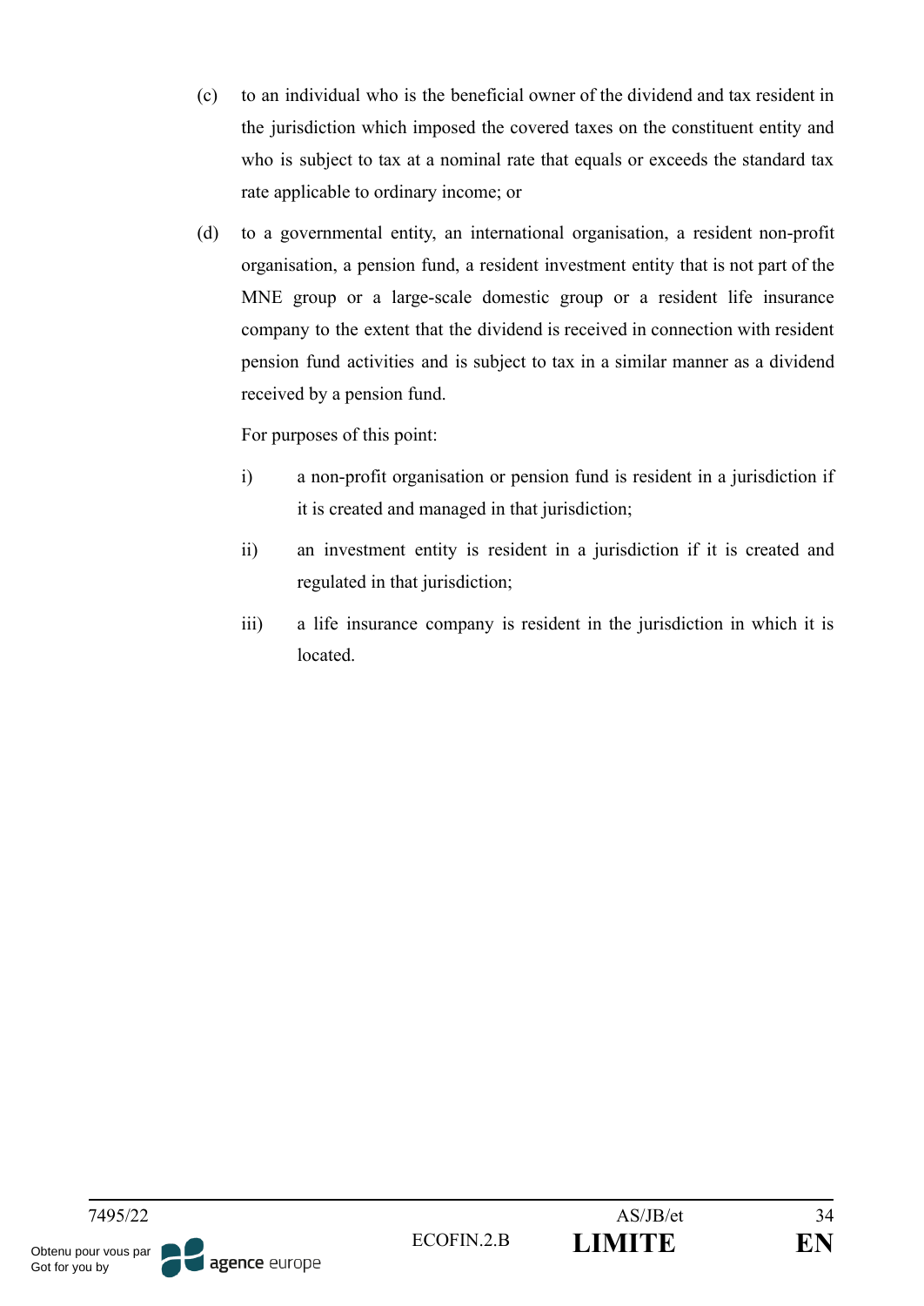(c) to an individual who is the beneficial owner of the dividend and tax resident in the jurisdiction which imposed the covered taxes on the constituent entity and who is subject to tax at a nominal rate that equals or exceeds the standard tax rate applicable to ordinary income; or

(d) to a governmental entity, an international organisation, a resident non-profit organisation, a pension fund, a resident investment entity that is not part of the MNE group or a large-scale domestic group or a resident life insurance company to the extent that the dividend is received in connection with resident pension fund activities and is subject to tax in a similar manner as a dividend received by a pension fund.

For purposes of this point:

i) a non-profit organisation or pension fund is resident in a jurisdiction if it is created and managed in that jurisdiction;

ii) an investment entity is resident in a jurisdiction if it is created and regulated in that jurisdiction;

iii) a life insurance company is resident in the jurisdiction in which it is located.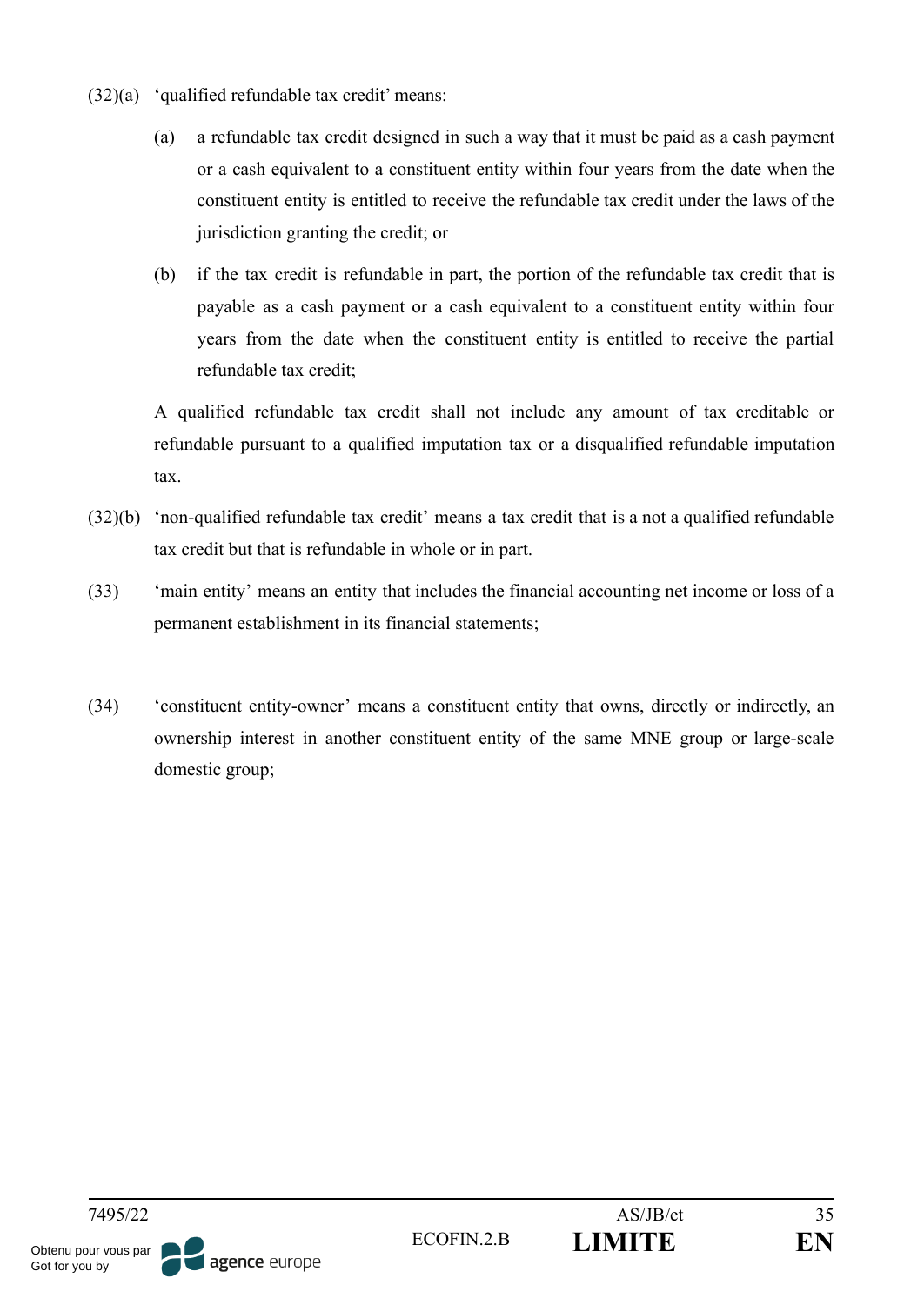(32)(a) 'qualified refundable tax credit' means:

(a) a refundable tax credit designed in such a way that it must be paid as a cash payment or a cash equivalent to a constituent entity within four years from the date when the constituent entity is entitled to receive the refundable tax credit under the laws of the jurisdiction granting the credit; or

(b) if the tax credit is refundable in part, the portion of the refundable tax credit that is payable as a cash payment or a cash equivalent to a constituent entity within four years from the date when the constituent entity is entitled to receive the partial refundable tax credit;

A qualified refundable tax credit shall not include any amount of tax creditable or refundable pursuant to a qualified imputation tax or a disqualified refundable imputation tax.

(32)(b) 'non-qualified refundable tax credit' means a tax credit that is a not a qualified refundable tax credit but that is refundable in whole or in part.

(33) 'main entity' means an entity that includes the financial accounting net income or loss of a permanent establishment in its financial statements;

(34) 'constituent entity-owner' means a constituent entity that owns, directly or indirectly, an ownership interest in another constituent entity of the same MNE group or large-scale domestic group;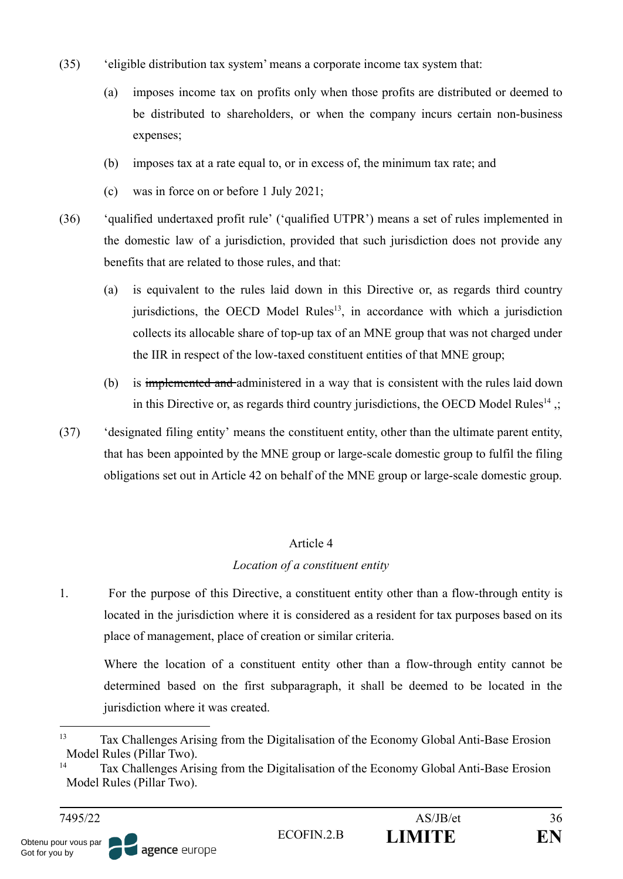(35) 'eligible distribution tax system' means a corporate income tax system that:

(a) imposes income tax on profits only when those profits are distributed or deemed to be distributed to shareholders, or when the company incurs certain non-business expenses;

(b) imposes tax at a rate equal to, or in excess of, the minimum tax rate; and

(c) was in force on or before 1 July 2021;

(36) 'qualified undertaxed profit rule' ('qualified UTPR') means a set of rules implemented in the domestic law of a jurisdiction, provided that such jurisdiction does not provide any benefits that are related to those rules, and that:

(a) is equivalent to the rules laid down in this Directive or, as regards third country jurisdictions, the OECD Model Rules[13], in accordance with which a jurisdiction collects its allocable share of top-up tax of an MNE group that was not charged under the IIR in respect of the low-taxed constituent entities of that MNE group;

(b) is ~~implemented and~~ administered in a way that is consistent with the rules laid down in this Directive or, as regards third country jurisdictions, the OECD Model Rules[14] ,;

(37) 'designated filing entity' means the constituent entity, other than the ultimate parent entity, that has been appointed by the MNE group or large-scale domestic group to fulfil the filing obligations set out in Article 42 on behalf of the MNE group or large-scale domestic group.

### Article 4

*Location of a constituent entity*

1. For the purpose of this Directive, a constituent entity other than a flow-through entity is located in the jurisdiction where it is considered as a resident for tax purposes based on its place of management, place of creation or similar criteria.

Where the location of a constituent entity other than a flow-through entity cannot be determined based on the first subparagraph, it shall be deemed to be located in the jurisdiction where it was created.

---

[13] Tax Challenges Arising from the Digitalisation of the Economy Global Anti-Base Erosion Model Rules (Pillar Two).

[14] Tax Challenges Arising from the Digitalisation of the Economy Global Anti-Base Erosion Model Rules (Pillar Two).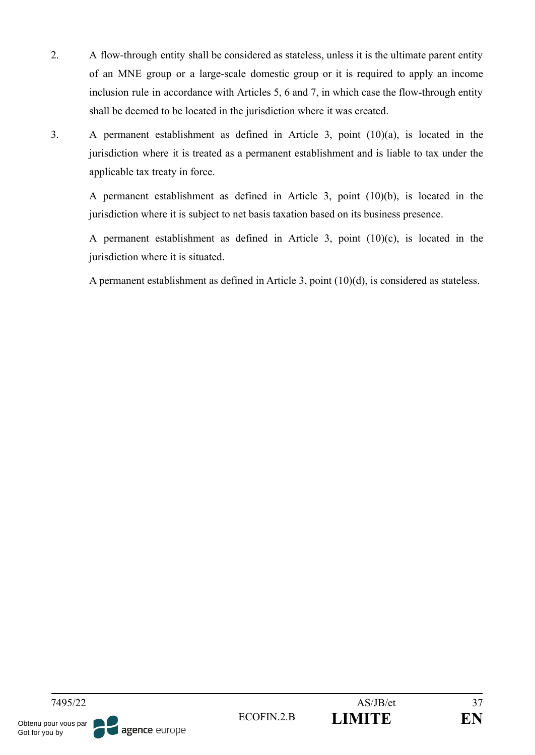2. A flow-through entity shall be considered as stateless, unless it is the ultimate parent entity of an MNE group or a large-scale domestic group or it is required to apply an income inclusion rule in accordance with Articles 5, 6 and 7, in which case the flow-through entity shall be deemed to be located in the jurisdiction where it was created.

3. A permanent establishment as defined in Article 3, point (10)(a), is located in the jurisdiction where it is treated as a permanent establishment and is liable to tax under the applicable tax treaty in force.

   A permanent establishment as defined in Article 3, point (10)(b), is located in the jurisdiction where it is subject to net basis taxation based on its business presence.

   A permanent establishment as defined in Article 3, point (10)(c), is located in the jurisdiction where it is situated.

   A permanent establishment as defined in Article 3, point (10)(d), is considered as stateless.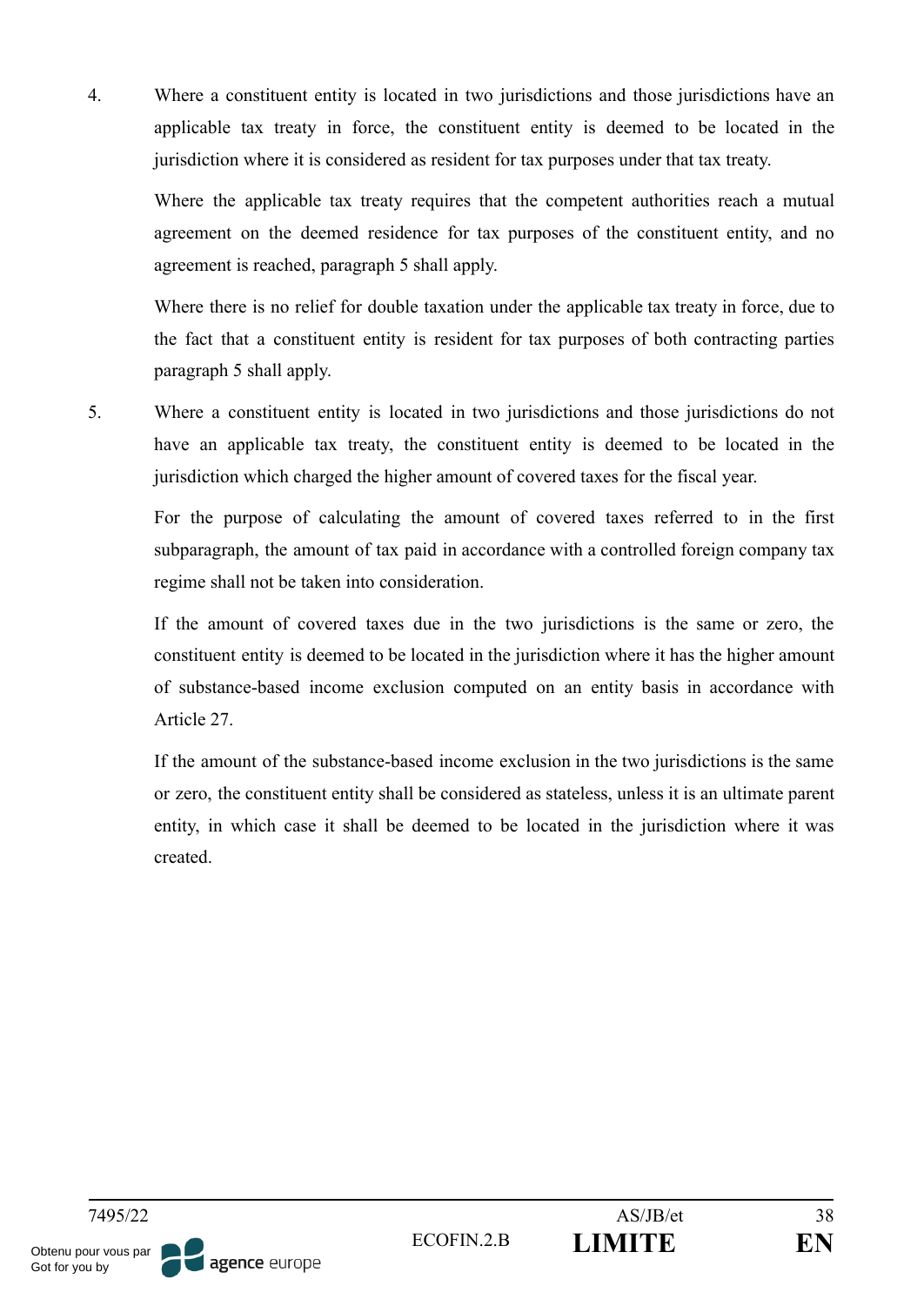4. Where a constituent entity is located in two jurisdictions and those jurisdictions have an applicable tax treaty in force, the constituent entity is deemed to be located in the jurisdiction where it is considered as resident for tax purposes under that tax treaty.

   Where the applicable tax treaty requires that the competent authorities reach a mutual agreement on the deemed residence for tax purposes of the constituent entity, and no agreement is reached, paragraph 5 shall apply.

   Where there is no relief for double taxation under the applicable tax treaty in force, due to the fact that a constituent entity is resident for tax purposes of both contracting parties paragraph 5 shall apply.

5. Where a constituent entity is located in two jurisdictions and those jurisdictions do not have an applicable tax treaty, the constituent entity is deemed to be located in the jurisdiction which charged the higher amount of covered taxes for the fiscal year.

   For the purpose of calculating the amount of covered taxes referred to in the first subparagraph, the amount of tax paid in accordance with a controlled foreign company tax regime shall not be taken into consideration.

   If the amount of covered taxes due in the two jurisdictions is the same or zero, the constituent entity is deemed to be located in the jurisdiction where it has the higher amount of substance-based income exclusion computed on an entity basis in accordance with Article 27.

   If the amount of the substance-based income exclusion in the two jurisdictions is the same or zero, the constituent entity shall be considered as stateless, unless it is an ultimate parent entity, in which case it shall be deemed to be located in the jurisdiction where it was created.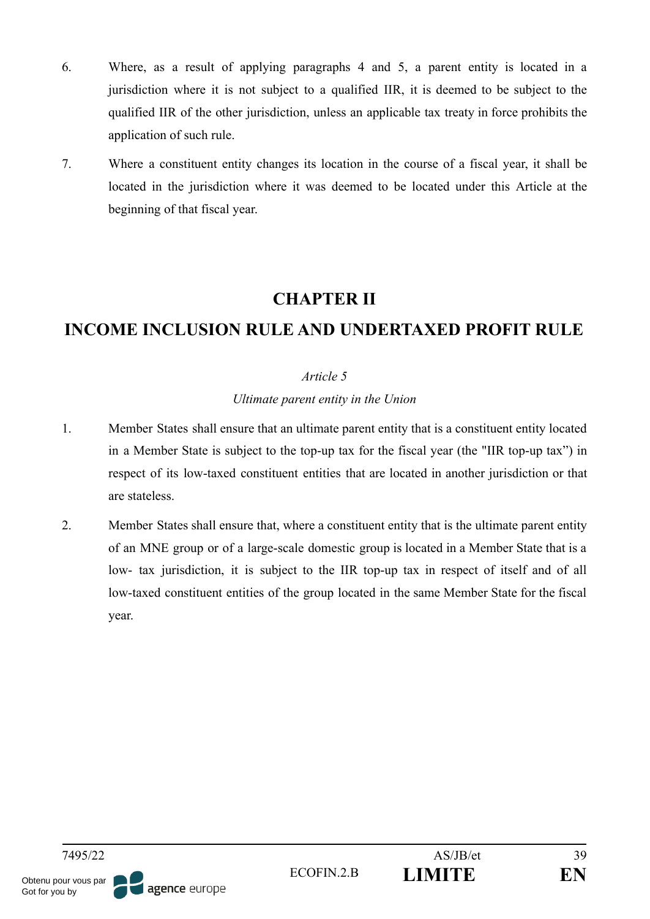6. Where, as a result of applying paragraphs 4 and 5, a parent entity is located in a jurisdiction where it is not subject to a qualified IIR, it is deemed to be subject to the qualified IIR of the other jurisdiction, unless an applicable tax treaty in force prohibits the application of such rule.

7. Where a constituent entity changes its location in the course of a fiscal year, it shall be located in the jurisdiction where it was deemed to be located under this Article at the beginning of that fiscal year.

# CHAPTER II

# INCOME INCLUSION RULE AND UNDERTAXED PROFIT RULE

*Article 5*

*Ultimate parent entity in the Union*

1. Member States shall ensure that an ultimate parent entity that is a constituent entity located in a Member State is subject to the top-up tax for the fiscal year (the "IIR top-up tax") in respect of its low-taxed constituent entities that are located in another jurisdiction or that are stateless.

2. Member States shall ensure that, where a constituent entity that is the ultimate parent entity of an MNE group or of a large-scale domestic group is located in a Member State that is a low- tax jurisdiction, it is subject to the IIR top-up tax in respect of itself and of all low-taxed constituent entities of the group located in the same Member State for the fiscal year.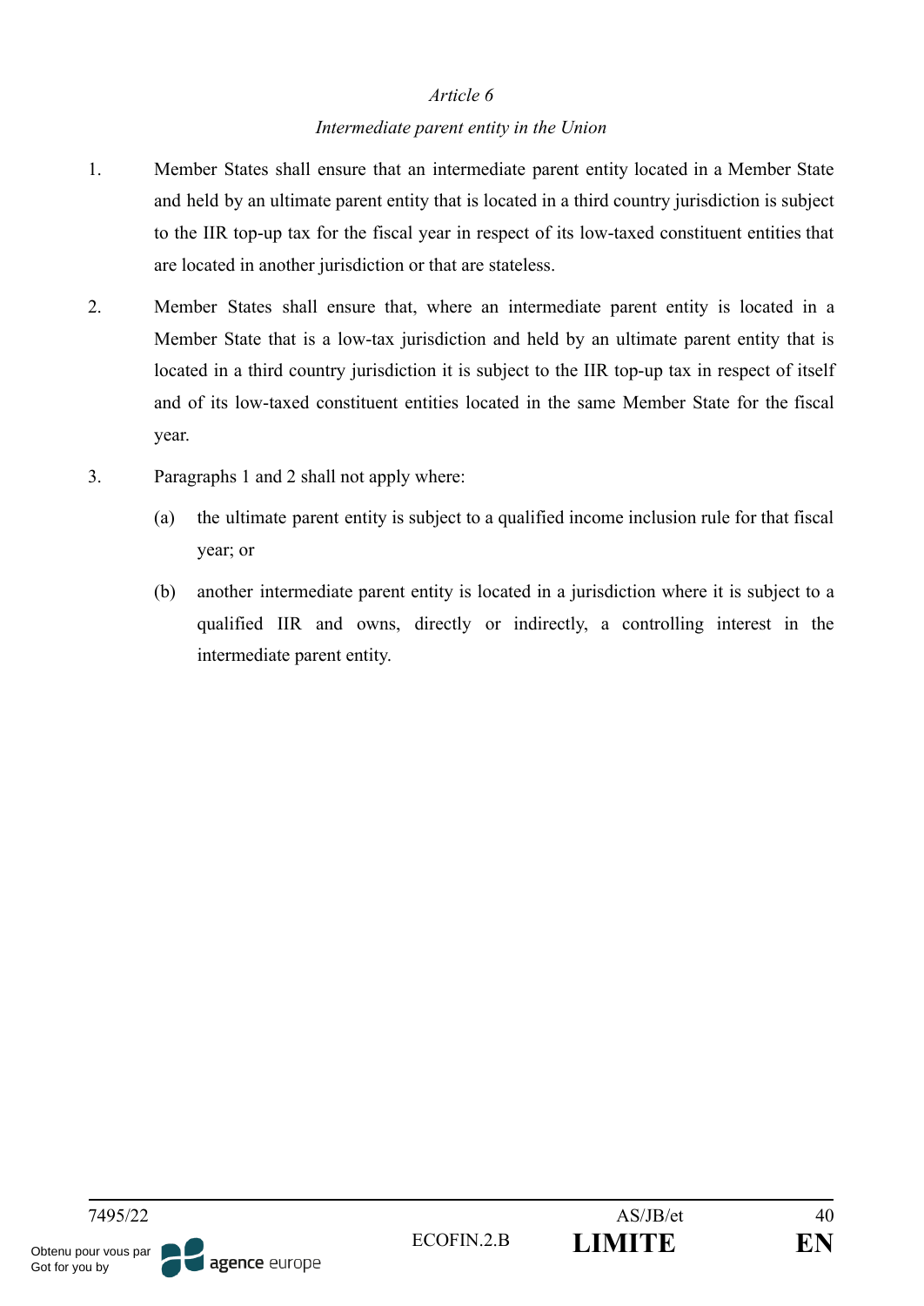*Article 6*

*Intermediate parent entity in the Union*

1. Member States shall ensure that an intermediate parent entity located in a Member State and held by an ultimate parent entity that is located in a third country jurisdiction is subject to the IIR top-up tax for the fiscal year in respect of its low-taxed constituent entities that are located in another jurisdiction or that are stateless.

2. Member States shall ensure that, where an intermediate parent entity is located in a Member State that is a low-tax jurisdiction and held by an ultimate parent entity that is located in a third country jurisdiction it is subject to the IIR top-up tax in respect of itself and of its low-taxed constituent entities located in the same Member State for the fiscal year.

3. Paragraphs 1 and 2 shall not apply where:

   (a) the ultimate parent entity is subject to a qualified income inclusion rule for that fiscal year; or

   (b) another intermediate parent entity is located in a jurisdiction where it is subject to a qualified IIR and owns, directly or indirectly, a controlling interest in the intermediate parent entity.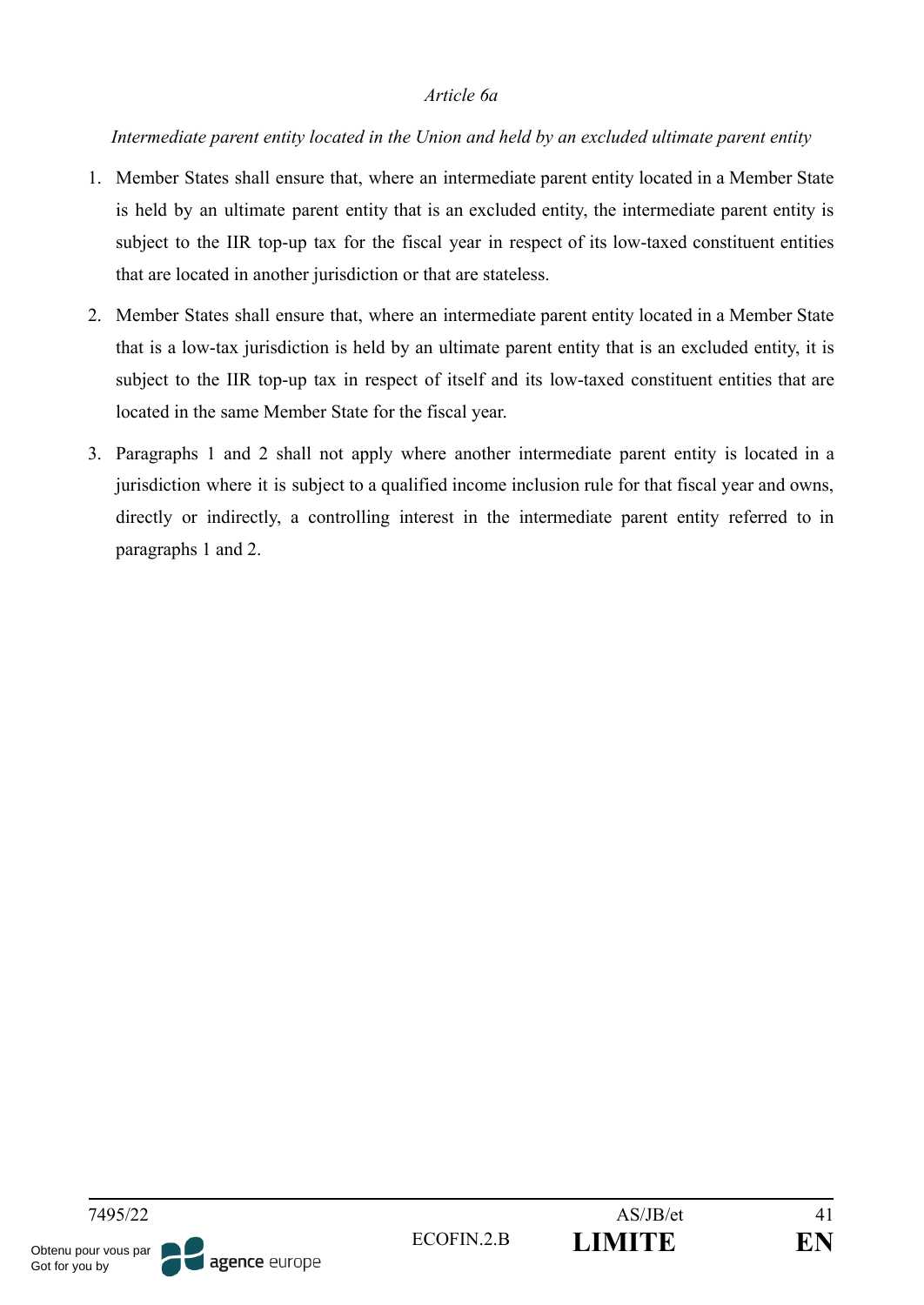*Article 6a*

*Intermediate parent entity located in the Union and held by an excluded ultimate parent entity*

1. Member States shall ensure that, where an intermediate parent entity located in a Member State is held by an ultimate parent entity that is an excluded entity, the intermediate parent entity is subject to the IIR top-up tax for the fiscal year in respect of its low-taxed constituent entities that are located in another jurisdiction or that are stateless.
2. Member States shall ensure that, where an intermediate parent entity located in a Member State that is a low-tax jurisdiction is held by an ultimate parent entity that is an excluded entity, it is subject to the IIR top-up tax in respect of itself and its low-taxed constituent entities that are located in the same Member State for the fiscal year.
3. Paragraphs 1 and 2 shall not apply where another intermediate parent entity is located in a jurisdiction where it is subject to a qualified income inclusion rule for that fiscal year and owns, directly or indirectly, a controlling interest in the intermediate parent entity referred to in paragraphs 1 and 2.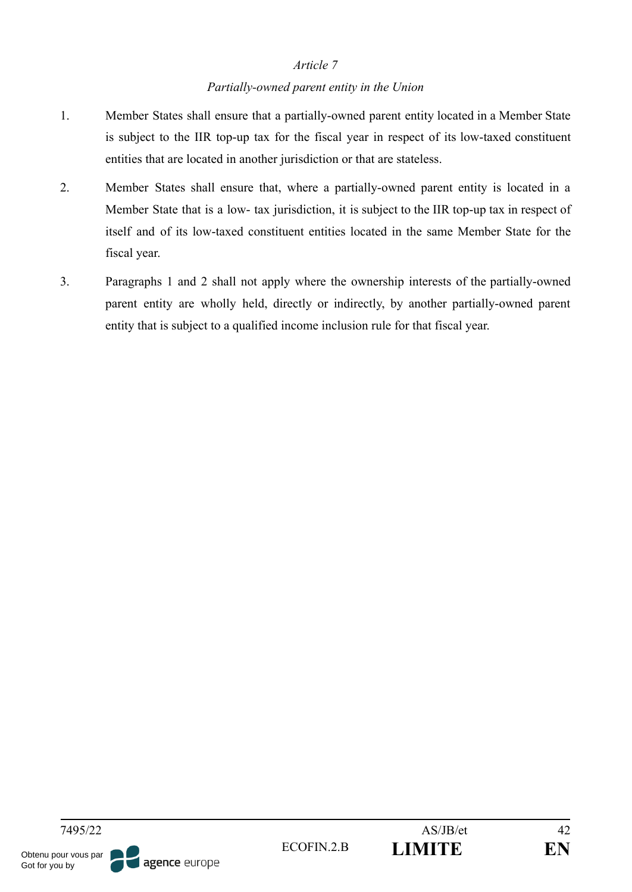*Article 7*

*Partially-owned parent entity in the Union*

1. Member States shall ensure that a partially-owned parent entity located in a Member State is subject to the IIR top-up tax for the fiscal year in respect of its low-taxed constituent entities that are located in another jurisdiction or that are stateless.

2. Member States shall ensure that, where a partially-owned parent entity is located in a Member State that is a low- tax jurisdiction, it is subject to the IIR top-up tax in respect of itself and of its low-taxed constituent entities located in the same Member State for the fiscal year.

3. Paragraphs 1 and 2 shall not apply where the ownership interests of the partially-owned parent entity are wholly held, directly or indirectly, by another partially-owned parent entity that is subject to a qualified income inclusion rule for that fiscal year.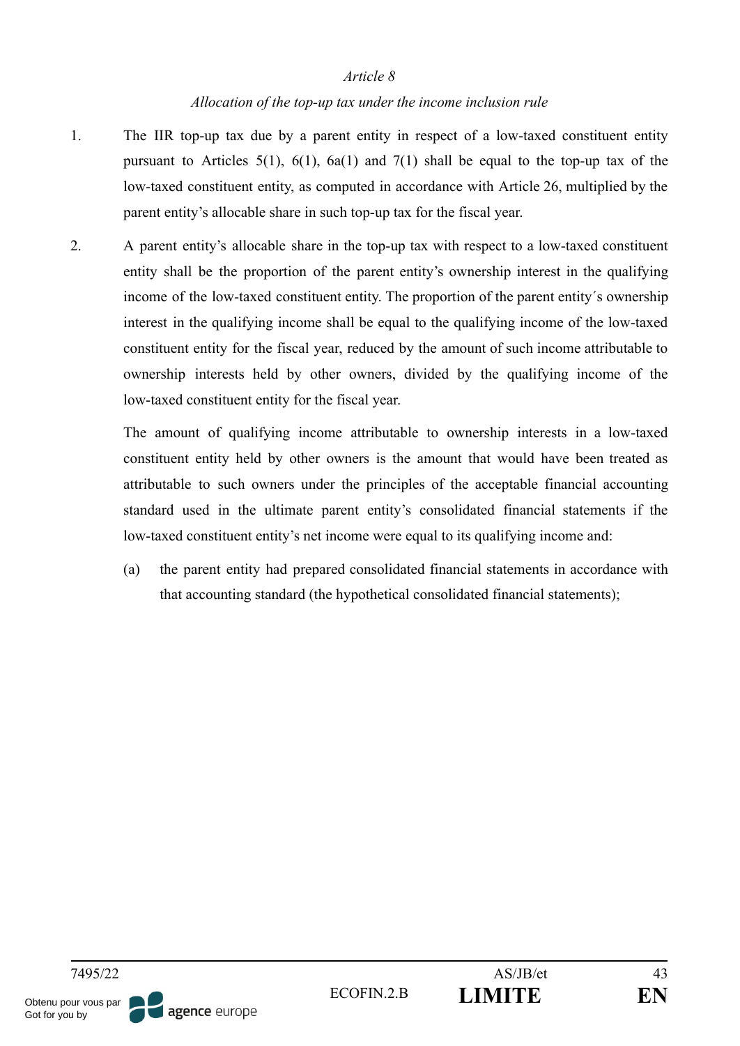*Article 8*

*Allocation of the top-up tax under the income inclusion rule*

1. The IIR top-up tax due by a parent entity in respect of a low-taxed constituent entity pursuant to Articles 5(1), 6(1), 6a(1) and 7(1) shall be equal to the top-up tax of the low-taxed constituent entity, as computed in accordance with Article 26, multiplied by the parent entity's allocable share in such top-up tax for the fiscal year.

2. A parent entity's allocable share in the top-up tax with respect to a low-taxed constituent entity shall be the proportion of the parent entity's ownership interest in the qualifying income of the low-taxed constituent entity. The proportion of the parent entity´s ownership interest in the qualifying income shall be equal to the qualifying income of the low-taxed constituent entity for the fiscal year, reduced by the amount of such income attributable to ownership interests held by other owners, divided by the qualifying income of the low-taxed constituent entity for the fiscal year.

   The amount of qualifying income attributable to ownership interests in a low-taxed constituent entity held by other owners is the amount that would have been treated as attributable to such owners under the principles of the acceptable financial accounting standard used in the ultimate parent entity's consolidated financial statements if the low-taxed constituent entity's net income were equal to its qualifying income and:

   (a) the parent entity had prepared consolidated financial statements in accordance with that accounting standard (the hypothetical consolidated financial statements);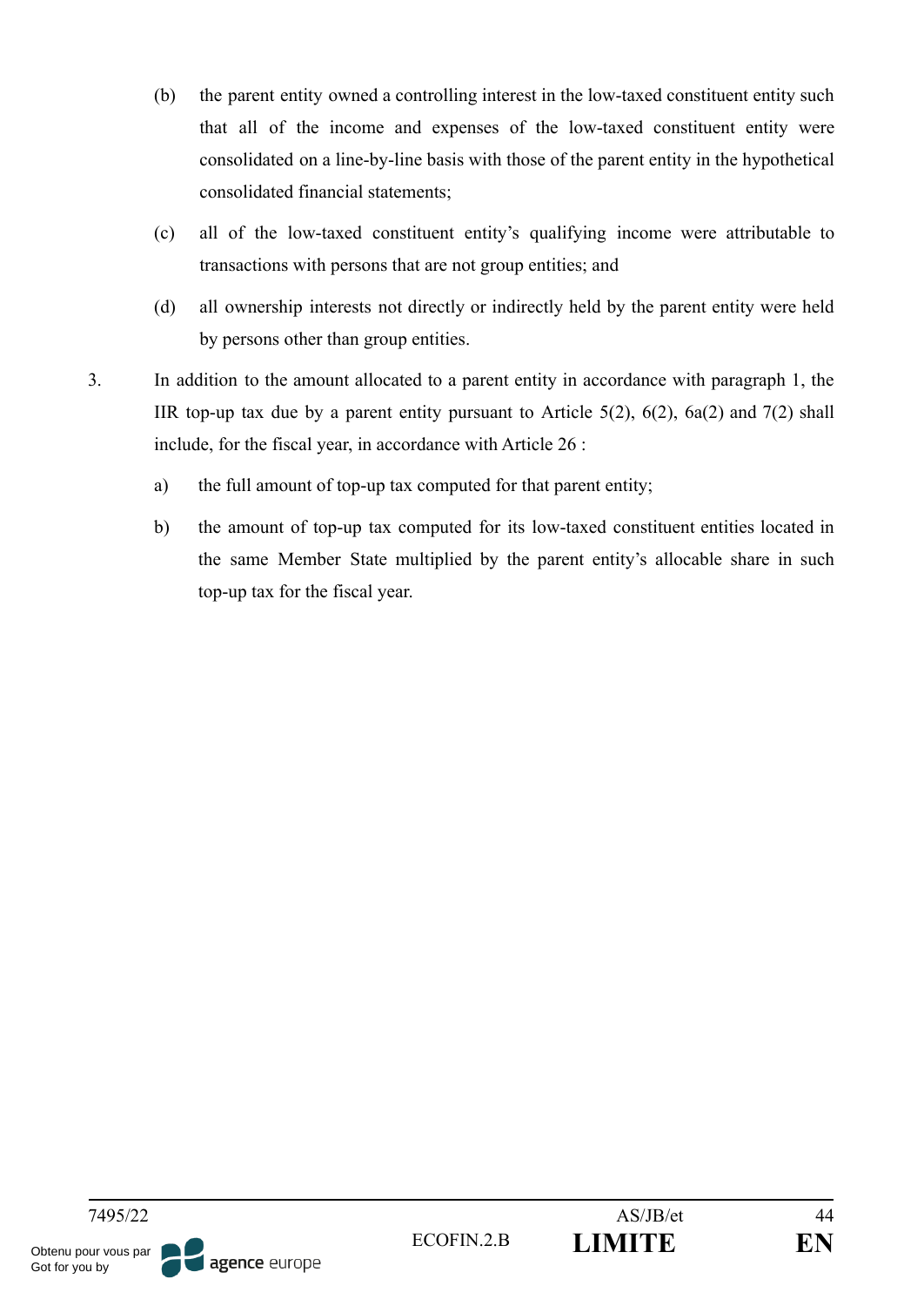(b) the parent entity owned a controlling interest in the low-taxed constituent entity such that all of the income and expenses of the low-taxed constituent entity were consolidated on a line-by-line basis with those of the parent entity in the hypothetical consolidated financial statements;

(c) all of the low-taxed constituent entity's qualifying income were attributable to transactions with persons that are not group entities; and

(d) all ownership interests not directly or indirectly held by the parent entity were held by persons other than group entities.

3. In addition to the amount allocated to a parent entity in accordance with paragraph 1, the IIR top-up tax due by a parent entity pursuant to Article 5(2), 6(2), 6a(2) and 7(2) shall include, for the fiscal year, in accordance with Article 26 :

   a) the full amount of top-up tax computed for that parent entity;

   b) the amount of top-up tax computed for its low-taxed constituent entities located in the same Member State multiplied by the parent entity's allocable share in such top-up tax for the fiscal year.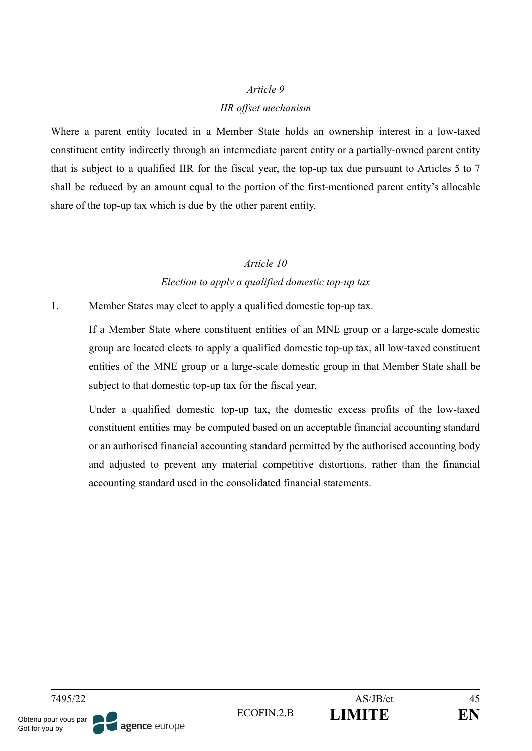*Article 9*

*IIR offset mechanism*

Where a parent entity located in a Member State holds an ownership interest in a low-taxed constituent entity indirectly through an intermediate parent entity or a partially-owned parent entity that is subject to a qualified IIR for the fiscal year, the top-up tax due pursuant to Articles 5 to 7 shall be reduced by an amount equal to the portion of the first-mentioned parent entity's allocable share of the top-up tax which is due by the other parent entity.

*Article 10*

*Election to apply a qualified domestic top-up tax*

1. Member States may elect to apply a qualified domestic top-up tax.

   If a Member State where constituent entities of an MNE group or a large-scale domestic group are located elects to apply a qualified domestic top-up tax, all low-taxed constituent entities of the MNE group or a large-scale domestic group in that Member State shall be subject to that domestic top-up tax for the fiscal year.

   Under a qualified domestic top-up tax, the domestic excess profits of the low-taxed constituent entities may be computed based on an acceptable financial accounting standard or an authorised financial accounting standard permitted by the authorised accounting body and adjusted to prevent any material competitive distortions, rather than the financial accounting standard used in the consolidated financial statements.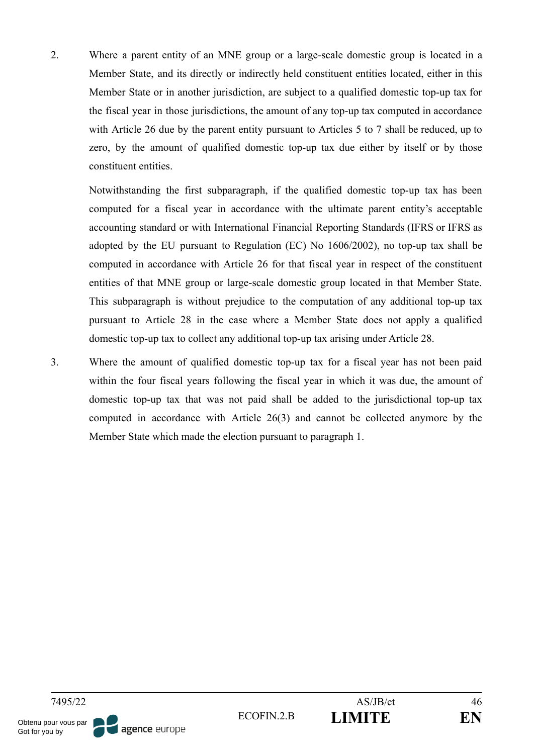2. Where a parent entity of an MNE group or a large-scale domestic group is located in a Member State, and its directly or indirectly held constituent entities located, either in this Member State or in another jurisdiction, are subject to a qualified domestic top-up tax for the fiscal year in those jurisdictions, the amount of any top-up tax computed in accordance with Article 26 due by the parent entity pursuant to Articles 5 to 7 shall be reduced, up to zero, by the amount of qualified domestic top-up tax due either by itself or by those constituent entities.

   Notwithstanding the first subparagraph, if the qualified domestic top-up tax has been computed for a fiscal year in accordance with the ultimate parent entity's acceptable accounting standard or with International Financial Reporting Standards (IFRS or IFRS as adopted by the EU pursuant to Regulation (EC) No 1606/2002), no top-up tax shall be computed in accordance with Article 26 for that fiscal year in respect of the constituent entities of that MNE group or large-scale domestic group located in that Member State. This subparagraph is without prejudice to the computation of any additional top-up tax pursuant to Article 28 in the case where a Member State does not apply a qualified domestic top-up tax to collect any additional top-up tax arising under Article 28.

3. Where the amount of qualified domestic top-up tax for a fiscal year has not been paid within the four fiscal years following the fiscal year in which it was due, the amount of domestic top-up tax that was not paid shall be added to the jurisdictional top-up tax computed in accordance with Article 26(3) and cannot be collected anymore by the Member State which made the election pursuant to paragraph 1.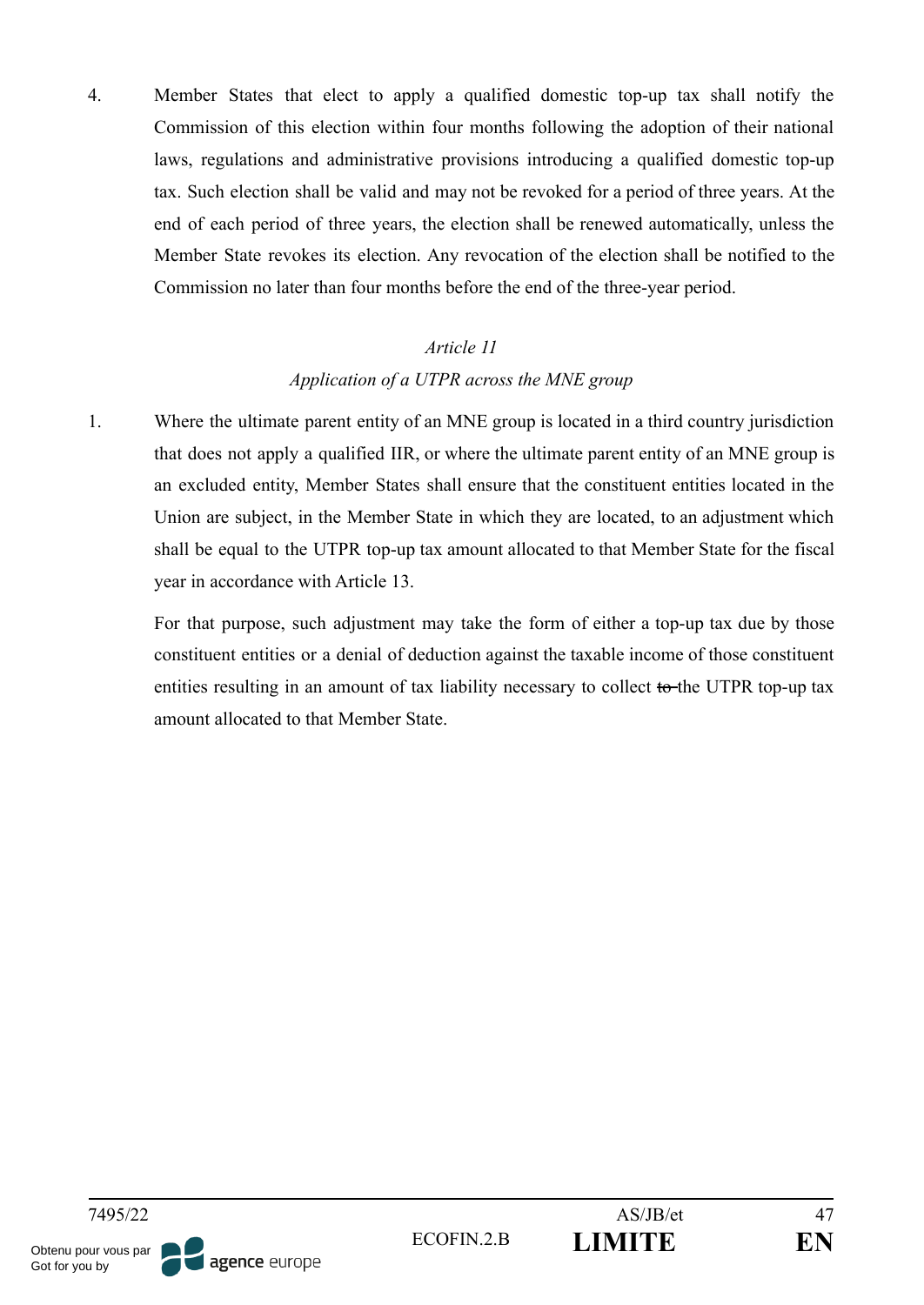4. Member States that elect to apply a qualified domestic top-up tax shall notify the Commission of this election within four months following the adoption of their national laws, regulations and administrative provisions introducing a qualified domestic top-up tax. Such election shall be valid and may not be revoked for a period of three years. At the end of each period of three years, the election shall be renewed automatically, unless the Member State revokes its election. Any revocation of the election shall be notified to the Commission no later than four months before the end of the three-year period.

*Article 11*

*Application of a UTPR across the MNE group*

1. Where the ultimate parent entity of an MNE group is located in a third country jurisdiction that does not apply a qualified IIR, or where the ultimate parent entity of an MNE group is an excluded entity, Member States shall ensure that the constituent entities located in the Union are subject, in the Member State in which they are located, to an adjustment which shall be equal to the UTPR top-up tax amount allocated to that Member State for the fiscal year in accordance with Article 13.

   For that purpose, such adjustment may take the form of either a top-up tax due by those constituent entities or a denial of deduction against the taxable income of those constituent entities resulting in an amount of tax liability necessary to collect ~~to~~ the UTPR top-up tax amount allocated to that Member State.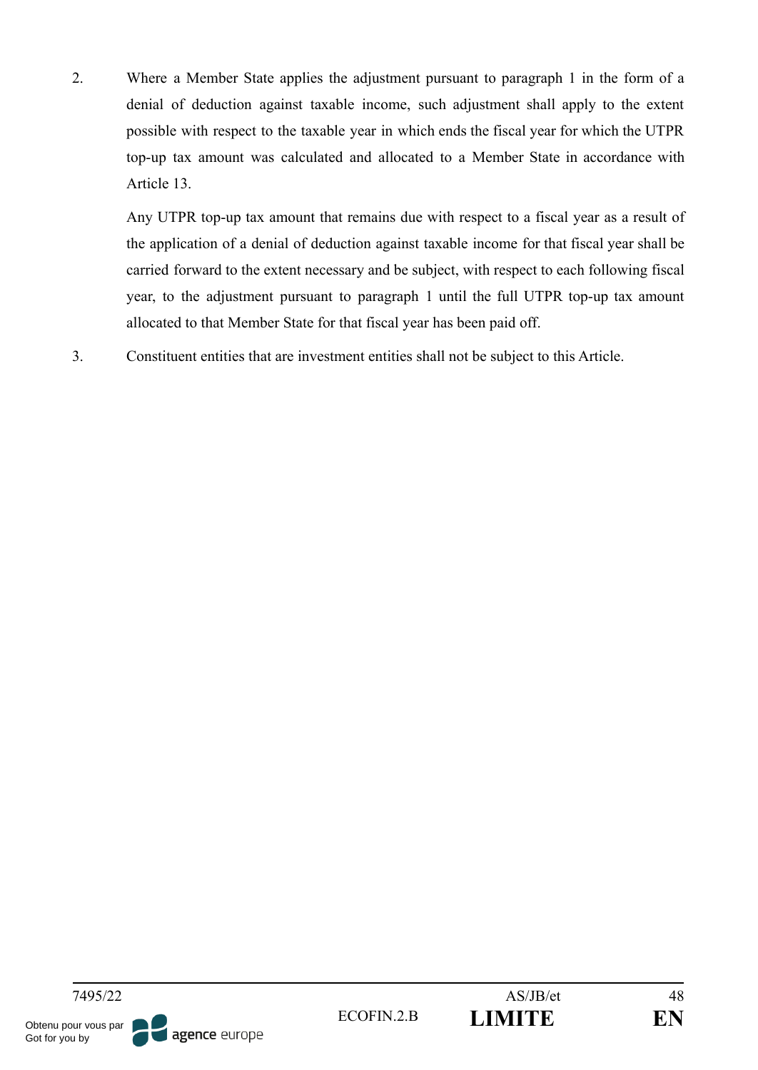2. Where a Member State applies the adjustment pursuant to paragraph 1 in the form of a denial of deduction against taxable income, such adjustment shall apply to the extent possible with respect to the taxable year in which ends the fiscal year for which the UTPR top-up tax amount was calculated and allocated to a Member State in accordance with Article 13.

   Any UTPR top-up tax amount that remains due with respect to a fiscal year as a result of the application of a denial of deduction against taxable income for that fiscal year shall be carried forward to the extent necessary and be subject, with respect to each following fiscal year, to the adjustment pursuant to paragraph 1 until the full UTPR top-up tax amount allocated to that Member State for that fiscal year has been paid off.

3. Constituent entities that are investment entities shall not be subject to this Article.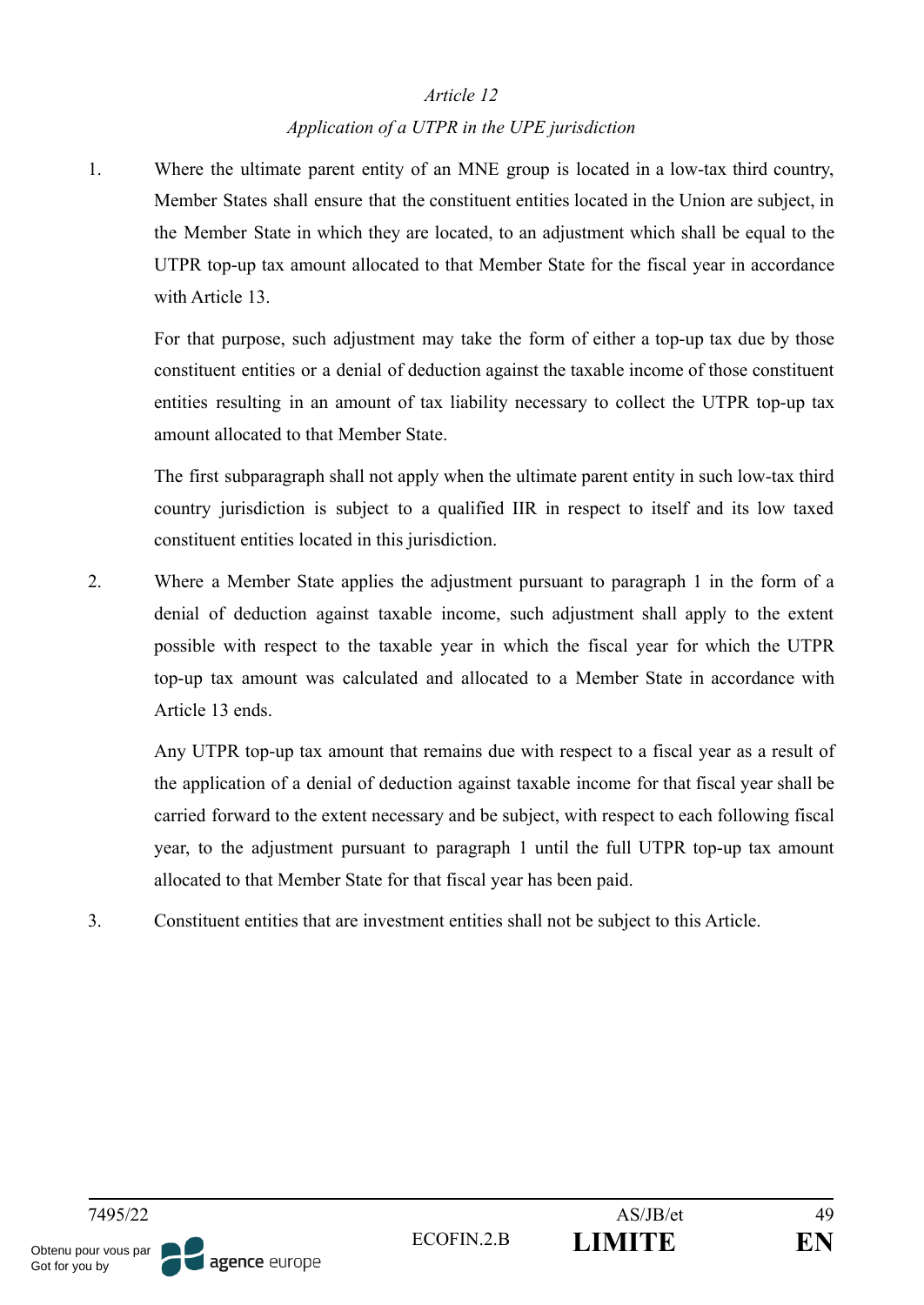*Article 12*

*Application of a UTPR in the UPE jurisdiction*

1. Where the ultimate parent entity of an MNE group is located in a low-tax third country, Member States shall ensure that the constituent entities located in the Union are subject, in the Member State in which they are located, to an adjustment which shall be equal to the UTPR top-up tax amount allocated to that Member State for the fiscal year in accordance with Article 13.

   For that purpose, such adjustment may take the form of either a top-up tax due by those constituent entities or a denial of deduction against the taxable income of those constituent entities resulting in an amount of tax liability necessary to collect the UTPR top-up tax amount allocated to that Member State.

   The first subparagraph shall not apply when the ultimate parent entity in such low-tax third country jurisdiction is subject to a qualified IIR in respect to itself and its low taxed constituent entities located in this jurisdiction.

2. Where a Member State applies the adjustment pursuant to paragraph 1 in the form of a denial of deduction against taxable income, such adjustment shall apply to the extent possible with respect to the taxable year in which the fiscal year for which the UTPR top-up tax amount was calculated and allocated to a Member State in accordance with Article 13 ends.

   Any UTPR top-up tax amount that remains due with respect to a fiscal year as a result of the application of a denial of deduction against taxable income for that fiscal year shall be carried forward to the extent necessary and be subject, with respect to each following fiscal year, to the adjustment pursuant to paragraph 1 until the full UTPR top-up tax amount allocated to that Member State for that fiscal year has been paid.

3. Constituent entities that are investment entities shall not be subject to this Article.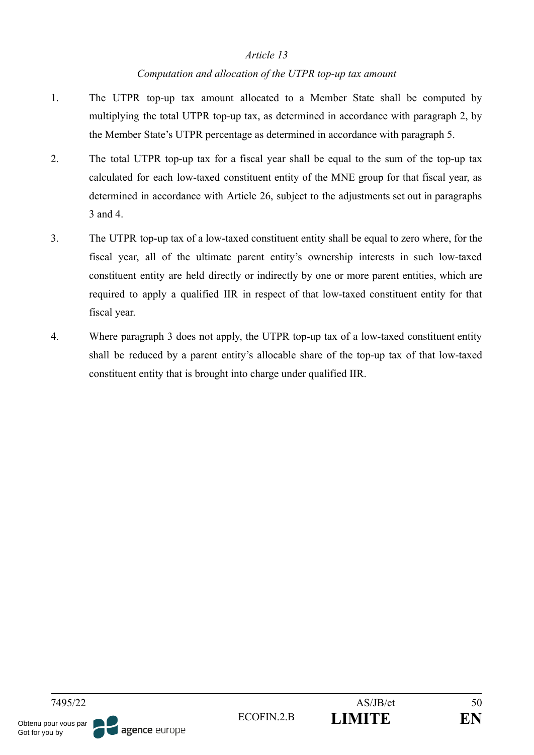*Article 13*

*Computation and allocation of the UTPR top-up tax amount*

1. The UTPR top-up tax amount allocated to a Member State shall be computed by multiplying the total UTPR top-up tax, as determined in accordance with paragraph 2, by the Member State's UTPR percentage as determined in accordance with paragraph 5.

2. The total UTPR top-up tax for a fiscal year shall be equal to the sum of the top-up tax calculated for each low-taxed constituent entity of the MNE group for that fiscal year, as determined in accordance with Article 26, subject to the adjustments set out in paragraphs 3 and 4.

3. The UTPR top-up tax of a low-taxed constituent entity shall be equal to zero where, for the fiscal year, all of the ultimate parent entity's ownership interests in such low-taxed constituent entity are held directly or indirectly by one or more parent entities, which are required to apply a qualified IIR in respect of that low-taxed constituent entity for that fiscal year.

4. Where paragraph 3 does not apply, the UTPR top-up tax of a low-taxed constituent entity shall be reduced by a parent entity's allocable share of the top-up tax of that low-taxed constituent entity that is brought into charge under qualified IIR.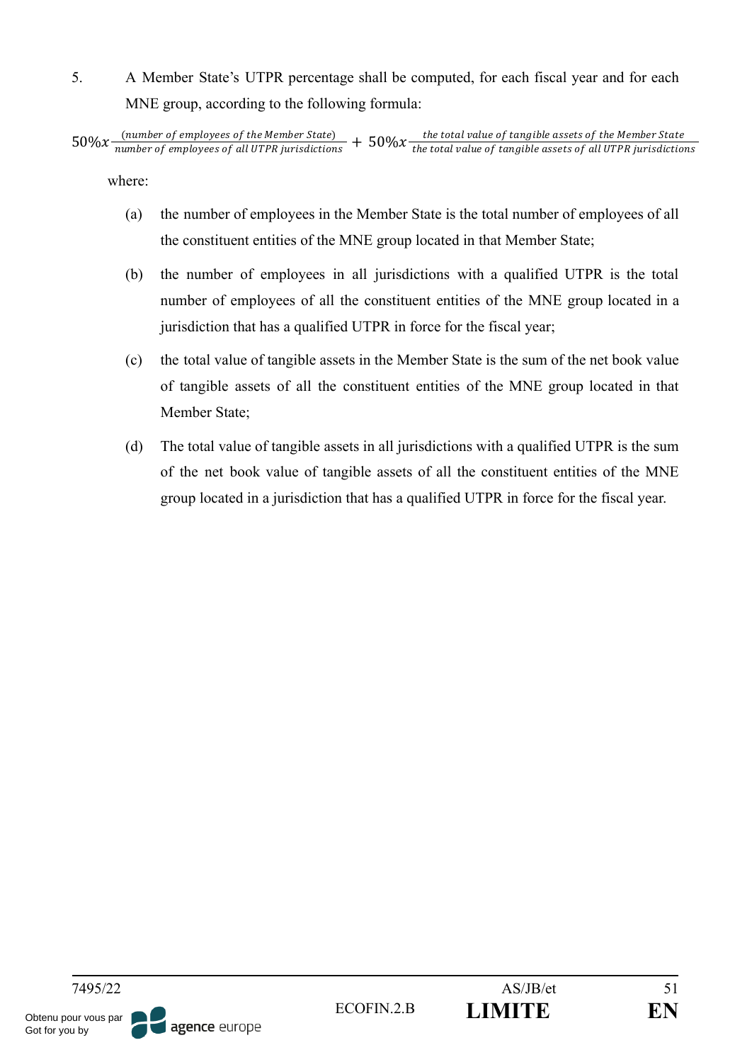5. A Member State's UTPR percentage shall be computed, for each fiscal year and for each MNE group, according to the following formula:

$$50\% x \frac{(\textit{number of employees of the Member State})}{\textit{number of employees of all UTPR jurisdictions}} + 50\% x \frac{\textit{the total value of tangible assets of the Member State}}{\textit{the total value of tangible assets of all UTPR jurisdictions}}$$

where:

(a) the number of employees in the Member State is the total number of employees of all the constituent entities of the MNE group located in that Member State;

(b) the number of employees in all jurisdictions with a qualified UTPR is the total number of employees of all the constituent entities of the MNE group located in a jurisdiction that has a qualified UTPR in force for the fiscal year;

(c) the total value of tangible assets in the Member State is the sum of the net book value of tangible assets of all the constituent entities of the MNE group located in that Member State;

(d) The total value of tangible assets in all jurisdictions with a qualified UTPR is the sum of the net book value of tangible assets of all the constituent entities of the MNE group located in a jurisdiction that has a qualified UTPR in force for the fiscal year.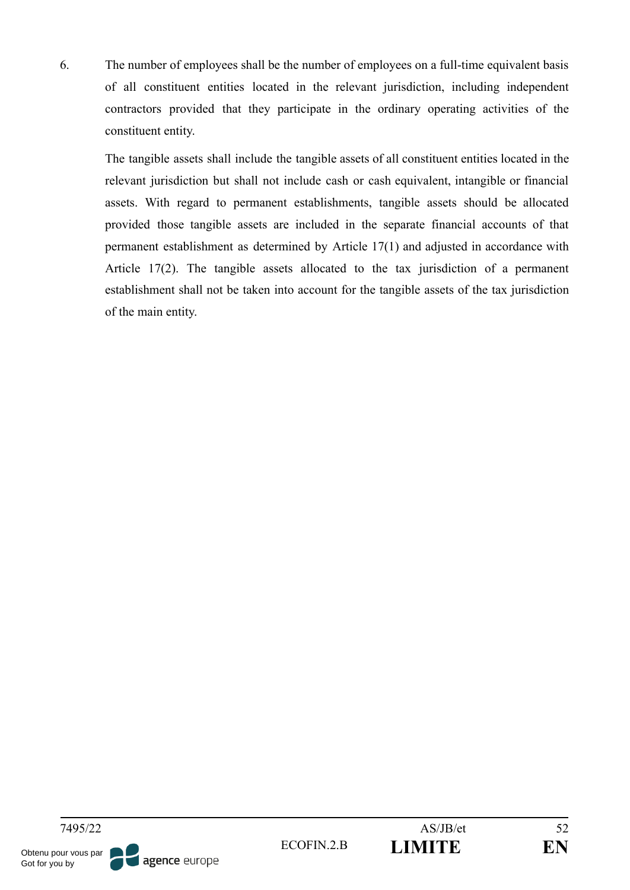6. The number of employees shall be the number of employees on a full-time equivalent basis of all constituent entities located in the relevant jurisdiction, including independent contractors provided that they participate in the ordinary operating activities of the constituent entity.

   The tangible assets shall include the tangible assets of all constituent entities located in the relevant jurisdiction but shall not include cash or cash equivalent, intangible or financial assets. With regard to permanent establishments, tangible assets should be allocated provided those tangible assets are included in the separate financial accounts of that permanent establishment as determined by Article 17(1) and adjusted in accordance with Article 17(2). The tangible assets allocated to the tax jurisdiction of a permanent establishment shall not be taken into account for the tangible assets of the tax jurisdiction of the main entity.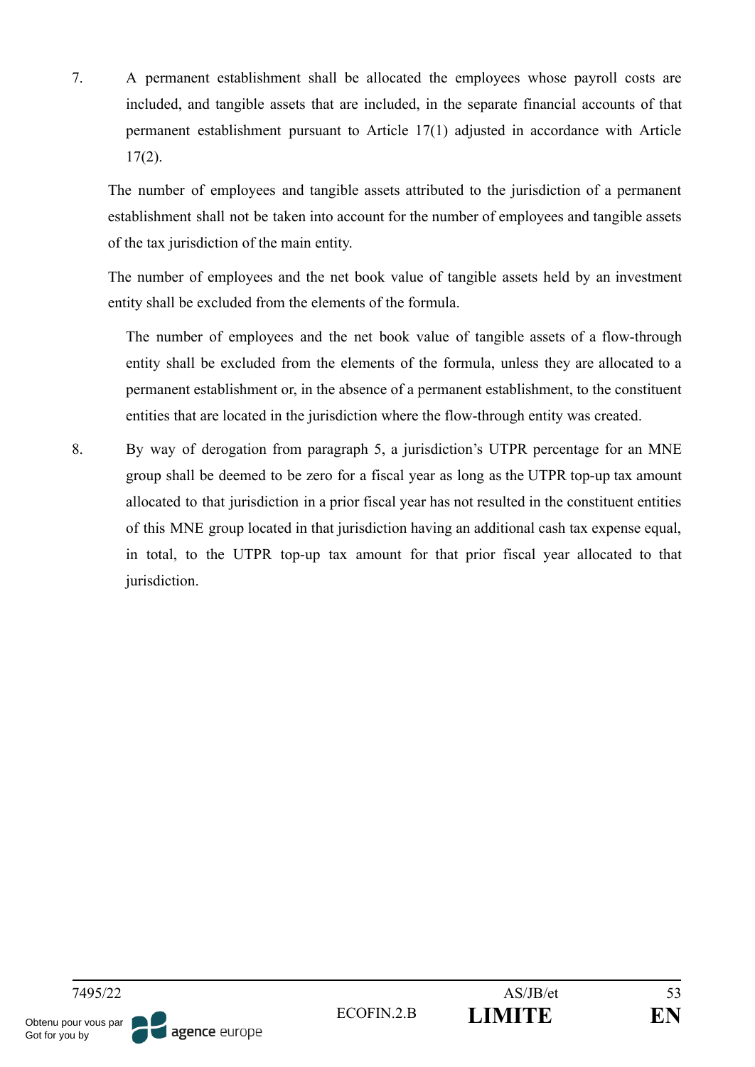7. A permanent establishment shall be allocated the employees whose payroll costs are included, and tangible assets that are included, in the separate financial accounts of that permanent establishment pursuant to Article 17(1) adjusted in accordance with Article 17(2).

The number of employees and tangible assets attributed to the jurisdiction of a permanent establishment shall not be taken into account for the number of employees and tangible assets of the tax jurisdiction of the main entity.

The number of employees and the net book value of tangible assets held by an investment entity shall be excluded from the elements of the formula.

The number of employees and the net book value of tangible assets of a flow-through entity shall be excluded from the elements of the formula, unless they are allocated to a permanent establishment or, in the absence of a permanent establishment, to the constituent entities that are located in the jurisdiction where the flow-through entity was created.

8. By way of derogation from paragraph 5, a jurisdiction's UTPR percentage for an MNE group shall be deemed to be zero for a fiscal year as long as the UTPR top-up tax amount allocated to that jurisdiction in a prior fiscal year has not resulted in the constituent entities of this MNE group located in that jurisdiction having an additional cash tax expense equal, in total, to the UTPR top-up tax amount for that prior fiscal year allocated to that jurisdiction.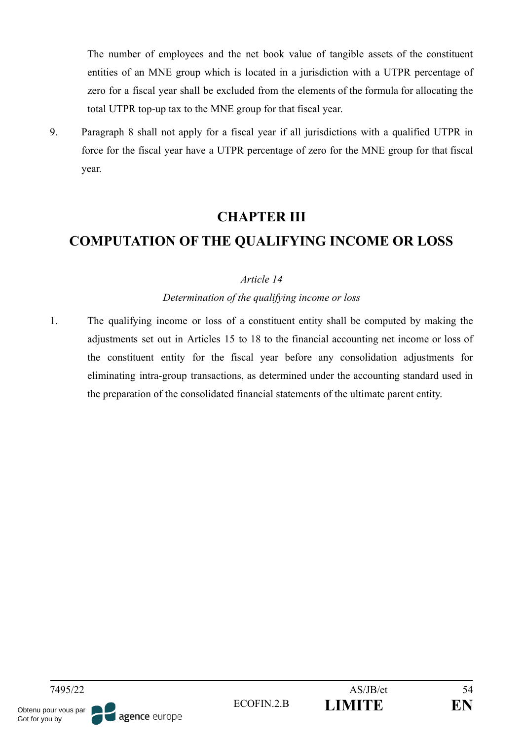The number of employees and the net book value of tangible assets of the constituent entities of an MNE group which is located in a jurisdiction with a UTPR percentage of zero for a fiscal year shall be excluded from the elements of the formula for allocating the total UTPR top-up tax to the MNE group for that fiscal year.

9. Paragraph 8 shall not apply for a fiscal year if all jurisdictions with a qualified UTPR in force for the fiscal year have a UTPR percentage of zero for the MNE group for that fiscal year.

## CHAPTER III

## COMPUTATION OF THE QUALIFYING INCOME OR LOSS

*Article 14*

*Determination of the qualifying income or loss*

1. The qualifying income or loss of a constituent entity shall be computed by making the adjustments set out in Articles 15 to 18 to the financial accounting net income or loss of the constituent entity for the fiscal year before any consolidation adjustments for eliminating intra-group transactions, as determined under the accounting standard used in the preparation of the consolidated financial statements of the ultimate parent entity.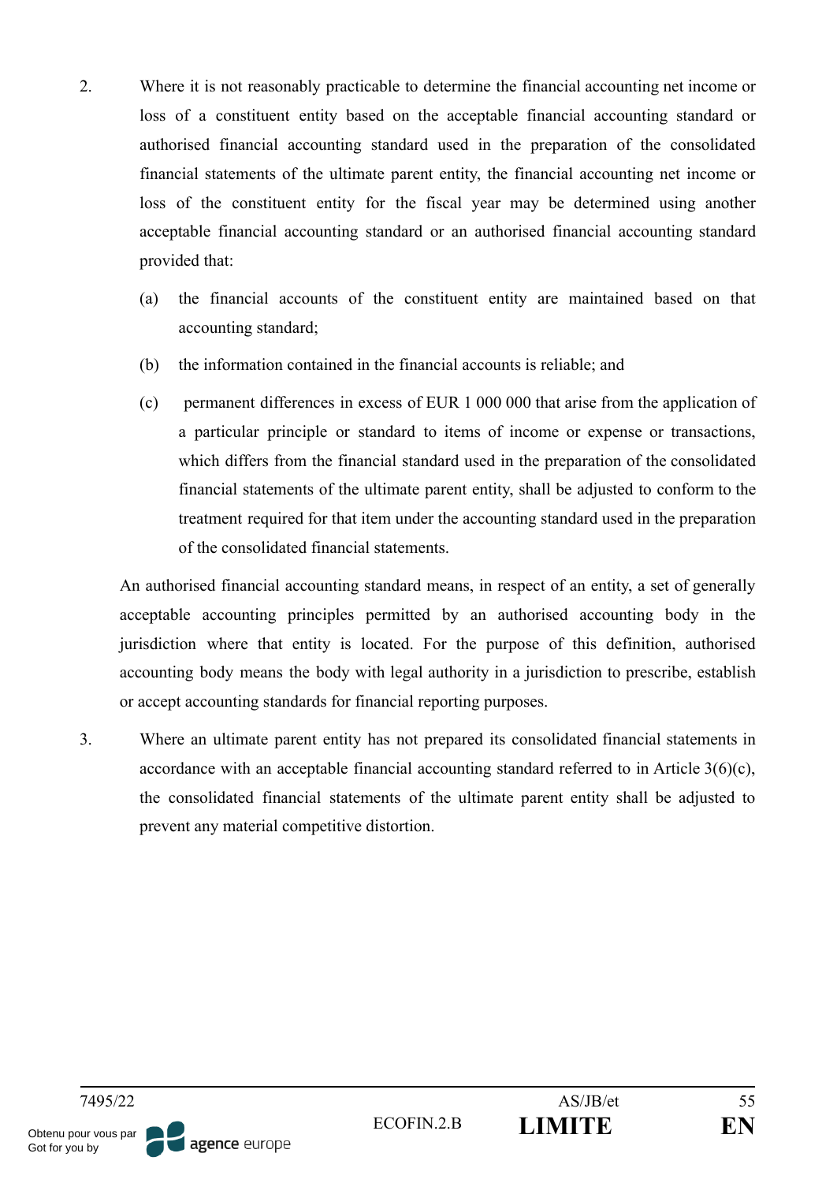2. Where it is not reasonably practicable to determine the financial accounting net income or loss of a constituent entity based on the acceptable financial accounting standard or authorised financial accounting standard used in the preparation of the consolidated financial statements of the ultimate parent entity, the financial accounting net income or loss of the constituent entity for the fiscal year may be determined using another acceptable financial accounting standard or an authorised financial accounting standard provided that:

   (a) the financial accounts of the constituent entity are maintained based on that accounting standard;

   (b) the information contained in the financial accounts is reliable; and

   (c) permanent differences in excess of EUR 1 000 000 that arise from the application of a particular principle or standard to items of income or expense or transactions, which differs from the financial standard used in the preparation of the consolidated financial statements of the ultimate parent entity, shall be adjusted to conform to the treatment required for that item under the accounting standard used in the preparation of the consolidated financial statements.

   An authorised financial accounting standard means, in respect of an entity, a set of generally acceptable accounting principles permitted by an authorised accounting body in the jurisdiction where that entity is located. For the purpose of this definition, authorised accounting body means the body with legal authority in a jurisdiction to prescribe, establish or accept accounting standards for financial reporting purposes.

3. Where an ultimate parent entity has not prepared its consolidated financial statements in accordance with an acceptable financial accounting standard referred to in Article 3(6)(c), the consolidated financial statements of the ultimate parent entity shall be adjusted to prevent any material competitive distortion.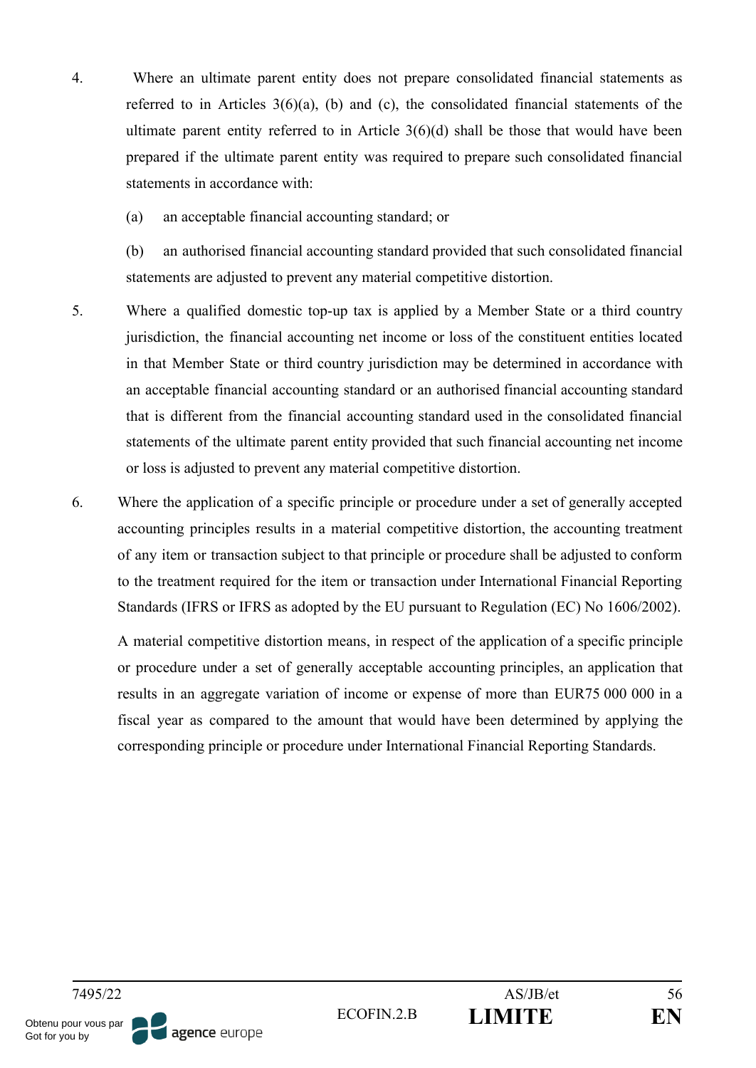4. Where an ultimate parent entity does not prepare consolidated financial statements as referred to in Articles 3(6)(a), (b) and (c), the consolidated financial statements of the ultimate parent entity referred to in Article 3(6)(d) shall be those that would have been prepared if the ultimate parent entity was required to prepare such consolidated financial statements in accordance with:

   (a) an acceptable financial accounting standard; or

   (b) an authorised financial accounting standard provided that such consolidated financial statements are adjusted to prevent any material competitive distortion.

5. Where a qualified domestic top-up tax is applied by a Member State or a third country jurisdiction, the financial accounting net income or loss of the constituent entities located in that Member State or third country jurisdiction may be determined in accordance with an acceptable financial accounting standard or an authorised financial accounting standard that is different from the financial accounting standard used in the consolidated financial statements of the ultimate parent entity provided that such financial accounting net income or loss is adjusted to prevent any material competitive distortion.

6. Where the application of a specific principle or procedure under a set of generally accepted accounting principles results in a material competitive distortion, the accounting treatment of any item or transaction subject to that principle or procedure shall be adjusted to conform to the treatment required for the item or transaction under International Financial Reporting Standards (IFRS or IFRS as adopted by the EU pursuant to Regulation (EC) No 1606/2002).

   A material competitive distortion means, in respect of the application of a specific principle or procedure under a set of generally acceptable accounting principles, an application that results in an aggregate variation of income or expense of more than EUR75 000 000 in a fiscal year as compared to the amount that would have been determined by applying the corresponding principle or procedure under International Financial Reporting Standards.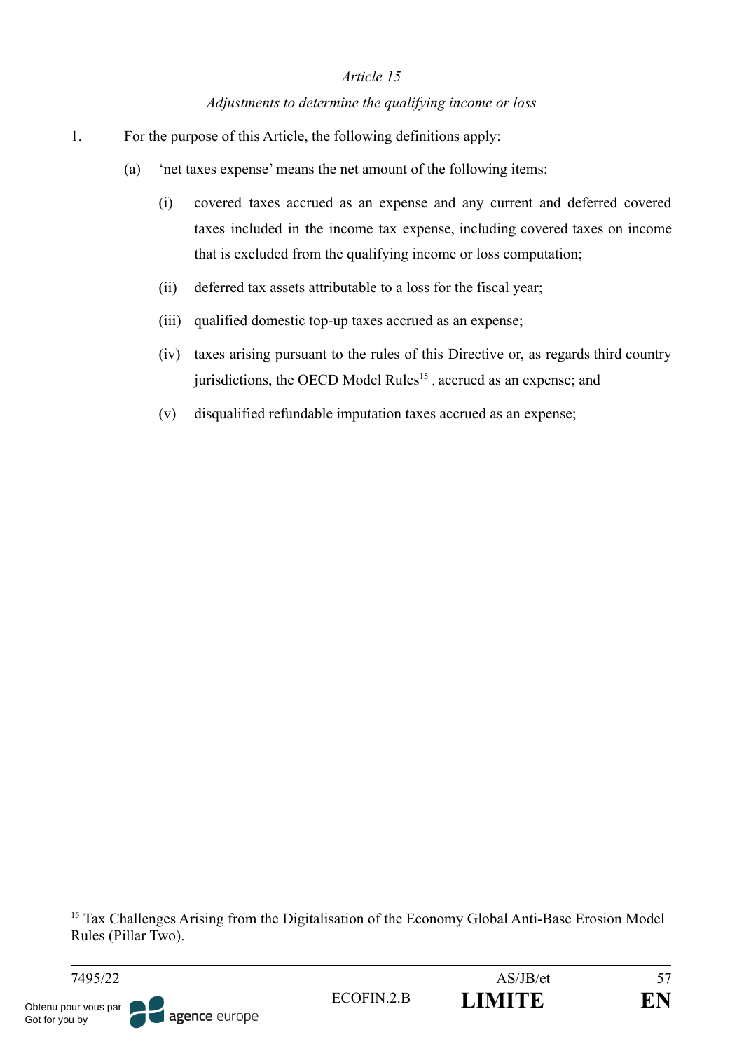*Article 15*

*Adjustments to determine the qualifying income or loss*

1. For the purpose of this Article, the following definitions apply:

   (a) 'net taxes expense' means the net amount of the following items:

      (i) covered taxes accrued as an expense and any current and deferred covered taxes included in the income tax expense, including covered taxes on income that is excluded from the qualifying income or loss computation;

      (ii) deferred tax assets attributable to a loss for the fiscal year;

      (iii) qualified domestic top-up taxes accrued as an expense;

      (iv) taxes arising pursuant to the rules of this Directive or, as regards third country jurisdictions, the OECD Model Rules[15] , accrued as an expense; and

      (v) disqualified refundable imputation taxes accrued as an expense;

---

[15] Tax Challenges Arising from the Digitalisation of the Economy Global Anti-Base Erosion Model Rules (Pillar Two).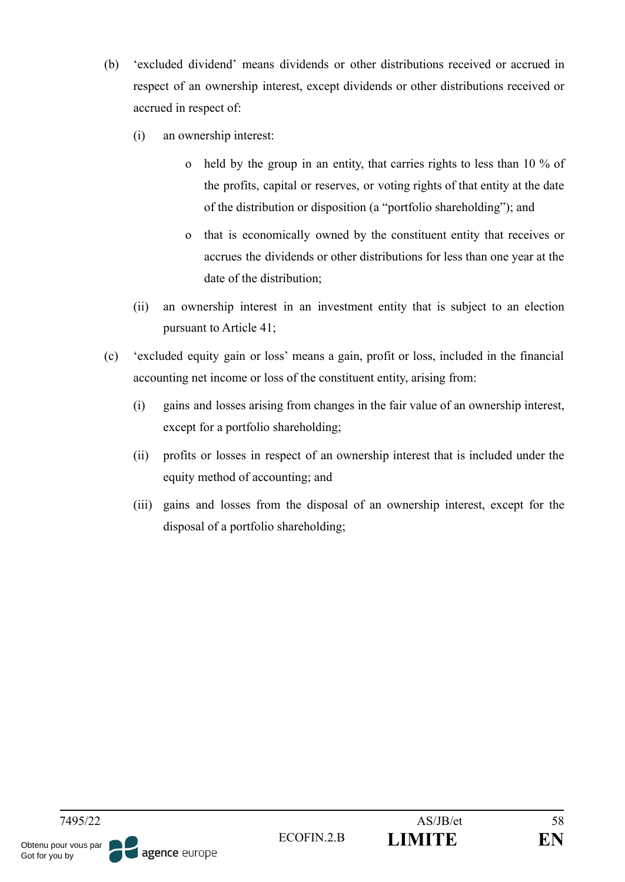(b) ‘excluded dividend’ means dividends or other distributions received or accrued in respect of an ownership interest, except dividends or other distributions received or accrued in respect of:

   (i) an ownership interest:

      - held by the group in an entity, that carries rights to less than 10 % of the profits, capital or reserves, or voting rights of that entity at the date of the distribution or disposition (a “portfolio shareholding”); and

      - that is economically owned by the constituent entity that receives or accrues the dividends or other distributions for less than one year at the date of the distribution;

   (ii) an ownership interest in an investment entity that is subject to an election pursuant to Article 41;

(c) ‘excluded equity gain or loss’ means a gain, profit or loss, included in the financial accounting net income or loss of the constituent entity, arising from:

   (i) gains and losses arising from changes in the fair value of an ownership interest, except for a portfolio shareholding;

   (ii) profits or losses in respect of an ownership interest that is included under the equity method of accounting; and

   (iii) gains and losses from the disposal of an ownership interest, except for the disposal of a portfolio shareholding;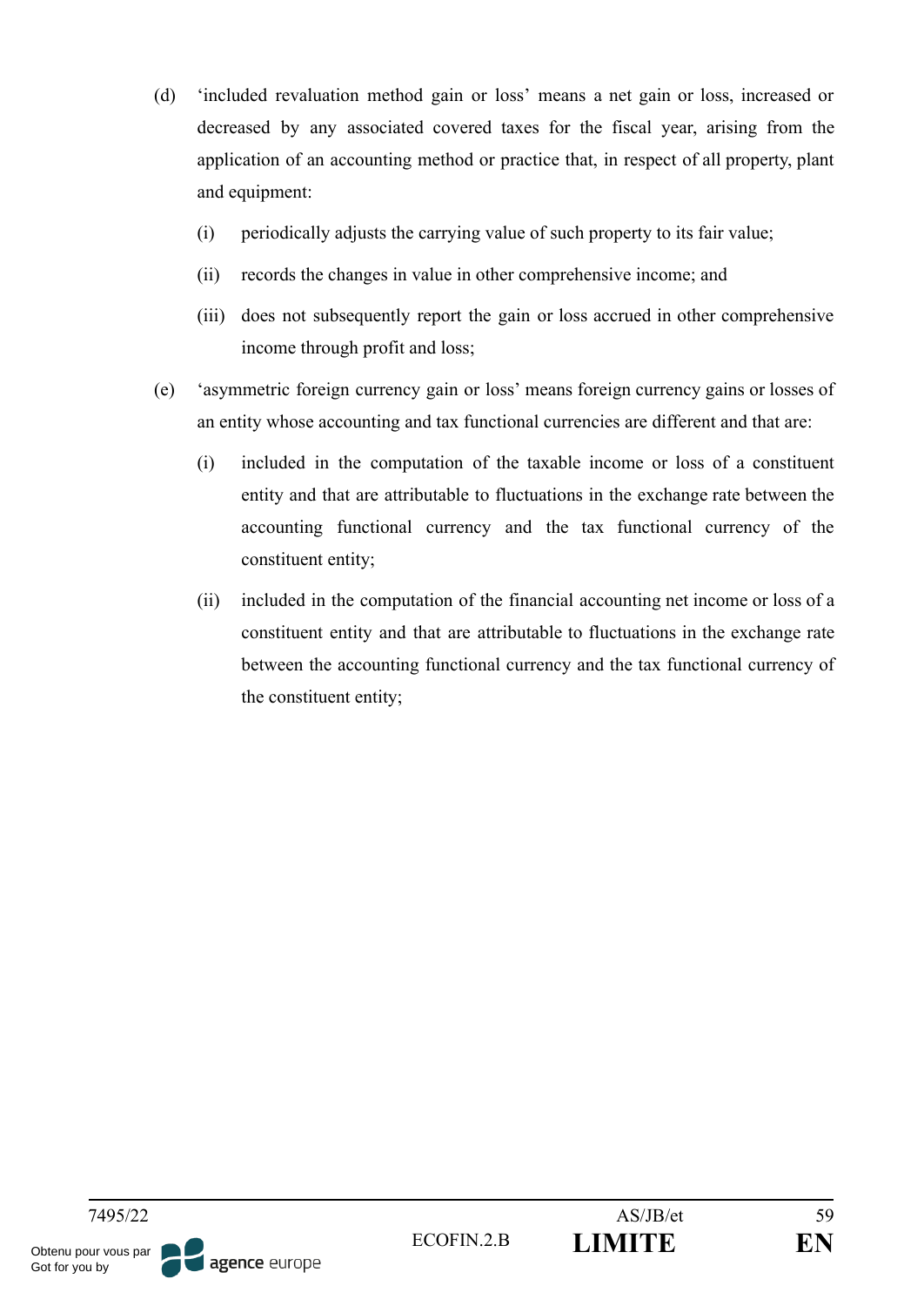(d) ‘included revaluation method gain or loss’ means a net gain or loss, increased or decreased by any associated covered taxes for the fiscal year, arising from the application of an accounting method or practice that, in respect of all property, plant and equipment:

   (i) periodically adjusts the carrying value of such property to its fair value;

   (ii) records the changes in value in other comprehensive income; and

   (iii) does not subsequently report the gain or loss accrued in other comprehensive income through profit and loss;

(e) ‘asymmetric foreign currency gain or loss’ means foreign currency gains or losses of an entity whose accounting and tax functional currencies are different and that are:

   (i) included in the computation of the taxable income or loss of a constituent entity and that are attributable to fluctuations in the exchange rate between the accounting functional currency and the tax functional currency of the constituent entity;

   (ii) included in the computation of the financial accounting net income or loss of a constituent entity and that are attributable to fluctuations in the exchange rate between the accounting functional currency and the tax functional currency of the constituent entity;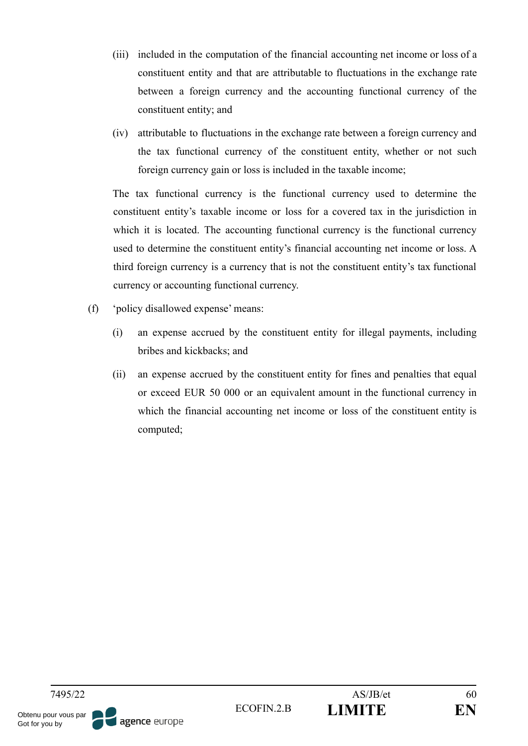(iii) included in the computation of the financial accounting net income or loss of a constituent entity and that are attributable to fluctuations in the exchange rate between a foreign currency and the accounting functional currency of the constituent entity; and

(iv) attributable to fluctuations in the exchange rate between a foreign currency and the tax functional currency of the constituent entity, whether or not such foreign currency gain or loss is included in the taxable income;

The tax functional currency is the functional currency used to determine the constituent entity's taxable income or loss for a covered tax in the jurisdiction in which it is located. The accounting functional currency is the functional currency used to determine the constituent entity's financial accounting net income or loss. A third foreign currency is a currency that is not the constituent entity's tax functional currency or accounting functional currency.

(f) 'policy disallowed expense' means:

(i) an expense accrued by the constituent entity for illegal payments, including bribes and kickbacks; and

(ii) an expense accrued by the constituent entity for fines and penalties that equal or exceed EUR 50 000 or an equivalent amount in the functional currency in which the financial accounting net income or loss of the constituent entity is computed;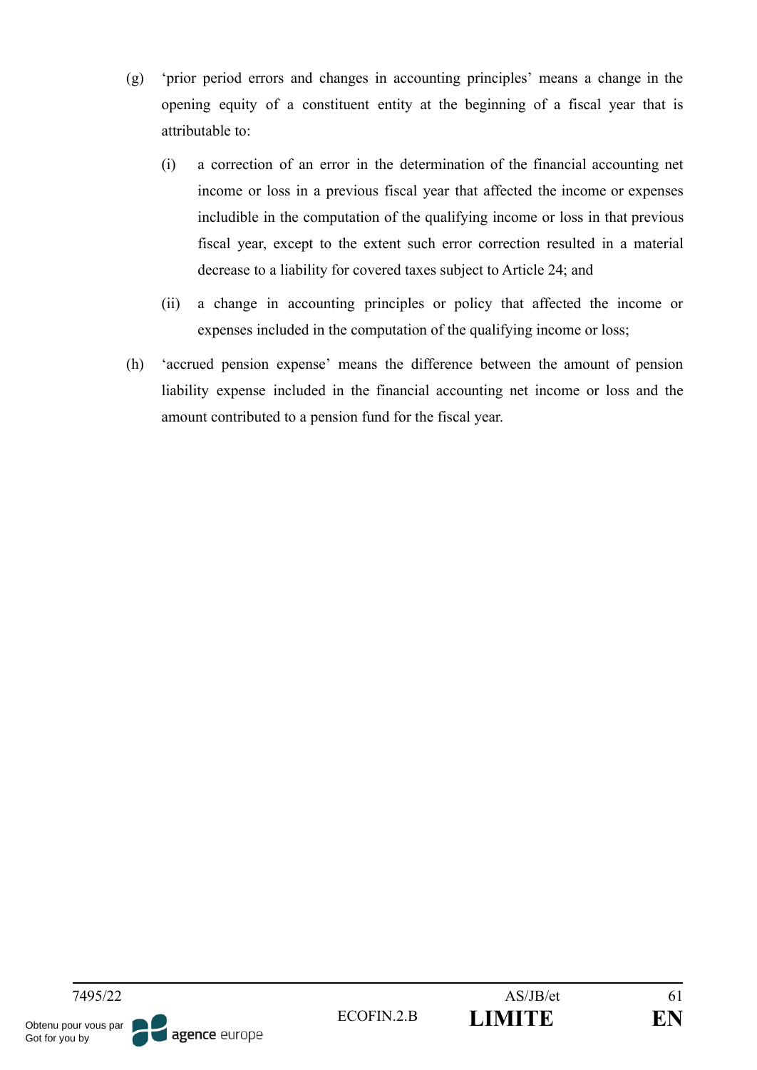(g) 'prior period errors and changes in accounting principles' means a change in the opening equity of a constituent entity at the beginning of a fiscal year that is attributable to:

  (i) a correction of an error in the determination of the financial accounting net income or loss in a previous fiscal year that affected the income or expenses includible in the computation of the qualifying income or loss in that previous fiscal year, except to the extent such error correction resulted in a material decrease to a liability for covered taxes subject to Article 24; and

  (ii) a change in accounting principles or policy that affected the income or expenses included in the computation of the qualifying income or loss;

(h) 'accrued pension expense' means the difference between the amount of pension liability expense included in the financial accounting net income or loss and the amount contributed to a pension fund for the fiscal year.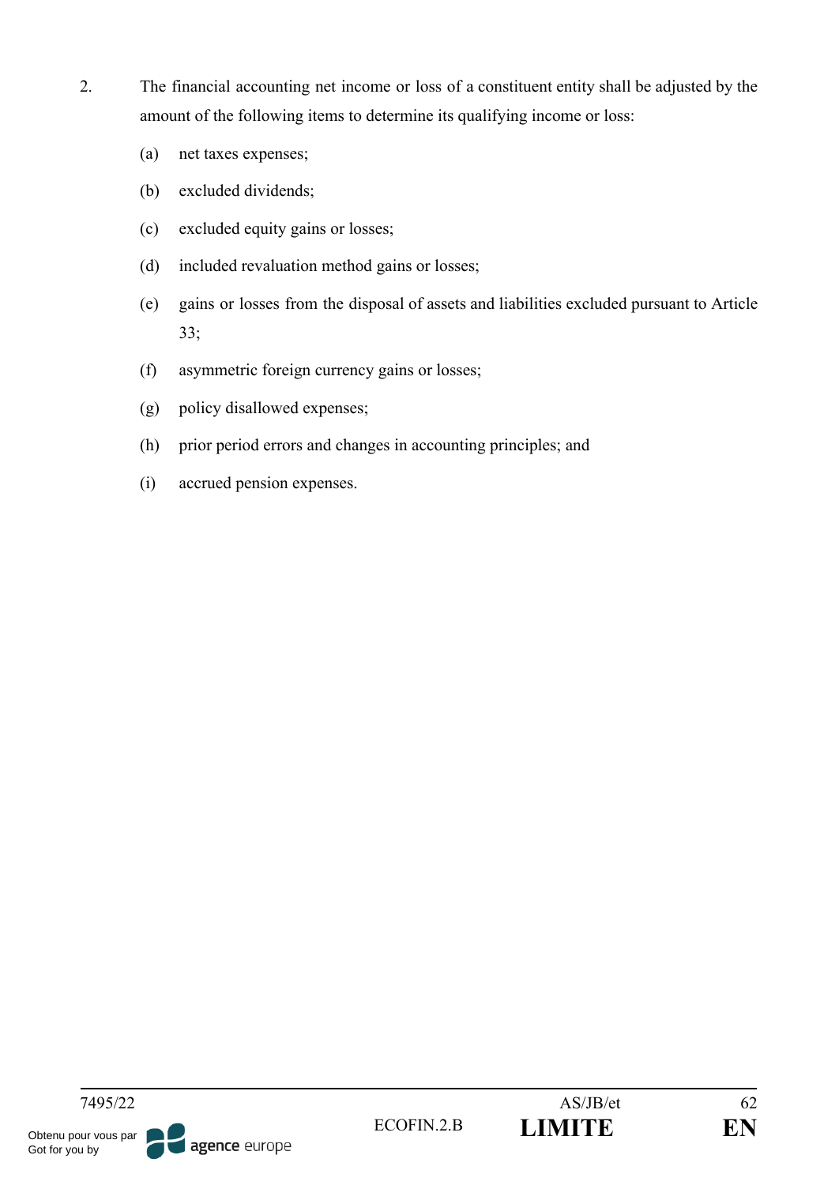2. The financial accounting net income or loss of a constituent entity shall be adjusted by the amount of the following items to determine its qualifying income or loss:

   (a) net taxes expenses;

   (b) excluded dividends;

   (c) excluded equity gains or losses;

   (d) included revaluation method gains or losses;

   (e) gains or losses from the disposal of assets and liabilities excluded pursuant to Article 33;

   (f) asymmetric foreign currency gains or losses;

   (g) policy disallowed expenses;

   (h) prior period errors and changes in accounting principles; and

   (i) accrued pension expenses.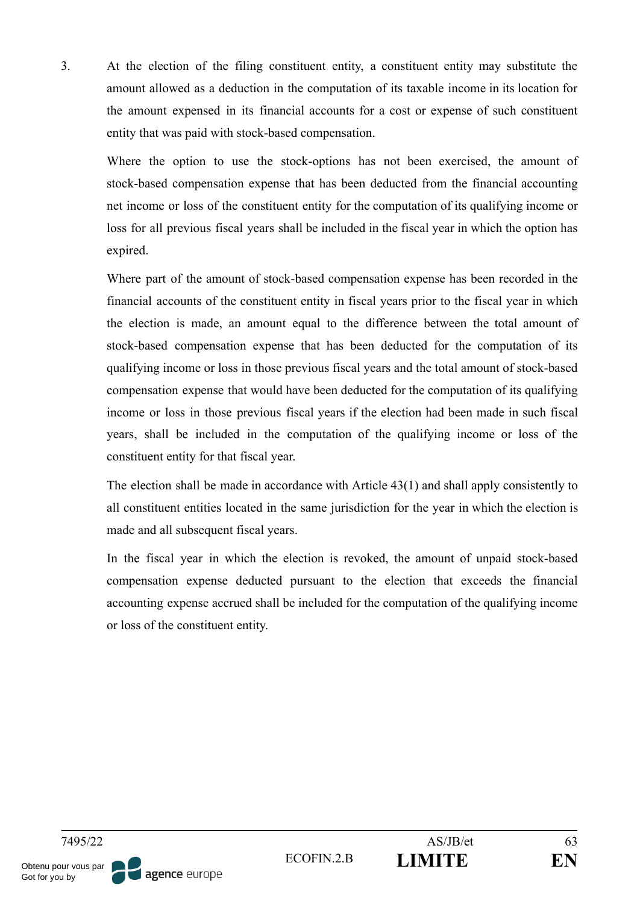3. At the election of the filing constituent entity, a constituent entity may substitute the amount allowed as a deduction in the computation of its taxable income in its location for the amount expensed in its financial accounts for a cost or expense of such constituent entity that was paid with stock-based compensation.

   Where the option to use the stock-options has not been exercised, the amount of stock-based compensation expense that has been deducted from the financial accounting net income or loss of the constituent entity for the computation of its qualifying income or loss for all previous fiscal years shall be included in the fiscal year in which the option has expired.

   Where part of the amount of stock-based compensation expense has been recorded in the financial accounts of the constituent entity in fiscal years prior to the fiscal year in which the election is made, an amount equal to the difference between the total amount of stock-based compensation expense that has been deducted for the computation of its qualifying income or loss in those previous fiscal years and the total amount of stock-based compensation expense that would have been deducted for the computation of its qualifying income or loss in those previous fiscal years if the election had been made in such fiscal years, shall be included in the computation of the qualifying income or loss of the constituent entity for that fiscal year.

   The election shall be made in accordance with Article 43(1) and shall apply consistently to all constituent entities located in the same jurisdiction for the year in which the election is made and all subsequent fiscal years.

   In the fiscal year in which the election is revoked, the amount of unpaid stock-based compensation expense deducted pursuant to the election that exceeds the financial accounting expense accrued shall be included for the computation of the qualifying income or loss of the constituent entity.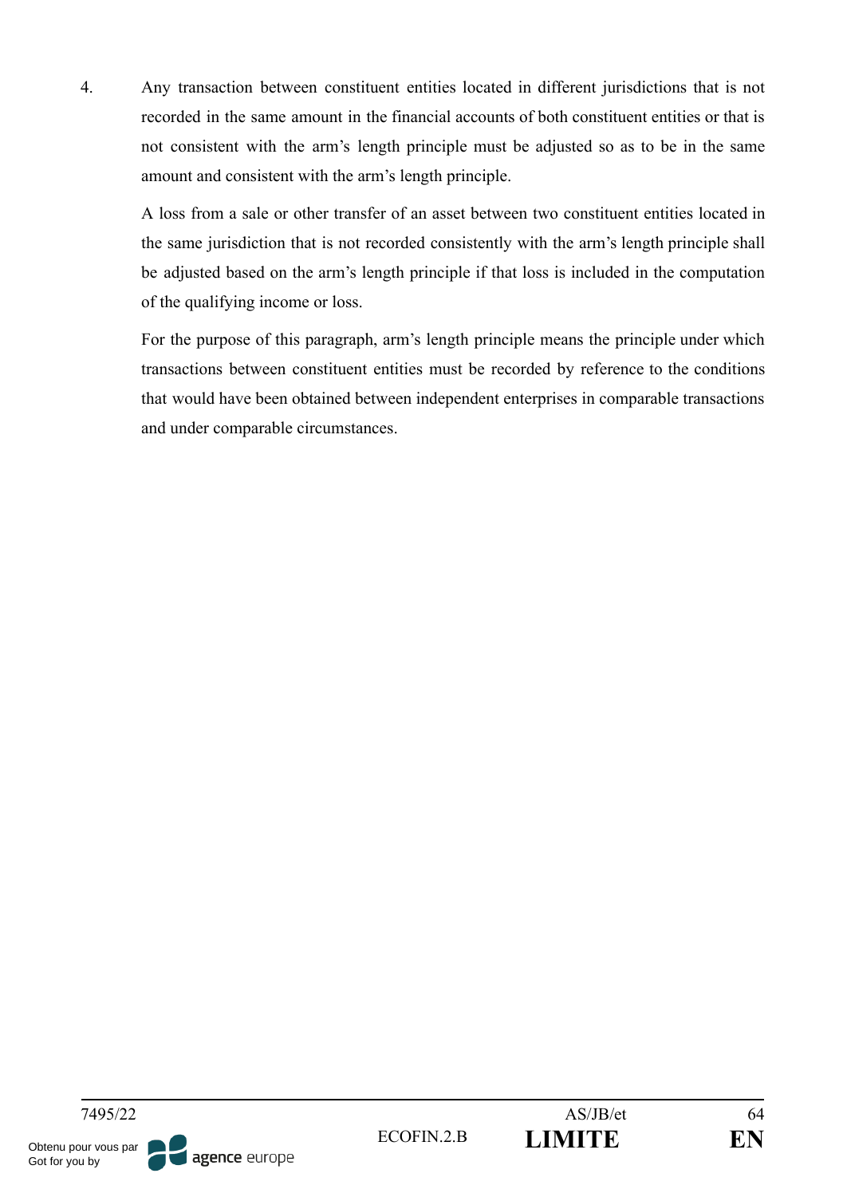4. Any transaction between constituent entities located in different jurisdictions that is not recorded in the same amount in the financial accounts of both constituent entities or that is not consistent with the arm's length principle must be adjusted so as to be in the same amount and consistent with the arm's length principle.

   A loss from a sale or other transfer of an asset between two constituent entities located in the same jurisdiction that is not recorded consistently with the arm's length principle shall be adjusted based on the arm's length principle if that loss is included in the computation of the qualifying income or loss.

   For the purpose of this paragraph, arm's length principle means the principle under which transactions between constituent entities must be recorded by reference to the conditions that would have been obtained between independent enterprises in comparable transactions and under comparable circumstances.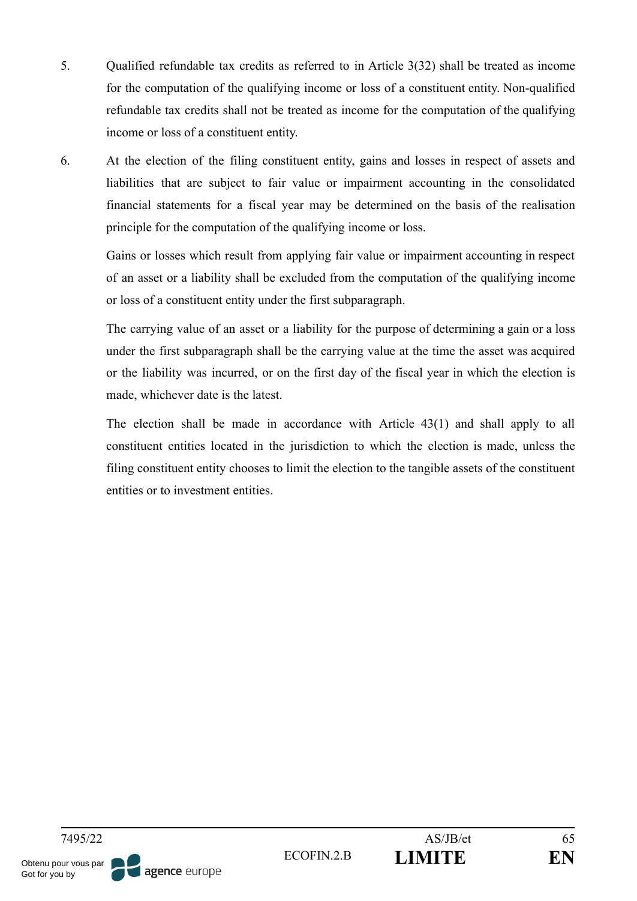5. Qualified refundable tax credits as referred to in Article 3(32) shall be treated as income for the computation of the qualifying income or loss of a constituent entity. Non-qualified refundable tax credits shall not be treated as income for the computation of the qualifying income or loss of a constituent entity.

6. At the election of the filing constituent entity, gains and losses in respect of assets and liabilities that are subject to fair value or impairment accounting in the consolidated financial statements for a fiscal year may be determined on the basis of the realisation principle for the computation of the qualifying income or loss.

   Gains or losses which result from applying fair value or impairment accounting in respect of an asset or a liability shall be excluded from the computation of the qualifying income or loss of a constituent entity under the first subparagraph.

   The carrying value of an asset or a liability for the purpose of determining a gain or a loss under the first subparagraph shall be the carrying value at the time the asset was acquired or the liability was incurred, or on the first day of the fiscal year in which the election is made, whichever date is the latest.

   The election shall be made in accordance with Article 43(1) and shall apply to all constituent entities located in the jurisdiction to which the election is made, unless the filing constituent entity chooses to limit the election to the tangible assets of the constituent entities or to investment entities.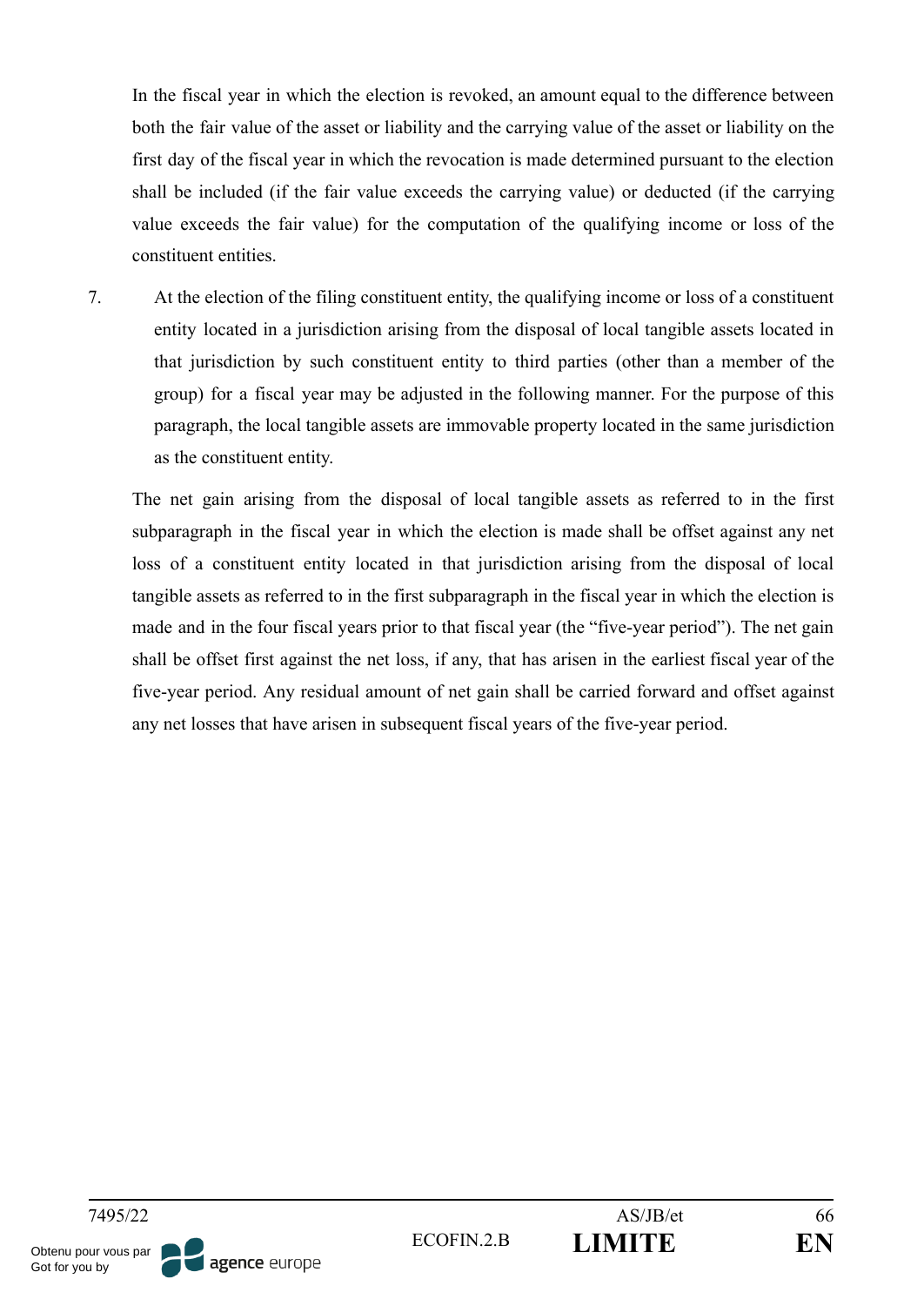In the fiscal year in which the election is revoked, an amount equal to the difference between both the fair value of the asset or liability and the carrying value of the asset or liability on the first day of the fiscal year in which the revocation is made determined pursuant to the election shall be included (if the fair value exceeds the carrying value) or deducted (if the carrying value exceeds the fair value) for the computation of the qualifying income or loss of the constituent entities.

7. At the election of the filing constituent entity, the qualifying income or loss of a constituent entity located in a jurisdiction arising from the disposal of local tangible assets located in that jurisdiction by such constituent entity to third parties (other than a member of the group) for a fiscal year may be adjusted in the following manner. For the purpose of this paragraph, the local tangible assets are immovable property located in the same jurisdiction as the constituent entity.

The net gain arising from the disposal of local tangible assets as referred to in the first subparagraph in the fiscal year in which the election is made shall be offset against any net loss of a constituent entity located in that jurisdiction arising from the disposal of local tangible assets as referred to in the first subparagraph in the fiscal year in which the election is made and in the four fiscal years prior to that fiscal year (the "five-year period"). The net gain shall be offset first against the net loss, if any, that has arisen in the earliest fiscal year of the five-year period. Any residual amount of net gain shall be carried forward and offset against any net losses that have arisen in subsequent fiscal years of the five-year period.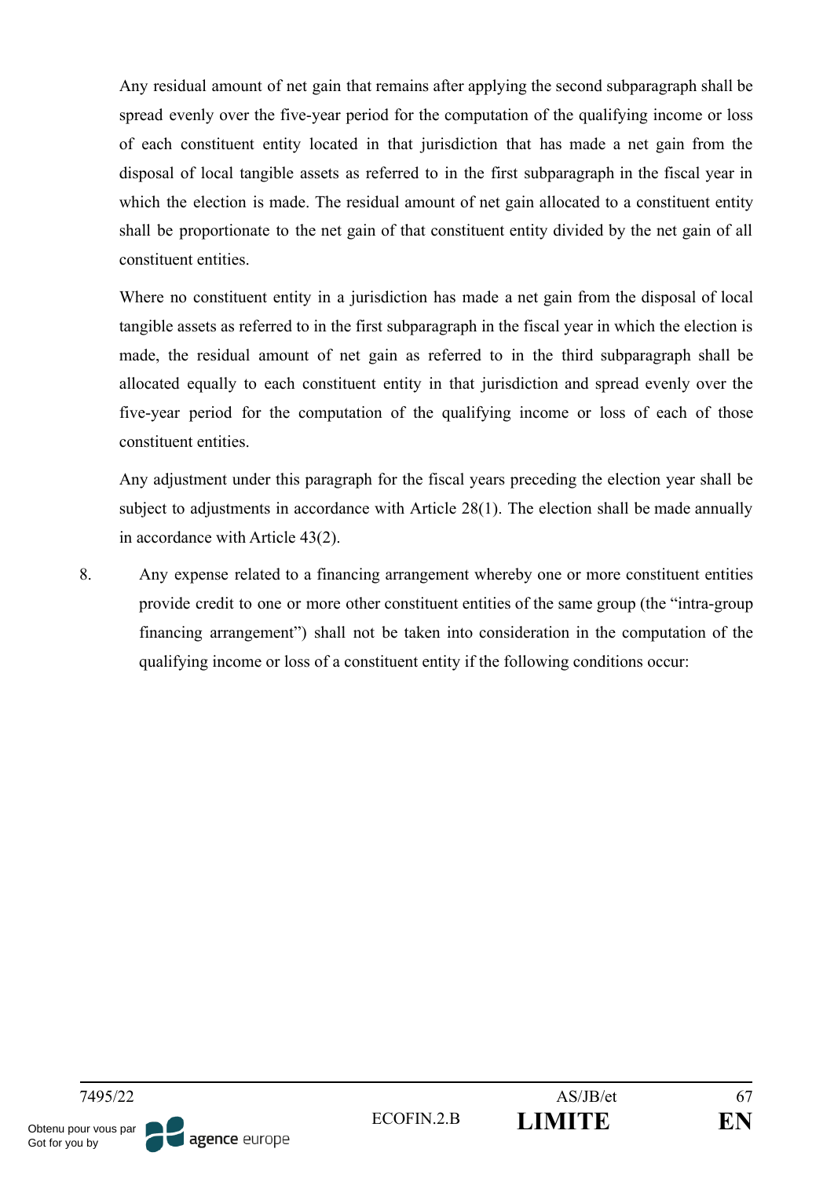Any residual amount of net gain that remains after applying the second subparagraph shall be spread evenly over the five-year period for the computation of the qualifying income or loss of each constituent entity located in that jurisdiction that has made a net gain from the disposal of local tangible assets as referred to in the first subparagraph in the fiscal year in which the election is made. The residual amount of net gain allocated to a constituent entity shall be proportionate to the net gain of that constituent entity divided by the net gain of all constituent entities.

Where no constituent entity in a jurisdiction has made a net gain from the disposal of local tangible assets as referred to in the first subparagraph in the fiscal year in which the election is made, the residual amount of net gain as referred to in the third subparagraph shall be allocated equally to each constituent entity in that jurisdiction and spread evenly over the five-year period for the computation of the qualifying income or loss of each of those constituent entities.

Any adjustment under this paragraph for the fiscal years preceding the election year shall be subject to adjustments in accordance with Article 28(1). The election shall be made annually in accordance with Article 43(2).

8. Any expense related to a financing arrangement whereby one or more constituent entities provide credit to one or more other constituent entities of the same group (the "intra-group financing arrangement") shall not be taken into consideration in the computation of the qualifying income or loss of a constituent entity if the following conditions occur: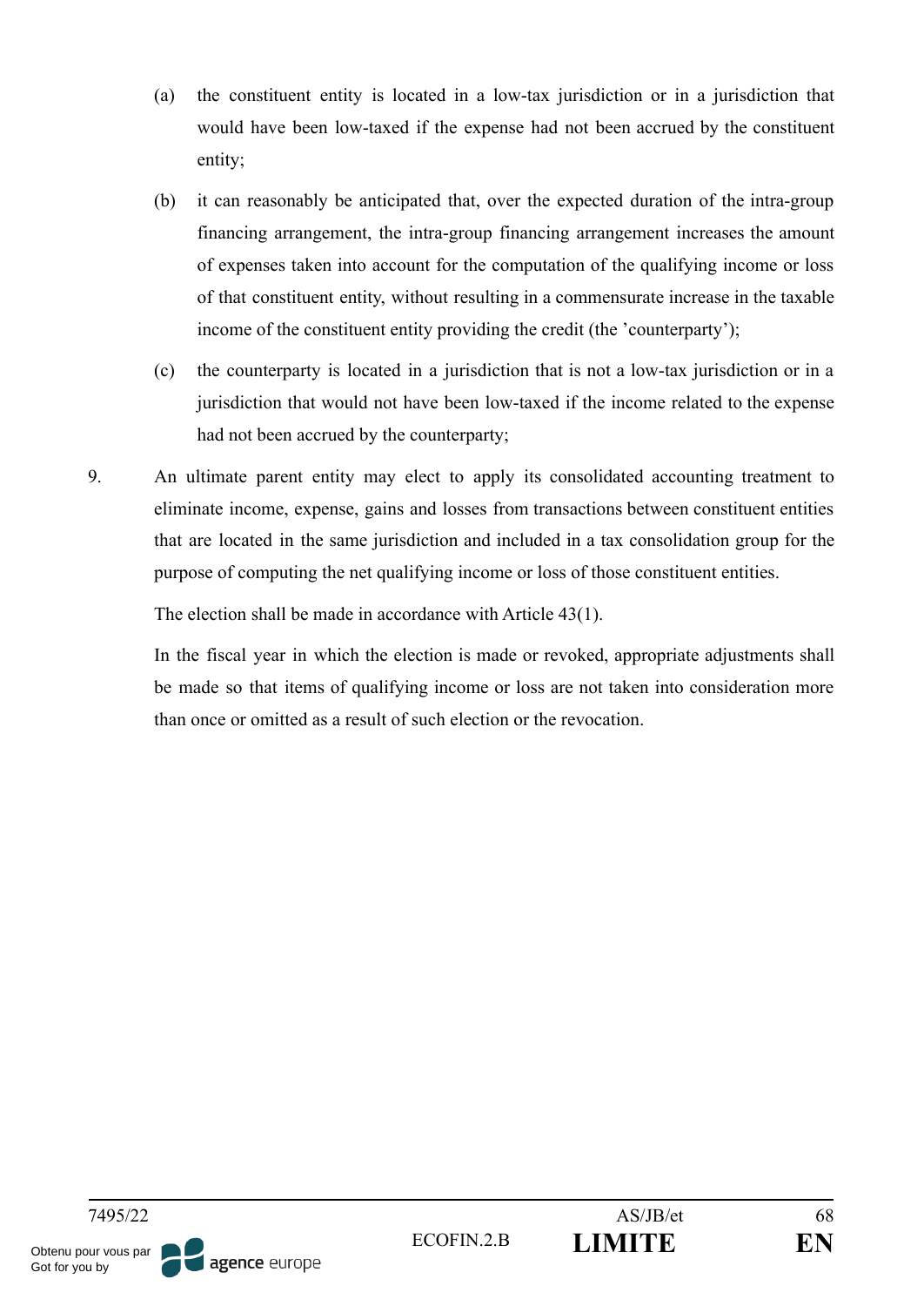(a) the constituent entity is located in a low-tax jurisdiction or in a jurisdiction that would have been low-taxed if the expense had not been accrued by the constituent entity;

(b) it can reasonably be anticipated that, over the expected duration of the intra-group financing arrangement, the intra-group financing arrangement increases the amount of expenses taken into account for the computation of the qualifying income or loss of that constituent entity, without resulting in a commensurate increase in the taxable income of the constituent entity providing the credit (the 'counterparty');

(c) the counterparty is located in a jurisdiction that is not a low-tax jurisdiction or in a jurisdiction that would not have been low-taxed if the income related to the expense had not been accrued by the counterparty;

9. An ultimate parent entity may elect to apply its consolidated accounting treatment to eliminate income, expense, gains and losses from transactions between constituent entities that are located in the same jurisdiction and included in a tax consolidation group for the purpose of computing the net qualifying income or loss of those constituent entities.

The election shall be made in accordance with Article 43(1).

In the fiscal year in which the election is made or revoked, appropriate adjustments shall be made so that items of qualifying income or loss are not taken into consideration more than once or omitted as a result of such election or the revocation.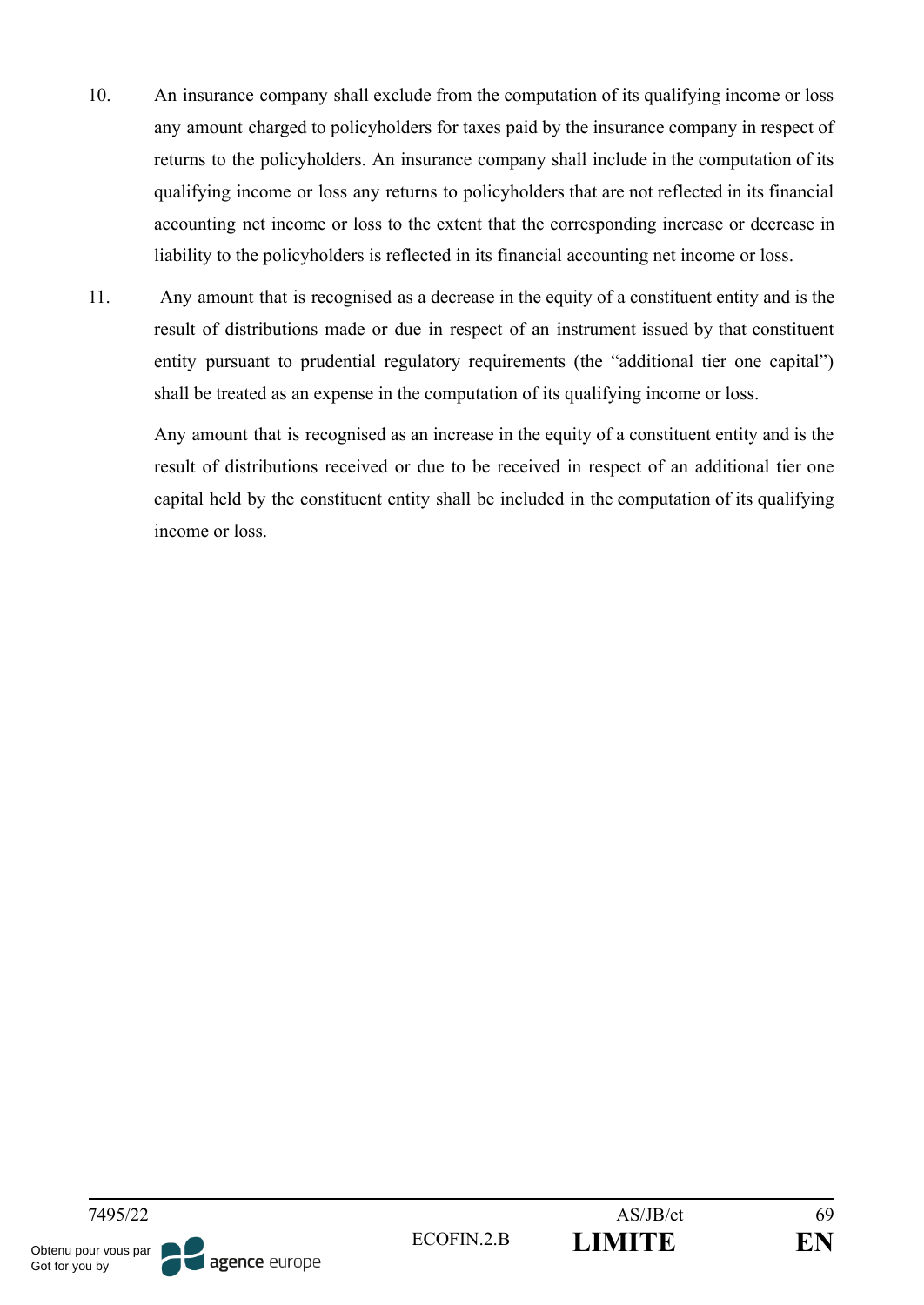10. An insurance company shall exclude from the computation of its qualifying income or loss any amount charged to policyholders for taxes paid by the insurance company in respect of returns to the policyholders. An insurance company shall include in the computation of its qualifying income or loss any returns to policyholders that are not reflected in its financial accounting net income or loss to the extent that the corresponding increase or decrease in liability to the policyholders is reflected in its financial accounting net income or loss.

11. Any amount that is recognised as a decrease in the equity of a constituent entity and is the result of distributions made or due in respect of an instrument issued by that constituent entity pursuant to prudential regulatory requirements (the "additional tier one capital") shall be treated as an expense in the computation of its qualifying income or loss.

    Any amount that is recognised as an increase in the equity of a constituent entity and is the result of distributions received or due to be received in respect of an additional tier one capital held by the constituent entity shall be included in the computation of its qualifying income or loss.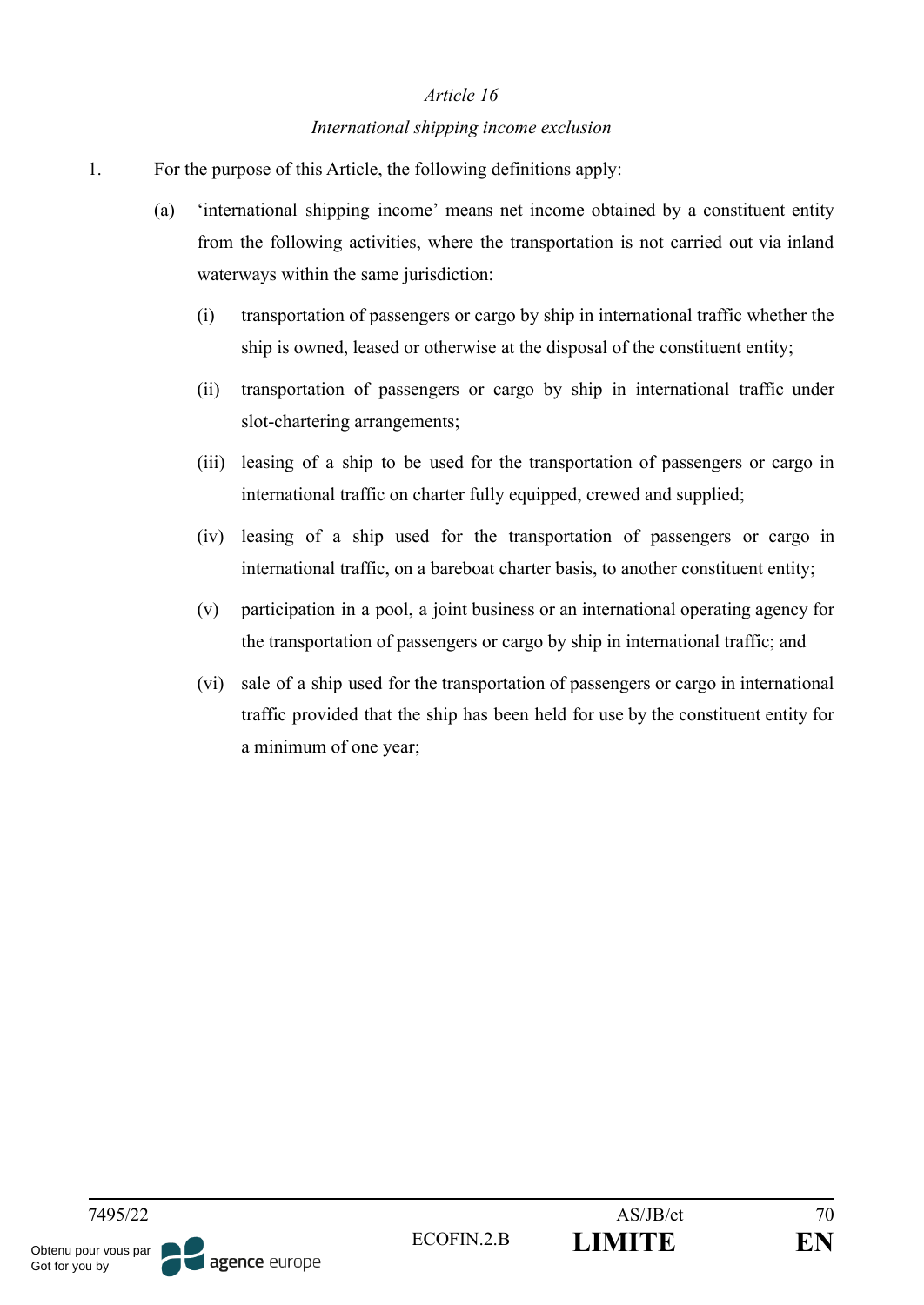*Article 16*

*International shipping income exclusion*

1. For the purpose of this Article, the following definitions apply:

   (a) 'international shipping income' means net income obtained by a constituent entity from the following activities, where the transportation is not carried out via inland waterways within the same jurisdiction:

      (i) transportation of passengers or cargo by ship in international traffic whether the ship is owned, leased or otherwise at the disposal of the constituent entity;

      (ii) transportation of passengers or cargo by ship in international traffic under slot-chartering arrangements;

      (iii) leasing of a ship to be used for the transportation of passengers or cargo in international traffic on charter fully equipped, crewed and supplied;

      (iv) leasing of a ship used for the transportation of passengers or cargo in international traffic, on a bareboat charter basis, to another constituent entity;

      (v) participation in a pool, a joint business or an international operating agency for the transportation of passengers or cargo by ship in international traffic; and

      (vi) sale of a ship used for the transportation of passengers or cargo in international traffic provided that the ship has been held for use by the constituent entity for a minimum of one year;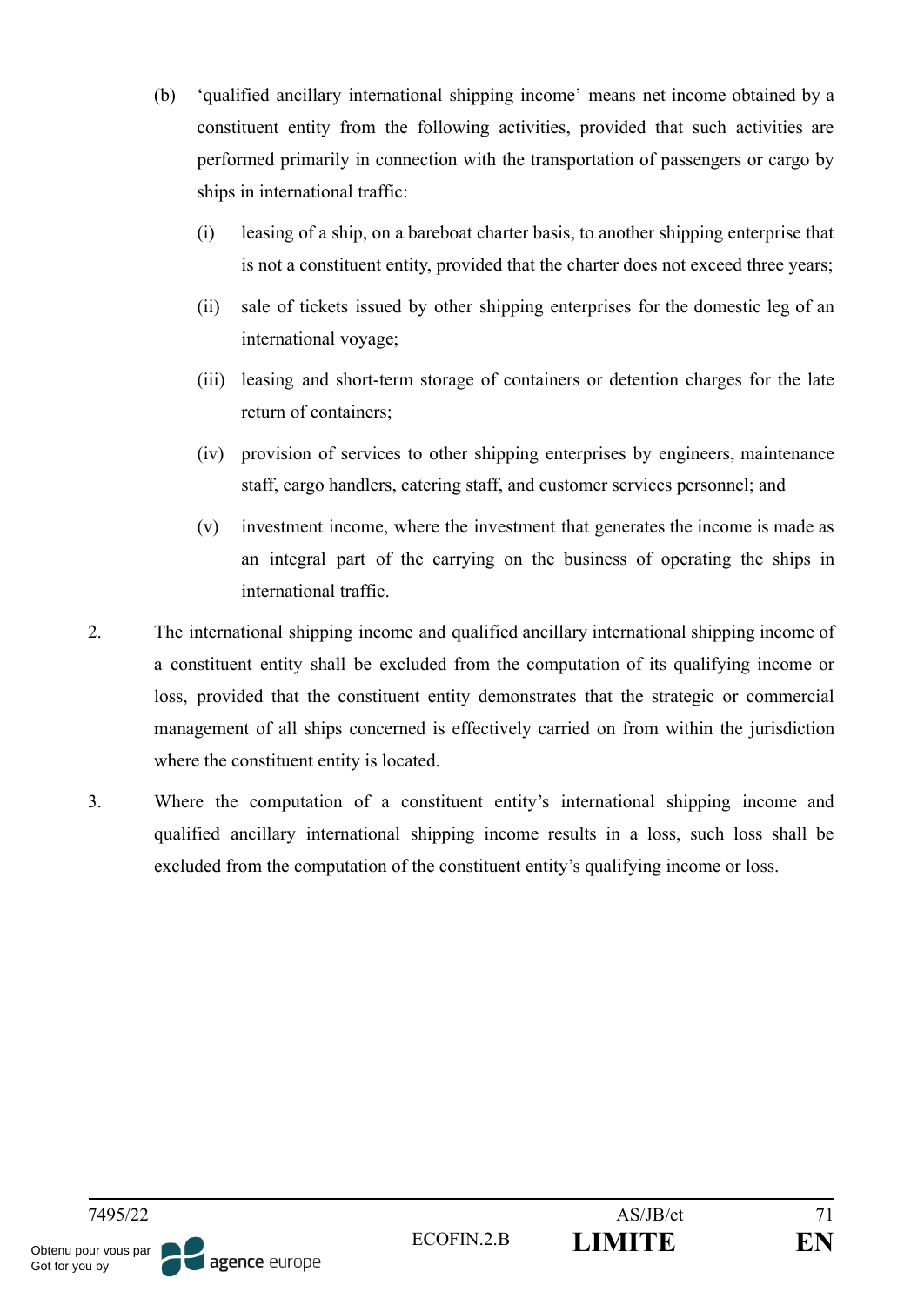(b) 'qualified ancillary international shipping income' means net income obtained by a constituent entity from the following activities, provided that such activities are performed primarily in connection with the transportation of passengers or cargo by ships in international traffic:

   (i) leasing of a ship, on a bareboat charter basis, to another shipping enterprise that is not a constituent entity, provided that the charter does not exceed three years;

   (ii) sale of tickets issued by other shipping enterprises for the domestic leg of an international voyage;

   (iii) leasing and short-term storage of containers or detention charges for the late return of containers;

   (iv) provision of services to other shipping enterprises by engineers, maintenance staff, cargo handlers, catering staff, and customer services personnel; and

   (v) investment income, where the investment that generates the income is made as an integral part of the carrying on the business of operating the ships in international traffic.

2. The international shipping income and qualified ancillary international shipping income of a constituent entity shall be excluded from the computation of its qualifying income or loss, provided that the constituent entity demonstrates that the strategic or commercial management of all ships concerned is effectively carried on from within the jurisdiction where the constituent entity is located.

3. Where the computation of a constituent entity's international shipping income and qualified ancillary international shipping income results in a loss, such loss shall be excluded from the computation of the constituent entity's qualifying income or loss.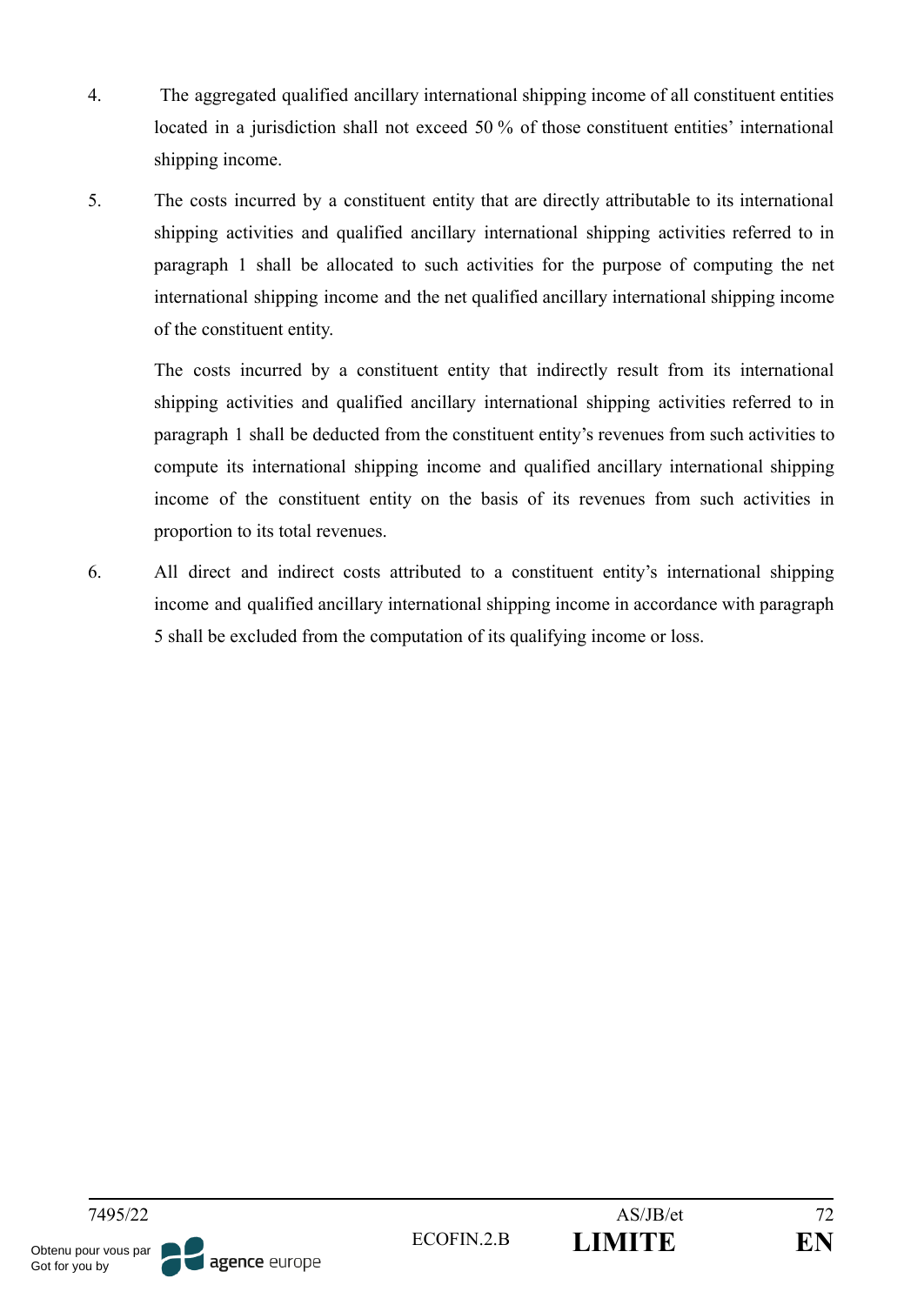4. The aggregated qualified ancillary international shipping income of all constituent entities located in a jurisdiction shall not exceed 50 % of those constituent entities' international shipping income.

5. The costs incurred by a constituent entity that are directly attributable to its international shipping activities and qualified ancillary international shipping activities referred to in paragraph 1 shall be allocated to such activities for the purpose of computing the net international shipping income and the net qualified ancillary international shipping income of the constituent entity.

   The costs incurred by a constituent entity that indirectly result from its international shipping activities and qualified ancillary international shipping activities referred to in paragraph 1 shall be deducted from the constituent entity's revenues from such activities to compute its international shipping income and qualified ancillary international shipping income of the constituent entity on the basis of its revenues from such activities in proportion to its total revenues.

6. All direct and indirect costs attributed to a constituent entity's international shipping income and qualified ancillary international shipping income in accordance with paragraph 5 shall be excluded from the computation of its qualifying income or loss.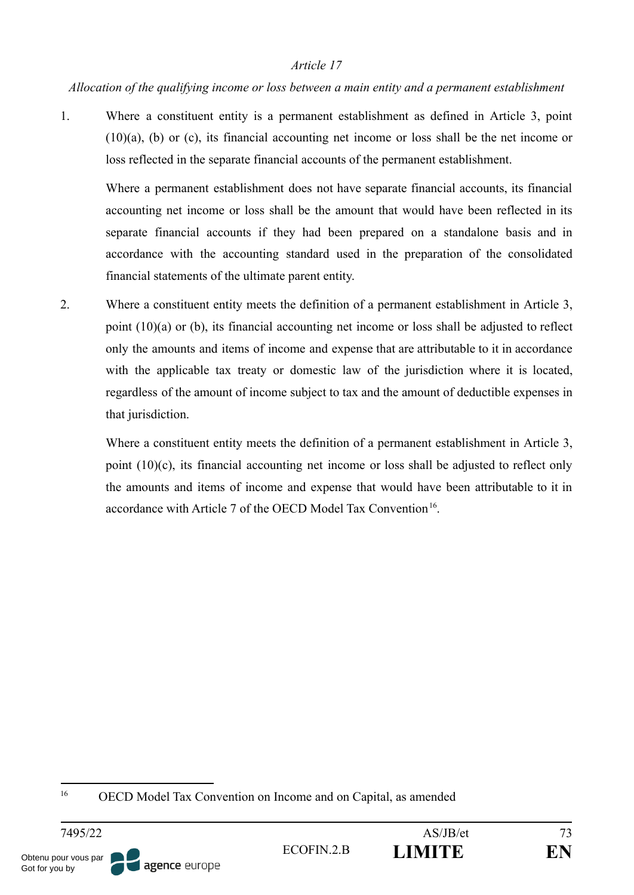*Article 17*

*Allocation of the qualifying income or loss between a main entity and a permanent establishment*

1. Where a constituent entity is a permanent establishment as defined in Article 3, point (10)(a), (b) or (c), its financial accounting net income or loss shall be the net income or loss reflected in the separate financial accounts of the permanent establishment.

   Where a permanent establishment does not have separate financial accounts, its financial accounting net income or loss shall be the amount that would have been reflected in its separate financial accounts if they had been prepared on a standalone basis and in accordance with the accounting standard used in the preparation of the consolidated financial statements of the ultimate parent entity.

2. Where a constituent entity meets the definition of a permanent establishment in Article 3, point (10)(a) or (b), its financial accounting net income or loss shall be adjusted to reflect only the amounts and items of income and expense that are attributable to it in accordance with the applicable tax treaty or domestic law of the jurisdiction where it is located, regardless of the amount of income subject to tax and the amount of deductible expenses in that jurisdiction.

   Where a constituent entity meets the definition of a permanent establishment in Article 3, point (10)(c), its financial accounting net income or loss shall be adjusted to reflect only the amounts and items of income and expense that would have been attributable to it in accordance with Article 7 of the OECD Model Tax Convention[16].

---

[16] OECD Model Tax Convention on Income and on Capital, as amended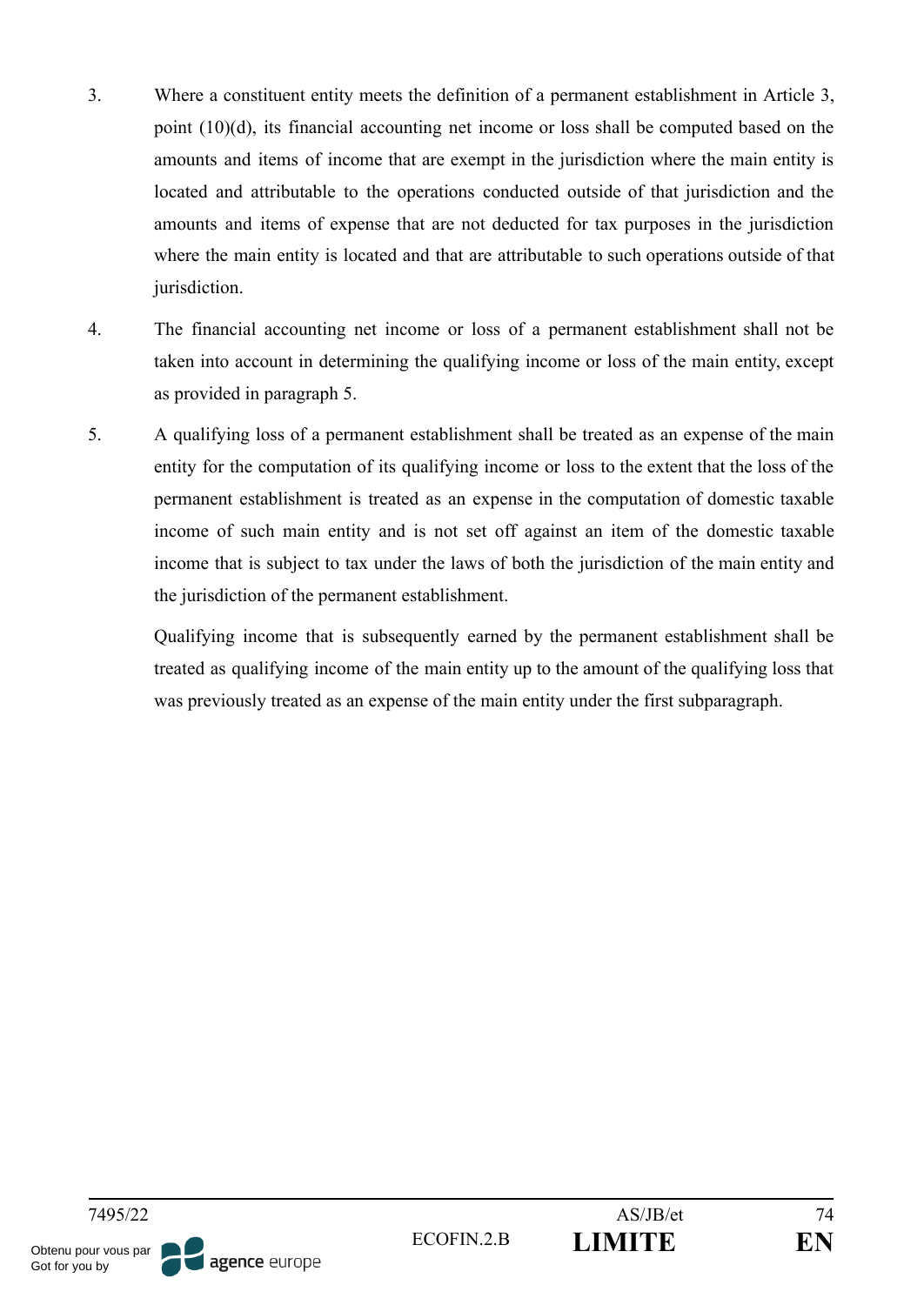3. Where a constituent entity meets the definition of a permanent establishment in Article 3, point (10)(d), its financial accounting net income or loss shall be computed based on the amounts and items of income that are exempt in the jurisdiction where the main entity is located and attributable to the operations conducted outside of that jurisdiction and the amounts and items of expense that are not deducted for tax purposes in the jurisdiction where the main entity is located and that are attributable to such operations outside of that jurisdiction.

4. The financial accounting net income or loss of a permanent establishment shall not be taken into account in determining the qualifying income or loss of the main entity, except as provided in paragraph 5.

5. A qualifying loss of a permanent establishment shall be treated as an expense of the main entity for the computation of its qualifying income or loss to the extent that the loss of the permanent establishment is treated as an expense in the computation of domestic taxable income of such main entity and is not set off against an item of the domestic taxable income that is subject to tax under the laws of both the jurisdiction of the main entity and the jurisdiction of the permanent establishment.

   Qualifying income that is subsequently earned by the permanent establishment shall be treated as qualifying income of the main entity up to the amount of the qualifying loss that was previously treated as an expense of the main entity under the first subparagraph.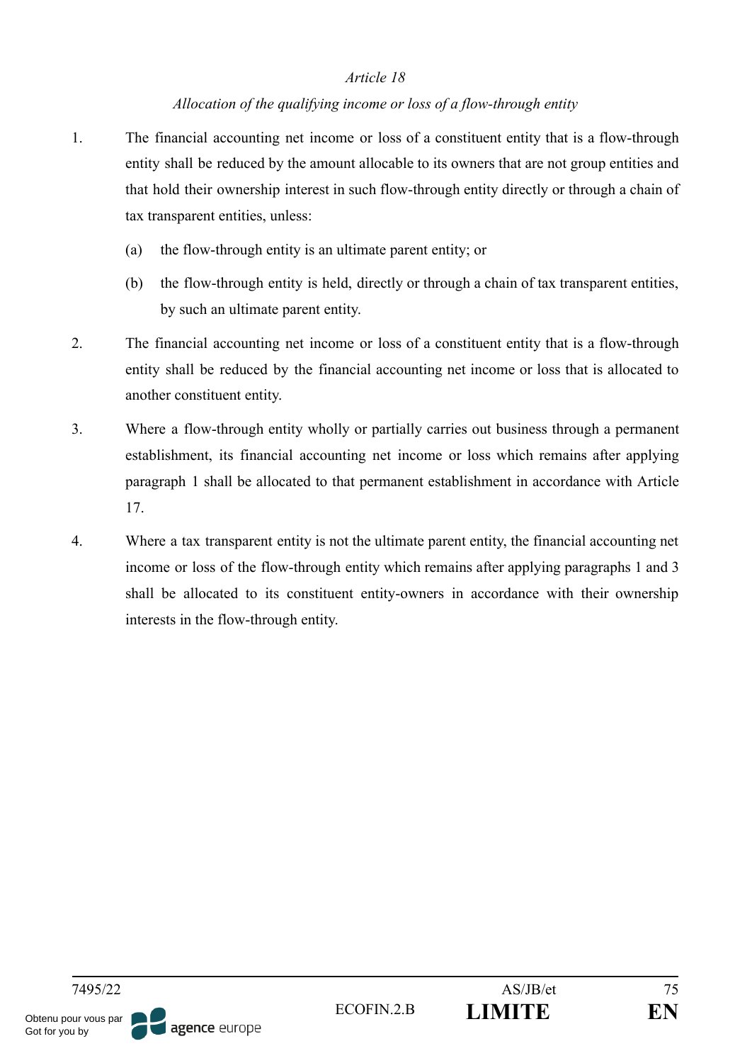*Article 18*

*Allocation of the qualifying income or loss of a flow-through entity*

1. The financial accounting net income or loss of a constituent entity that is a flow-through entity shall be reduced by the amount allocable to its owners that are not group entities and that hold their ownership interest in such flow-through entity directly or through a chain of tax transparent entities, unless:

   (a) the flow-through entity is an ultimate parent entity; or

   (b) the flow-through entity is held, directly or through a chain of tax transparent entities, by such an ultimate parent entity.

2. The financial accounting net income or loss of a constituent entity that is a flow-through entity shall be reduced by the financial accounting net income or loss that is allocated to another constituent entity.

3. Where a flow-through entity wholly or partially carries out business through a permanent establishment, its financial accounting net income or loss which remains after applying paragraph 1 shall be allocated to that permanent establishment in accordance with Article 17.

4. Where a tax transparent entity is not the ultimate parent entity, the financial accounting net income or loss of the flow-through entity which remains after applying paragraphs 1 and 3 shall be allocated to its constituent entity-owners in accordance with their ownership interests in the flow-through entity.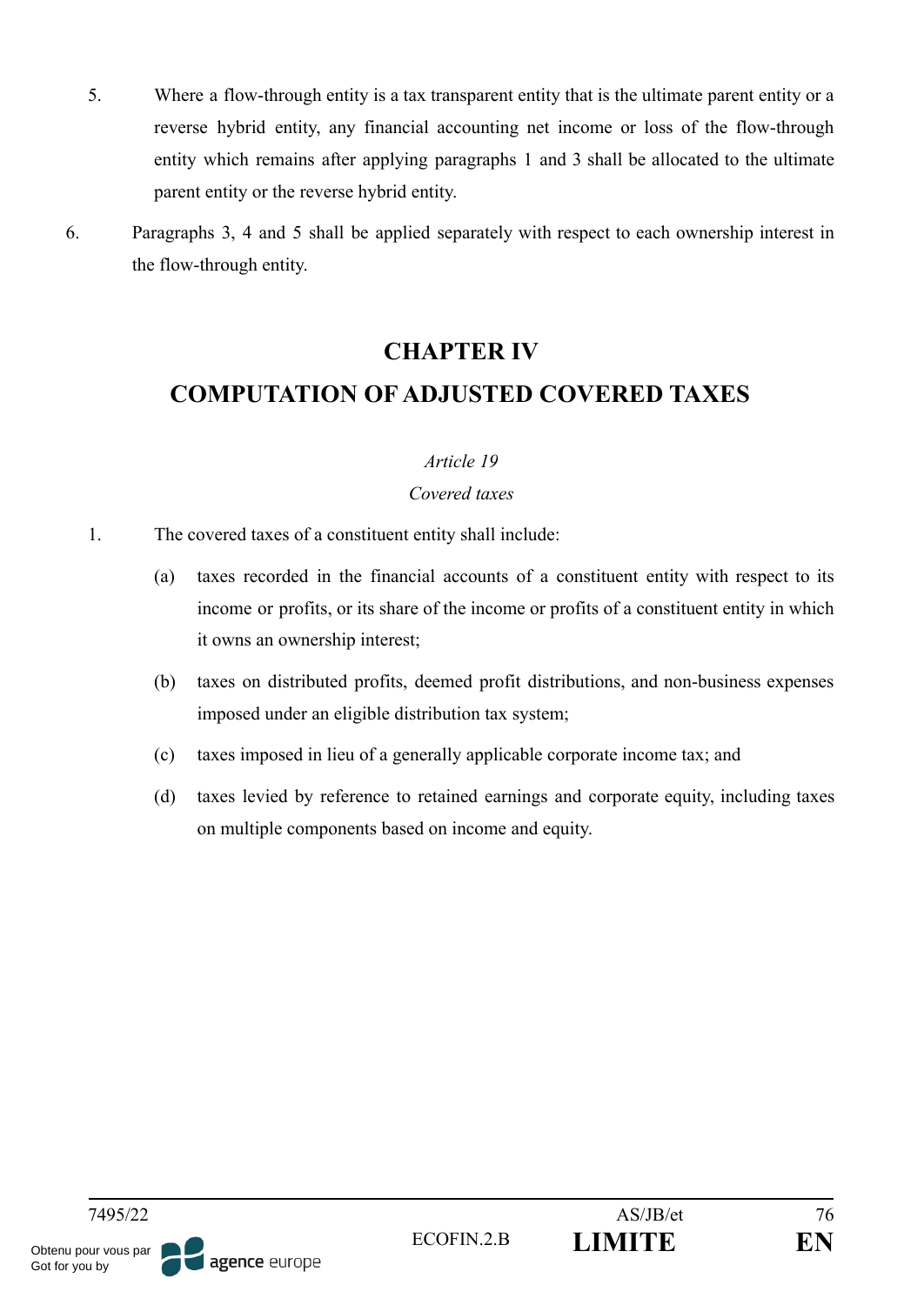5. Where a flow-through entity is a tax transparent entity that is the ultimate parent entity or a reverse hybrid entity, any financial accounting net income or loss of the flow-through entity which remains after applying paragraphs 1 and 3 shall be allocated to the ultimate parent entity or the reverse hybrid entity.

6. Paragraphs 3, 4 and 5 shall be applied separately with respect to each ownership interest in the flow-through entity.

## CHAPTER IV

## COMPUTATION OF ADJUSTED COVERED TAXES

*Article 19*

*Covered taxes*

1. The covered taxes of a constituent entity shall include:

   (a) taxes recorded in the financial accounts of a constituent entity with respect to its income or profits, or its share of the income or profits of a constituent entity in which it owns an ownership interest;

   (b) taxes on distributed profits, deemed profit distributions, and non-business expenses imposed under an eligible distribution tax system;

   (c) taxes imposed in lieu of a generally applicable corporate income tax; and

   (d) taxes levied by reference to retained earnings and corporate equity, including taxes on multiple components based on income and equity.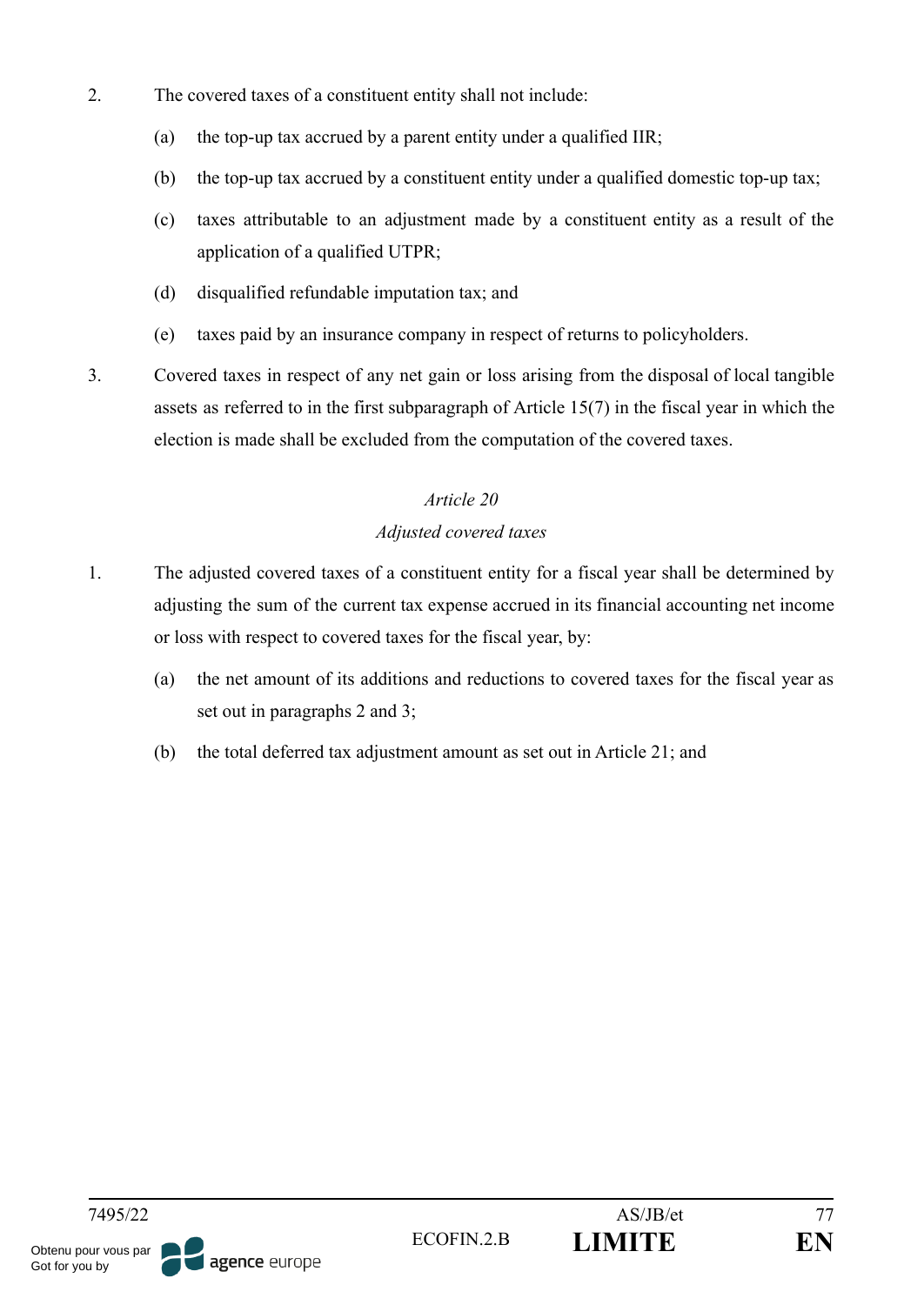2. The covered taxes of a constituent entity shall not include:

   (a) the top-up tax accrued by a parent entity under a qualified IIR;

   (b) the top-up tax accrued by a constituent entity under a qualified domestic top-up tax;

   (c) taxes attributable to an adjustment made by a constituent entity as a result of the application of a qualified UTPR;

   (d) disqualified refundable imputation tax; and

   (e) taxes paid by an insurance company in respect of returns to policyholders.

3. Covered taxes in respect of any net gain or loss arising from the disposal of local tangible assets as referred to in the first subparagraph of Article 15(7) in the fiscal year in which the election is made shall be excluded from the computation of the covered taxes.

*Article 20*

*Adjusted covered taxes*

1. The adjusted covered taxes of a constituent entity for a fiscal year shall be determined by adjusting the sum of the current tax expense accrued in its financial accounting net income or loss with respect to covered taxes for the fiscal year, by:

   (a) the net amount of its additions and reductions to covered taxes for the fiscal year as set out in paragraphs 2 and 3;

   (b) the total deferred tax adjustment amount as set out in Article 21; and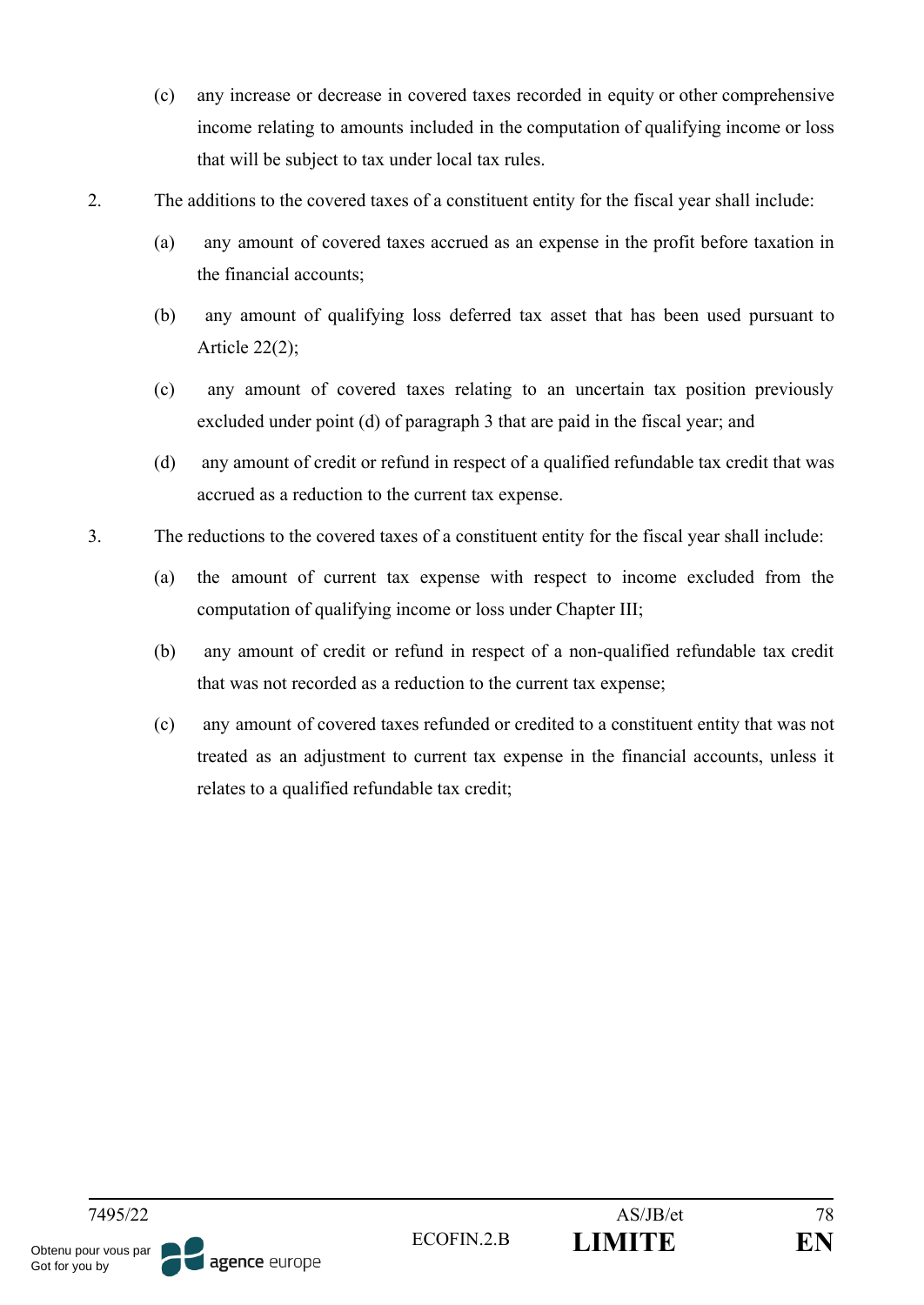(c) any increase or decrease in covered taxes recorded in equity or other comprehensive income relating to amounts included in the computation of qualifying income or loss that will be subject to tax under local tax rules.

2. The additions to the covered taxes of a constituent entity for the fiscal year shall include:

   (a) any amount of covered taxes accrued as an expense in the profit before taxation in the financial accounts;

   (b) any amount of qualifying loss deferred tax asset that has been used pursuant to Article 22(2);

   (c) any amount of covered taxes relating to an uncertain tax position previously excluded under point (d) of paragraph 3 that are paid in the fiscal year; and

   (d) any amount of credit or refund in respect of a qualified refundable tax credit that was accrued as a reduction to the current tax expense.

3. The reductions to the covered taxes of a constituent entity for the fiscal year shall include:

   (a) the amount of current tax expense with respect to income excluded from the computation of qualifying income or loss under Chapter III;

   (b) any amount of credit or refund in respect of a non-qualified refundable tax credit that was not recorded as a reduction to the current tax expense;

   (c) any amount of covered taxes refunded or credited to a constituent entity that was not treated as an adjustment to current tax expense in the financial accounts, unless it relates to a qualified refundable tax credit;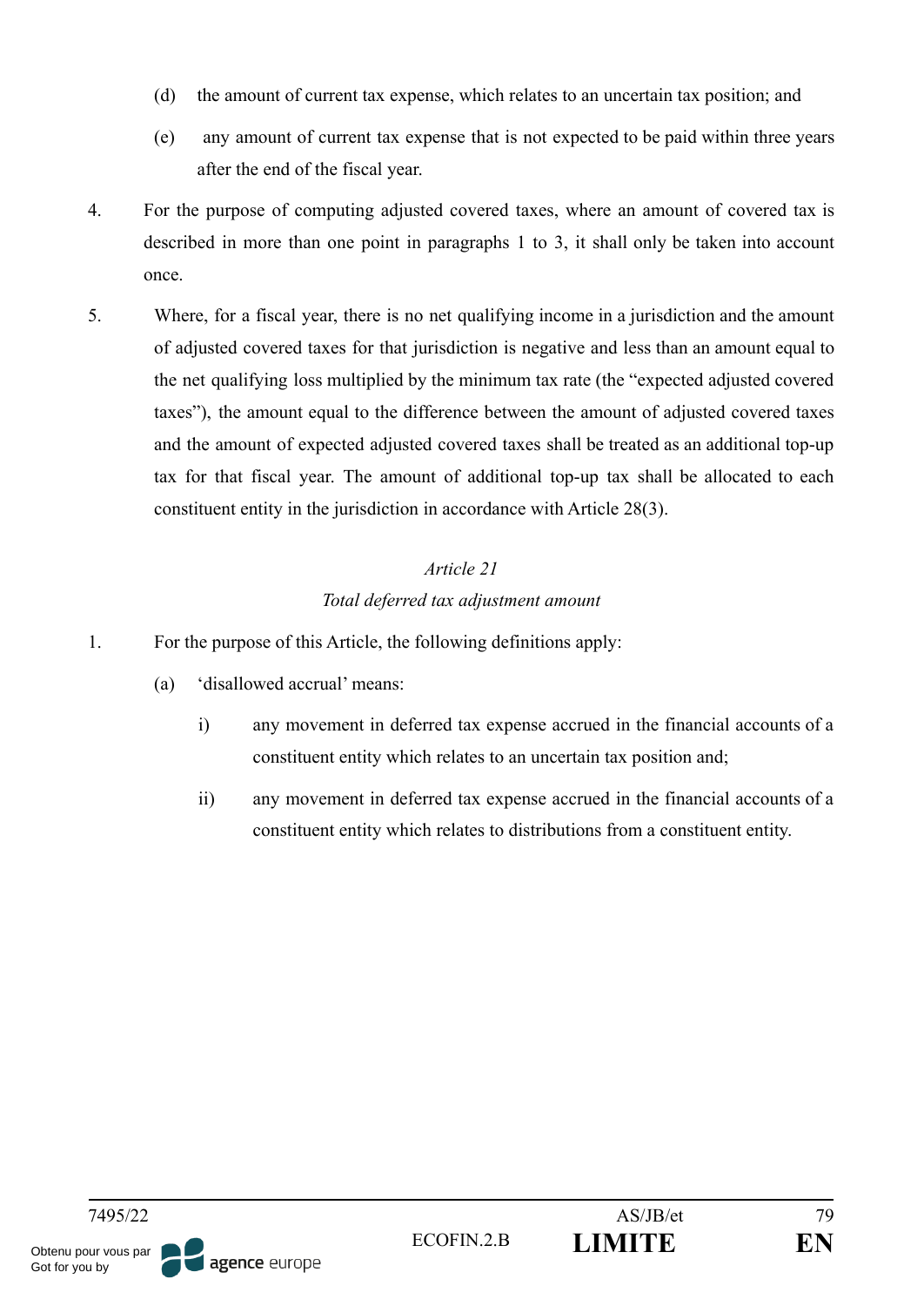(d) the amount of current tax expense, which relates to an uncertain tax position; and

(e) any amount of current tax expense that is not expected to be paid within three years after the end of the fiscal year.

4. For the purpose of computing adjusted covered taxes, where an amount of covered tax is described in more than one point in paragraphs 1 to 3, it shall only be taken into account once.

5. Where, for a fiscal year, there is no net qualifying income in a jurisdiction and the amount of adjusted covered taxes for that jurisdiction is negative and less than an amount equal to the net qualifying loss multiplied by the minimum tax rate (the "expected adjusted covered taxes"), the amount equal to the difference between the amount of adjusted covered taxes and the amount of expected adjusted covered taxes shall be treated as an additional top-up tax for that fiscal year. The amount of additional top-up tax shall be allocated to each constituent entity in the jurisdiction in accordance with Article 28(3).

*Article 21*

*Total deferred tax adjustment amount*

1. For the purpose of this Article, the following definitions apply:

(a) 'disallowed accrual' means:

i) any movement in deferred tax expense accrued in the financial accounts of a constituent entity which relates to an uncertain tax position and;

ii) any movement in deferred tax expense accrued in the financial accounts of a constituent entity which relates to distributions from a constituent entity.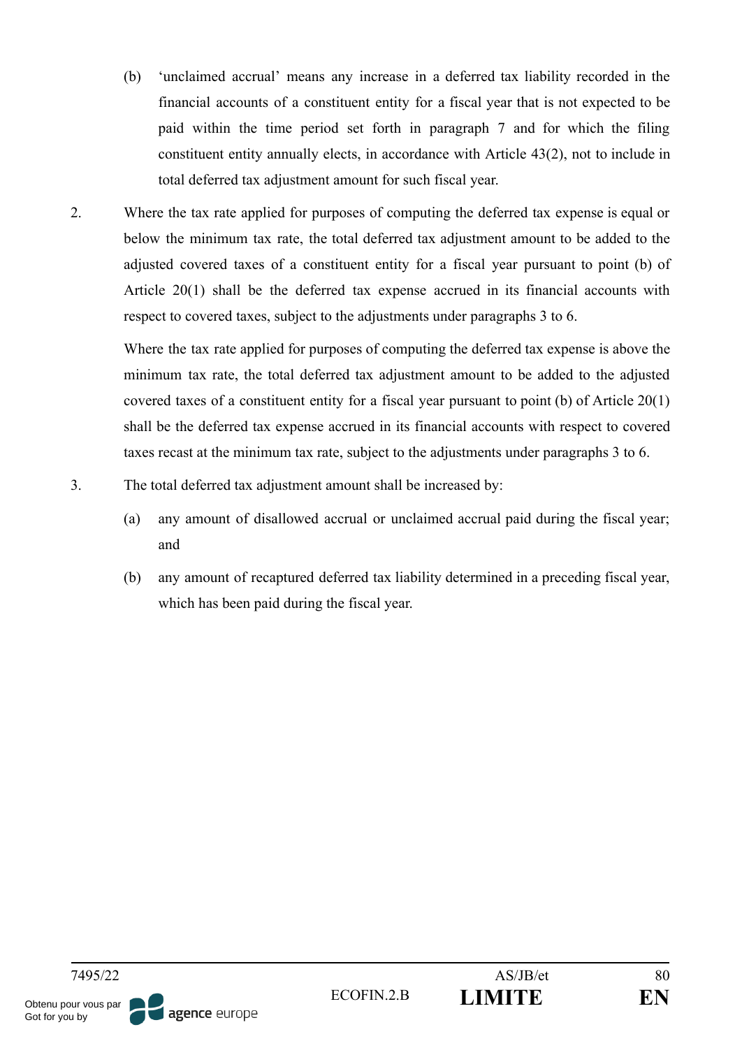(b) 'unclaimed accrual' means any increase in a deferred tax liability recorded in the financial accounts of a constituent entity for a fiscal year that is not expected to be paid within the time period set forth in paragraph 7 and for which the filing constituent entity annually elects, in accordance with Article 43(2), not to include in total deferred tax adjustment amount for such fiscal year.

2. Where the tax rate applied for purposes of computing the deferred tax expense is equal or below the minimum tax rate, the total deferred tax adjustment amount to be added to the adjusted covered taxes of a constituent entity for a fiscal year pursuant to point (b) of Article 20(1) shall be the deferred tax expense accrued in its financial accounts with respect to covered taxes, subject to the adjustments under paragraphs 3 to 6.

   Where the tax rate applied for purposes of computing the deferred tax expense is above the minimum tax rate, the total deferred tax adjustment amount to be added to the adjusted covered taxes of a constituent entity for a fiscal year pursuant to point (b) of Article 20(1) shall be the deferred tax expense accrued in its financial accounts with respect to covered taxes recast at the minimum tax rate, subject to the adjustments under paragraphs 3 to 6.

3. The total deferred tax adjustment amount shall be increased by:

   (a) any amount of disallowed accrual or unclaimed accrual paid during the fiscal year; and

   (b) any amount of recaptured deferred tax liability determined in a preceding fiscal year, which has been paid during the fiscal year.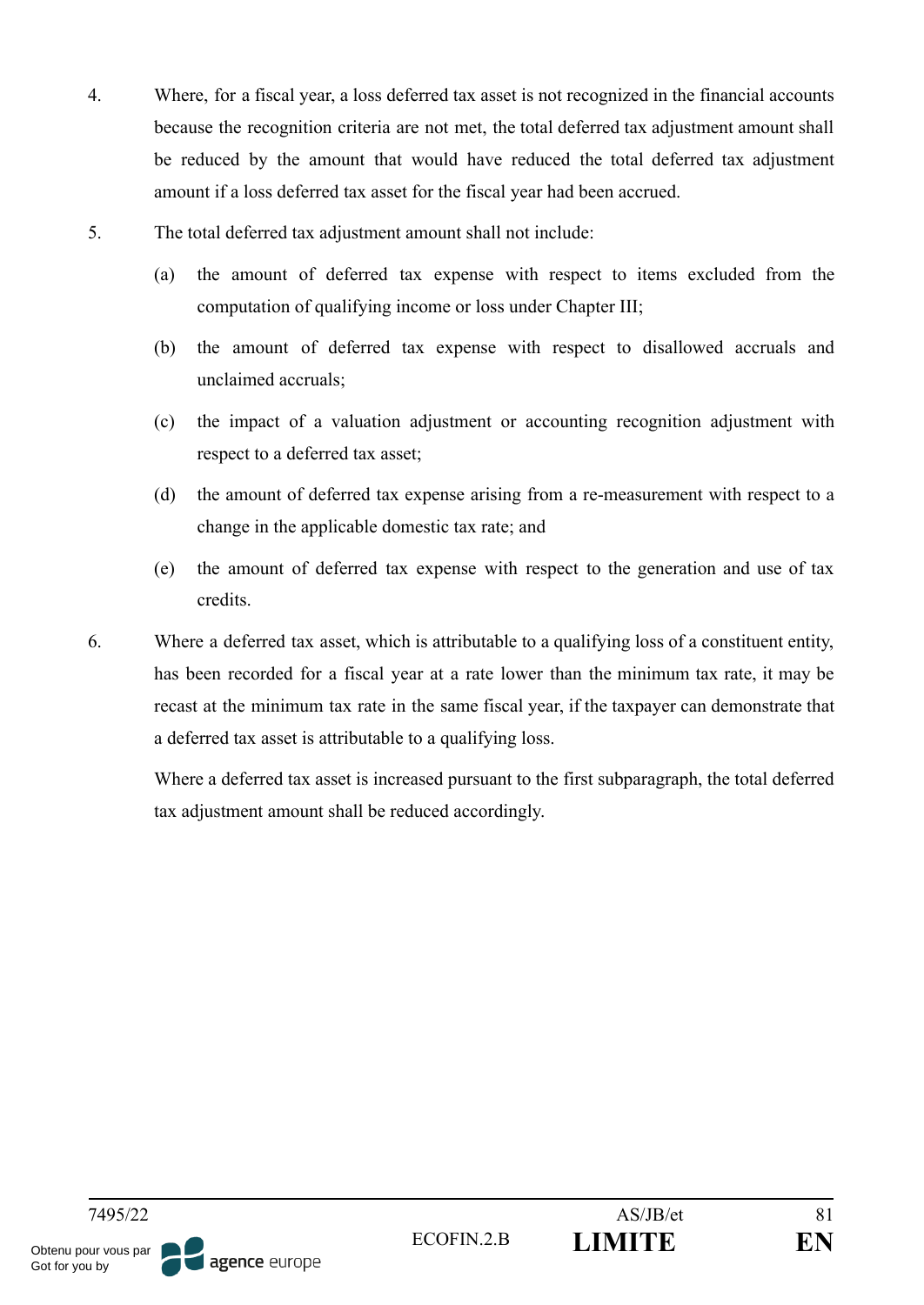4. Where, for a fiscal year, a loss deferred tax asset is not recognized in the financial accounts because the recognition criteria are not met, the total deferred tax adjustment amount shall be reduced by the amount that would have reduced the total deferred tax adjustment amount if a loss deferred tax asset for the fiscal year had been accrued.

5. The total deferred tax adjustment amount shall not include:

   (a) the amount of deferred tax expense with respect to items excluded from the computation of qualifying income or loss under Chapter III;

   (b) the amount of deferred tax expense with respect to disallowed accruals and unclaimed accruals;

   (c) the impact of a valuation adjustment or accounting recognition adjustment with respect to a deferred tax asset;

   (d) the amount of deferred tax expense arising from a re-measurement with respect to a change in the applicable domestic tax rate; and

   (e) the amount of deferred tax expense with respect to the generation and use of tax credits.

6. Where a deferred tax asset, which is attributable to a qualifying loss of a constituent entity, has been recorded for a fiscal year at a rate lower than the minimum tax rate, it may be recast at the minimum tax rate in the same fiscal year, if the taxpayer can demonstrate that a deferred tax asset is attributable to a qualifying loss.

   Where a deferred tax asset is increased pursuant to the first subparagraph, the total deferred tax adjustment amount shall be reduced accordingly.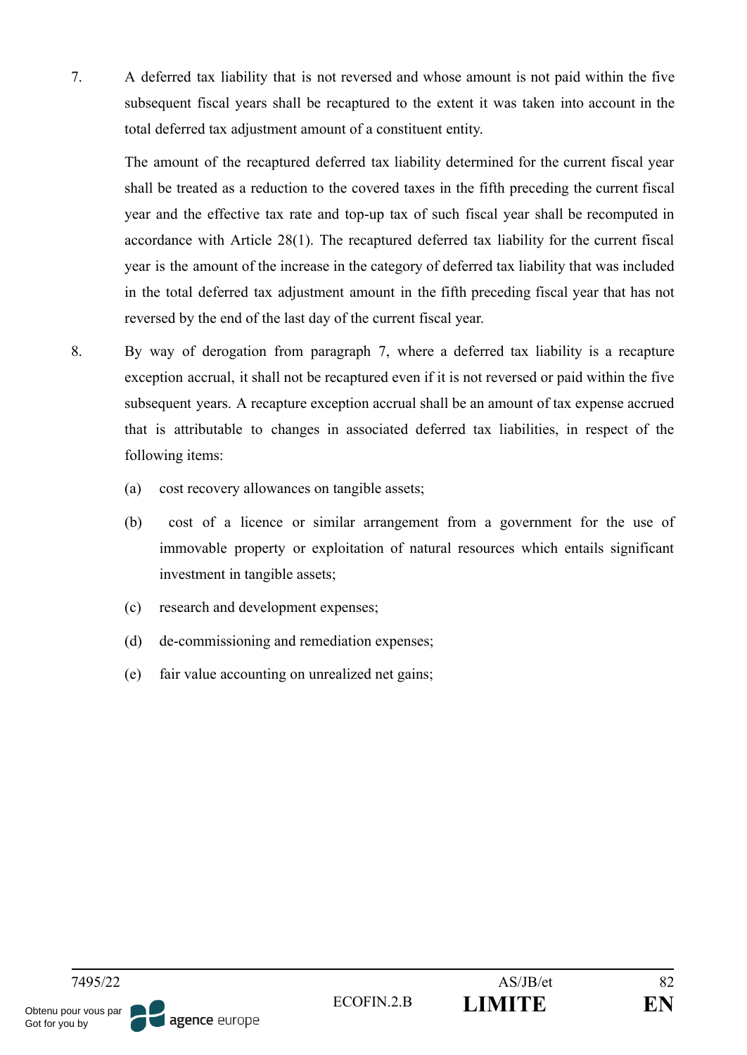7. A deferred tax liability that is not reversed and whose amount is not paid within the five subsequent fiscal years shall be recaptured to the extent it was taken into account in the total deferred tax adjustment amount of a constituent entity.

   The amount of the recaptured deferred tax liability determined for the current fiscal year shall be treated as a reduction to the covered taxes in the fifth preceding the current fiscal year and the effective tax rate and top-up tax of such fiscal year shall be recomputed in accordance with Article 28(1). The recaptured deferred tax liability for the current fiscal year is the amount of the increase in the category of deferred tax liability that was included in the total deferred tax adjustment amount in the fifth preceding fiscal year that has not reversed by the end of the last day of the current fiscal year.

8. By way of derogation from paragraph 7, where a deferred tax liability is a recapture exception accrual, it shall not be recaptured even if it is not reversed or paid within the five subsequent years. A recapture exception accrual shall be an amount of tax expense accrued that is attributable to changes in associated deferred tax liabilities, in respect of the following items:

   (a) cost recovery allowances on tangible assets;

   (b) cost of a licence or similar arrangement from a government for the use of immovable property or exploitation of natural resources which entails significant investment in tangible assets;

   (c) research and development expenses;

   (d) de-commissioning and remediation expenses;

   (e) fair value accounting on unrealized net gains;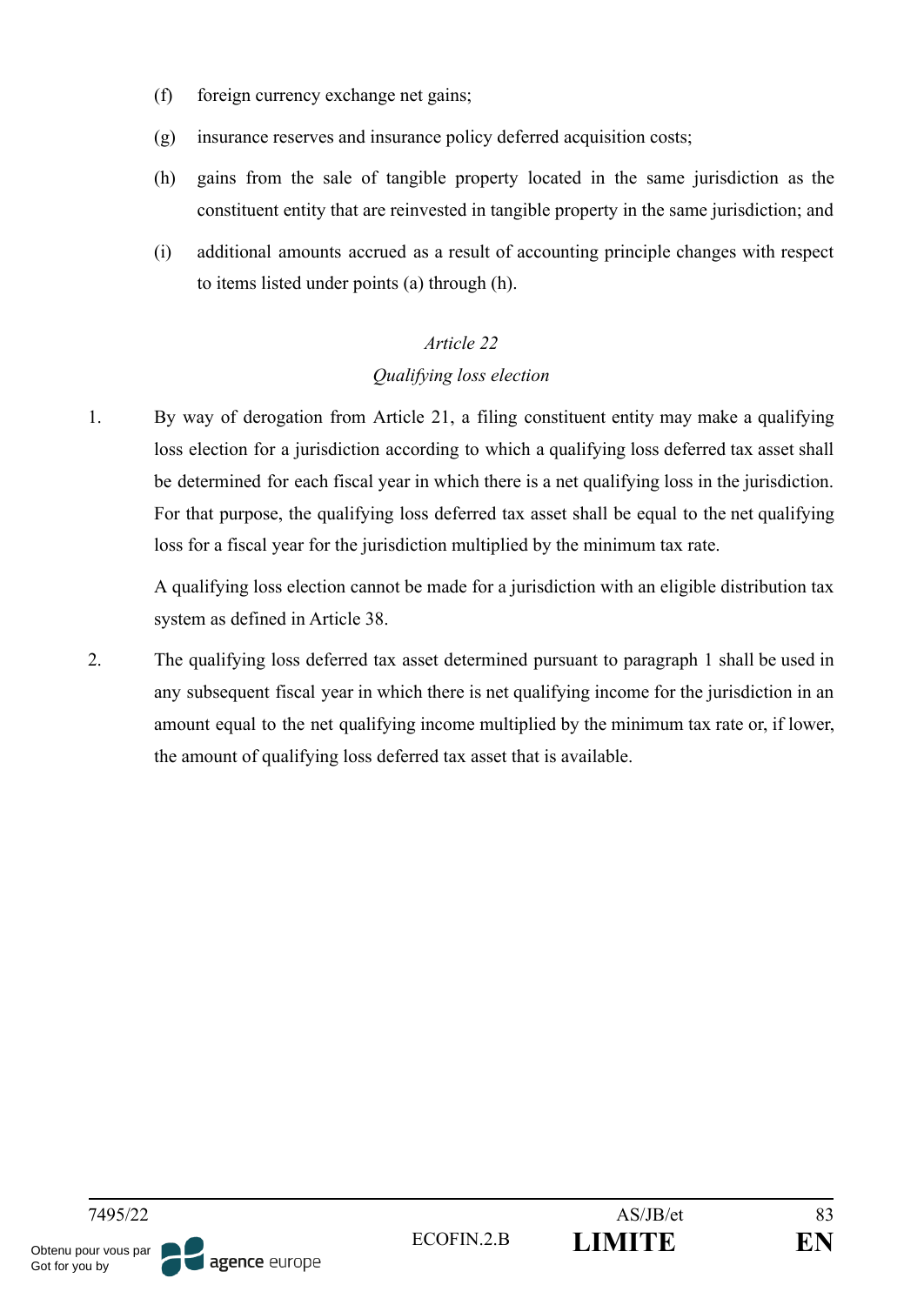(f) foreign currency exchange net gains;

(g) insurance reserves and insurance policy deferred acquisition costs;

(h) gains from the sale of tangible property located in the same jurisdiction as the constituent entity that are reinvested in tangible property in the same jurisdiction; and

(i) additional amounts accrued as a result of accounting principle changes with respect to items listed under points (a) through (h).

*Article 22*

*Qualifying loss election*

1. By way of derogation from Article 21, a filing constituent entity may make a qualifying loss election for a jurisdiction according to which a qualifying loss deferred tax asset shall be determined for each fiscal year in which there is a net qualifying loss in the jurisdiction. For that purpose, the qualifying loss deferred tax asset shall be equal to the net qualifying loss for a fiscal year for the jurisdiction multiplied by the minimum tax rate.

   A qualifying loss election cannot be made for a jurisdiction with an eligible distribution tax system as defined in Article 38.

2. The qualifying loss deferred tax asset determined pursuant to paragraph 1 shall be used in any subsequent fiscal year in which there is net qualifying income for the jurisdiction in an amount equal to the net qualifying income multiplied by the minimum tax rate or, if lower, the amount of qualifying loss deferred tax asset that is available.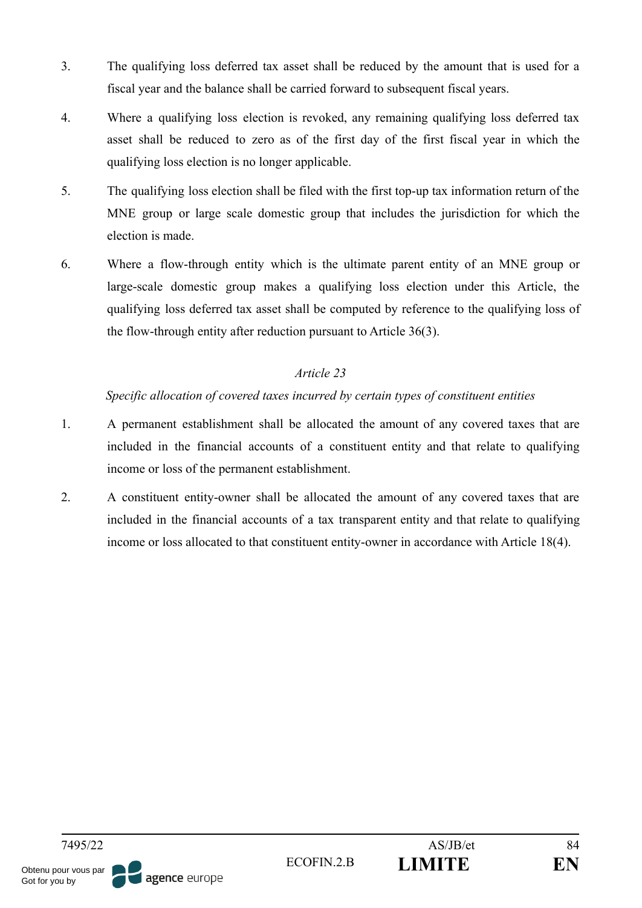3. The qualifying loss deferred tax asset shall be reduced by the amount that is used for a fiscal year and the balance shall be carried forward to subsequent fiscal years.

4. Where a qualifying loss election is revoked, any remaining qualifying loss deferred tax asset shall be reduced to zero as of the first day of the first fiscal year in which the qualifying loss election is no longer applicable.

5. The qualifying loss election shall be filed with the first top-up tax information return of the MNE group or large scale domestic group that includes the jurisdiction for which the election is made.

6. Where a flow-through entity which is the ultimate parent entity of an MNE group or large-scale domestic group makes a qualifying loss election under this Article, the qualifying loss deferred tax asset shall be computed by reference to the qualifying loss of the flow-through entity after reduction pursuant to Article 36(3).

*Article 23*

*Specific allocation of covered taxes incurred by certain types of constituent entities*

1. A permanent establishment shall be allocated the amount of any covered taxes that are included in the financial accounts of a constituent entity and that relate to qualifying income or loss of the permanent establishment.

2. A constituent entity-owner shall be allocated the amount of any covered taxes that are included in the financial accounts of a tax transparent entity and that relate to qualifying income or loss allocated to that constituent entity-owner in accordance with Article 18(4).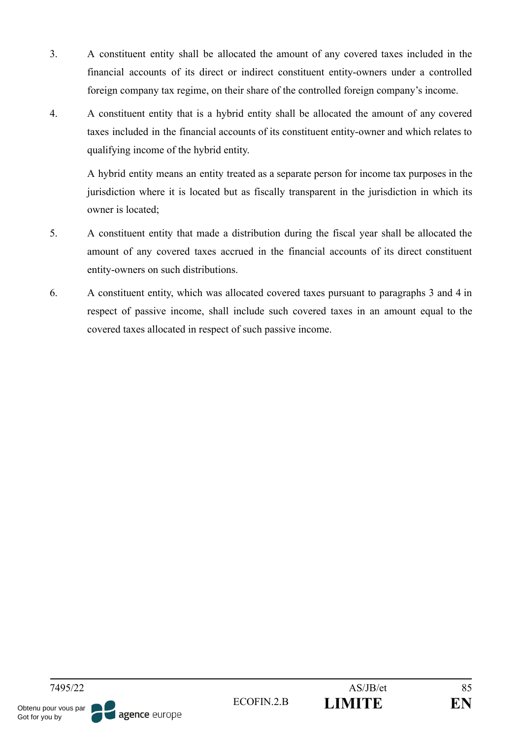3. A constituent entity shall be allocated the amount of any covered taxes included in the financial accounts of its direct or indirect constituent entity-owners under a controlled foreign company tax regime, on their share of the controlled foreign company's income.

4. A constituent entity that is a hybrid entity shall be allocated the amount of any covered taxes included in the financial accounts of its constituent entity-owner and which relates to qualifying income of the hybrid entity.

   A hybrid entity means an entity treated as a separate person for income tax purposes in the jurisdiction where it is located but as fiscally transparent in the jurisdiction in which its owner is located;

5. A constituent entity that made a distribution during the fiscal year shall be allocated the amount of any covered taxes accrued in the financial accounts of its direct constituent entity-owners on such distributions.

6. A constituent entity, which was allocated covered taxes pursuant to paragraphs 3 and 4 in respect of passive income, shall include such covered taxes in an amount equal to the covered taxes allocated in respect of such passive income.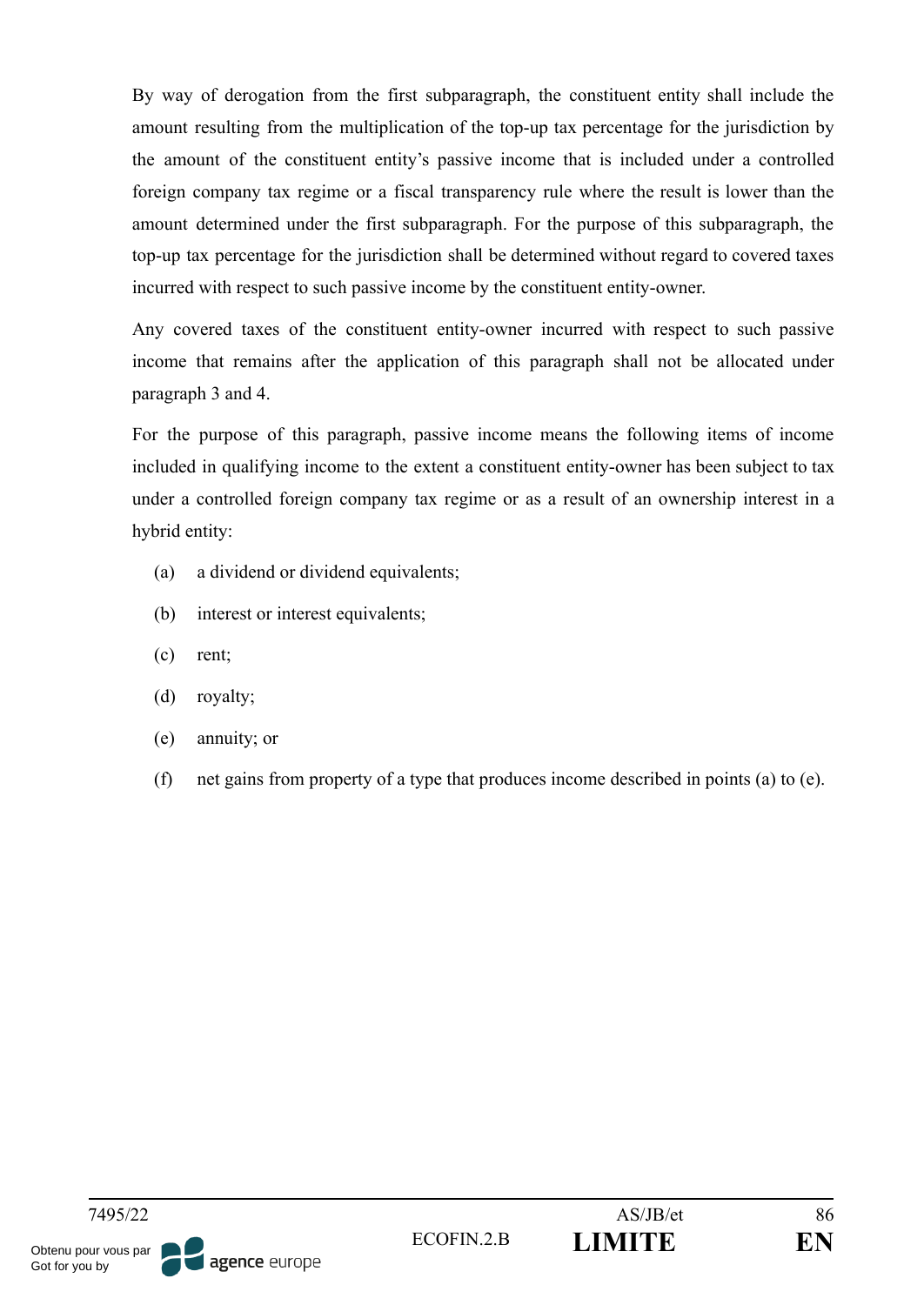By way of derogation from the first subparagraph, the constituent entity shall include the amount resulting from the multiplication of the top-up tax percentage for the jurisdiction by the amount of the constituent entity's passive income that is included under a controlled foreign company tax regime or a fiscal transparency rule where the result is lower than the amount determined under the first subparagraph. For the purpose of this subparagraph, the top-up tax percentage for the jurisdiction shall be determined without regard to covered taxes incurred with respect to such passive income by the constituent entity-owner.

Any covered taxes of the constituent entity-owner incurred with respect to such passive income that remains after the application of this paragraph shall not be allocated under paragraph 3 and 4.

For the purpose of this paragraph, passive income means the following items of income included in qualifying income to the extent a constituent entity-owner has been subject to tax under a controlled foreign company tax regime or as a result of an ownership interest in a hybrid entity:

(a) a dividend or dividend equivalents;

(b) interest or interest equivalents;

(c) rent;

(d) royalty;

(e) annuity; or

(f) net gains from property of a type that produces income described in points (a) to (e).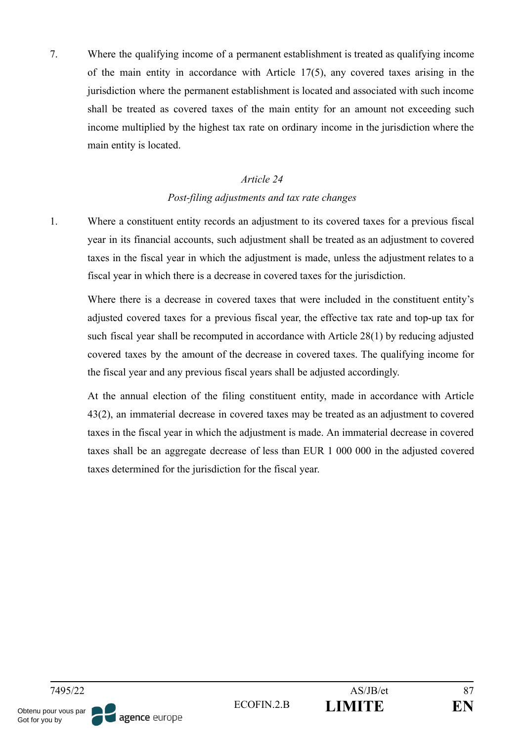7. Where the qualifying income of a permanent establishment is treated as qualifying income of the main entity in accordance with Article 17(5), any covered taxes arising in the jurisdiction where the permanent establishment is located and associated with such income shall be treated as covered taxes of the main entity for an amount not exceeding such income multiplied by the highest tax rate on ordinary income in the jurisdiction where the main entity is located.

### *Article 24*
### *Post-filing adjustments and tax rate changes*

1. Where a constituent entity records an adjustment to its covered taxes for a previous fiscal year in its financial accounts, such adjustment shall be treated as an adjustment to covered taxes in the fiscal year in which the adjustment is made, unless the adjustment relates to a fiscal year in which there is a decrease in covered taxes for the jurisdiction.

   Where there is a decrease in covered taxes that were included in the constituent entity's adjusted covered taxes for a previous fiscal year, the effective tax rate and top-up tax for such fiscal year shall be recomputed in accordance with Article 28(1) by reducing adjusted covered taxes by the amount of the decrease in covered taxes. The qualifying income for the fiscal year and any previous fiscal years shall be adjusted accordingly.

   At the annual election of the filing constituent entity, made in accordance with Article 43(2), an immaterial decrease in covered taxes may be treated as an adjustment to covered taxes in the fiscal year in which the adjustment is made. An immaterial decrease in covered taxes shall be an aggregate decrease of less than EUR 1 000 000 in the adjusted covered taxes determined for the jurisdiction for the fiscal year.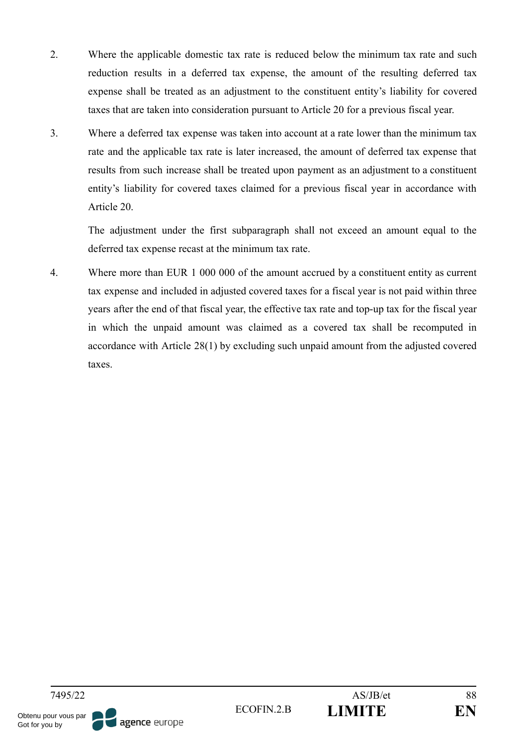2. Where the applicable domestic tax rate is reduced below the minimum tax rate and such reduction results in a deferred tax expense, the amount of the resulting deferred tax expense shall be treated as an adjustment to the constituent entity's liability for covered taxes that are taken into consideration pursuant to Article 20 for a previous fiscal year.

3. Where a deferred tax expense was taken into account at a rate lower than the minimum tax rate and the applicable tax rate is later increased, the amount of deferred tax expense that results from such increase shall be treated upon payment as an adjustment to a constituent entity's liability for covered taxes claimed for a previous fiscal year in accordance with Article 20.

   The adjustment under the first subparagraph shall not exceed an amount equal to the deferred tax expense recast at the minimum tax rate.

4. Where more than EUR 1 000 000 of the amount accrued by a constituent entity as current tax expense and included in adjusted covered taxes for a fiscal year is not paid within three years after the end of that fiscal year, the effective tax rate and top-up tax for the fiscal year in which the unpaid amount was claimed as a covered tax shall be recomputed in accordance with Article 28(1) by excluding such unpaid amount from the adjusted covered taxes.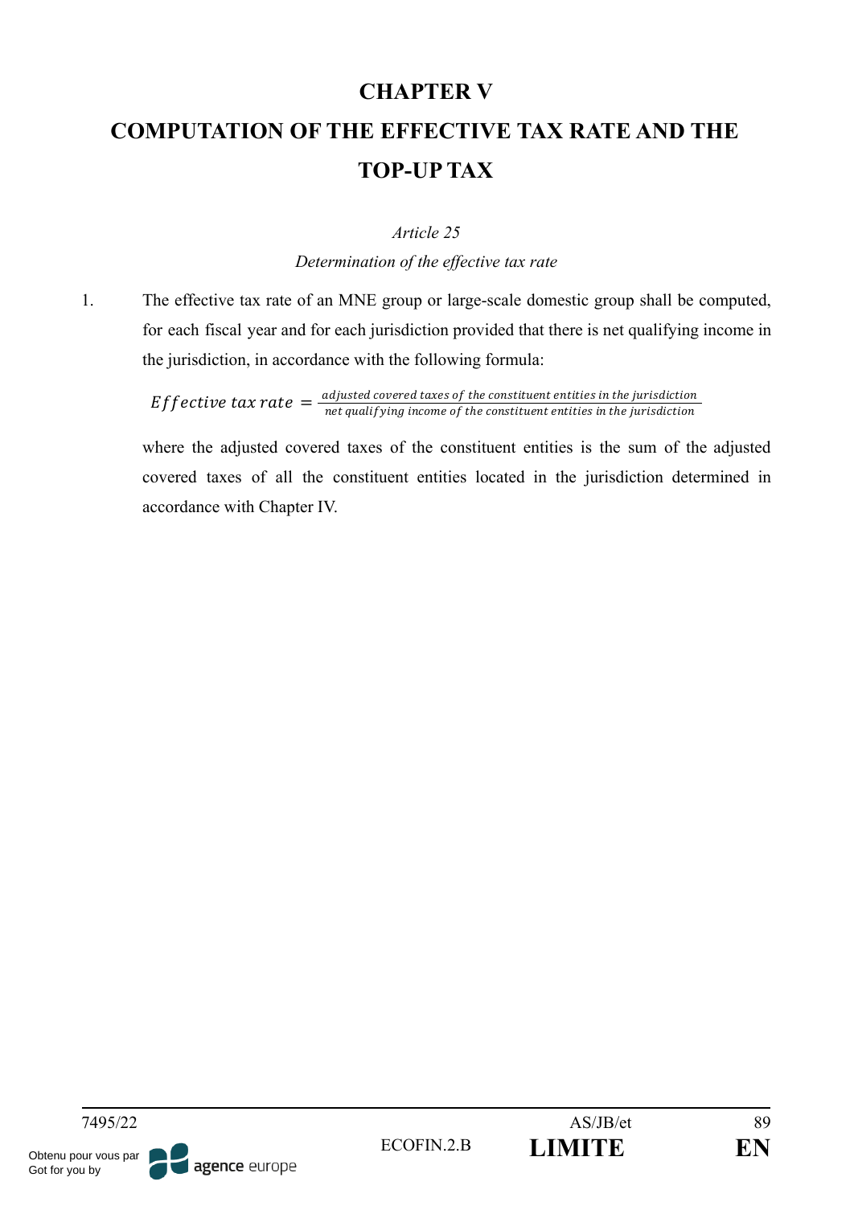# CHAPTER V

# COMPUTATION OF THE EFFECTIVE TAX RATE AND THE TOP-UP TAX

*Article 25*

*Determination of the effective tax rate*

1. The effective tax rate of an MNE group or large-scale domestic group shall be computed, for each fiscal year and for each jurisdiction provided that there is net qualifying income in the jurisdiction, in accordance with the following formula:

$$Effective\ tax\ rate = \frac{adjusted\ covered\ taxes\ of\ the\ constituent\ entities\ in\ the\ jurisdiction}{net\ qualifying\ income\ of\ the\ constituent\ entities\ in\ the\ jurisdiction}$$

where the adjusted covered taxes of the constituent entities is the sum of the adjusted covered taxes of all the constituent entities located in the jurisdiction determined in accordance with Chapter IV.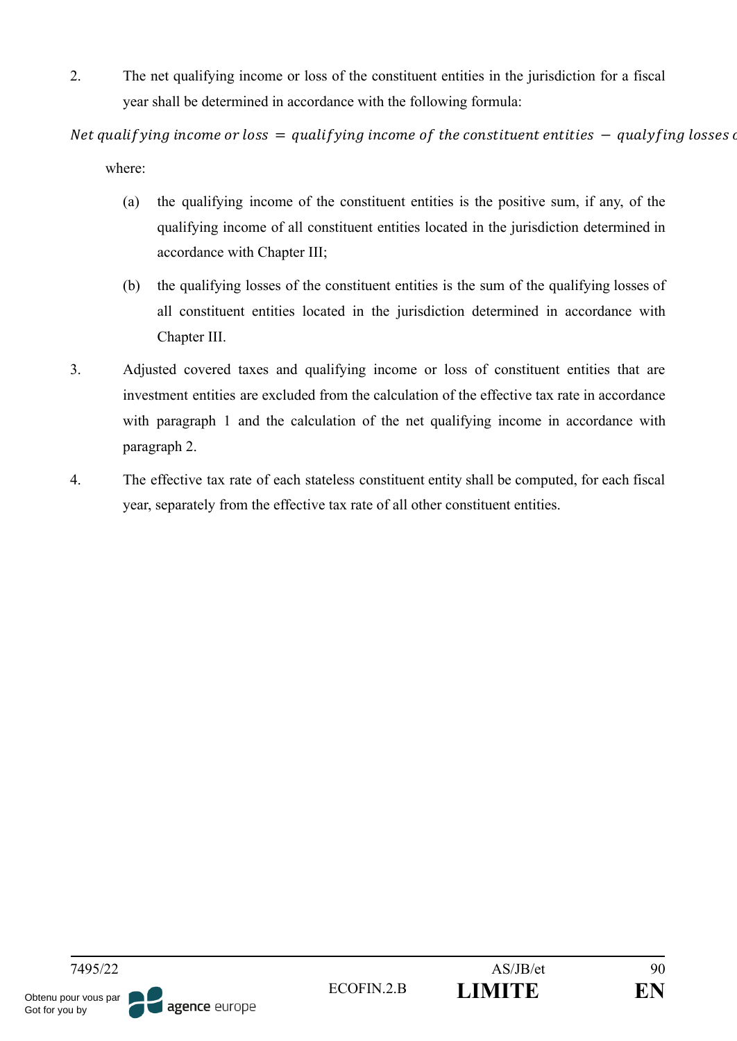2. The net qualifying income or loss of the constituent entities in the jurisdiction for a fiscal year shall be determined in accordance with the following formula:

$$Net\ qualifying\ income\ or\ loss\ =\ qualifying\ income\ of\ the\ constituent\ entities\ -\ qualyfing\ losses\ o$$

where:

(a) the qualifying income of the constituent entities is the positive sum, if any, of the qualifying income of all constituent entities located in the jurisdiction determined in accordance with Chapter III;

(b) the qualifying losses of the constituent entities is the sum of the qualifying losses of all constituent entities located in the jurisdiction determined in accordance with Chapter III.

3. Adjusted covered taxes and qualifying income or loss of constituent entities that are investment entities are excluded from the calculation of the effective tax rate in accordance with paragraph 1 and the calculation of the net qualifying income in accordance with paragraph 2.

4. The effective tax rate of each stateless constituent entity shall be computed, for each fiscal year, separately from the effective tax rate of all other constituent entities.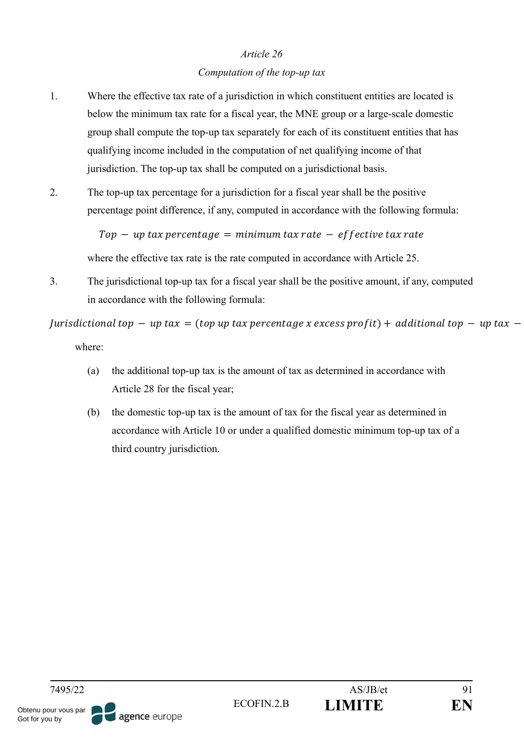*Article 26*

*Computation of the top-up tax*

1. Where the effective tax rate of a jurisdiction in which constituent entities are located is below the minimum tax rate for a fiscal year, the MNE group or a large-scale domestic group shall compute the top-up tax separately for each of its constituent entities that has qualifying income included in the computation of net qualifying income of that jurisdiction. The top-up tax shall be computed on a jurisdictional basis.

2. The top-up tax percentage for a jurisdiction for a fiscal year shall be the positive percentage point difference, if any, computed in accordance with the following formula:

$$Top - up\ tax\ percentage = minimum\ tax\ rate - effective\ tax\ rate$$

where the effective tax rate is the rate computed in accordance with Article 25.

3. The jurisdictional top-up tax for a fiscal year shall be the positive amount, if any, computed in accordance with the following formula:

$$Jurisdictional\ top - up\ tax = (top\ up\ tax\ percentage\ x\ excess\ profit) + additional\ top - up\ tax -$$

where:

(a) the additional top-up tax is the amount of tax as determined in accordance with Article 28 for the fiscal year;

(b) the domestic top-up tax is the amount of tax for the fiscal year as determined in accordance with Article 10 or under a qualified domestic minimum top-up tax of a third country jurisdiction.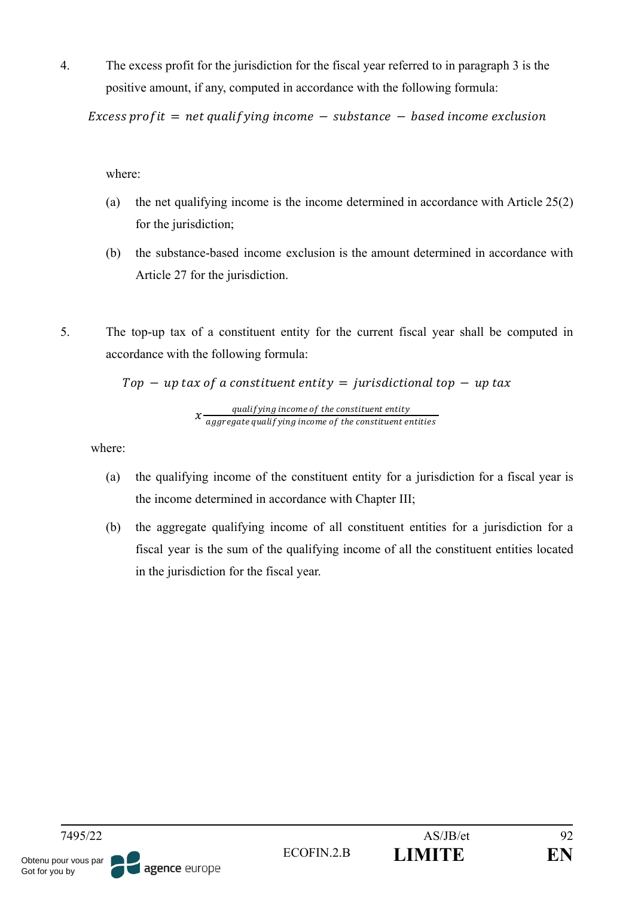4. The excess profit for the jurisdiction for the fiscal year referred to in paragraph 3 is the positive amount, if any, computed in accordance with the following formula:

$$Excess\ profit = net\ qualifying\ income - substance - based\ income\ exclusion$$

where:

(a) the net qualifying income is the income determined in accordance with Article 25(2) for the jurisdiction;

(b) the substance-based income exclusion is the amount determined in accordance with Article 27 for the jurisdiction.

5. The top-up tax of a constituent entity for the current fiscal year shall be computed in accordance with the following formula:

$$Top - up\ tax\ of\ a\ constituent\ entity = jurisdictional\ top - up\ tax$$

$$x \frac{qualifying\ income\ of\ the\ constituent\ entity}{aggregate\ qualifying\ income\ of\ the\ constituent\ entities}$$

where:

(a) the qualifying income of the constituent entity for a jurisdiction for a fiscal year is the income determined in accordance with Chapter III;

(b) the aggregate qualifying income of all constituent entities for a jurisdiction for a fiscal year is the sum of the qualifying income of all the constituent entities located in the jurisdiction for the fiscal year.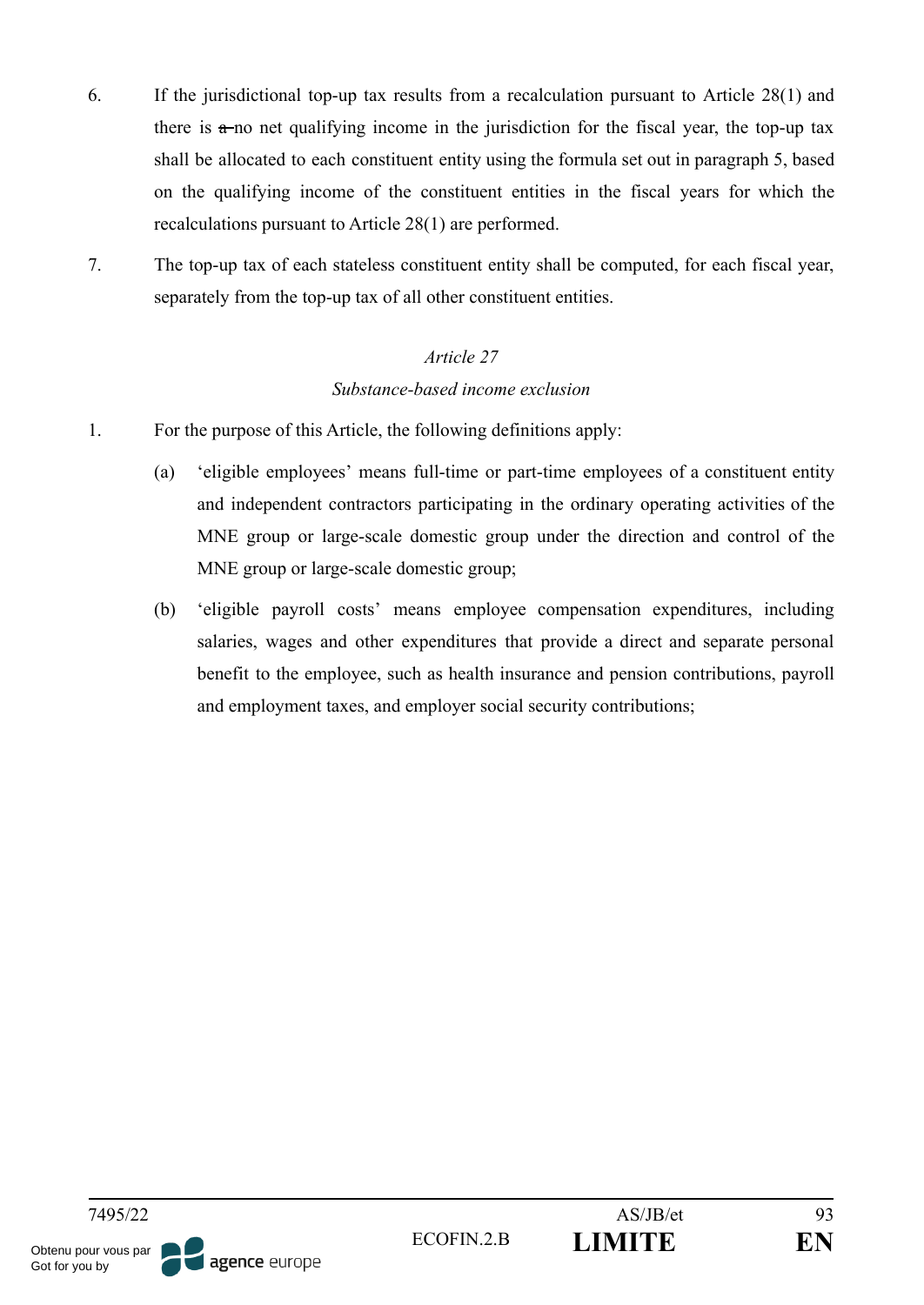6. If the jurisdictional top-up tax results from a recalculation pursuant to Article 28(1) and there is ~~a~~ no net qualifying income in the jurisdiction for the fiscal year, the top-up tax shall be allocated to each constituent entity using the formula set out in paragraph 5, based on the qualifying income of the constituent entities in the fiscal years for which the recalculations pursuant to Article 28(1) are performed.

7. The top-up tax of each stateless constituent entity shall be computed, for each fiscal year, separately from the top-up tax of all other constituent entities.

*Article 27*

*Substance-based income exclusion*

1. For the purpose of this Article, the following definitions apply:

   (a) 'eligible employees' means full-time or part-time employees of a constituent entity and independent contractors participating in the ordinary operating activities of the MNE group or large-scale domestic group under the direction and control of the MNE group or large-scale domestic group;

   (b) 'eligible payroll costs' means employee compensation expenditures, including salaries, wages and other expenditures that provide a direct and separate personal benefit to the employee, such as health insurance and pension contributions, payroll and employment taxes, and employer social security contributions;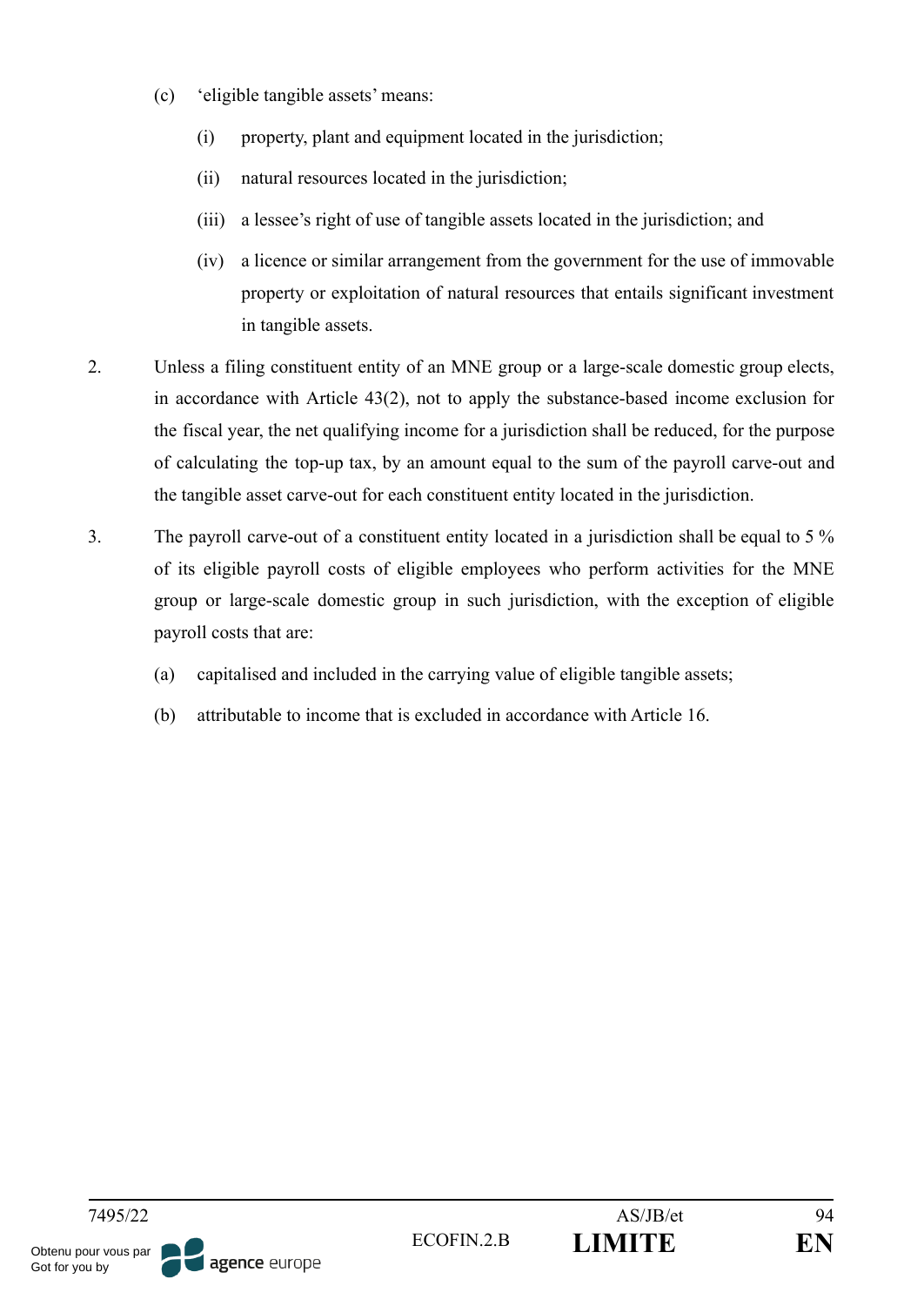(c) 'eligible tangible assets' means:

   (i) property, plant and equipment located in the jurisdiction;

   (ii) natural resources located in the jurisdiction;

   (iii) a lessee's right of use of tangible assets located in the jurisdiction; and

   (iv) a licence or similar arrangement from the government for the use of immovable property or exploitation of natural resources that entails significant investment in tangible assets.

2. Unless a filing constituent entity of an MNE group or a large-scale domestic group elects, in accordance with Article 43(2), not to apply the substance-based income exclusion for the fiscal year, the net qualifying income for a jurisdiction shall be reduced, for the purpose of calculating the top-up tax, by an amount equal to the sum of the payroll carve-out and the tangible asset carve-out for each constituent entity located in the jurisdiction.

3. The payroll carve-out of a constituent entity located in a jurisdiction shall be equal to 5 % of its eligible payroll costs of eligible employees who perform activities for the MNE group or large-scale domestic group in such jurisdiction, with the exception of eligible payroll costs that are:

   (a) capitalised and included in the carrying value of eligible tangible assets;

   (b) attributable to income that is excluded in accordance with Article 16.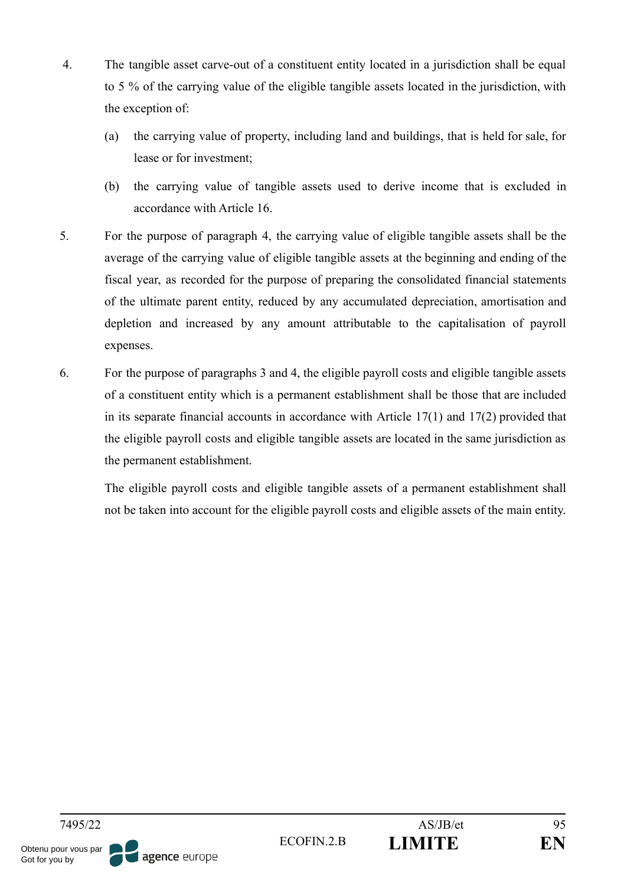4. The tangible asset carve-out of a constituent entity located in a jurisdiction shall be equal to 5 % of the carrying value of the eligible tangible assets located in the jurisdiction, with the exception of:

   (a) the carrying value of property, including land and buildings, that is held for sale, for lease or for investment;

   (b) the carrying value of tangible assets used to derive income that is excluded in accordance with Article 16.

5. For the purpose of paragraph 4, the carrying value of eligible tangible assets shall be the average of the carrying value of eligible tangible assets at the beginning and ending of the fiscal year, as recorded for the purpose of preparing the consolidated financial statements of the ultimate parent entity, reduced by any accumulated depreciation, amortisation and depletion and increased by any amount attributable to the capitalisation of payroll expenses.

6. For the purpose of paragraphs 3 and 4, the eligible payroll costs and eligible tangible assets of a constituent entity which is a permanent establishment shall be those that are included in its separate financial accounts in accordance with Article 17(1) and 17(2) provided that the eligible payroll costs and eligible tangible assets are located in the same jurisdiction as the permanent establishment.

   The eligible payroll costs and eligible tangible assets of a permanent establishment shall not be taken into account for the eligible payroll costs and eligible assets of the main entity.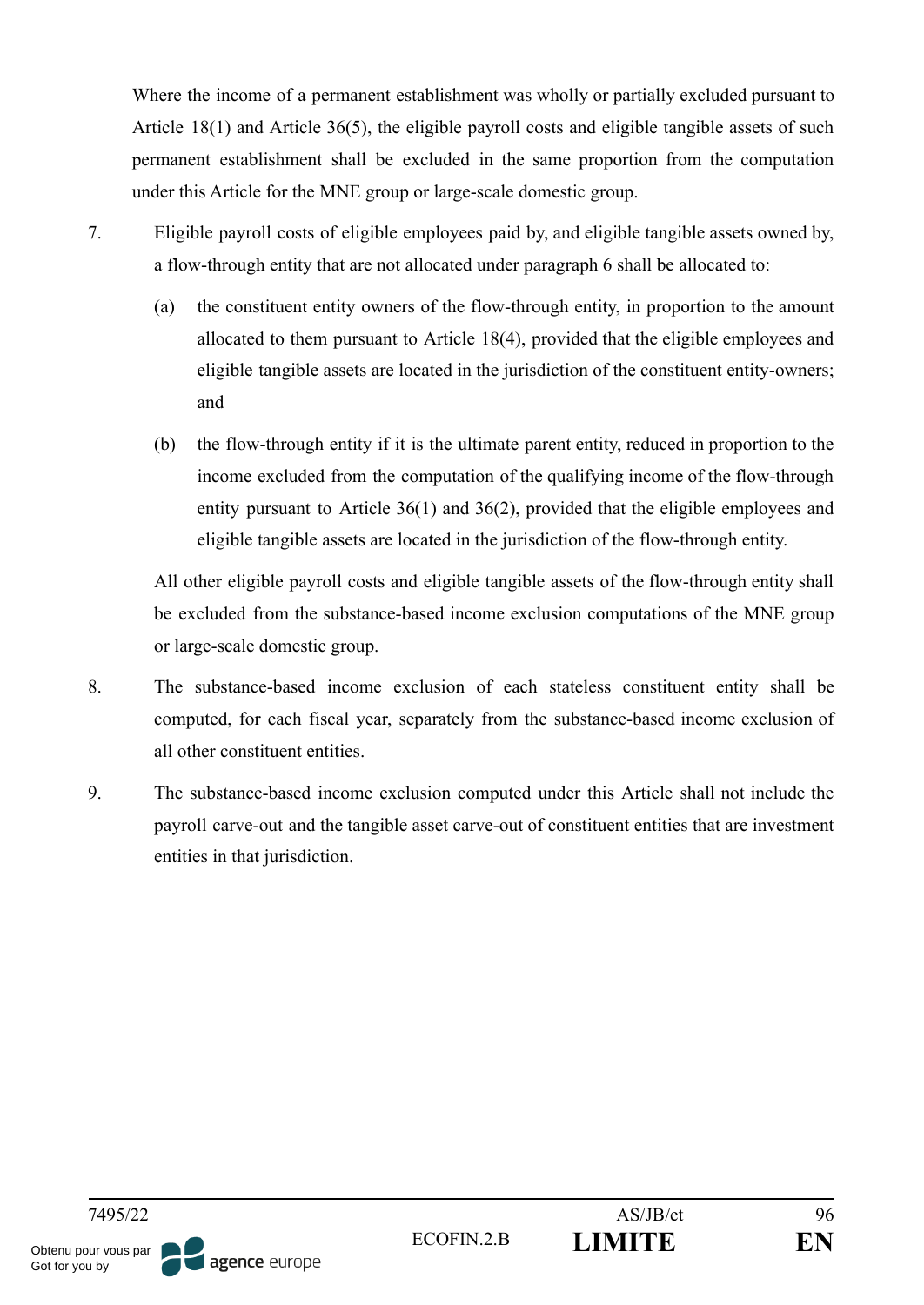Where the income of a permanent establishment was wholly or partially excluded pursuant to Article 18(1) and Article 36(5), the eligible payroll costs and eligible tangible assets of such permanent establishment shall be excluded in the same proportion from the computation under this Article for the MNE group or large-scale domestic group.

7. Eligible payroll costs of eligible employees paid by, and eligible tangible assets owned by, a flow-through entity that are not allocated under paragraph 6 shall be allocated to:

   (a) the constituent entity owners of the flow-through entity, in proportion to the amount allocated to them pursuant to Article 18(4), provided that the eligible employees and eligible tangible assets are located in the jurisdiction of the constituent entity-owners; and

   (b) the flow-through entity if it is the ultimate parent entity, reduced in proportion to the income excluded from the computation of the qualifying income of the flow-through entity pursuant to Article 36(1) and 36(2), provided that the eligible employees and eligible tangible assets are located in the jurisdiction of the flow-through entity.

   All other eligible payroll costs and eligible tangible assets of the flow-through entity shall be excluded from the substance-based income exclusion computations of the MNE group or large-scale domestic group.

8. The substance-based income exclusion of each stateless constituent entity shall be computed, for each fiscal year, separately from the substance-based income exclusion of all other constituent entities.

9. The substance-based income exclusion computed under this Article shall not include the payroll carve-out and the tangible asset carve-out of constituent entities that are investment entities in that jurisdiction.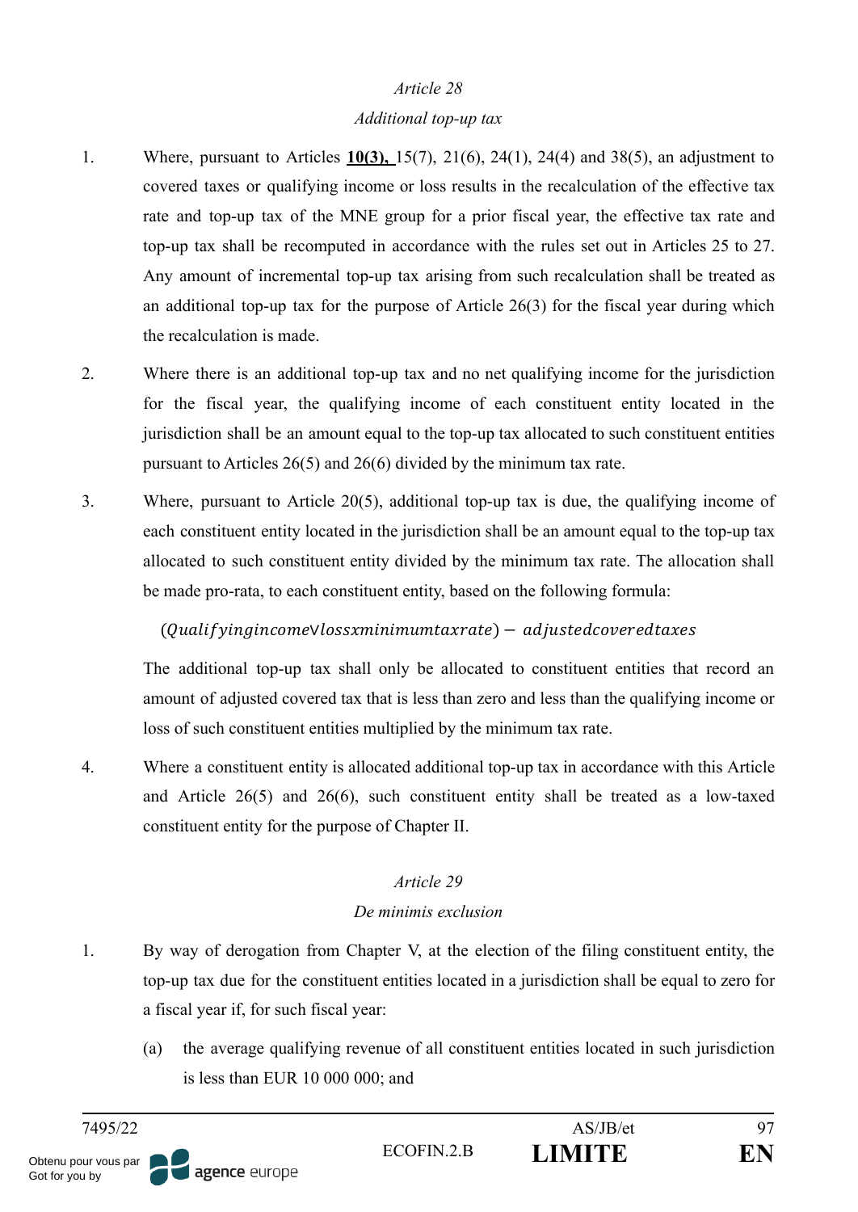*Article 28*

*Additional top-up tax*

1. Where, pursuant to Articles **10(3),** 15(7), 21(6), 24(1), 24(4) and 38(5), an adjustment to covered taxes or qualifying income or loss results in the recalculation of the effective tax rate and top-up tax of the MNE group for a prior fiscal year, the effective tax rate and top-up tax shall be recomputed in accordance with the rules set out in Articles 25 to 27. Any amount of incremental top-up tax arising from such recalculation shall be treated as an additional top-up tax for the purpose of Article 26(3) for the fiscal year during which the recalculation is made.

2. Where there is an additional top-up tax and no net qualifying income for the jurisdiction for the fiscal year, the qualifying income of each constituent entity located in the jurisdiction shall be an amount equal to the top-up tax allocated to such constituent entities pursuant to Articles 26(5) and 26(6) divided by the minimum tax rate.

3. Where, pursuant to Article 20(5), additional top-up tax is due, the qualifying income of each constituent entity located in the jurisdiction shall be an amount equal to the top-up tax allocated to such constituent entity divided by the minimum tax rate. The allocation shall be made pro-rata, to each constituent entity, based on the following formula:

$$(Qualifying income \vee loss x minimum tax rate) - adjusted covered taxes$$

The additional top-up tax shall only be allocated to constituent entities that record an amount of adjusted covered tax that is less than zero and less than the qualifying income or loss of such constituent entities multiplied by the minimum tax rate.

4. Where a constituent entity is allocated additional top-up tax in accordance with this Article and Article 26(5) and 26(6), such constituent entity shall be treated as a low-taxed constituent entity for the purpose of Chapter II.

*Article 29*

*De minimis exclusion*

1. By way of derogation from Chapter V, at the election of the filing constituent entity, the top-up tax due for the constituent entities located in a jurisdiction shall be equal to zero for a fiscal year if, for such fiscal year:

   (a) the average qualifying revenue of all constituent entities located in such jurisdiction is less than EUR 10 000 000; and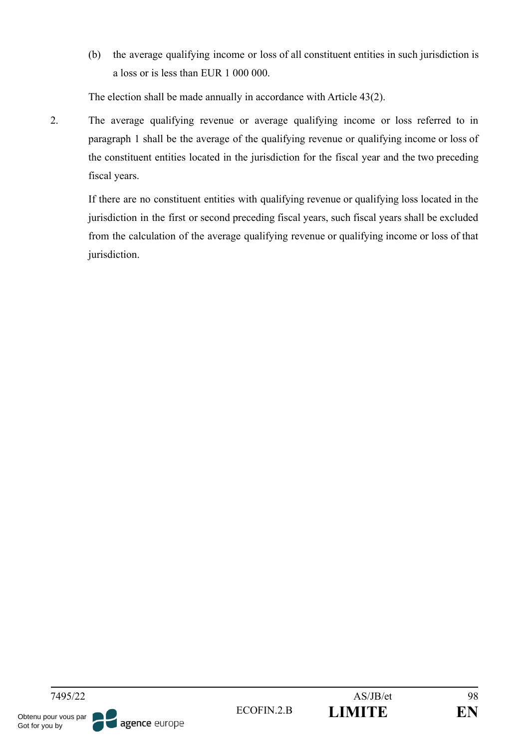(b) the average qualifying income or loss of all constituent entities in such jurisdiction is a loss or is less than EUR 1 000 000.

The election shall be made annually in accordance with Article 43(2).

2. The average qualifying revenue or average qualifying income or loss referred to in paragraph 1 shall be the average of the qualifying revenue or qualifying income or loss of the constituent entities located in the jurisdiction for the fiscal year and the two preceding fiscal years.

If there are no constituent entities with qualifying revenue or qualifying loss located in the jurisdiction in the first or second preceding fiscal years, such fiscal years shall be excluded from the calculation of the average qualifying revenue or qualifying income or loss of that jurisdiction.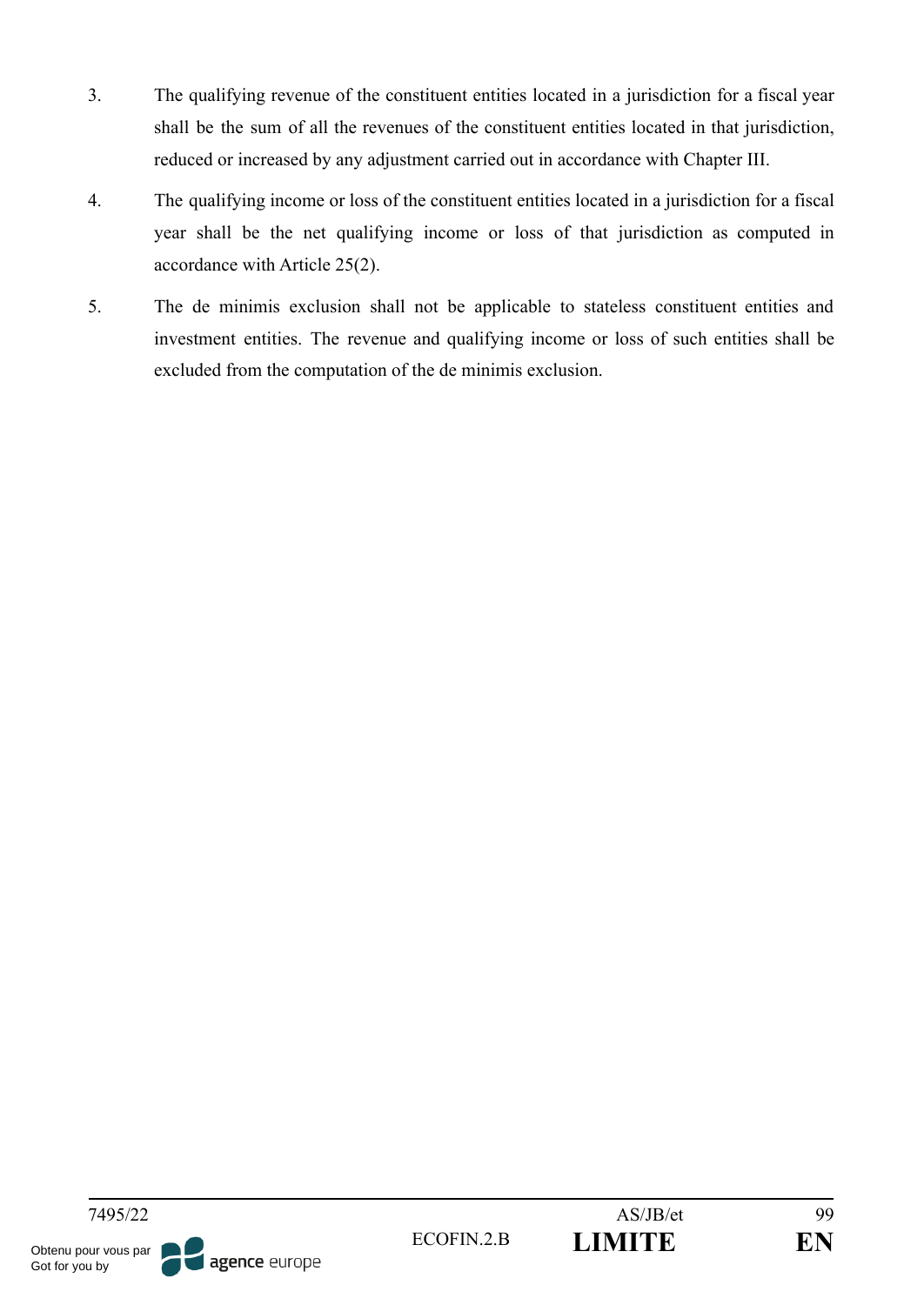3. The qualifying revenue of the constituent entities located in a jurisdiction for a fiscal year shall be the sum of all the revenues of the constituent entities located in that jurisdiction, reduced or increased by any adjustment carried out in accordance with Chapter III.

4. The qualifying income or loss of the constituent entities located in a jurisdiction for a fiscal year shall be the net qualifying income or loss of that jurisdiction as computed in accordance with Article 25(2).

5. The de minimis exclusion shall not be applicable to stateless constituent entities and investment entities. The revenue and qualifying income or loss of such entities shall be excluded from the computation of the de minimis exclusion.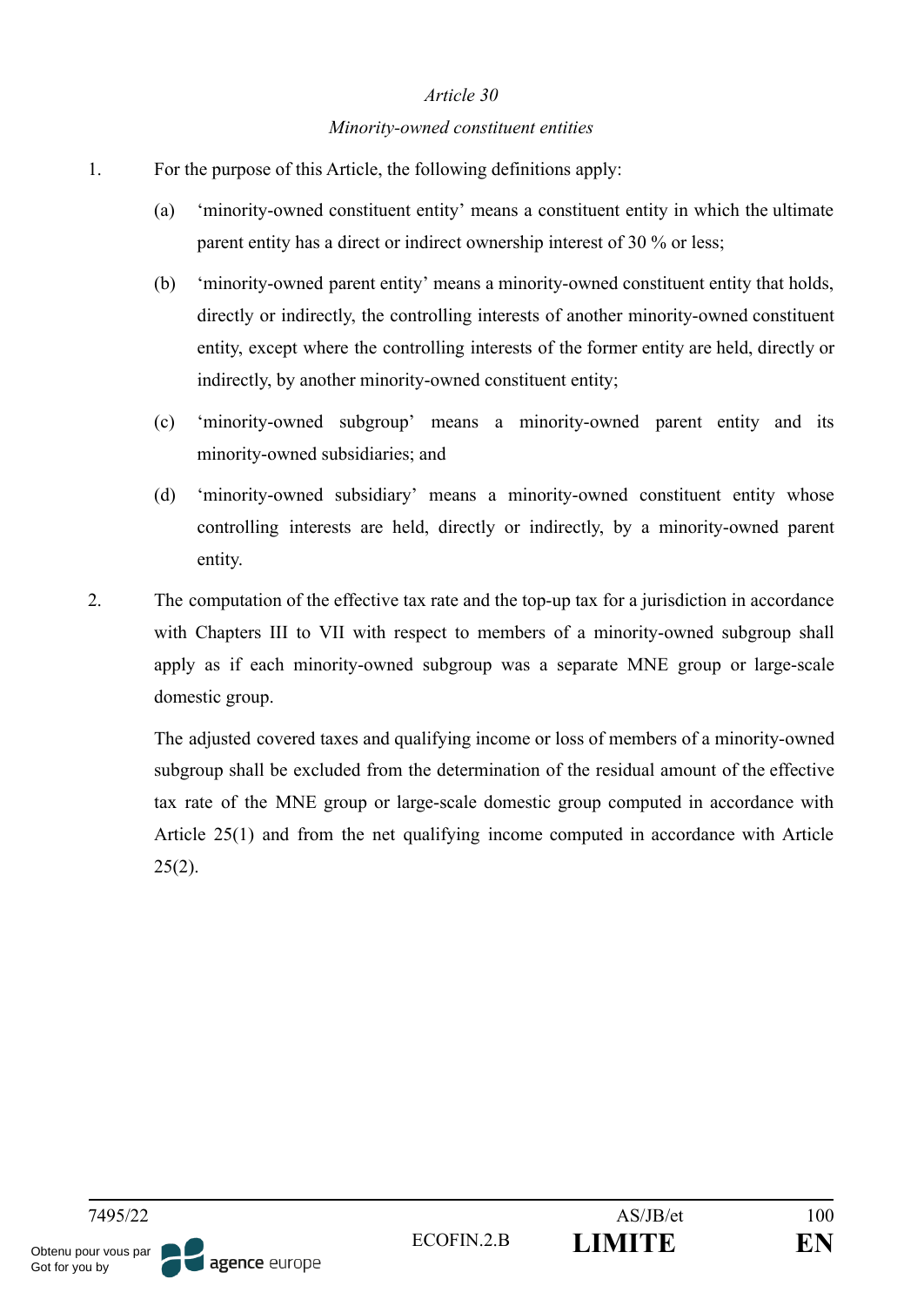*Article 30*

*Minority-owned constituent entities*

1. For the purpose of this Article, the following definitions apply:

   (a) 'minority-owned constituent entity' means a constituent entity in which the ultimate parent entity has a direct or indirect ownership interest of 30 % or less;

   (b) 'minority-owned parent entity' means a minority-owned constituent entity that holds, directly or indirectly, the controlling interests of another minority-owned constituent entity, except where the controlling interests of the former entity are held, directly or indirectly, by another minority-owned constituent entity;

   (c) 'minority-owned subgroup' means a minority-owned parent entity and its minority-owned subsidiaries; and

   (d) 'minority-owned subsidiary' means a minority-owned constituent entity whose controlling interests are held, directly or indirectly, by a minority-owned parent entity.

2. The computation of the effective tax rate and the top-up tax for a jurisdiction in accordance with Chapters III to VII with respect to members of a minority-owned subgroup shall apply as if each minority-owned subgroup was a separate MNE group or large-scale domestic group.

   The adjusted covered taxes and qualifying income or loss of members of a minority-owned subgroup shall be excluded from the determination of the residual amount of the effective tax rate of the MNE group or large-scale domestic group computed in accordance with Article 25(1) and from the net qualifying income computed in accordance with Article 25(2).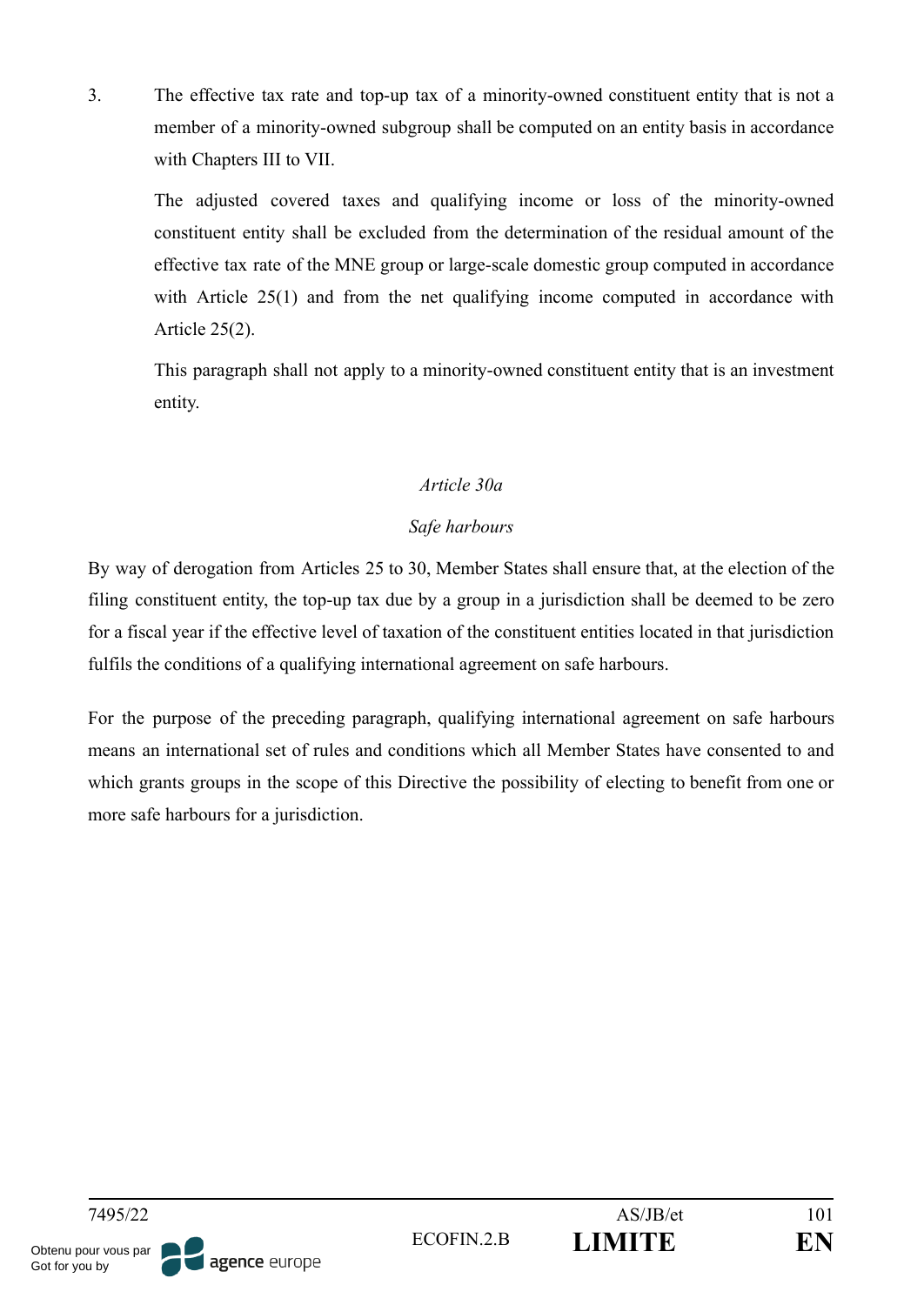3. The effective tax rate and top-up tax of a minority-owned constituent entity that is not a member of a minority-owned subgroup shall be computed on an entity basis in accordance with Chapters III to VII.

   The adjusted covered taxes and qualifying income or loss of the minority-owned constituent entity shall be excluded from the determination of the residual amount of the effective tax rate of the MNE group or large-scale domestic group computed in accordance with Article 25(1) and from the net qualifying income computed in accordance with Article 25(2).

   This paragraph shall not apply to a minority-owned constituent entity that is an investment entity.

*Article 30a*

*Safe harbours*

By way of derogation from Articles 25 to 30, Member States shall ensure that, at the election of the filing constituent entity, the top-up tax due by a group in a jurisdiction shall be deemed to be zero for a fiscal year if the effective level of taxation of the constituent entities located in that jurisdiction fulfils the conditions of a qualifying international agreement on safe harbours.

For the purpose of the preceding paragraph, qualifying international agreement on safe harbours means an international set of rules and conditions which all Member States have consented to and which grants groups in the scope of this Directive the possibility of electing to benefit from one or more safe harbours for a jurisdiction.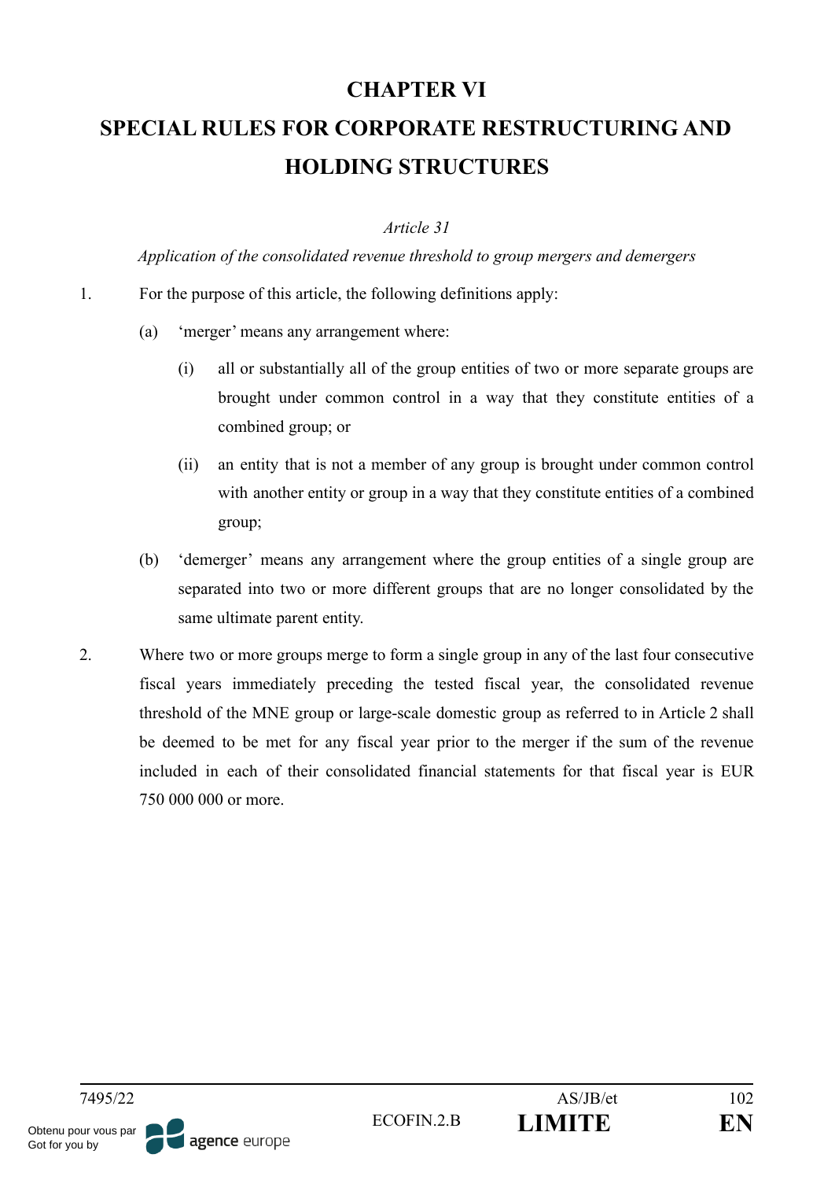# CHAPTER VI

# SPECIAL RULES FOR CORPORATE RESTRUCTURING AND HOLDING STRUCTURES

*Article 31*

*Application of the consolidated revenue threshold to group mergers and demergers*

1. For the purpose of this article, the following definitions apply:

   (a) 'merger' means any arrangement where:

      (i) all or substantially all of the group entities of two or more separate groups are brought under common control in a way that they constitute entities of a combined group; or

      (ii) an entity that is not a member of any group is brought under common control with another entity or group in a way that they constitute entities of a combined group;

   (b) 'demerger' means any arrangement where the group entities of a single group are separated into two or more different groups that are no longer consolidated by the same ultimate parent entity.

2. Where two or more groups merge to form a single group in any of the last four consecutive fiscal years immediately preceding the tested fiscal year, the consolidated revenue threshold of the MNE group or large-scale domestic group as referred to in Article 2 shall be deemed to be met for any fiscal year prior to the merger if the sum of the revenue included in each of their consolidated financial statements for that fiscal year is EUR 750 000 000 or more.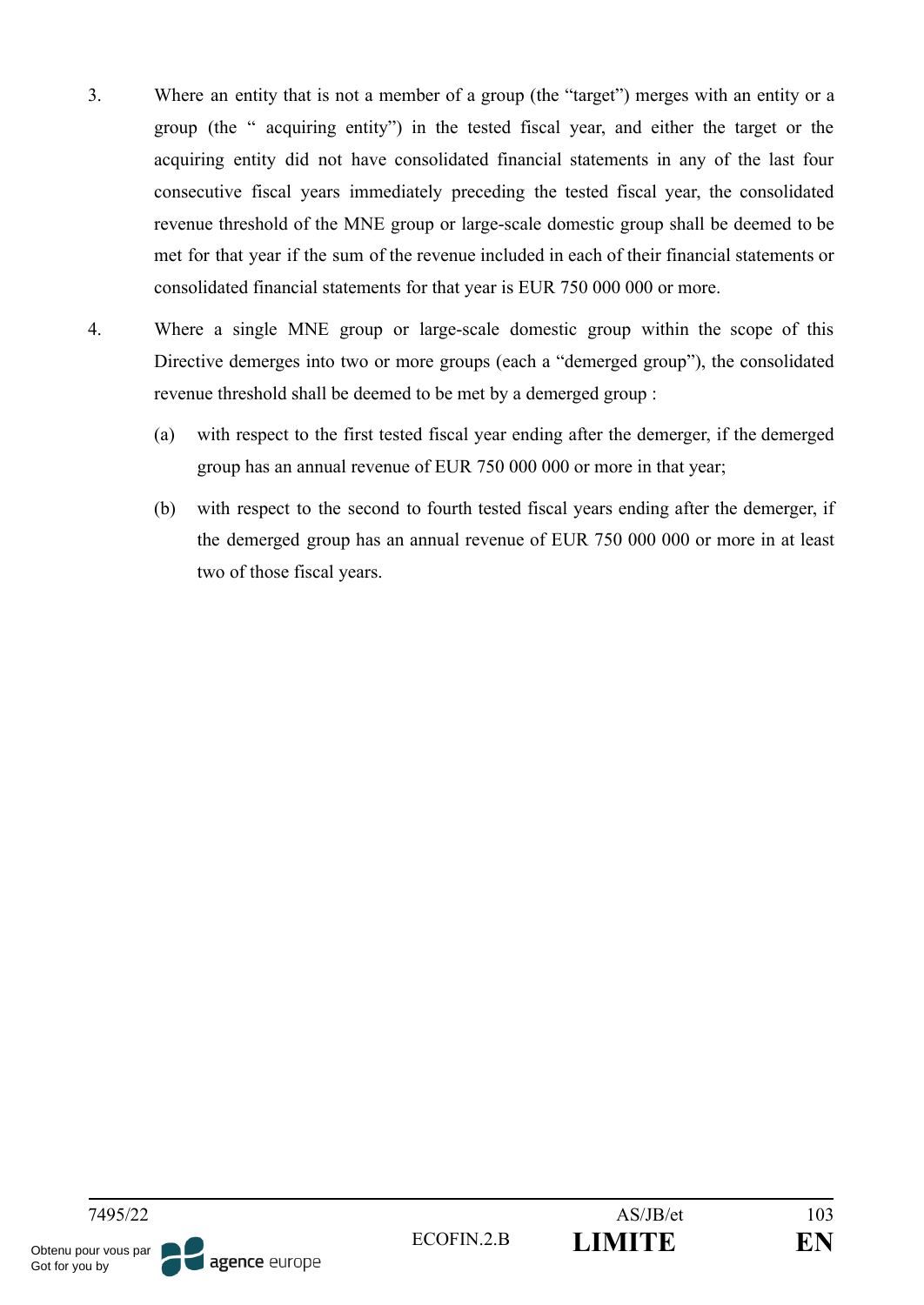3. Where an entity that is not a member of a group (the "target") merges with an entity or a group (the " acquiring entity") in the tested fiscal year, and either the target or the acquiring entity did not have consolidated financial statements in any of the last four consecutive fiscal years immediately preceding the tested fiscal year, the consolidated revenue threshold of the MNE group or large-scale domestic group shall be deemed to be met for that year if the sum of the revenue included in each of their financial statements or consolidated financial statements for that year is EUR 750 000 000 or more.

4. Where a single MNE group or large-scale domestic group within the scope of this Directive demerges into two or more groups (each a "demerged group"), the consolidated revenue threshold shall be deemed to be met by a demerged group :

   (a) with respect to the first tested fiscal year ending after the demerger, if the demerged group has an annual revenue of EUR 750 000 000 or more in that year;

   (b) with respect to the second to fourth tested fiscal years ending after the demerger, if the demerged group has an annual revenue of EUR 750 000 000 or more in at least two of those fiscal years.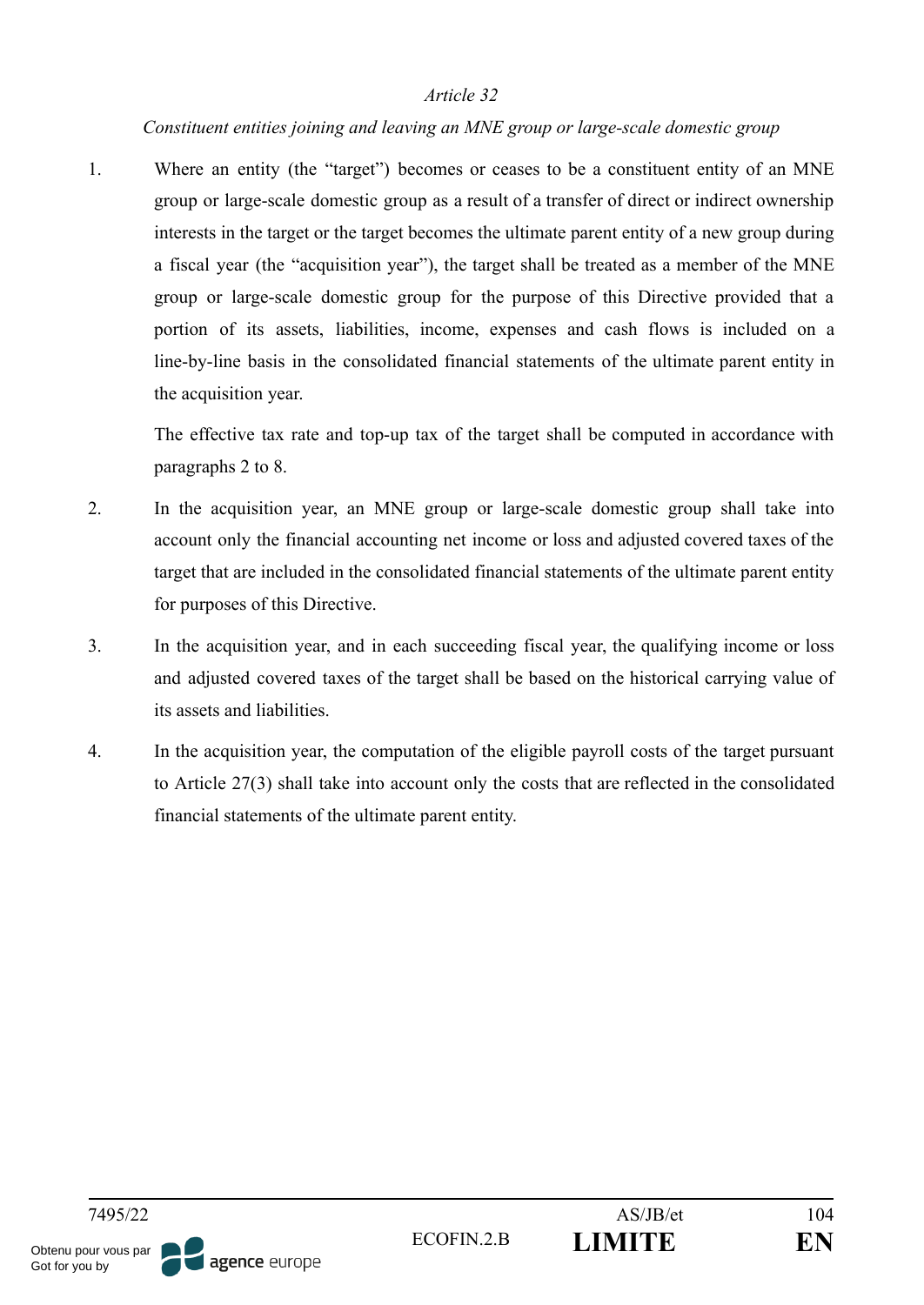*Article 32*

*Constituent entities joining and leaving an MNE group or large-scale domestic group*

1. Where an entity (the "target") becomes or ceases to be a constituent entity of an MNE group or large-scale domestic group as a result of a transfer of direct or indirect ownership interests in the target or the target becomes the ultimate parent entity of a new group during a fiscal year (the "acquisition year"), the target shall be treated as a member of the MNE group or large-scale domestic group for the purpose of this Directive provided that a portion of its assets, liabilities, income, expenses and cash flows is included on a line-by-line basis in the consolidated financial statements of the ultimate parent entity in the acquisition year.

   The effective tax rate and top-up tax of the target shall be computed in accordance with paragraphs 2 to 8.

2. In the acquisition year, an MNE group or large-scale domestic group shall take into account only the financial accounting net income or loss and adjusted covered taxes of the target that are included in the consolidated financial statements of the ultimate parent entity for purposes of this Directive.

3. In the acquisition year, and in each succeeding fiscal year, the qualifying income or loss and adjusted covered taxes of the target shall be based on the historical carrying value of its assets and liabilities.

4. In the acquisition year, the computation of the eligible payroll costs of the target pursuant to Article 27(3) shall take into account only the costs that are reflected in the consolidated financial statements of the ultimate parent entity.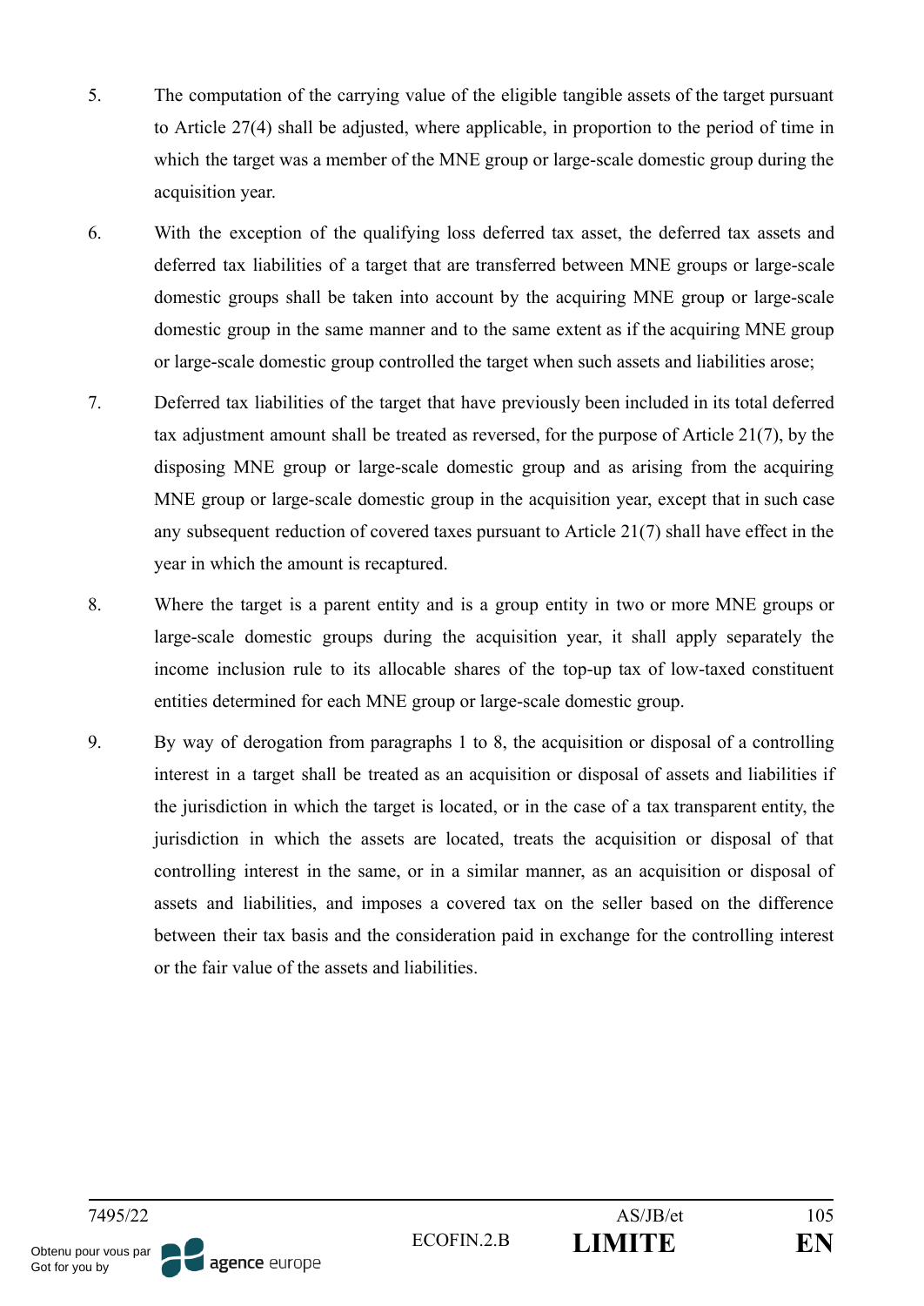5. The computation of the carrying value of the eligible tangible assets of the target pursuant to Article 27(4) shall be adjusted, where applicable, in proportion to the period of time in which the target was a member of the MNE group or large-scale domestic group during the acquisition year.

6. With the exception of the qualifying loss deferred tax asset, the deferred tax assets and deferred tax liabilities of a target that are transferred between MNE groups or large-scale domestic groups shall be taken into account by the acquiring MNE group or large-scale domestic group in the same manner and to the same extent as if the acquiring MNE group or large-scale domestic group controlled the target when such assets and liabilities arose;

7. Deferred tax liabilities of the target that have previously been included in its total deferred tax adjustment amount shall be treated as reversed, for the purpose of Article 21(7), by the disposing MNE group or large-scale domestic group and as arising from the acquiring MNE group or large-scale domestic group in the acquisition year, except that in such case any subsequent reduction of covered taxes pursuant to Article 21(7) shall have effect in the year in which the amount is recaptured.

8. Where the target is a parent entity and is a group entity in two or more MNE groups or large-scale domestic groups during the acquisition year, it shall apply separately the income inclusion rule to its allocable shares of the top-up tax of low-taxed constituent entities determined for each MNE group or large-scale domestic group.

9. By way of derogation from paragraphs 1 to 8, the acquisition or disposal of a controlling interest in a target shall be treated as an acquisition or disposal of assets and liabilities if the jurisdiction in which the target is located, or in the case of a tax transparent entity, the jurisdiction in which the assets are located, treats the acquisition or disposal of that controlling interest in the same, or in a similar manner, as an acquisition or disposal of assets and liabilities, and imposes a covered tax on the seller based on the difference between their tax basis and the consideration paid in exchange for the controlling interest or the fair value of the assets and liabilities.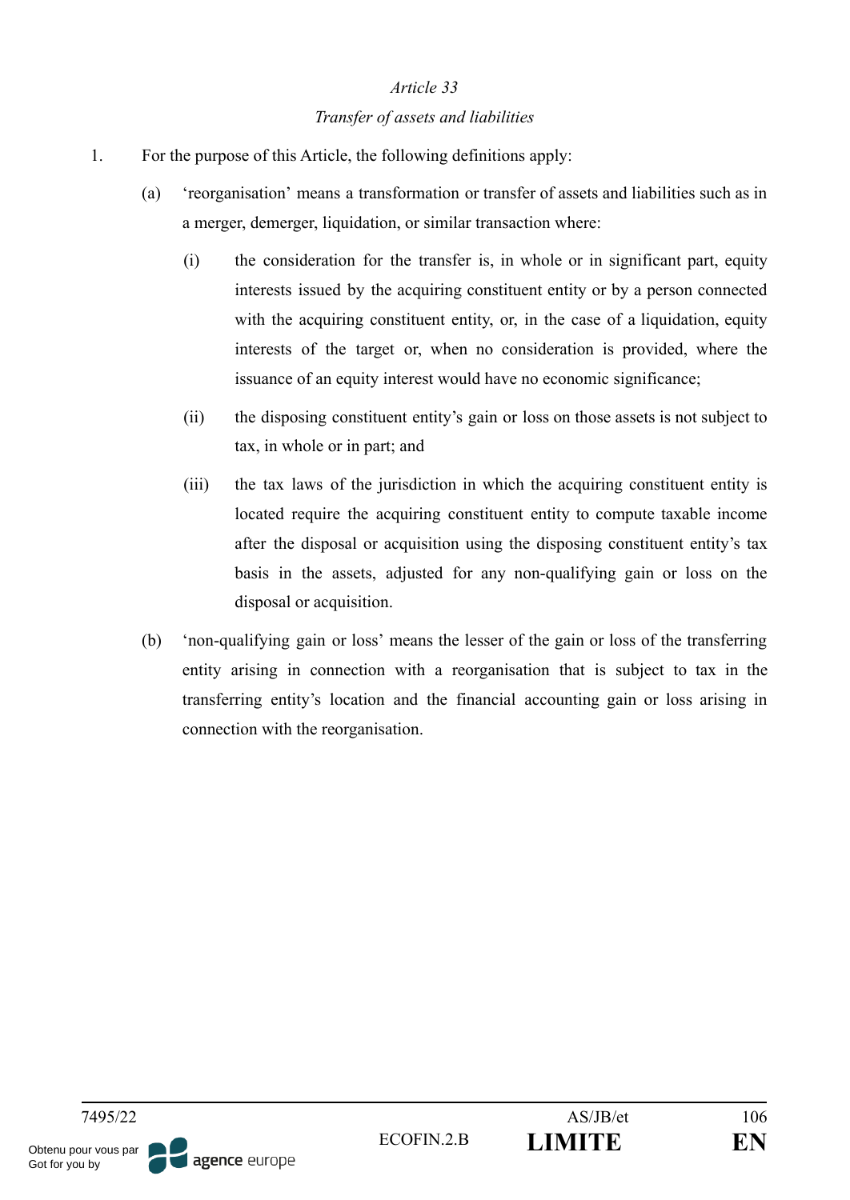*Article 33*

*Transfer of assets and liabilities*

1. For the purpose of this Article, the following definitions apply:

   (a) 'reorganisation' means a transformation or transfer of assets and liabilities such as in a merger, demerger, liquidation, or similar transaction where:

      (i) the consideration for the transfer is, in whole or in significant part, equity interests issued by the acquiring constituent entity or by a person connected with the acquiring constituent entity, or, in the case of a liquidation, equity interests of the target or, when no consideration is provided, where the issuance of an equity interest would have no economic significance;

      (ii) the disposing constituent entity's gain or loss on those assets is not subject to tax, in whole or in part; and

      (iii) the tax laws of the jurisdiction in which the acquiring constituent entity is located require the acquiring constituent entity to compute taxable income after the disposal or acquisition using the disposing constituent entity's tax basis in the assets, adjusted for any non-qualifying gain or loss on the disposal or acquisition.

   (b) 'non-qualifying gain or loss' means the lesser of the gain or loss of the transferring entity arising in connection with a reorganisation that is subject to tax in the transferring entity's location and the financial accounting gain or loss arising in connection with the reorganisation.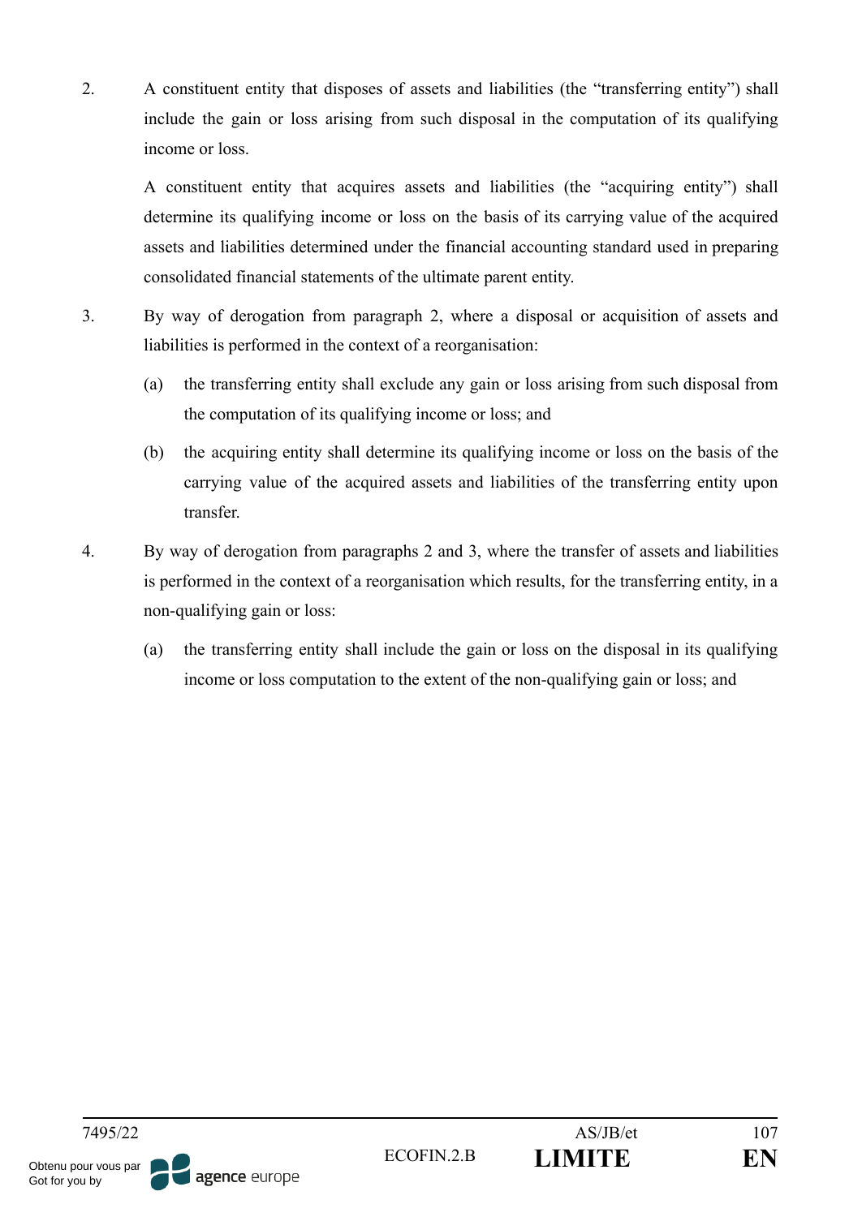2. A constituent entity that disposes of assets and liabilities (the "transferring entity") shall include the gain or loss arising from such disposal in the computation of its qualifying income or loss.

   A constituent entity that acquires assets and liabilities (the "acquiring entity") shall determine its qualifying income or loss on the basis of its carrying value of the acquired assets and liabilities determined under the financial accounting standard used in preparing consolidated financial statements of the ultimate parent entity.

3. By way of derogation from paragraph 2, where a disposal or acquisition of assets and liabilities is performed in the context of a reorganisation:

   (a) the transferring entity shall exclude any gain or loss arising from such disposal from the computation of its qualifying income or loss; and

   (b) the acquiring entity shall determine its qualifying income or loss on the basis of the carrying value of the acquired assets and liabilities of the transferring entity upon transfer.

4. By way of derogation from paragraphs 2 and 3, where the transfer of assets and liabilities is performed in the context of a reorganisation which results, for the transferring entity, in a non-qualifying gain or loss:

   (a) the transferring entity shall include the gain or loss on the disposal in its qualifying income or loss computation to the extent of the non-qualifying gain or loss; and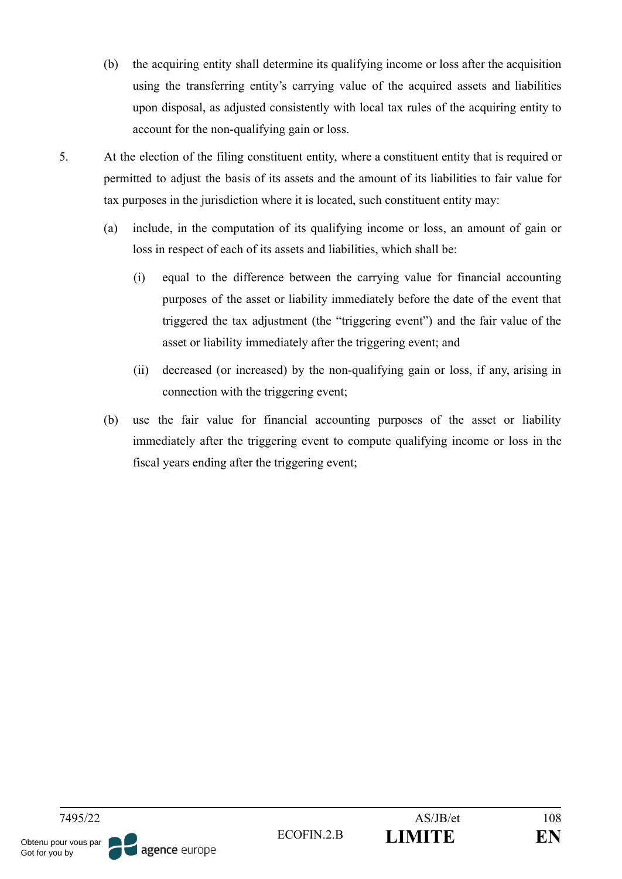(b) the acquiring entity shall determine its qualifying income or loss after the acquisition using the transferring entity's carrying value of the acquired assets and liabilities upon disposal, as adjusted consistently with local tax rules of the acquiring entity to account for the non-qualifying gain or loss.

5. At the election of the filing constituent entity, where a constituent entity that is required or permitted to adjust the basis of its assets and the amount of its liabilities to fair value for tax purposes in the jurisdiction where it is located, such constituent entity may:

   (a) include, in the computation of its qualifying income or loss, an amount of gain or loss in respect of each of its assets and liabilities, which shall be:

      (i) equal to the difference between the carrying value for financial accounting purposes of the asset or liability immediately before the date of the event that triggered the tax adjustment (the "triggering event") and the fair value of the asset or liability immediately after the triggering event; and

      (ii) decreased (or increased) by the non-qualifying gain or loss, if any, arising in connection with the triggering event;

   (b) use the fair value for financial accounting purposes of the asset or liability immediately after the triggering event to compute qualifying income or loss in the fiscal years ending after the triggering event;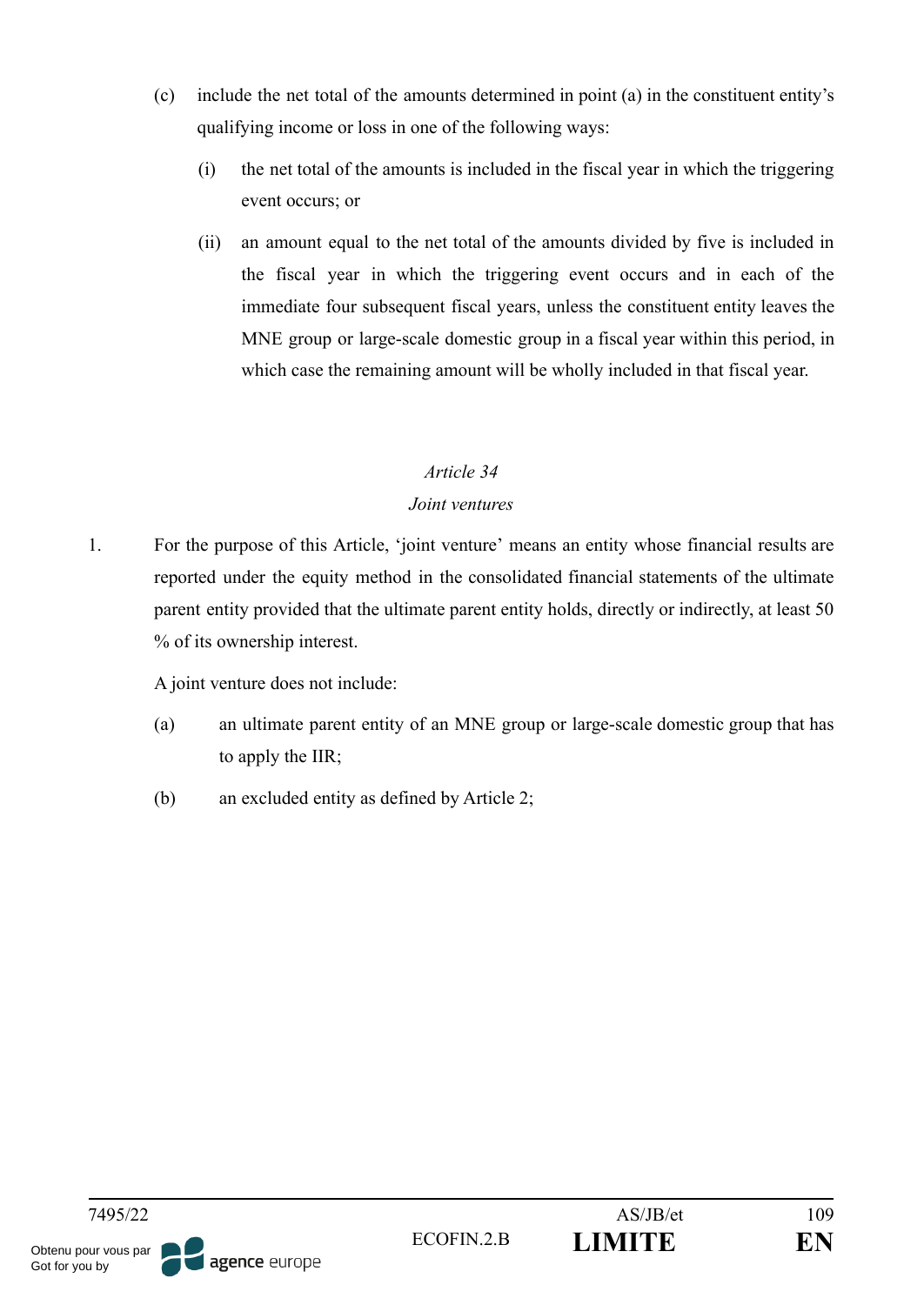(c) include the net total of the amounts determined in point (a) in the constituent entity's qualifying income or loss in one of the following ways:

(i) the net total of the amounts is included in the fiscal year in which the triggering event occurs; or

(ii) an amount equal to the net total of the amounts divided by five is included in the fiscal year in which the triggering event occurs and in each of the immediate four subsequent fiscal years, unless the constituent entity leaves the MNE group or large-scale domestic group in a fiscal year within this period, in which case the remaining amount will be wholly included in that fiscal year.

*Article 34*

*Joint ventures*

1. For the purpose of this Article, 'joint venture' means an entity whose financial results are reported under the equity method in the consolidated financial statements of the ultimate parent entity provided that the ultimate parent entity holds, directly or indirectly, at least 50 % of its ownership interest.

A joint venture does not include:

(a) an ultimate parent entity of an MNE group or large-scale domestic group that has to apply the IIR;

(b) an excluded entity as defined by Article 2;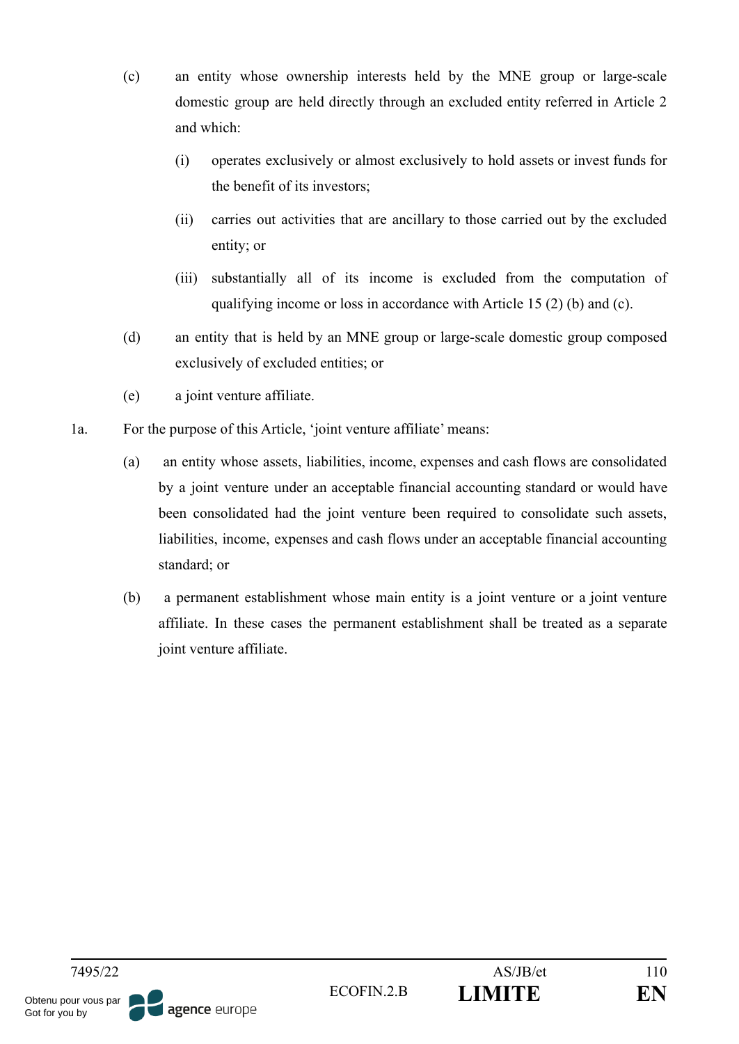(c) an entity whose ownership interests held by the MNE group or large-scale domestic group are held directly through an excluded entity referred in Article 2 and which:

   (i) operates exclusively or almost exclusively to hold assets or invest funds for the benefit of its investors;

   (ii) carries out activities that are ancillary to those carried out by the excluded entity; or

   (iii) substantially all of its income is excluded from the computation of qualifying income or loss in accordance with Article 15 (2) (b) and (c).

(d) an entity that is held by an MNE group or large-scale domestic group composed exclusively of excluded entities; or

(e) a joint venture affiliate.

1a. For the purpose of this Article, 'joint venture affiliate' means:

   (a) an entity whose assets, liabilities, income, expenses and cash flows are consolidated by a joint venture under an acceptable financial accounting standard or would have been consolidated had the joint venture been required to consolidate such assets, liabilities, income, expenses and cash flows under an acceptable financial accounting standard; or

   (b) a permanent establishment whose main entity is a joint venture or a joint venture affiliate. In these cases the permanent establishment shall be treated as a separate joint venture affiliate.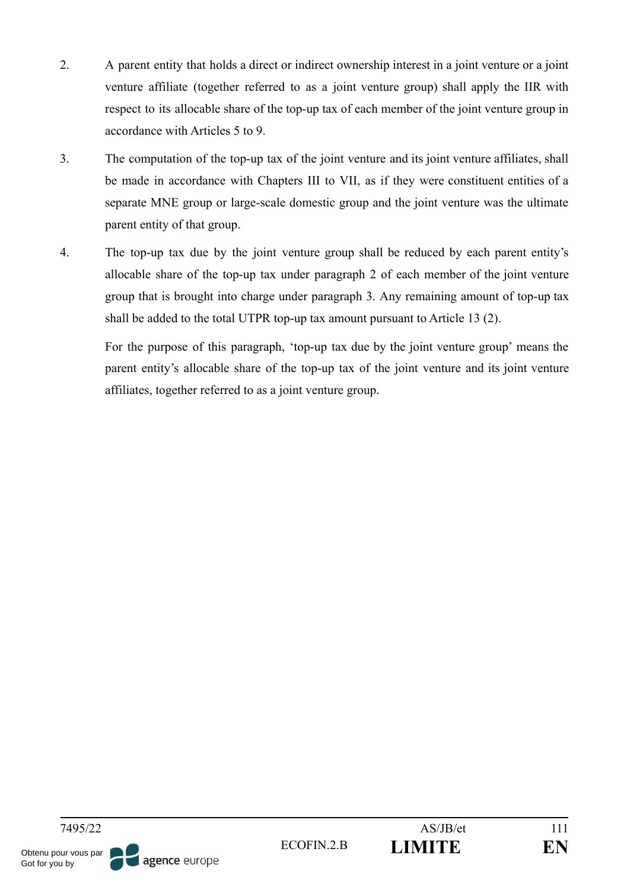2. A parent entity that holds a direct or indirect ownership interest in a joint venture or a joint venture affiliate (together referred to as a joint venture group) shall apply the IIR with respect to its allocable share of the top-up tax of each member of the joint venture group in accordance with Articles 5 to 9.

3. The computation of the top-up tax of the joint venture and its joint venture affiliates, shall be made in accordance with Chapters III to VII, as if they were constituent entities of a separate MNE group or large-scale domestic group and the joint venture was the ultimate parent entity of that group.

4. The top-up tax due by the joint venture group shall be reduced by each parent entity's allocable share of the top-up tax under paragraph 2 of each member of the joint venture group that is brought into charge under paragraph 3. Any remaining amount of top-up tax shall be added to the total UTPR top-up tax amount pursuant to Article 13 (2).

   For the purpose of this paragraph, 'top-up tax due by the joint venture group' means the parent entity's allocable share of the top-up tax of the joint venture and its joint venture affiliates, together referred to as a joint venture group.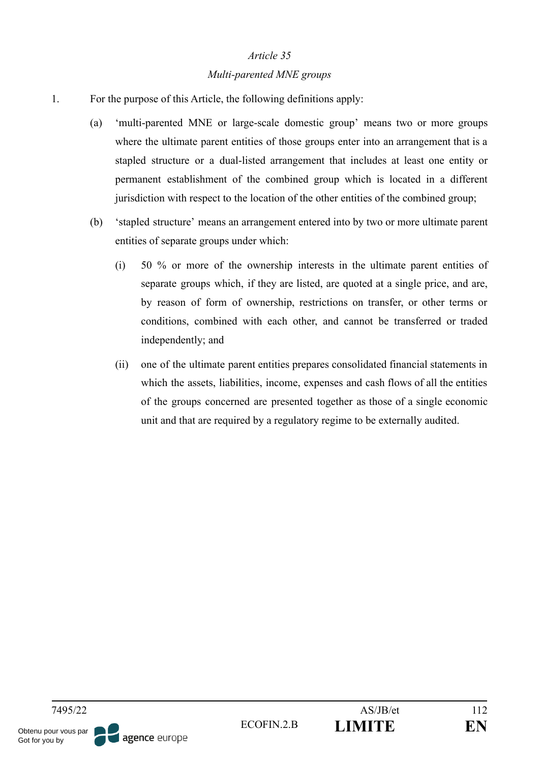*Article 35*

*Multi-parented MNE groups*

1. For the purpose of this Article, the following definitions apply:

   (a) 'multi-parented MNE or large-scale domestic group' means two or more groups where the ultimate parent entities of those groups enter into an arrangement that is a stapled structure or a dual-listed arrangement that includes at least one entity or permanent establishment of the combined group which is located in a different jurisdiction with respect to the location of the other entities of the combined group;

   (b) 'stapled structure' means an arrangement entered into by two or more ultimate parent entities of separate groups under which:

      (i) 50 % or more of the ownership interests in the ultimate parent entities of separate groups which, if they are listed, are quoted at a single price, and are, by reason of form of ownership, restrictions on transfer, or other terms or conditions, combined with each other, and cannot be transferred or traded independently; and

      (ii) one of the ultimate parent entities prepares consolidated financial statements in which the assets, liabilities, income, expenses and cash flows of all the entities of the groups concerned are presented together as those of a single economic unit and that are required by a regulatory regime to be externally audited.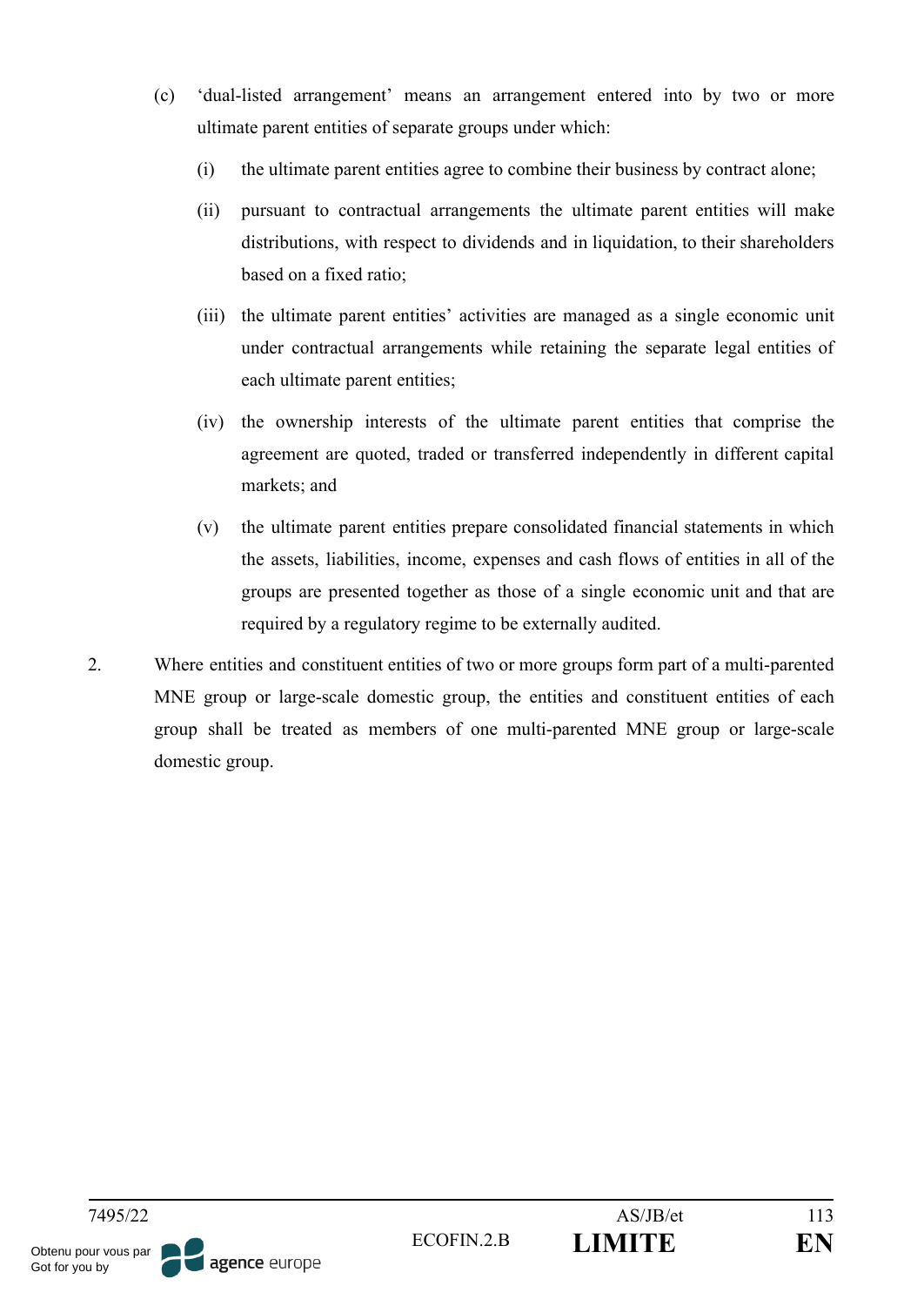(c) 'dual-listed arrangement' means an arrangement entered into by two or more ultimate parent entities of separate groups under which:

   (i) the ultimate parent entities agree to combine their business by contract alone;

   (ii) pursuant to contractual arrangements the ultimate parent entities will make distributions, with respect to dividends and in liquidation, to their shareholders based on a fixed ratio;

   (iii) the ultimate parent entities' activities are managed as a single economic unit under contractual arrangements while retaining the separate legal entities of each ultimate parent entities;

   (iv) the ownership interests of the ultimate parent entities that comprise the agreement are quoted, traded or transferred independently in different capital markets; and

   (v) the ultimate parent entities prepare consolidated financial statements in which the assets, liabilities, income, expenses and cash flows of entities in all of the groups are presented together as those of a single economic unit and that are required by a regulatory regime to be externally audited.

2. Where entities and constituent entities of two or more groups form part of a multi-parented MNE group or large-scale domestic group, the entities and constituent entities of each group shall be treated as members of one multi-parented MNE group or large-scale domestic group.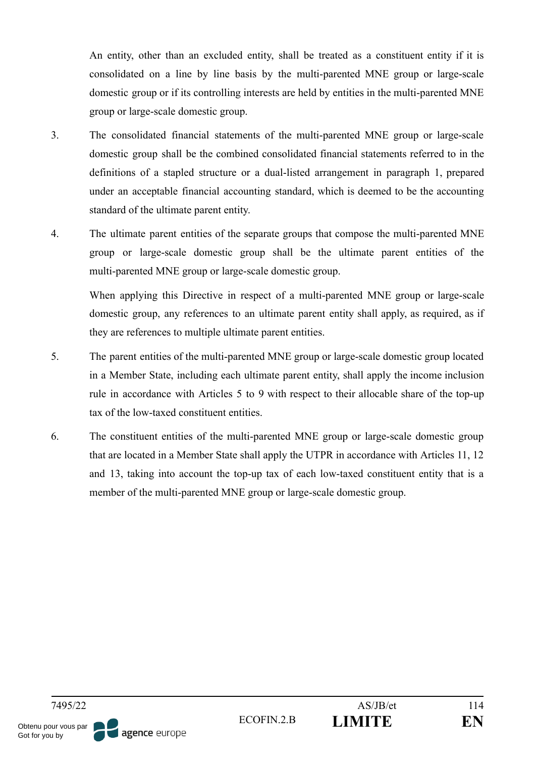An entity, other than an excluded entity, shall be treated as a constituent entity if it is consolidated on a line by line basis by the multi-parented MNE group or large-scale domestic group or if its controlling interests are held by entities in the multi-parented MNE group or large-scale domestic group.

3. The consolidated financial statements of the multi-parented MNE group or large-scale domestic group shall be the combined consolidated financial statements referred to in the definitions of a stapled structure or a dual-listed arrangement in paragraph 1, prepared under an acceptable financial accounting standard, which is deemed to be the accounting standard of the ultimate parent entity.

4. The ultimate parent entities of the separate groups that compose the multi-parented MNE group or large-scale domestic group shall be the ultimate parent entities of the multi-parented MNE group or large-scale domestic group.

   When applying this Directive in respect of a multi-parented MNE group or large-scale domestic group, any references to an ultimate parent entity shall apply, as required, as if they are references to multiple ultimate parent entities.

5. The parent entities of the multi-parented MNE group or large-scale domestic group located in a Member State, including each ultimate parent entity, shall apply the income inclusion rule in accordance with Articles 5 to 9 with respect to their allocable share of the top-up tax of the low-taxed constituent entities.

6. The constituent entities of the multi-parented MNE group or large-scale domestic group that are located in a Member State shall apply the UTPR in accordance with Articles 11, 12 and 13, taking into account the top-up tax of each low-taxed constituent entity that is a member of the multi-parented MNE group or large-scale domestic group.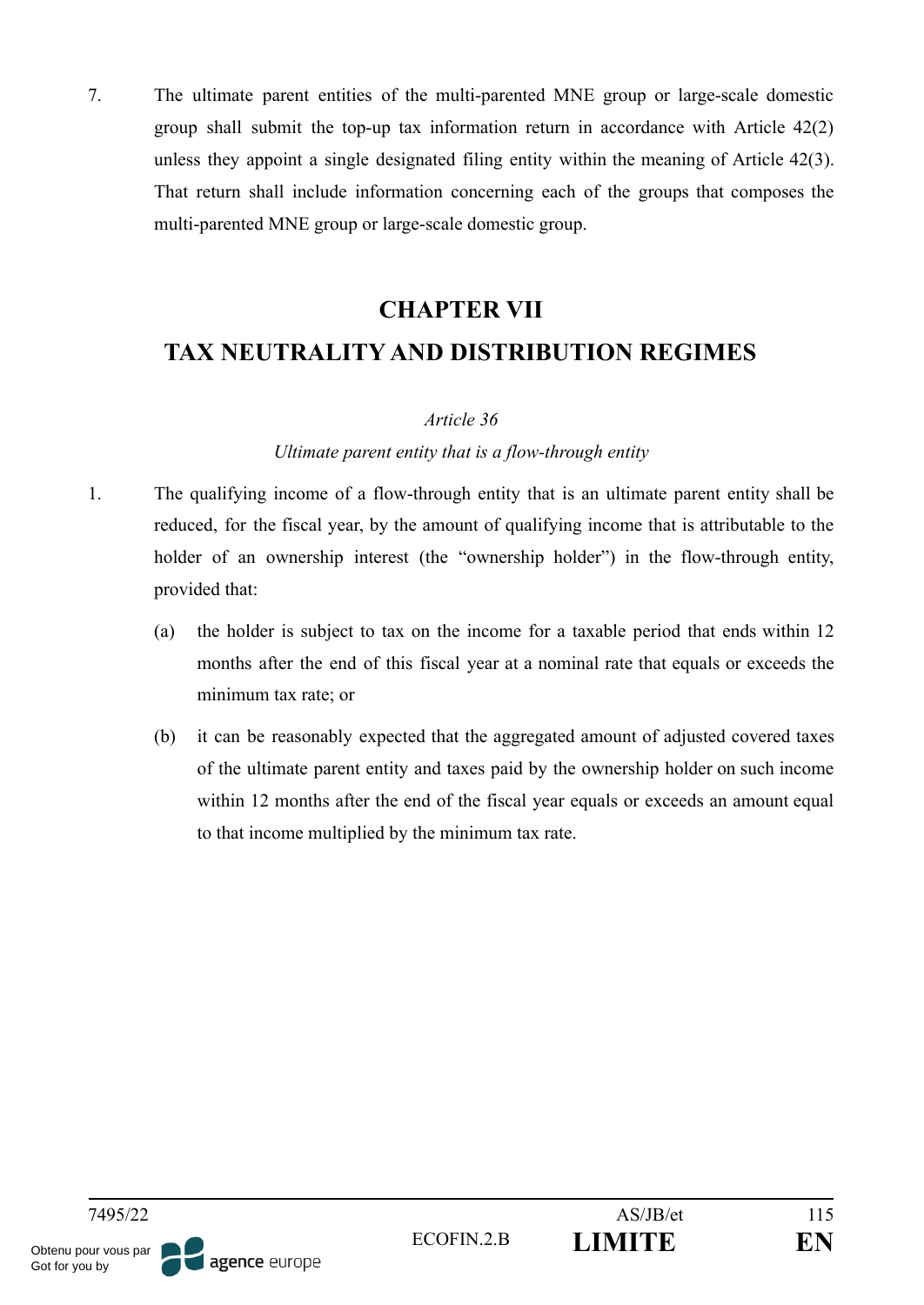7. The ultimate parent entities of the multi-parented MNE group or large-scale domestic group shall submit the top-up tax information return in accordance with Article 42(2) unless they appoint a single designated filing entity within the meaning of Article 42(3). That return shall include information concerning each of the groups that composes the multi-parented MNE group or large-scale domestic group.

## CHAPTER VII
## TAX NEUTRALITY AND DISTRIBUTION REGIMES

*Article 36*

*Ultimate parent entity that is a flow-through entity*

1. The qualifying income of a flow-through entity that is an ultimate parent entity shall be reduced, for the fiscal year, by the amount of qualifying income that is attributable to the holder of an ownership interest (the "ownership holder") in the flow-through entity, provided that:

   (a) the holder is subject to tax on the income for a taxable period that ends within 12 months after the end of this fiscal year at a nominal rate that equals or exceeds the minimum tax rate; or

   (b) it can be reasonably expected that the aggregated amount of adjusted covered taxes of the ultimate parent entity and taxes paid by the ownership holder on such income within 12 months after the end of the fiscal year equals or exceeds an amount equal to that income multiplied by the minimum tax rate.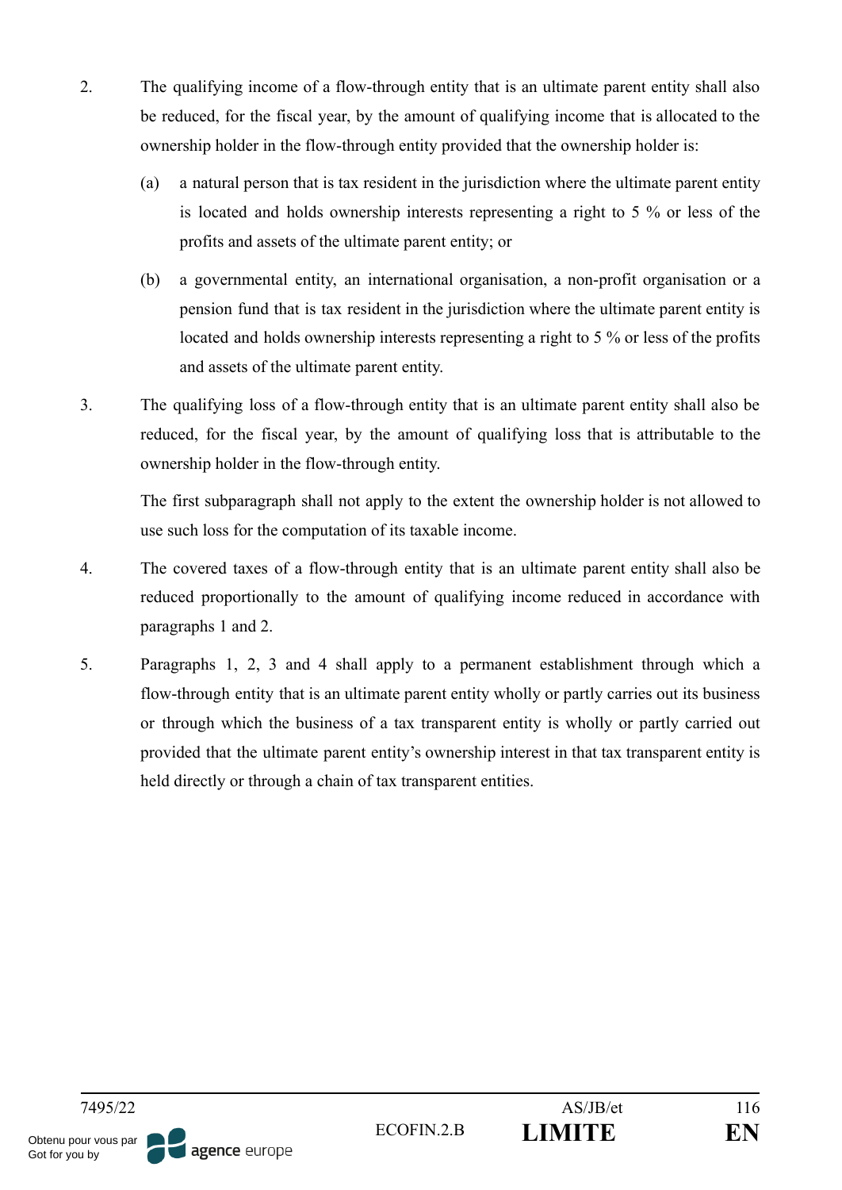2. The qualifying income of a flow-through entity that is an ultimate parent entity shall also be reduced, for the fiscal year, by the amount of qualifying income that is allocated to the ownership holder in the flow-through entity provided that the ownership holder is:

   (a) a natural person that is tax resident in the jurisdiction where the ultimate parent entity is located and holds ownership interests representing a right to 5 % or less of the profits and assets of the ultimate parent entity; or

   (b) a governmental entity, an international organisation, a non-profit organisation or a pension fund that is tax resident in the jurisdiction where the ultimate parent entity is located and holds ownership interests representing a right to 5 % or less of the profits and assets of the ultimate parent entity.

3. The qualifying loss of a flow-through entity that is an ultimate parent entity shall also be reduced, for the fiscal year, by the amount of qualifying loss that is attributable to the ownership holder in the flow-through entity.

   The first subparagraph shall not apply to the extent the ownership holder is not allowed to use such loss for the computation of its taxable income.

4. The covered taxes of a flow-through entity that is an ultimate parent entity shall also be reduced proportionally to the amount of qualifying income reduced in accordance with paragraphs 1 and 2.

5. Paragraphs 1, 2, 3 and 4 shall apply to a permanent establishment through which a flow-through entity that is an ultimate parent entity wholly or partly carries out its business or through which the business of a tax transparent entity is wholly or partly carried out provided that the ultimate parent entity's ownership interest in that tax transparent entity is held directly or through a chain of tax transparent entities.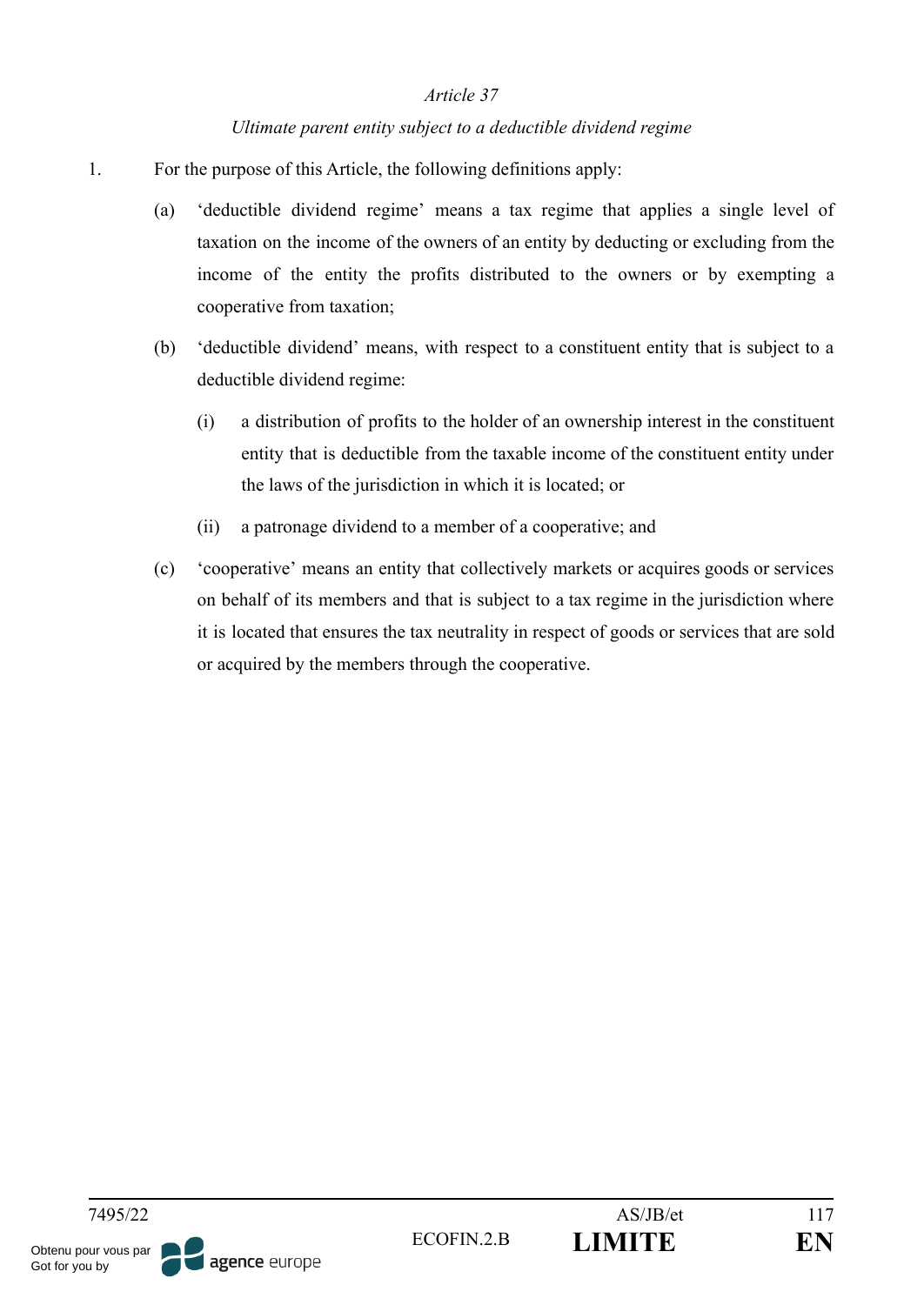*Article 37*

*Ultimate parent entity subject to a deductible dividend regime*

1. For the purpose of this Article, the following definitions apply:

   (a) 'deductible dividend regime' means a tax regime that applies a single level of taxation on the income of the owners of an entity by deducting or excluding from the income of the entity the profits distributed to the owners or by exempting a cooperative from taxation;

   (b) 'deductible dividend' means, with respect to a constituent entity that is subject to a deductible dividend regime:

      (i) a distribution of profits to the holder of an ownership interest in the constituent entity that is deductible from the taxable income of the constituent entity under the laws of the jurisdiction in which it is located; or

      (ii) a patronage dividend to a member of a cooperative; and

   (c) 'cooperative' means an entity that collectively markets or acquires goods or services on behalf of its members and that is subject to a tax regime in the jurisdiction where it is located that ensures the tax neutrality in respect of goods or services that are sold or acquired by the members through the cooperative.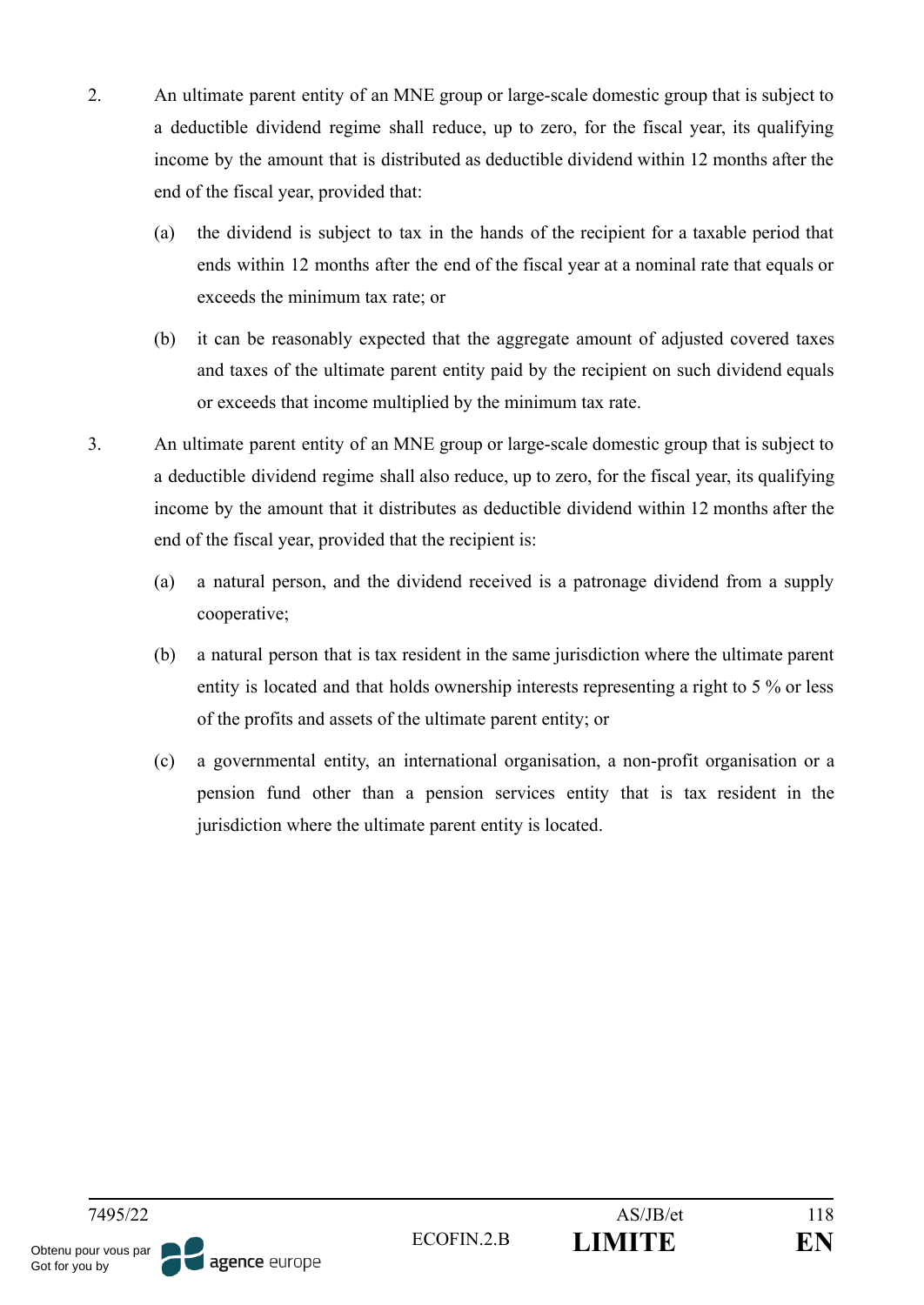2. An ultimate parent entity of an MNE group or large-scale domestic group that is subject to a deductible dividend regime shall reduce, up to zero, for the fiscal year, its qualifying income by the amount that is distributed as deductible dividend within 12 months after the end of the fiscal year, provided that:

   (a) the dividend is subject to tax in the hands of the recipient for a taxable period that ends within 12 months after the end of the fiscal year at a nominal rate that equals or exceeds the minimum tax rate; or

   (b) it can be reasonably expected that the aggregate amount of adjusted covered taxes and taxes of the ultimate parent entity paid by the recipient on such dividend equals or exceeds that income multiplied by the minimum tax rate.

3. An ultimate parent entity of an MNE group or large-scale domestic group that is subject to a deductible dividend regime shall also reduce, up to zero, for the fiscal year, its qualifying income by the amount that it distributes as deductible dividend within 12 months after the end of the fiscal year, provided that the recipient is:

   (a) a natural person, and the dividend received is a patronage dividend from a supply cooperative;

   (b) a natural person that is tax resident in the same jurisdiction where the ultimate parent entity is located and that holds ownership interests representing a right to 5 % or less of the profits and assets of the ultimate parent entity; or

   (c) a governmental entity, an international organisation, a non-profit organisation or a pension fund other than a pension services entity that is tax resident in the jurisdiction where the ultimate parent entity is located.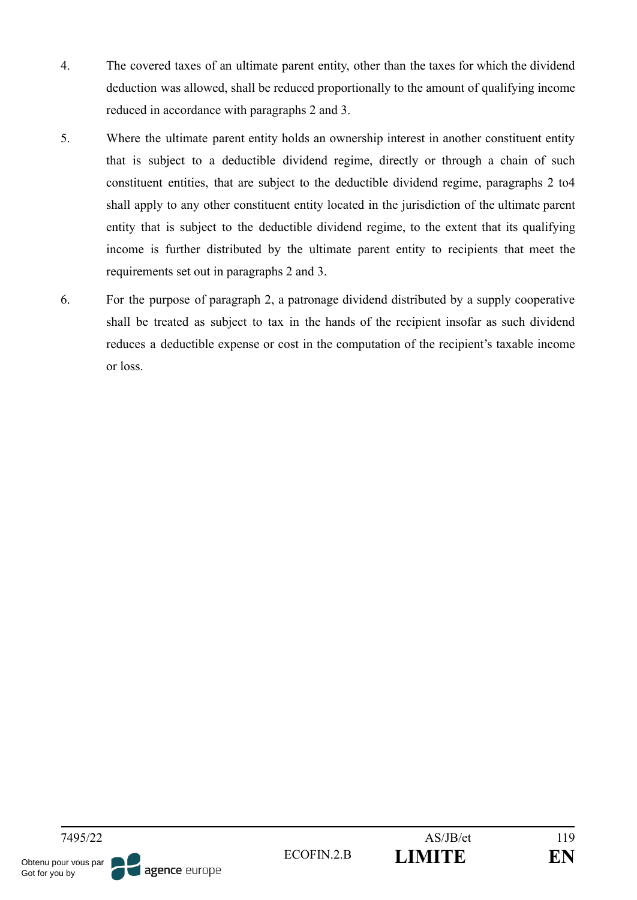4. The covered taxes of an ultimate parent entity, other than the taxes for which the dividend deduction was allowed, shall be reduced proportionally to the amount of qualifying income reduced in accordance with paragraphs 2 and 3.

5. Where the ultimate parent entity holds an ownership interest in another constituent entity that is subject to a deductible dividend regime, directly or through a chain of such constituent entities, that are subject to the deductible dividend regime, paragraphs 2 to4 shall apply to any other constituent entity located in the jurisdiction of the ultimate parent entity that is subject to the deductible dividend regime, to the extent that its qualifying income is further distributed by the ultimate parent entity to recipients that meet the requirements set out in paragraphs 2 and 3.

6. For the purpose of paragraph 2, a patronage dividend distributed by a supply cooperative shall be treated as subject to tax in the hands of the recipient insofar as such dividend reduces a deductible expense or cost in the computation of the recipient's taxable income or loss.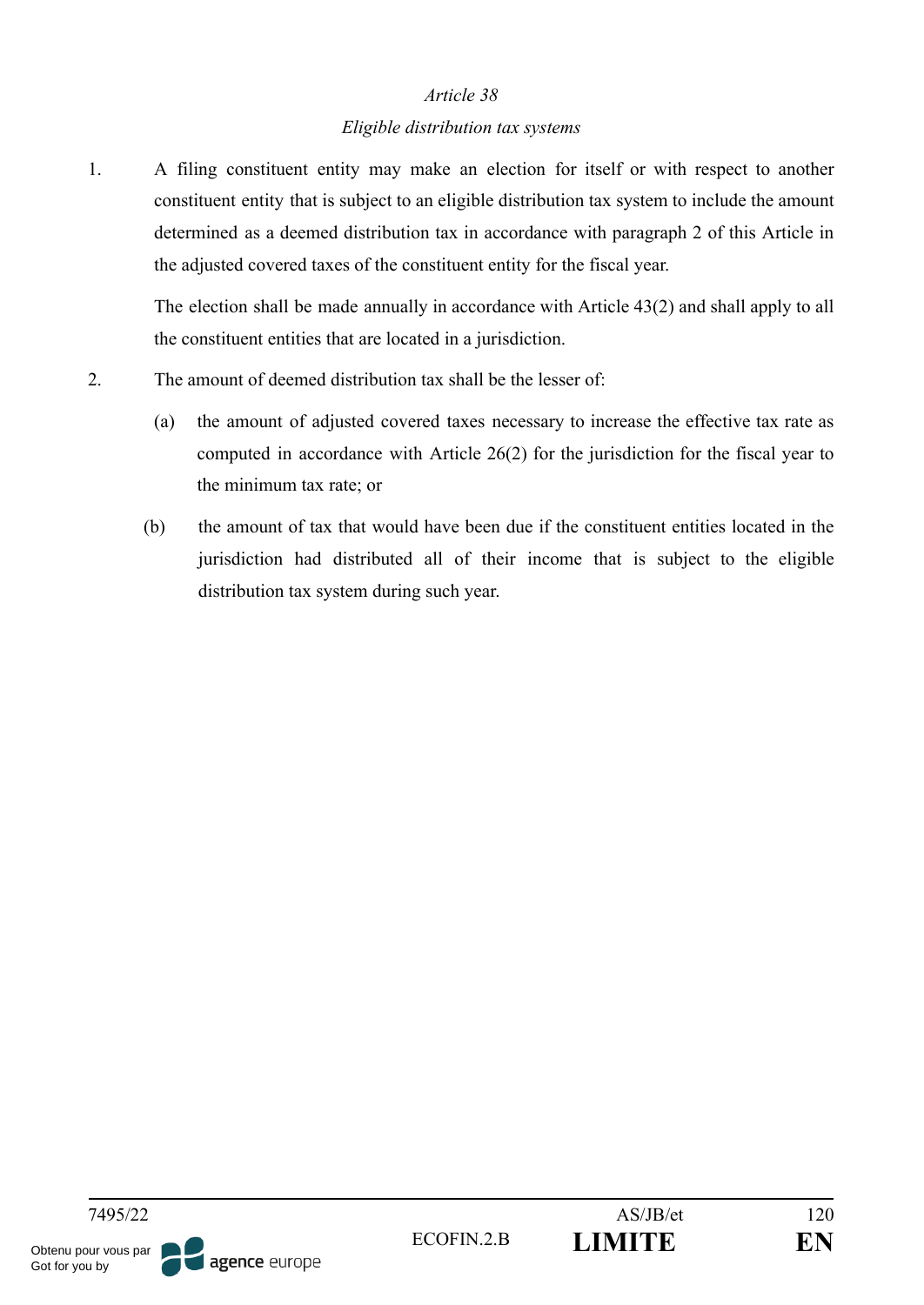*Article 38*

*Eligible distribution tax systems*

1. A filing constituent entity may make an election for itself or with respect to another constituent entity that is subject to an eligible distribution tax system to include the amount determined as a deemed distribution tax in accordance with paragraph 2 of this Article in the adjusted covered taxes of the constituent entity for the fiscal year.

   The election shall be made annually in accordance with Article 43(2) and shall apply to all the constituent entities that are located in a jurisdiction.

2. The amount of deemed distribution tax shall be the lesser of:

   (a) the amount of adjusted covered taxes necessary to increase the effective tax rate as computed in accordance with Article 26(2) for the jurisdiction for the fiscal year to the minimum tax rate; or

   (b) the amount of tax that would have been due if the constituent entities located in the jurisdiction had distributed all of their income that is subject to the eligible distribution tax system during such year.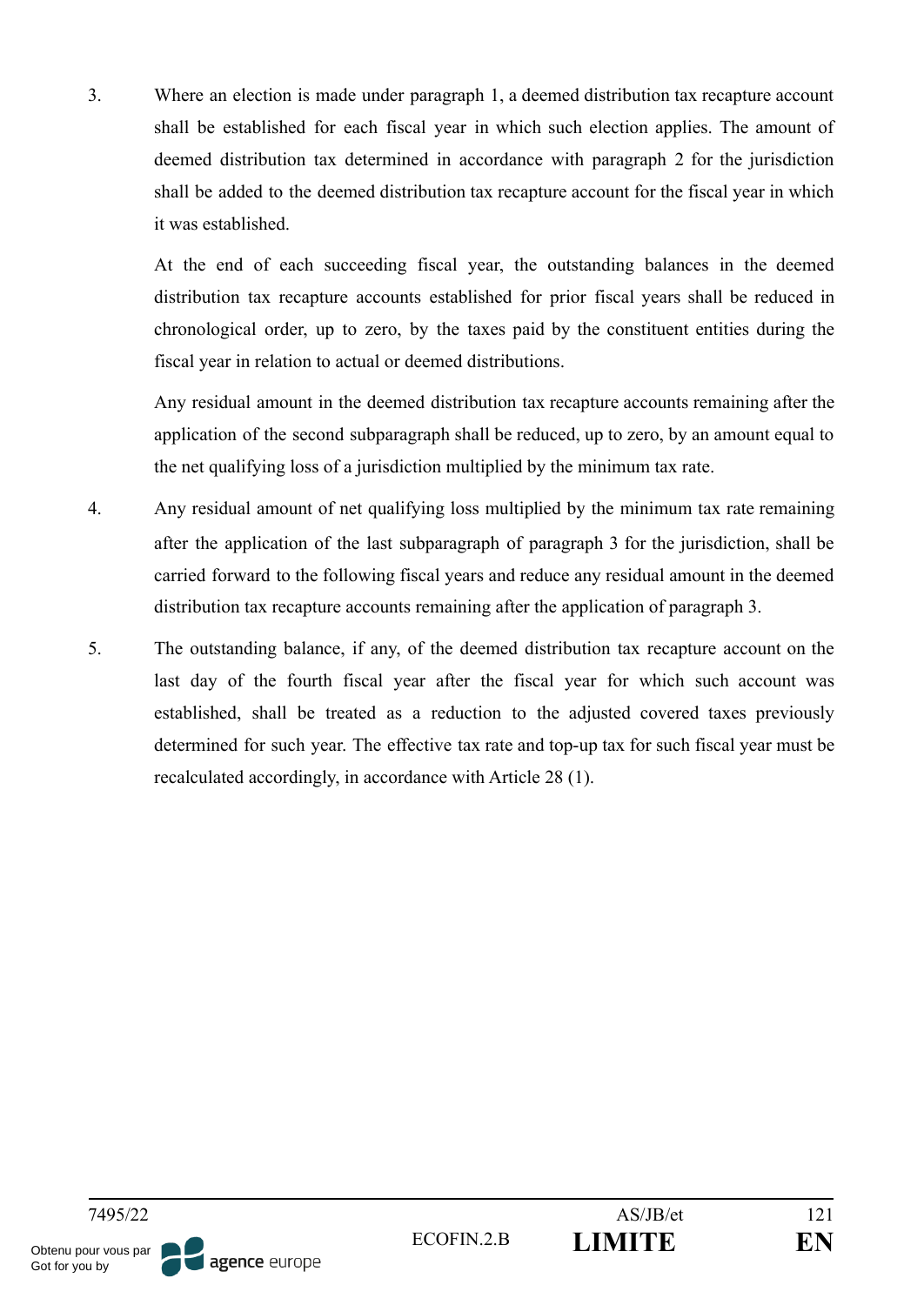3. Where an election is made under paragraph 1, a deemed distribution tax recapture account shall be established for each fiscal year in which such election applies. The amount of deemed distribution tax determined in accordance with paragraph 2 for the jurisdiction shall be added to the deemed distribution tax recapture account for the fiscal year in which it was established.

   At the end of each succeeding fiscal year, the outstanding balances in the deemed distribution tax recapture accounts established for prior fiscal years shall be reduced in chronological order, up to zero, by the taxes paid by the constituent entities during the fiscal year in relation to actual or deemed distributions.

   Any residual amount in the deemed distribution tax recapture accounts remaining after the application of the second subparagraph shall be reduced, up to zero, by an amount equal to the net qualifying loss of a jurisdiction multiplied by the minimum tax rate.

4. Any residual amount of net qualifying loss multiplied by the minimum tax rate remaining after the application of the last subparagraph of paragraph 3 for the jurisdiction, shall be carried forward to the following fiscal years and reduce any residual amount in the deemed distribution tax recapture accounts remaining after the application of paragraph 3.

5. The outstanding balance, if any, of the deemed distribution tax recapture account on the last day of the fourth fiscal year after the fiscal year for which such account was established, shall be treated as a reduction to the adjusted covered taxes previously determined for such year. The effective tax rate and top-up tax for such fiscal year must be recalculated accordingly, in accordance with Article 28 (1).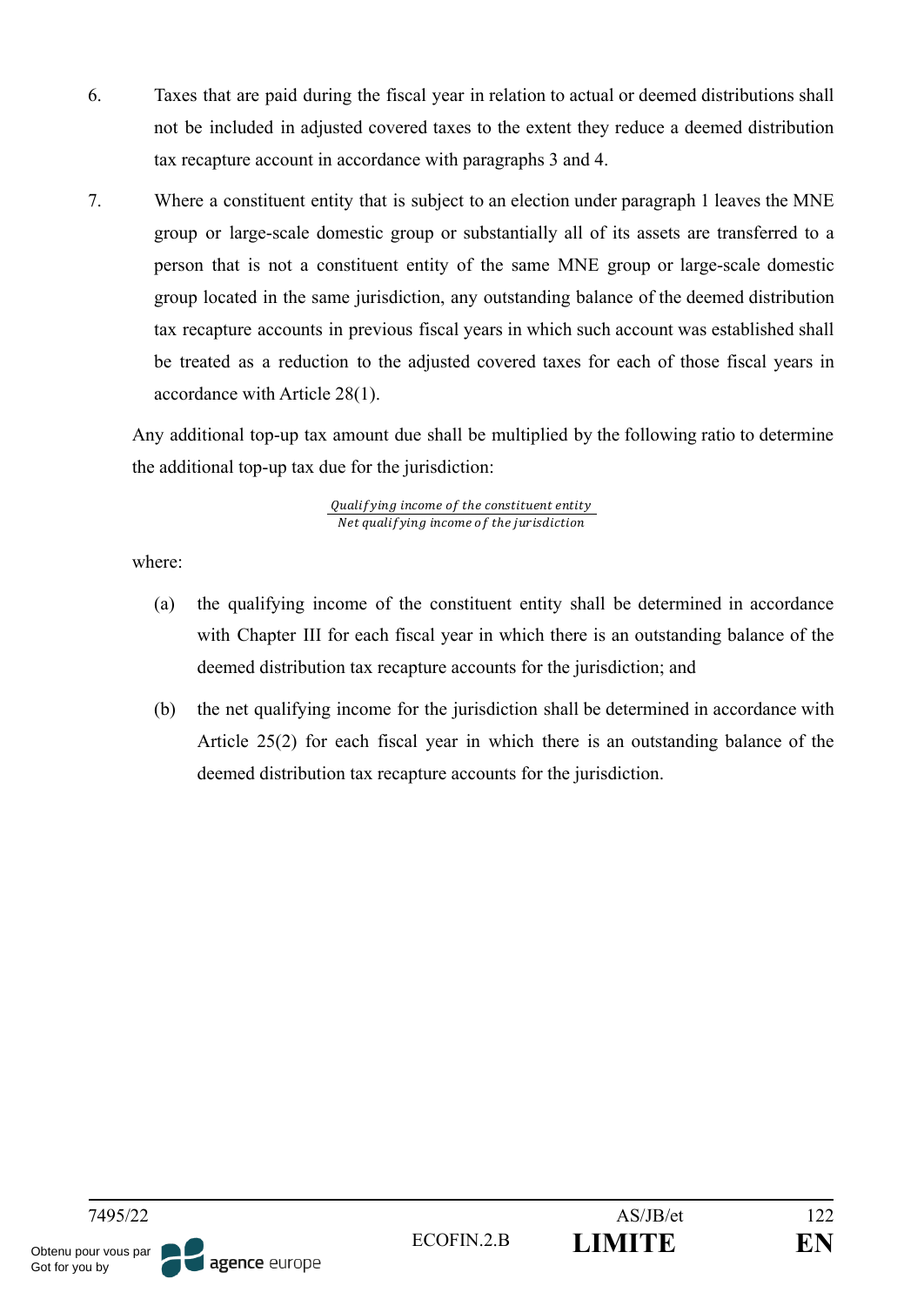6. Taxes that are paid during the fiscal year in relation to actual or deemed distributions shall not be included in adjusted covered taxes to the extent they reduce a deemed distribution tax recapture account in accordance with paragraphs 3 and 4.

7. Where a constituent entity that is subject to an election under paragraph 1 leaves the MNE group or large-scale domestic group or substantially all of its assets are transferred to a person that is not a constituent entity of the same MNE group or large-scale domestic group located in the same jurisdiction, any outstanding balance of the deemed distribution tax recapture accounts in previous fiscal years in which such account was established shall be treated as a reduction to the adjusted covered taxes for each of those fiscal years in accordance with Article 28(1).

Any additional top-up tax amount due shall be multiplied by the following ratio to determine the additional top-up tax due for the jurisdiction:

$$\frac{Qualifying\ income\ of\ the\ constituent\ entity}{Net\ qualifying\ income\ of\ the\ jurisdiction}$$

where:

(a) the qualifying income of the constituent entity shall be determined in accordance with Chapter III for each fiscal year in which there is an outstanding balance of the deemed distribution tax recapture accounts for the jurisdiction; and

(b) the net qualifying income for the jurisdiction shall be determined in accordance with Article 25(2) for each fiscal year in which there is an outstanding balance of the deemed distribution tax recapture accounts for the jurisdiction.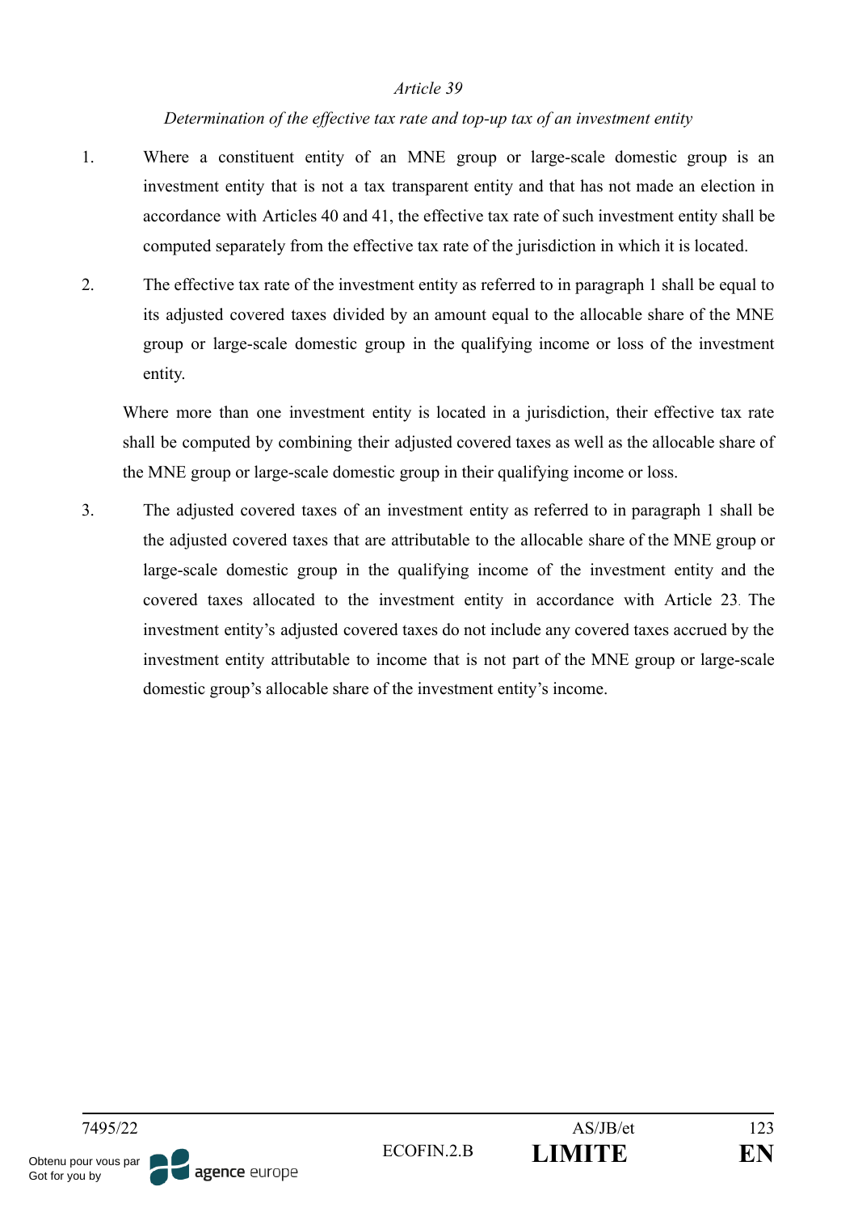*Article 39*

*Determination of the effective tax rate and top-up tax of an investment entity*

1. Where a constituent entity of an MNE group or large-scale domestic group is an investment entity that is not a tax transparent entity and that has not made an election in accordance with Articles 40 and 41, the effective tax rate of such investment entity shall be computed separately from the effective tax rate of the jurisdiction in which it is located.

2. The effective tax rate of the investment entity as referred to in paragraph 1 shall be equal to its adjusted covered taxes divided by an amount equal to the allocable share of the MNE group or large-scale domestic group in the qualifying income or loss of the investment entity.

   Where more than one investment entity is located in a jurisdiction, their effective tax rate shall be computed by combining their adjusted covered taxes as well as the allocable share of the MNE group or large-scale domestic group in their qualifying income or loss.

3. The adjusted covered taxes of an investment entity as referred to in paragraph 1 shall be the adjusted covered taxes that are attributable to the allocable share of the MNE group or large-scale domestic group in the qualifying income of the investment entity and the covered taxes allocated to the investment entity in accordance with Article 23. The investment entity's adjusted covered taxes do not include any covered taxes accrued by the investment entity attributable to income that is not part of the MNE group or large-scale domestic group's allocable share of the investment entity's income.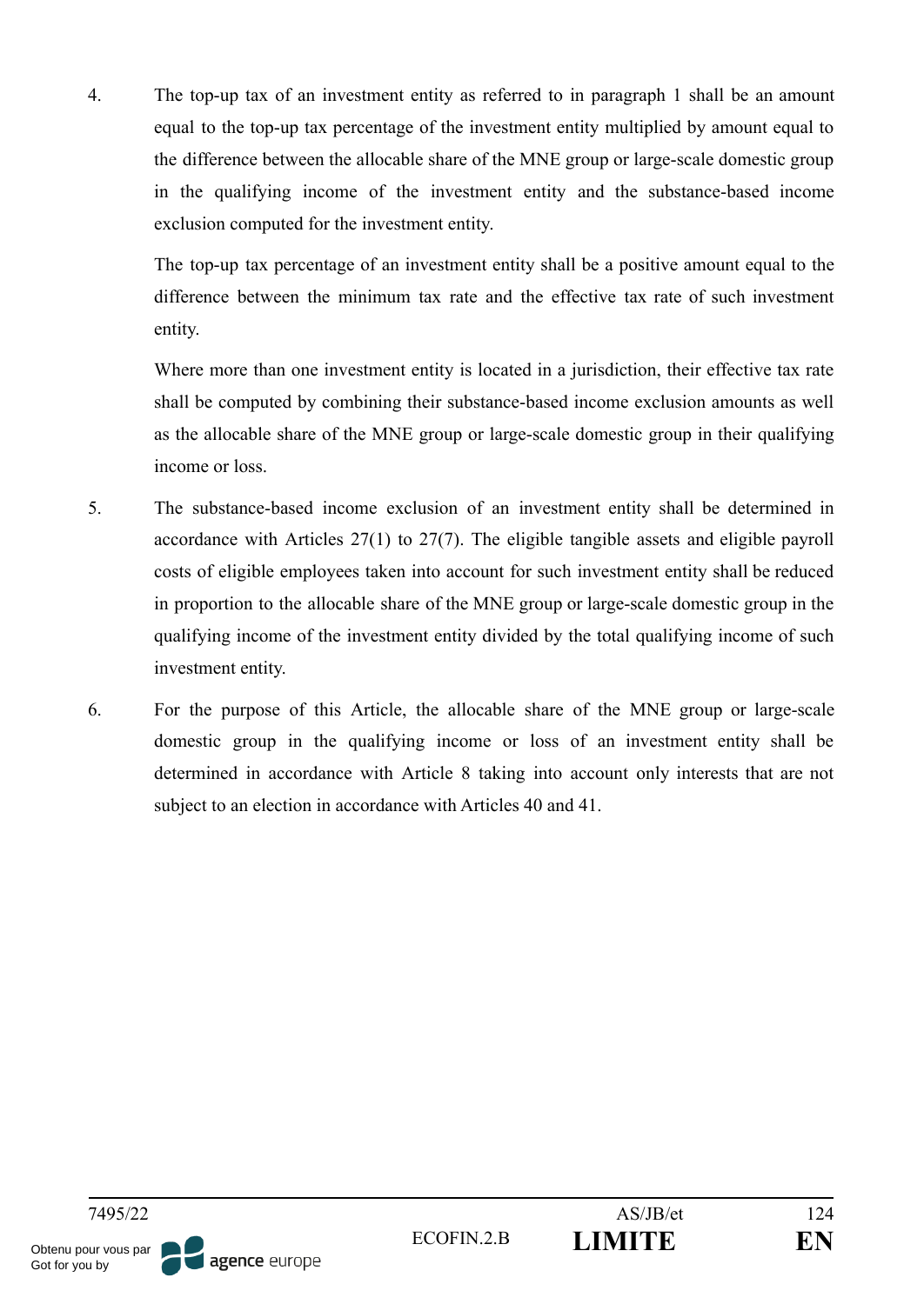4. The top-up tax of an investment entity as referred to in paragraph 1 shall be an amount equal to the top-up tax percentage of the investment entity multiplied by amount equal to the difference between the allocable share of the MNE group or large-scale domestic group in the qualifying income of the investment entity and the substance-based income exclusion computed for the investment entity.

   The top-up tax percentage of an investment entity shall be a positive amount equal to the difference between the minimum tax rate and the effective tax rate of such investment entity.

   Where more than one investment entity is located in a jurisdiction, their effective tax rate shall be computed by combining their substance-based income exclusion amounts as well as the allocable share of the MNE group or large-scale domestic group in their qualifying income or loss.

5. The substance-based income exclusion of an investment entity shall be determined in accordance with Articles 27(1) to 27(7). The eligible tangible assets and eligible payroll costs of eligible employees taken into account for such investment entity shall be reduced in proportion to the allocable share of the MNE group or large-scale domestic group in the qualifying income of the investment entity divided by the total qualifying income of such investment entity.

6. For the purpose of this Article, the allocable share of the MNE group or large-scale domestic group in the qualifying income or loss of an investment entity shall be determined in accordance with Article 8 taking into account only interests that are not subject to an election in accordance with Articles 40 and 41.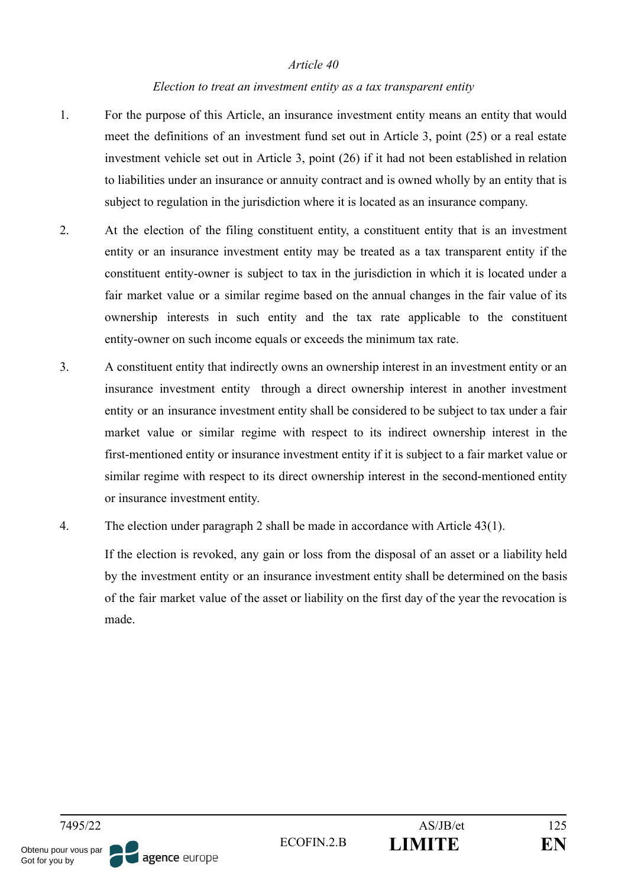*Article 40*

*Election to treat an investment entity as a tax transparent entity*

1. For the purpose of this Article, an insurance investment entity means an entity that would meet the definitions of an investment fund set out in Article 3, point (25) or a real estate investment vehicle set out in Article 3, point (26) if it had not been established in relation to liabilities under an insurance or annuity contract and is owned wholly by an entity that is subject to regulation in the jurisdiction where it is located as an insurance company.

2. At the election of the filing constituent entity, a constituent entity that is an investment entity or an insurance investment entity may be treated as a tax transparent entity if the constituent entity-owner is subject to tax in the jurisdiction in which it is located under a fair market value or a similar regime based on the annual changes in the fair value of its ownership interests in such entity and the tax rate applicable to the constituent entity-owner on such income equals or exceeds the minimum tax rate.

3. A constituent entity that indirectly owns an ownership interest in an investment entity or an insurance investment entity through a direct ownership interest in another investment entity or an insurance investment entity shall be considered to be subject to tax under a fair market value or similar regime with respect to its indirect ownership interest in the first-mentioned entity or insurance investment entity if it is subject to a fair market value or similar regime with respect to its direct ownership interest in the second-mentioned entity or insurance investment entity.

4. The election under paragraph 2 shall be made in accordance with Article 43(1).

   If the election is revoked, any gain or loss from the disposal of an asset or a liability held by the investment entity or an insurance investment entity shall be determined on the basis of the fair market value of the asset or liability on the first day of the year the revocation is made.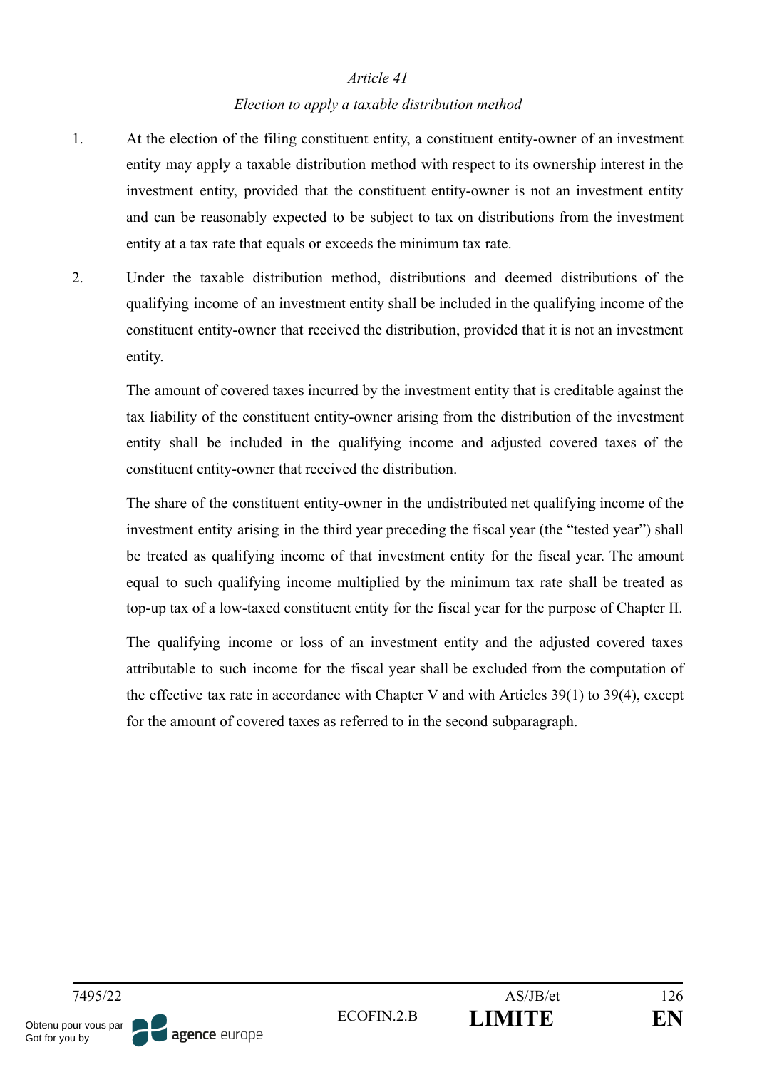*Article 41*

*Election to apply a taxable distribution method*

1. At the election of the filing constituent entity, a constituent entity-owner of an investment entity may apply a taxable distribution method with respect to its ownership interest in the investment entity, provided that the constituent entity-owner is not an investment entity and can be reasonably expected to be subject to tax on distributions from the investment entity at a tax rate that equals or exceeds the minimum tax rate.

2. Under the taxable distribution method, distributions and deemed distributions of the qualifying income of an investment entity shall be included in the qualifying income of the constituent entity-owner that received the distribution, provided that it is not an investment entity.

   The amount of covered taxes incurred by the investment entity that is creditable against the tax liability of the constituent entity-owner arising from the distribution of the investment entity shall be included in the qualifying income and adjusted covered taxes of the constituent entity-owner that received the distribution.

   The share of the constituent entity-owner in the undistributed net qualifying income of the investment entity arising in the third year preceding the fiscal year (the "tested year") shall be treated as qualifying income of that investment entity for the fiscal year. The amount equal to such qualifying income multiplied by the minimum tax rate shall be treated as top-up tax of a low-taxed constituent entity for the fiscal year for the purpose of Chapter II.

   The qualifying income or loss of an investment entity and the adjusted covered taxes attributable to such income for the fiscal year shall be excluded from the computation of the effective tax rate in accordance with Chapter V and with Articles 39(1) to 39(4), except for the amount of covered taxes as referred to in the second subparagraph.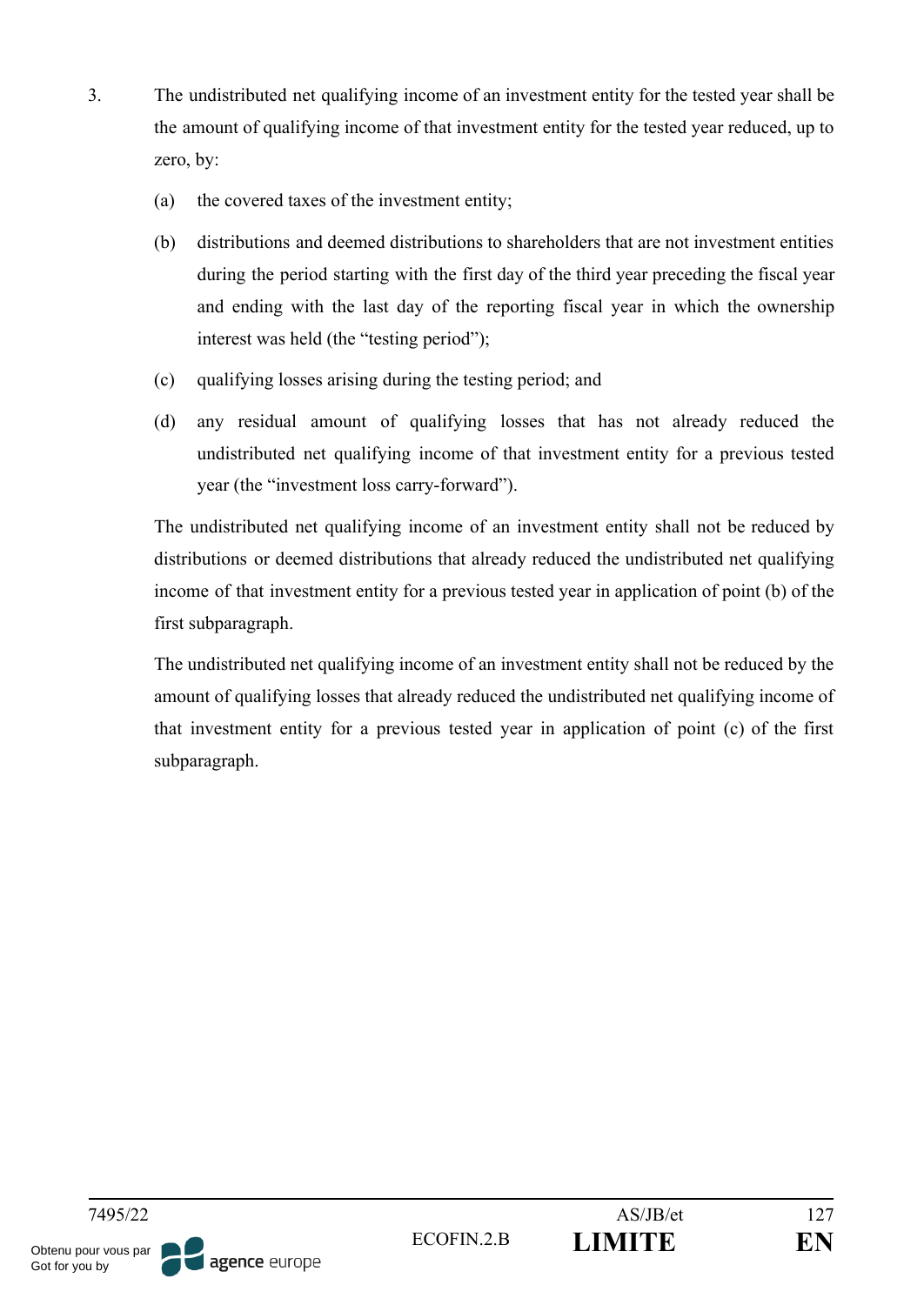3. The undistributed net qualifying income of an investment entity for the tested year shall be the amount of qualifying income of that investment entity for the tested year reduced, up to zero, by:

   (a) the covered taxes of the investment entity;

   (b) distributions and deemed distributions to shareholders that are not investment entities during the period starting with the first day of the third year preceding the fiscal year and ending with the last day of the reporting fiscal year in which the ownership interest was held (the "testing period");

   (c) qualifying losses arising during the testing period; and

   (d) any residual amount of qualifying losses that has not already reduced the undistributed net qualifying income of that investment entity for a previous tested year (the "investment loss carry-forward").

   The undistributed net qualifying income of an investment entity shall not be reduced by distributions or deemed distributions that already reduced the undistributed net qualifying income of that investment entity for a previous tested year in application of point (b) of the first subparagraph.

   The undistributed net qualifying income of an investment entity shall not be reduced by the amount of qualifying losses that already reduced the undistributed net qualifying income of that investment entity for a previous tested year in application of point (c) of the first subparagraph.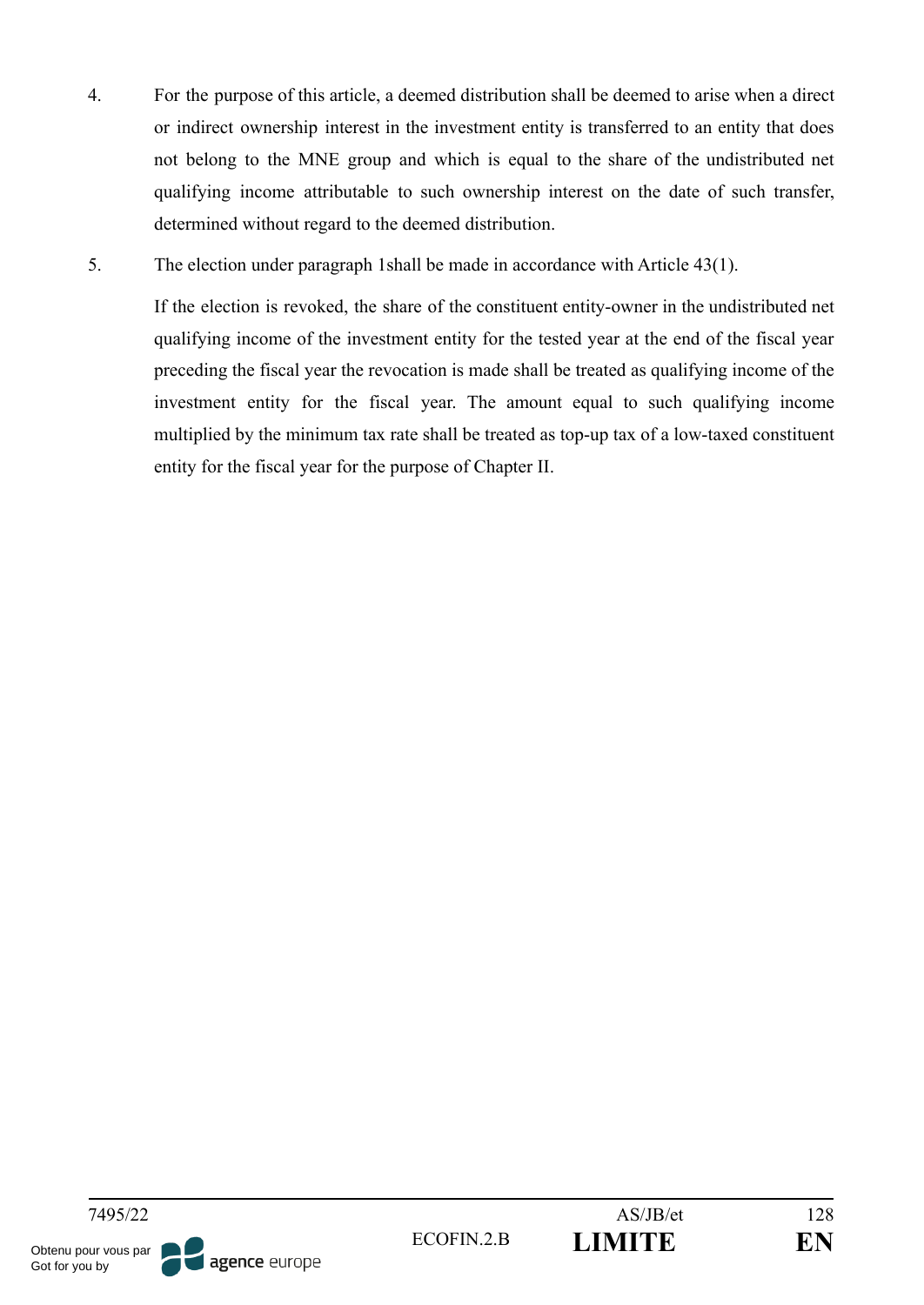4. For the purpose of this article, a deemed distribution shall be deemed to arise when a direct or indirect ownership interest in the investment entity is transferred to an entity that does not belong to the MNE group and which is equal to the share of the undistributed net qualifying income attributable to such ownership interest on the date of such transfer, determined without regard to the deemed distribution.

5. The election under paragraph 1shall be made in accordance with Article 43(1).

   If the election is revoked, the share of the constituent entity-owner in the undistributed net qualifying income of the investment entity for the tested year at the end of the fiscal year preceding the fiscal year the revocation is made shall be treated as qualifying income of the investment entity for the fiscal year. The amount equal to such qualifying income multiplied by the minimum tax rate shall be treated as top-up tax of a low-taxed constituent entity for the fiscal year for the purpose of Chapter II.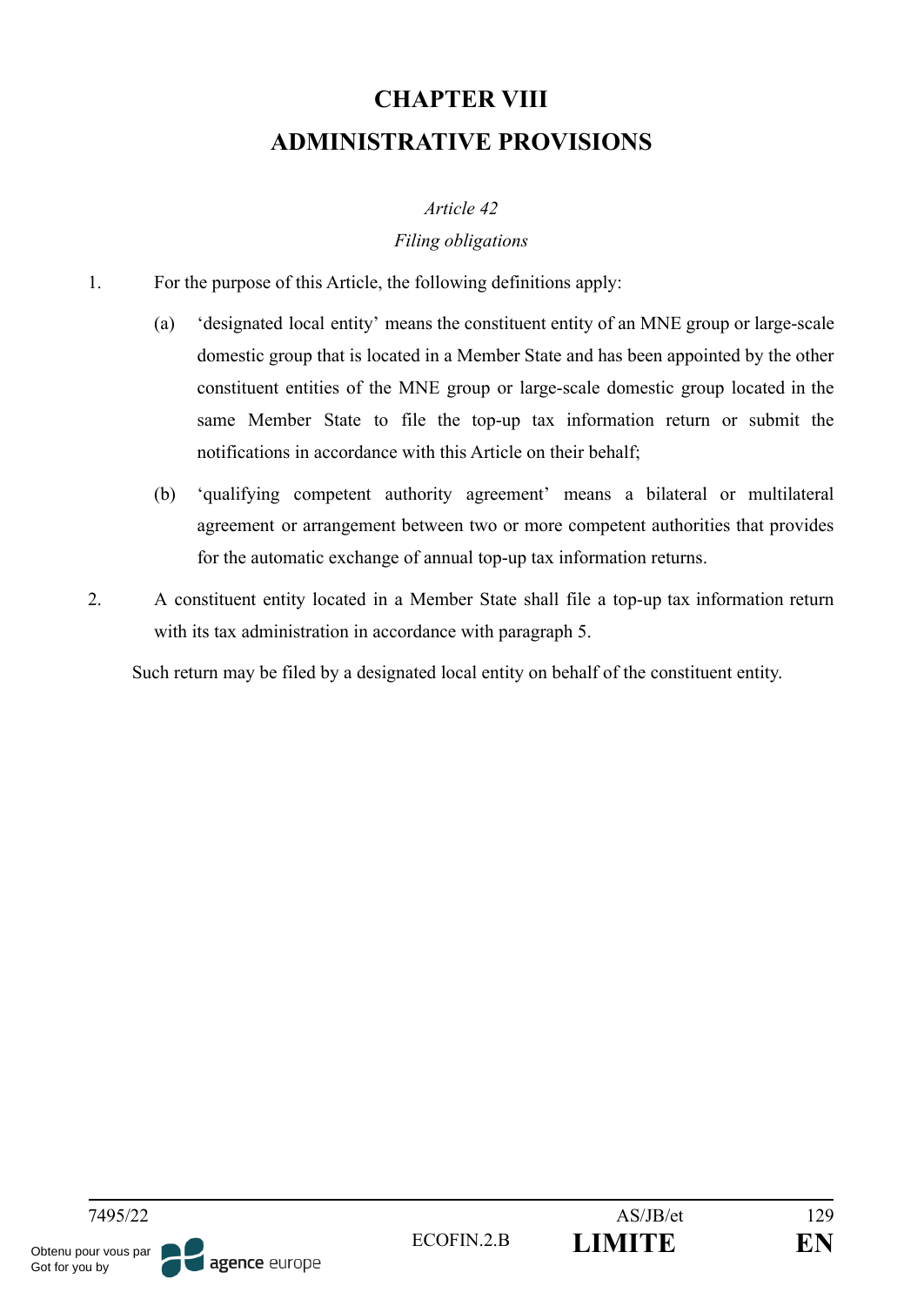# CHAPTER VIII
# ADMINISTRATIVE PROVISIONS

*Article 42*

*Filing obligations*

1. For the purpose of this Article, the following definitions apply:

   (a) 'designated local entity' means the constituent entity of an MNE group or large-scale domestic group that is located in a Member State and has been appointed by the other constituent entities of the MNE group or large-scale domestic group located in the same Member State to file the top-up tax information return or submit the notifications in accordance with this Article on their behalf;

   (b) 'qualifying competent authority agreement' means a bilateral or multilateral agreement or arrangement between two or more competent authorities that provides for the automatic exchange of annual top-up tax information returns.

2. A constituent entity located in a Member State shall file a top-up tax information return with its tax administration in accordance with paragraph 5.

Such return may be filed by a designated local entity on behalf of the constituent entity.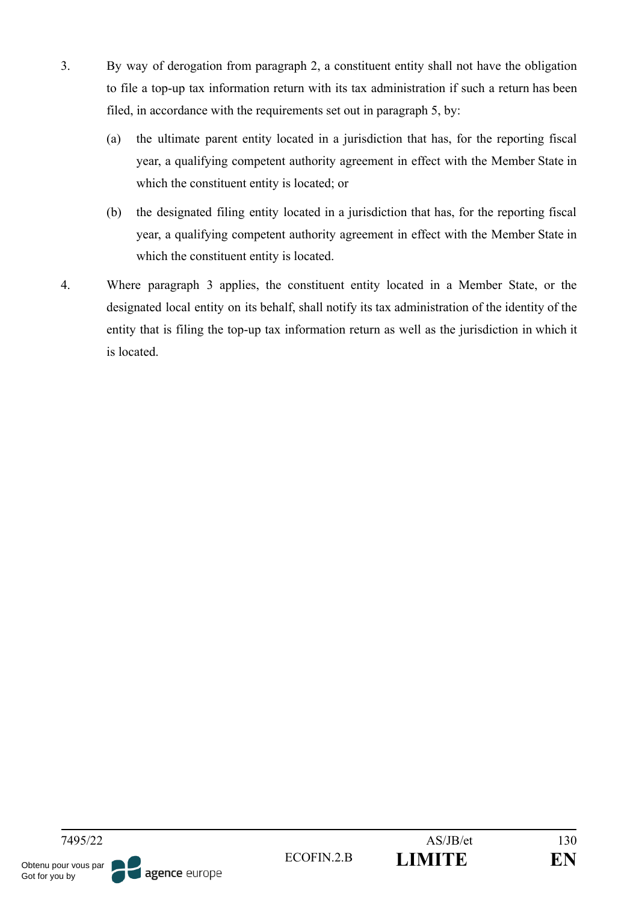3. By way of derogation from paragraph 2, a constituent entity shall not have the obligation to file a top-up tax information return with its tax administration if such a return has been filed, in accordance with the requirements set out in paragraph 5, by:

   (a) the ultimate parent entity located in a jurisdiction that has, for the reporting fiscal year, a qualifying competent authority agreement in effect with the Member State in which the constituent entity is located; or

   (b) the designated filing entity located in a jurisdiction that has, for the reporting fiscal year, a qualifying competent authority agreement in effect with the Member State in which the constituent entity is located.

4. Where paragraph 3 applies, the constituent entity located in a Member State, or the designated local entity on its behalf, shall notify its tax administration of the identity of the entity that is filing the top-up tax information return as well as the jurisdiction in which it is located.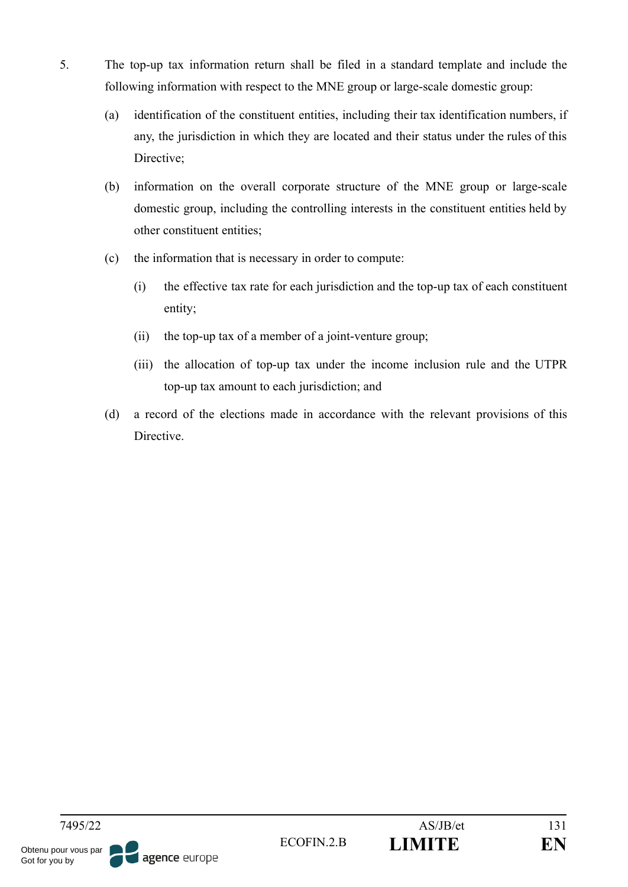5. The top-up tax information return shall be filed in a standard template and include the following information with respect to the MNE group or large-scale domestic group:

   (a) identification of the constituent entities, including their tax identification numbers, if any, the jurisdiction in which they are located and their status under the rules of this Directive;

   (b) information on the overall corporate structure of the MNE group or large-scale domestic group, including the controlling interests in the constituent entities held by other constituent entities;

   (c) the information that is necessary in order to compute:

      (i) the effective tax rate for each jurisdiction and the top-up tax of each constituent entity;

      (ii) the top-up tax of a member of a joint-venture group;

      (iii) the allocation of top-up tax under the income inclusion rule and the UTPR top-up tax amount to each jurisdiction; and

   (d) a record of the elections made in accordance with the relevant provisions of this Directive.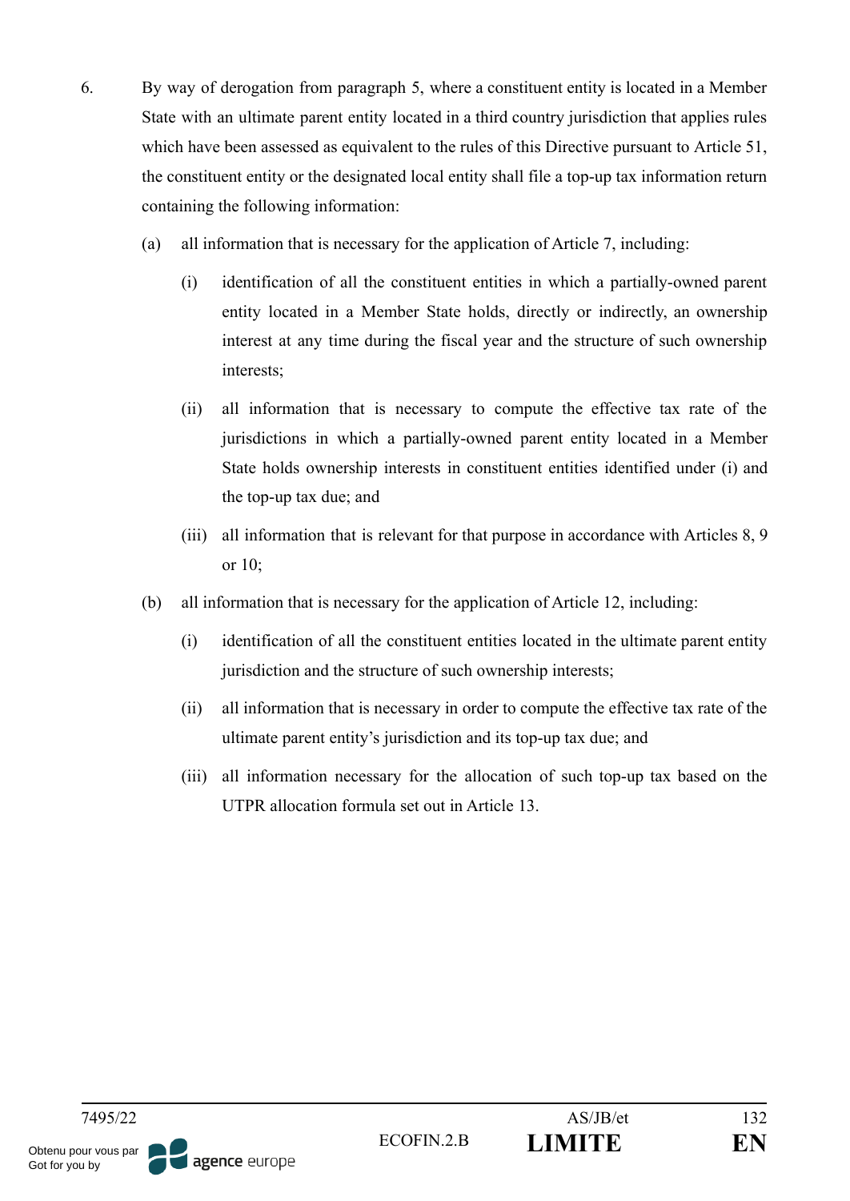6. By way of derogation from paragraph 5, where a constituent entity is located in a Member State with an ultimate parent entity located in a third country jurisdiction that applies rules which have been assessed as equivalent to the rules of this Directive pursuant to Article 51, the constituent entity or the designated local entity shall file a top-up tax information return containing the following information:

   (a) all information that is necessary for the application of Article 7, including:

      (i) identification of all the constituent entities in which a partially-owned parent entity located in a Member State holds, directly or indirectly, an ownership interest at any time during the fiscal year and the structure of such ownership interests;

      (ii) all information that is necessary to compute the effective tax rate of the jurisdictions in which a partially-owned parent entity located in a Member State holds ownership interests in constituent entities identified under (i) and the top-up tax due; and

      (iii) all information that is relevant for that purpose in accordance with Articles 8, 9 or 10;

   (b) all information that is necessary for the application of Article 12, including:

      (i) identification of all the constituent entities located in the ultimate parent entity jurisdiction and the structure of such ownership interests;

      (ii) all information that is necessary in order to compute the effective tax rate of the ultimate parent entity's jurisdiction and its top-up tax due; and

      (iii) all information necessary for the allocation of such top-up tax based on the UTPR allocation formula set out in Article 13.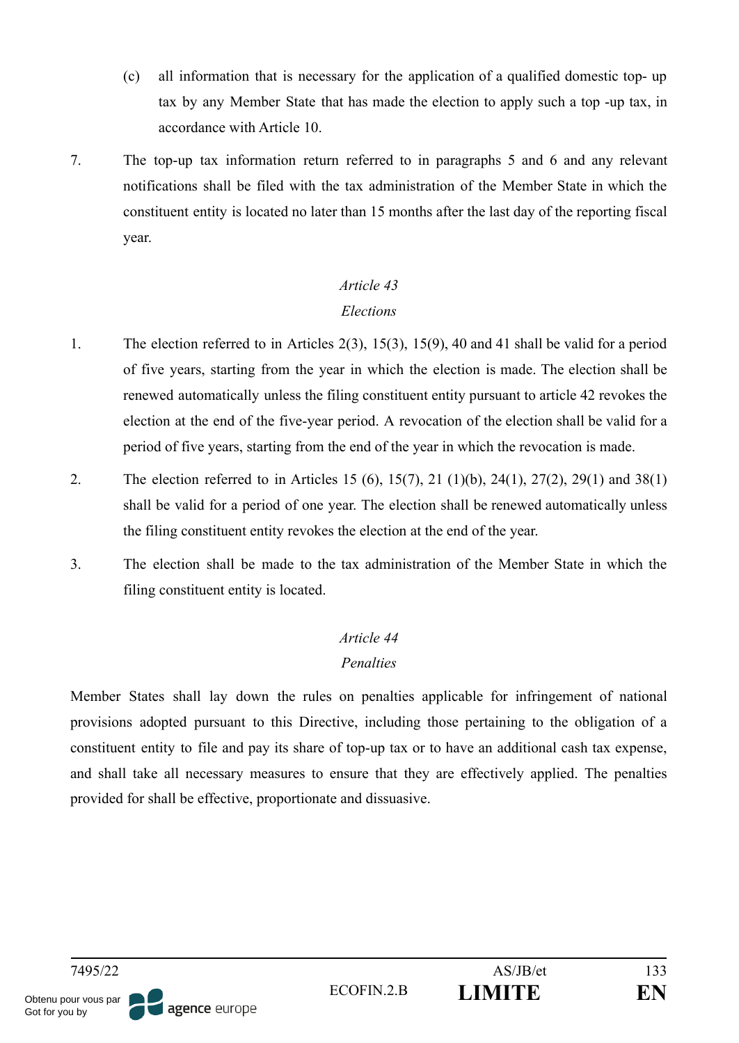(c) all information that is necessary for the application of a qualified domestic top- up tax by any Member State that has made the election to apply such a top -up tax, in accordance with Article 10.

7. The top-up tax information return referred to in paragraphs 5 and 6 and any relevant notifications shall be filed with the tax administration of the Member State in which the constituent entity is located no later than 15 months after the last day of the reporting fiscal year.

### *Article 43*
### *Elections*

1. The election referred to in Articles 2(3), 15(3), 15(9), 40 and 41 shall be valid for a period of five years, starting from the year in which the election is made. The election shall be renewed automatically unless the filing constituent entity pursuant to article 42 revokes the election at the end of the five-year period. A revocation of the election shall be valid for a period of five years, starting from the end of the year in which the revocation is made.

2. The election referred to in Articles 15 (6), 15(7), 21 (1)(b), 24(1), 27(2), 29(1) and 38(1) shall be valid for a period of one year. The election shall be renewed automatically unless the filing constituent entity revokes the election at the end of the year.

3. The election shall be made to the tax administration of the Member State in which the filing constituent entity is located.

### *Article 44*
### *Penalties*

Member States shall lay down the rules on penalties applicable for infringement of national provisions adopted pursuant to this Directive, including those pertaining to the obligation of a constituent entity to file and pay its share of top-up tax or to have an additional cash tax expense, and shall take all necessary measures to ensure that they are effectively applied. The penalties provided for shall be effective, proportionate and dissuasive.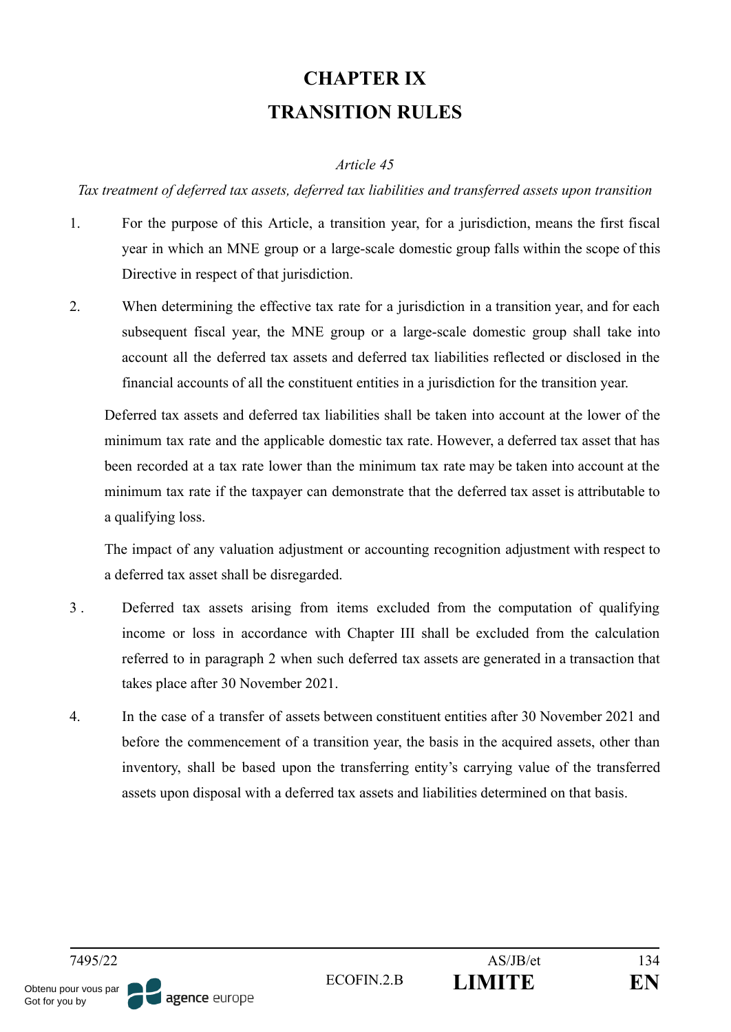# CHAPTER IX
# TRANSITION RULES

*Article 45*

*Tax treatment of deferred tax assets, deferred tax liabilities and transferred assets upon transition*

1. For the purpose of this Article, a transition year, for a jurisdiction, means the first fiscal year in which an MNE group or a large-scale domestic group falls within the scope of this Directive in respect of that jurisdiction.

2. When determining the effective tax rate for a jurisdiction in a transition year, and for each subsequent fiscal year, the MNE group or a large-scale domestic group shall take into account all the deferred tax assets and deferred tax liabilities reflected or disclosed in the financial accounts of all the constituent entities in a jurisdiction for the transition year.

   Deferred tax assets and deferred tax liabilities shall be taken into account at the lower of the minimum tax rate and the applicable domestic tax rate. However, a deferred tax asset that has been recorded at a tax rate lower than the minimum tax rate may be taken into account at the minimum tax rate if the taxpayer can demonstrate that the deferred tax asset is attributable to a qualifying loss.

   The impact of any valuation adjustment or accounting recognition adjustment with respect to a deferred tax asset shall be disregarded.

3. Deferred tax assets arising from items excluded from the computation of qualifying income or loss in accordance with Chapter III shall be excluded from the calculation referred to in paragraph 2 when such deferred tax assets are generated in a transaction that takes place after 30 November 2021.

4. In the case of a transfer of assets between constituent entities after 30 November 2021 and before the commencement of a transition year, the basis in the acquired assets, other than inventory, shall be based upon the transferring entity's carrying value of the transferred assets upon disposal with a deferred tax assets and liabilities determined on that basis.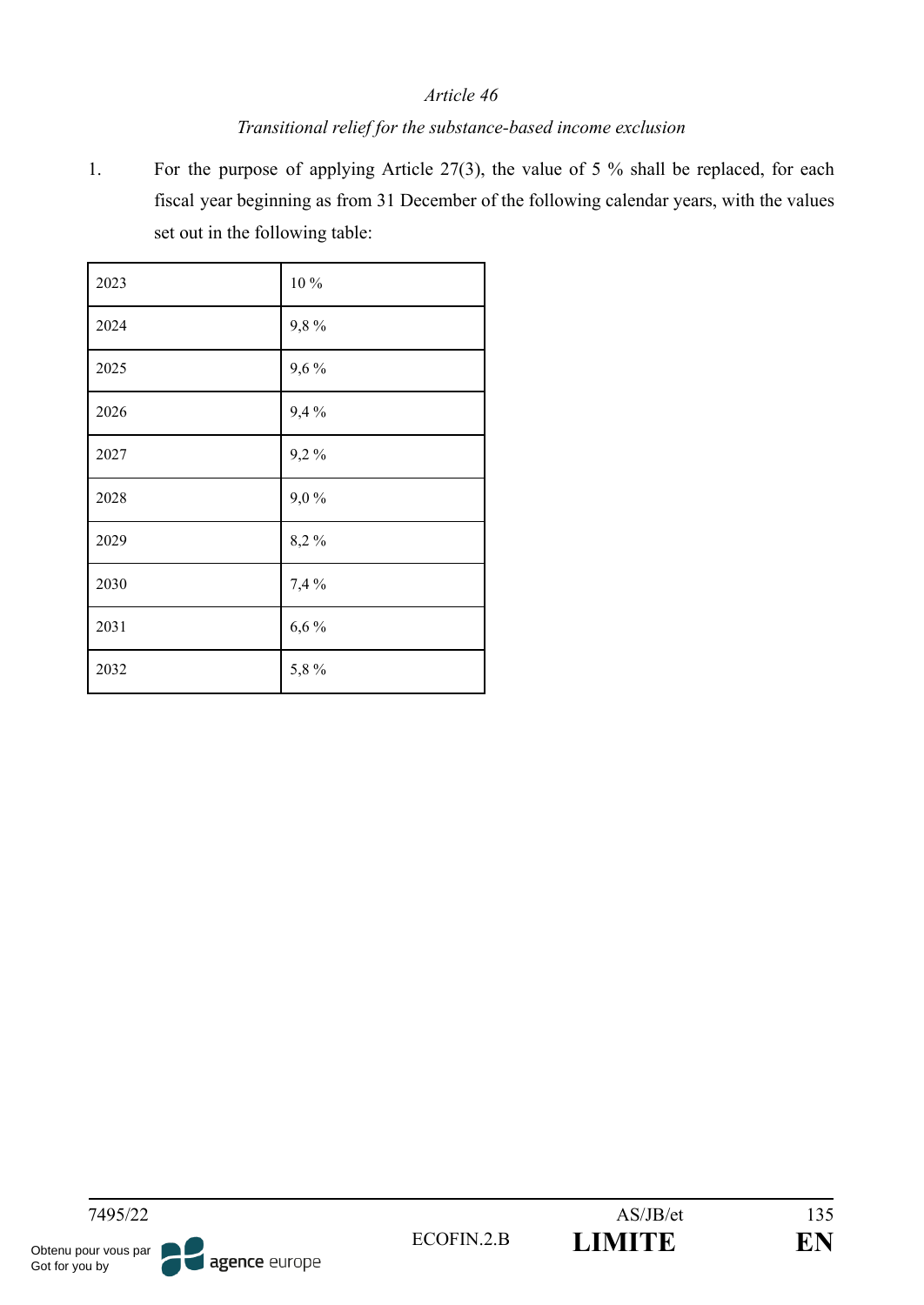*Article 46*

*Transitional relief for the substance-based income exclusion*

1. For the purpose of applying Article 27(3), the value of 5 % shall be replaced, for each fiscal year beginning as from 31 December of the following calendar years, with the values set out in the following table:

| | |
|---|---|
| 2023 | 10 % |
| 2024 | 9,8 % |
| 2025 | 9,6 % |
| 2026 | 9,4 % |
| 2027 | 9,2 % |
| 2028 | 9,0 % |
| 2029 | 8,2 % |
| 2030 | 7,4 % |
| 2031 | 6,6 % |
| 2032 | 5,8 % |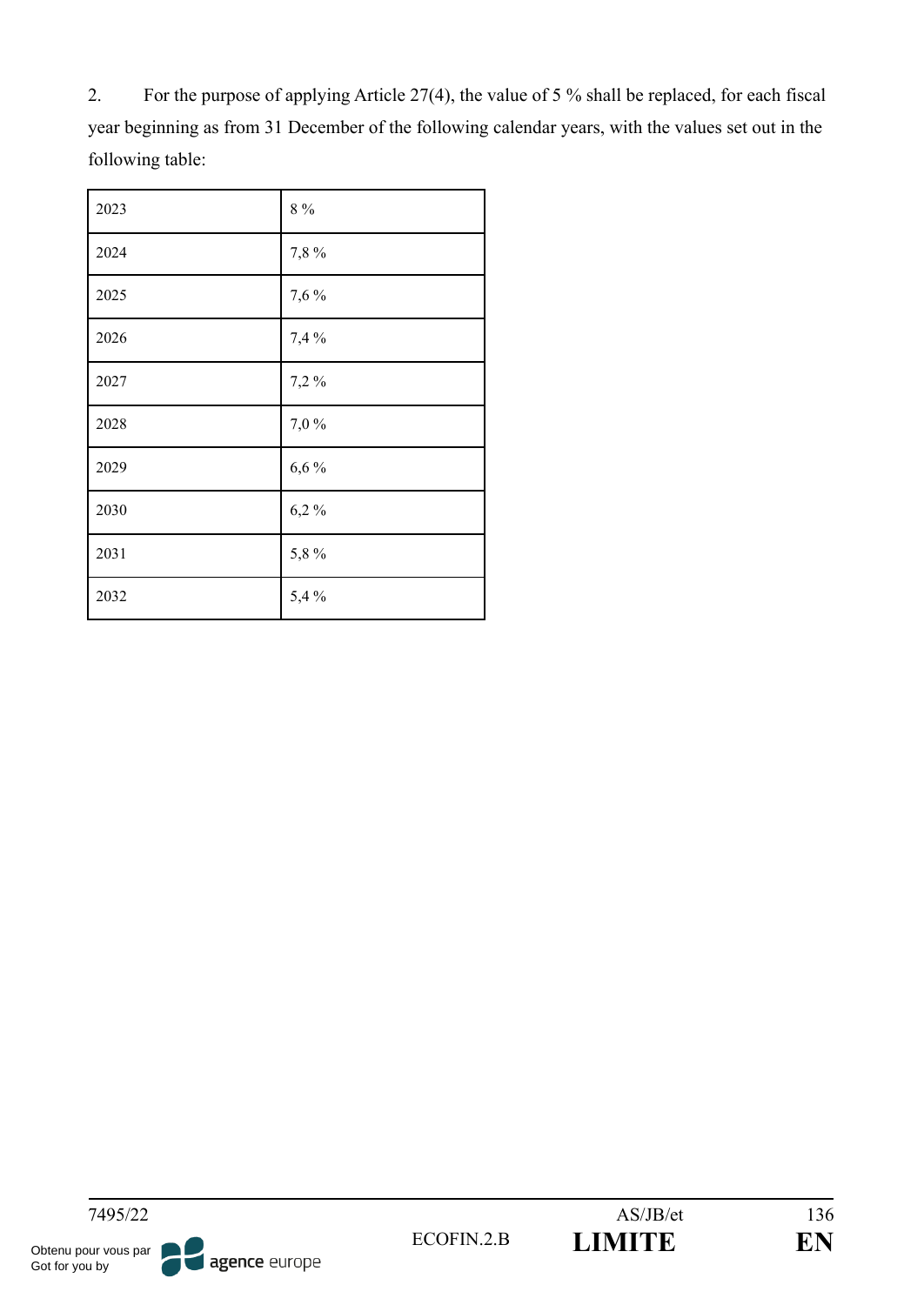2. For the purpose of applying Article 27(4), the value of 5 % shall be replaced, for each fiscal year beginning as from 31 December of the following calendar years, with the values set out in the following table:

| | |
|---|---|
| 2023 | 8 % |
| 2024 | 7,8 % |
| 2025 | 7,6 % |
| 2026 | 7,4 % |
| 2027 | 7,2 % |
| 2028 | 7,0 % |
| 2029 | 6,6 % |
| 2030 | 6,2 % |
| 2031 | 5,8 % |
| 2032 | 5,4 % |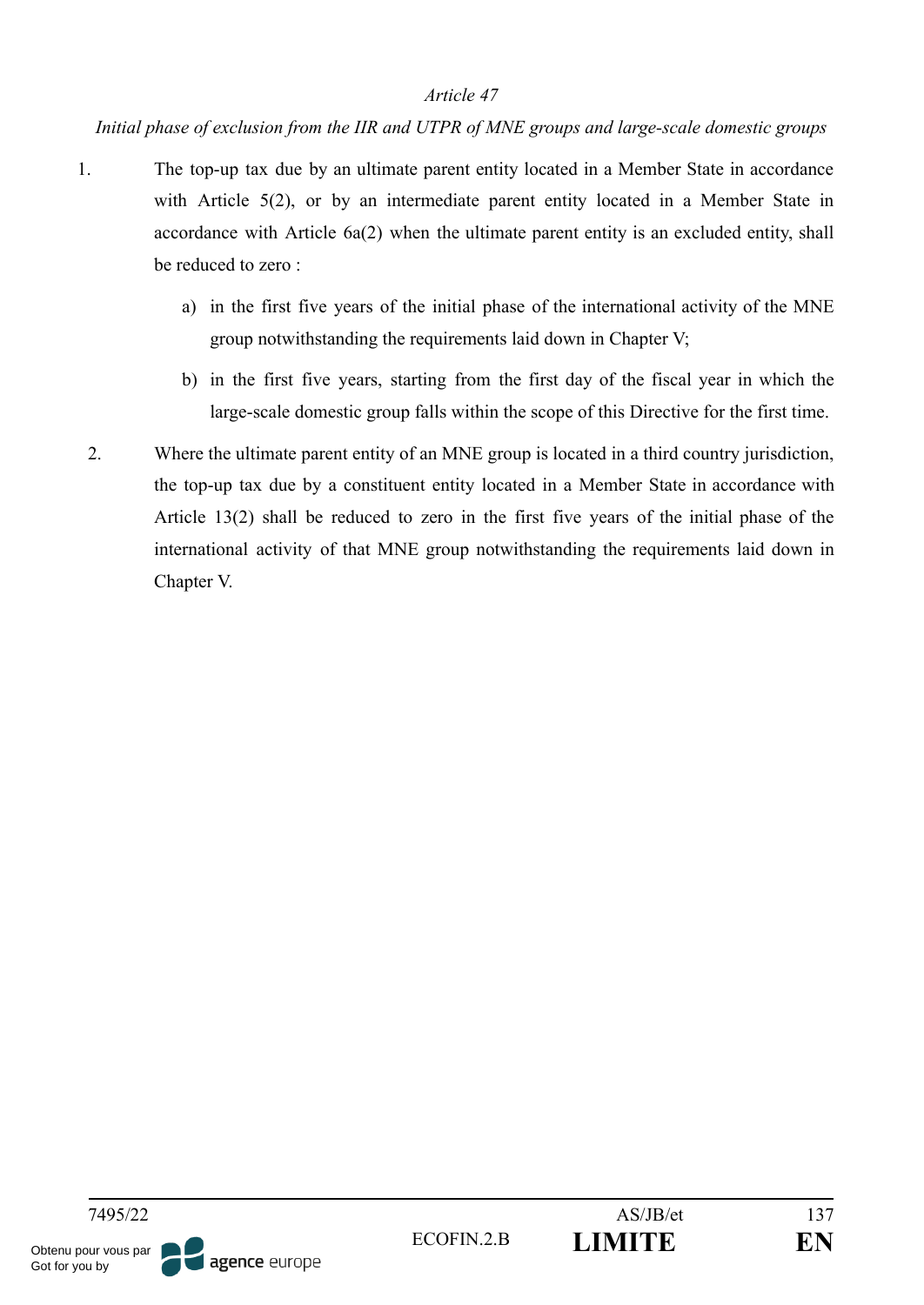*Article 47*

*Initial phase of exclusion from the IIR and UTPR of MNE groups and large-scale domestic groups*

1. The top-up tax due by an ultimate parent entity located in a Member State in accordance with Article 5(2), or by an intermediate parent entity located in a Member State in accordance with Article 6a(2) when the ultimate parent entity is an excluded entity, shall be reduced to zero :

   a) in the first five years of the initial phase of the international activity of the MNE group notwithstanding the requirements laid down in Chapter V;

   b) in the first five years, starting from the first day of the fiscal year in which the large-scale domestic group falls within the scope of this Directive for the first time.

2. Where the ultimate parent entity of an MNE group is located in a third country jurisdiction, the top-up tax due by a constituent entity located in a Member State in accordance with Article 13(2) shall be reduced to zero in the first five years of the initial phase of the international activity of that MNE group notwithstanding the requirements laid down in Chapter V.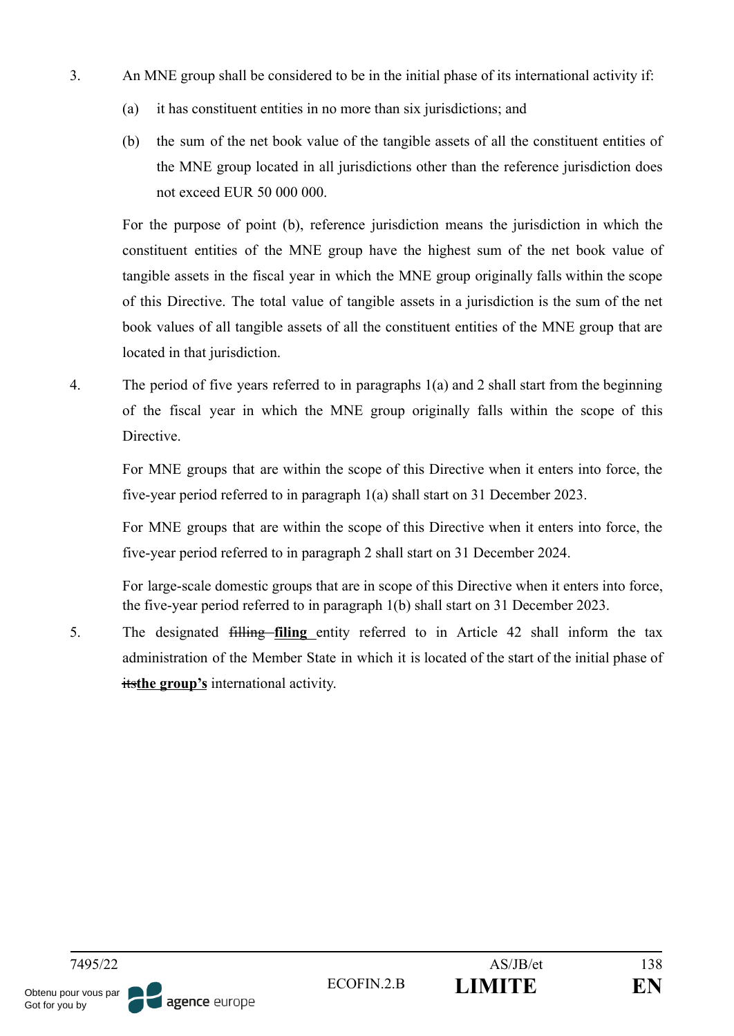3. An MNE group shall be considered to be in the initial phase of its international activity if:

   (a) it has constituent entities in no more than six jurisdictions; and

   (b) the sum of the net book value of the tangible assets of all the constituent entities of the MNE group located in all jurisdictions other than the reference jurisdiction does not exceed EUR 50 000 000.

   For the purpose of point (b), reference jurisdiction means the jurisdiction in which the constituent entities of the MNE group have the highest sum of the net book value of tangible assets in the fiscal year in which the MNE group originally falls within the scope of this Directive. The total value of tangible assets in a jurisdiction is the sum of the net book values of all tangible assets of all the constituent entities of the MNE group that are located in that jurisdiction.

4. The period of five years referred to in paragraphs 1(a) and 2 shall start from the beginning of the fiscal year in which the MNE group originally falls within the scope of this Directive.

   For MNE groups that are within the scope of this Directive when it enters into force, the five-year period referred to in paragraph 1(a) shall start on 31 December 2023.

   For MNE groups that are within the scope of this Directive when it enters into force, the five-year period referred to in paragraph 2 shall start on 31 December 2024.

   For large-scale domestic groups that are in scope of this Directive when it enters into force, the five-year period referred to in paragraph 1(b) shall start on 31 December 2023.

5. The designated ~~filling~~ **filing** entity referred to in Article 42 shall inform the tax administration of the Member State in which it is located of the start of the initial phase of ~~its~~**the group's** international activity.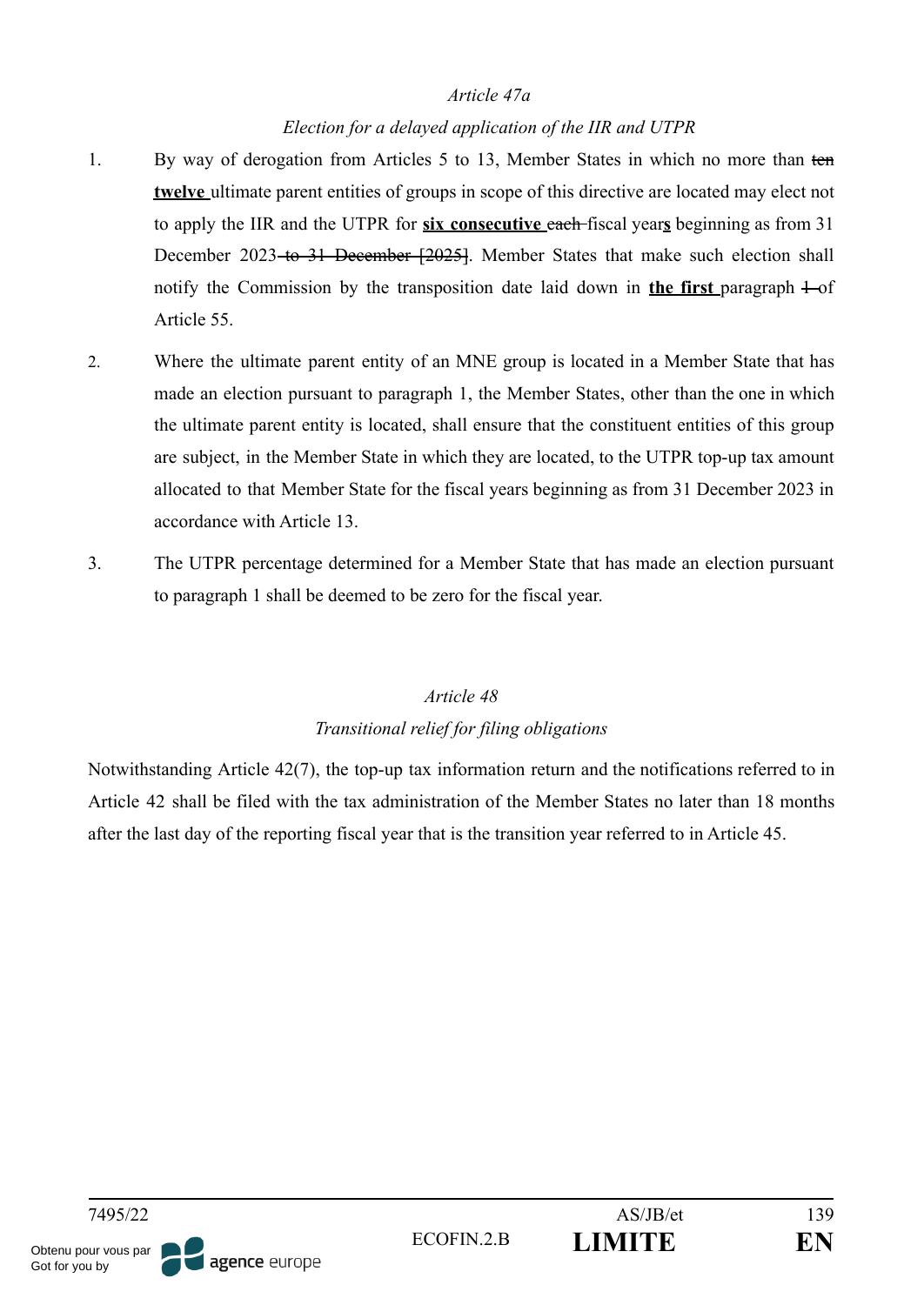*Article 47a*

*Election for a delayed application of the IIR and UTPR*

1. By way of derogation from Articles 5 to 13, Member States in which no more than ~~ten~~ **<u>twelve</u>** ultimate parent entities of groups in scope of this directive are located may elect not to apply the IIR and the UTPR for **<u>six consecutive</u>** ~~each~~ fiscal year**<u>s</u>** beginning as from 31 December 2023 ~~to 31 December [2025]~~. Member States that make such election shall notify the Commission by the transposition date laid down in **<u>the first</u>** paragraph ~~1~~ of Article 55.

2. Where the ultimate parent entity of an MNE group is located in a Member State that has made an election pursuant to paragraph 1, the Member States, other than the one in which the ultimate parent entity is located, shall ensure that the constituent entities of this group are subject, in the Member State in which they are located, to the UTPR top-up tax amount allocated to that Member State for the fiscal years beginning as from 31 December 2023 in accordance with Article 13.

3. The UTPR percentage determined for a Member State that has made an election pursuant to paragraph 1 shall be deemed to be zero for the fiscal year.

*Article 48*

*Transitional relief for filing obligations*

Notwithstanding Article 42(7), the top-up tax information return and the notifications referred to in Article 42 shall be filed with the tax administration of the Member States no later than 18 months after the last day of the reporting fiscal year that is the transition year referred to in Article 45.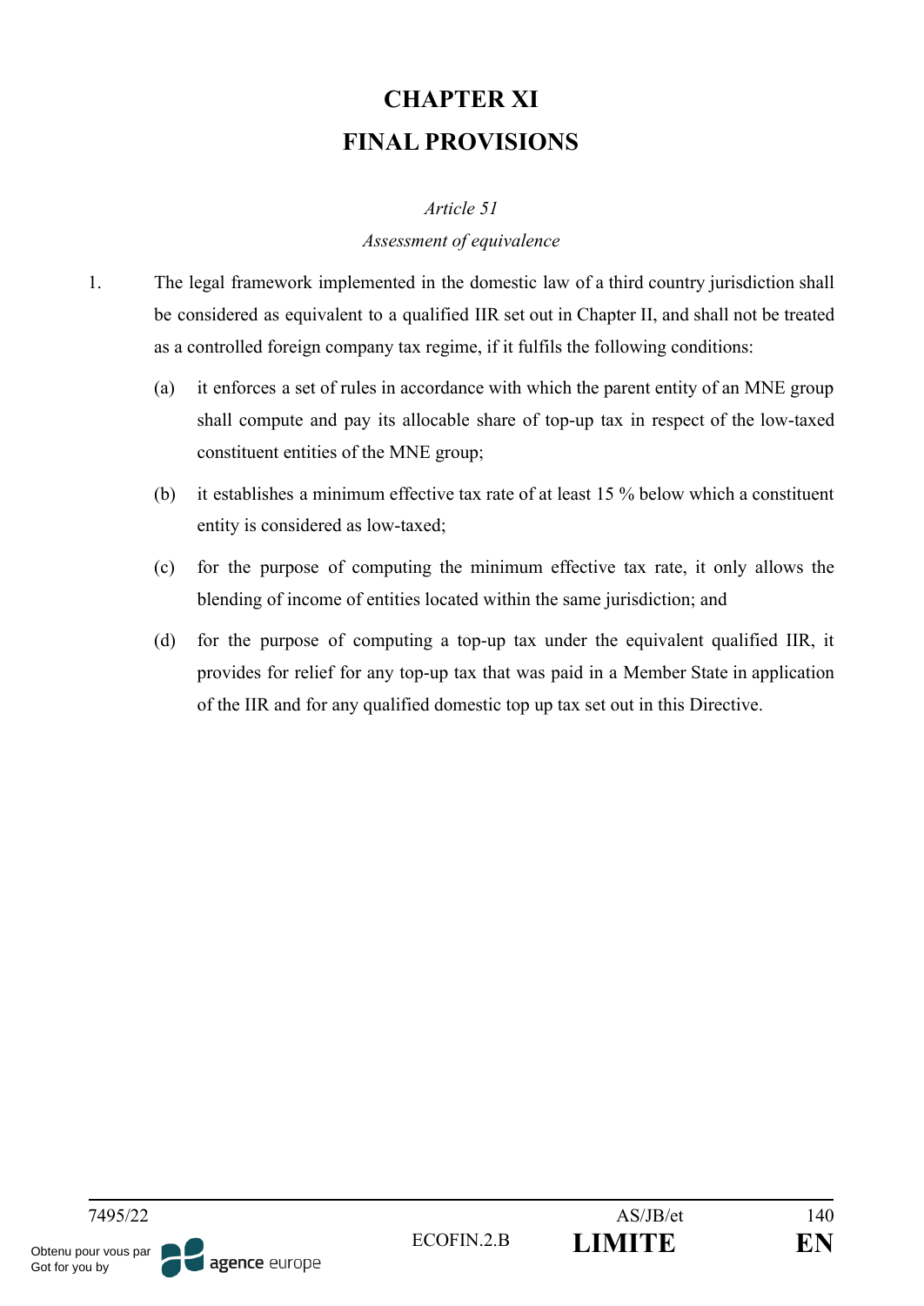# CHAPTER XI
# FINAL PROVISIONS

*Article 51*

*Assessment of equivalence*

1. The legal framework implemented in the domestic law of a third country jurisdiction shall be considered as equivalent to a qualified IIR set out in Chapter II, and shall not be treated as a controlled foreign company tax regime, if it fulfils the following conditions:

   (a) it enforces a set of rules in accordance with which the parent entity of an MNE group shall compute and pay its allocable share of top-up tax in respect of the low-taxed constituent entities of the MNE group;

   (b) it establishes a minimum effective tax rate of at least 15 % below which a constituent entity is considered as low-taxed;

   (c) for the purpose of computing the minimum effective tax rate, it only allows the blending of income of entities located within the same jurisdiction; and

   (d) for the purpose of computing a top-up tax under the equivalent qualified IIR, it provides for relief for any top-up tax that was paid in a Member State in application of the IIR and for any qualified domestic top up tax set out in this Directive.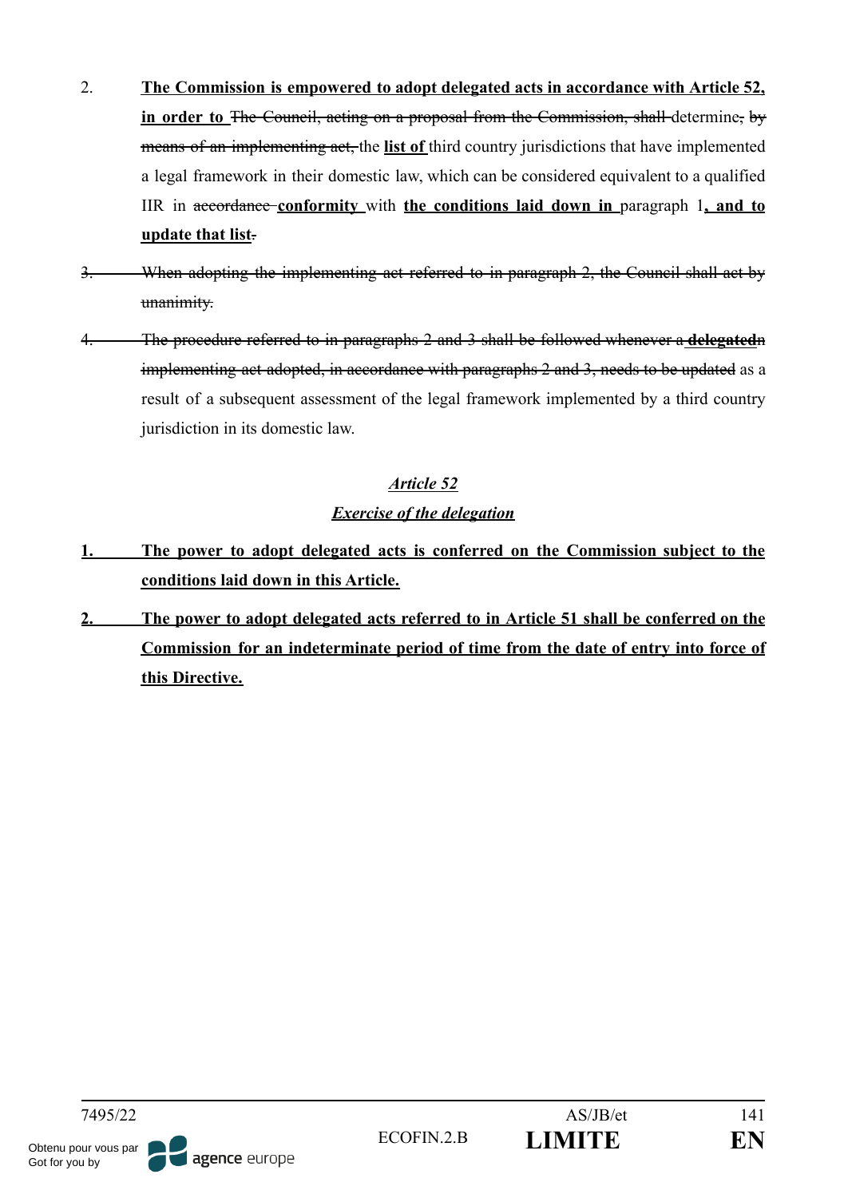2. **The Commission is empowered to adopt delegated acts in accordance with Article 52, in order to** ~~The Council, acting on a proposal from the Commission, shall~~ determine~~, by means of an implementing act,~~ the **list of** third country jurisdictions that have implemented a legal framework in their domestic law, which can be considered equivalent to a qualified IIR in ~~accordance~~ **conformity** with **the conditions laid down in** paragraph 1**, and to update that list**~~.~~

~~3. When adopting the implementing act referred to in paragraph 2, the Council shall act by unanimity.~~

~~4. The procedure referred to in paragraphs 2 and 3 shall be followed whenever a~~ **delegated**~~n implementing act adopted, in accordance with paragraphs 2 and 3, needs to be updated~~ as a result of a subsequent assessment of the legal framework implemented by a third country jurisdiction in its domestic law.

***Article 52***

***Exercise of the delegation***

**1. The power to adopt delegated acts is conferred on the Commission subject to the conditions laid down in this Article.**

**2. The power to adopt delegated acts referred to in Article 51 shall be conferred on the Commission for an indeterminate period of time from the date of entry into force of this Directive.**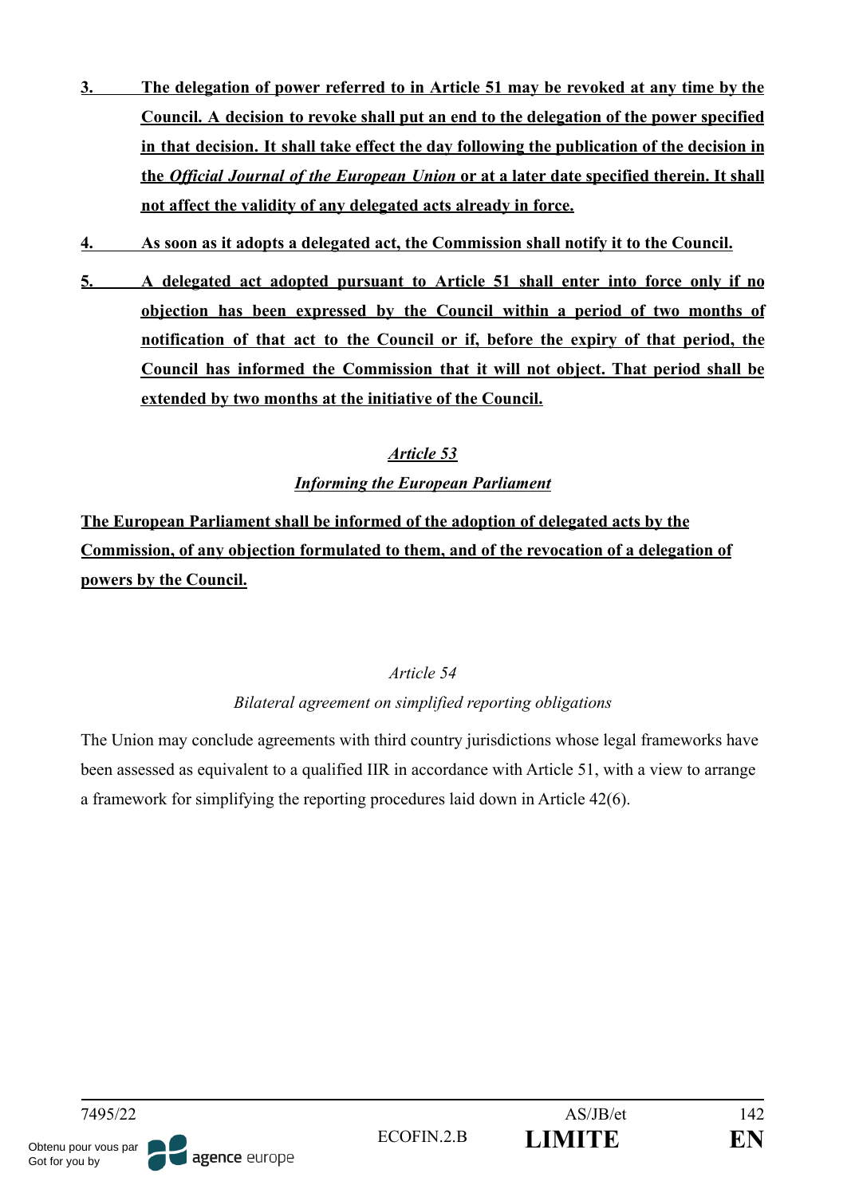**3. The delegation of power referred to in Article 51 may be revoked at any time by the Council. A decision to revoke shall put an end to the delegation of the power specified in that decision. It shall take effect the day following the publication of the decision in the *Official Journal of the European Union* or at a later date specified therein. It shall not affect the validity of any delegated acts already in force.**

**4. As soon as it adopts a delegated act, the Commission shall notify it to the Council.**

**5. A delegated act adopted pursuant to Article 51 shall enter into force only if no objection has been expressed by the Council within a period of two months of notification of that act to the Council or if, before the expiry of that period, the Council has informed the Commission that it will not object. That period shall be extended by two months at the initiative of the Council.**

***Article 53***

***Informing the European Parliament***

**The European Parliament shall be informed of the adoption of delegated acts by the Commission, of any objection formulated to them, and of the revocation of a delegation of powers by the Council.**

*Article 54*

*Bilateral agreement on simplified reporting obligations*

The Union may conclude agreements with third country jurisdictions whose legal frameworks have been assessed as equivalent to a qualified IIR in accordance with Article 51, with a view to arrange a framework for simplifying the reporting procedures laid down in Article 42(6).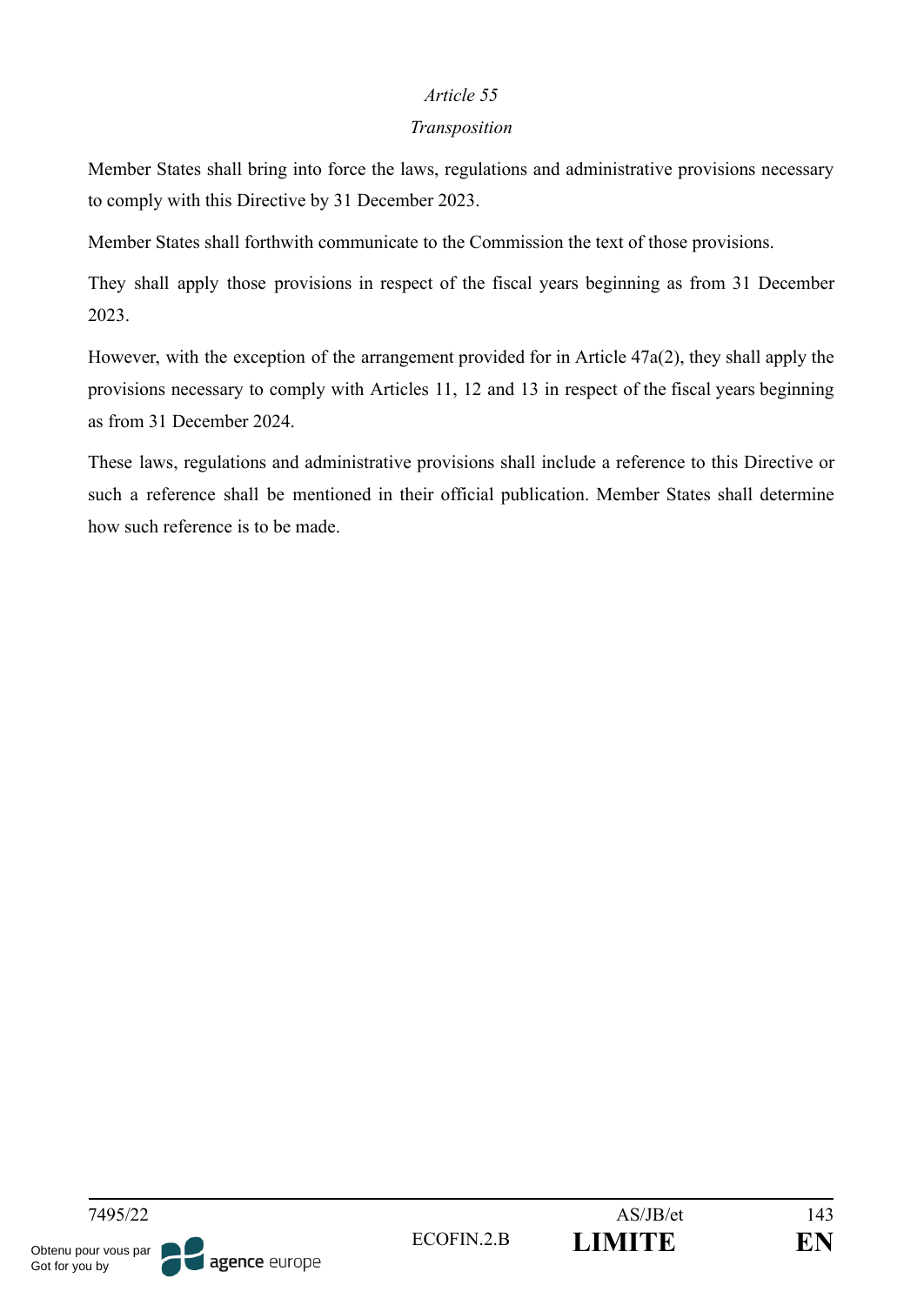*Article 55*

*Transposition*

Member States shall bring into force the laws, regulations and administrative provisions necessary to comply with this Directive by 31 December 2023.

Member States shall forthwith communicate to the Commission the text of those provisions.

They shall apply those provisions in respect of the fiscal years beginning as from 31 December 2023.

However, with the exception of the arrangement provided for in Article 47a(2), they shall apply the provisions necessary to comply with Articles 11, 12 and 13 in respect of the fiscal years beginning as from 31 December 2024.

These laws, regulations and administrative provisions shall include a reference to this Directive or such a reference shall be mentioned in their official publication. Member States shall determine how such reference is to be made.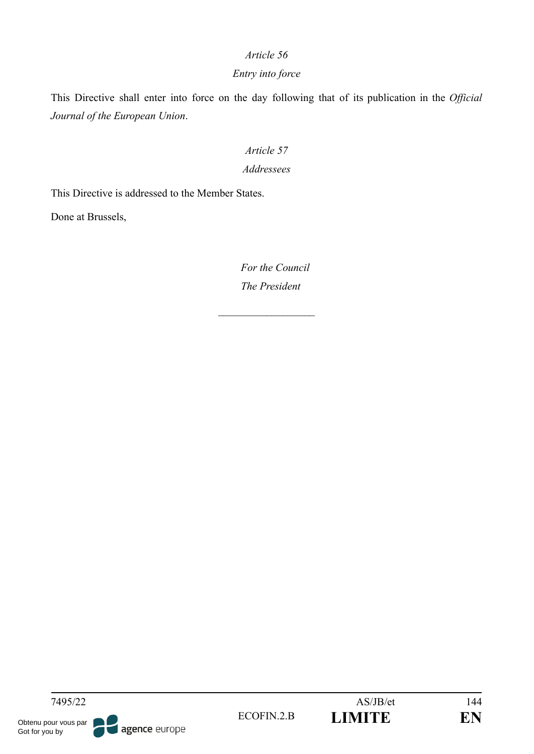*Article 56*

*Entry into force*

This Directive shall enter into force on the day following that of its publication in the *Official Journal of the European Union*.

*Article 57*

*Addressees*

This Directive is addressed to the Member States.

Done at Brussels,

*For the Council*

*The President*

\_\_\_\_\_\_\_\_\_\_\_\_\_\_\_\_\_\_\_\_